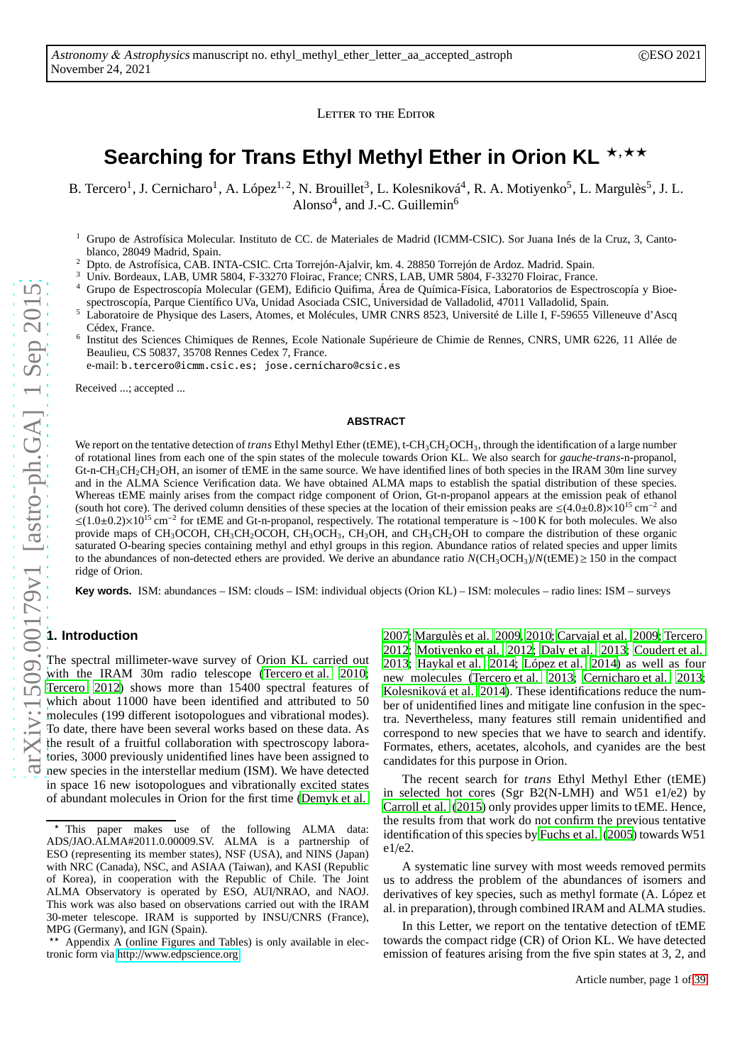Letter to the Editor

# Searching for Trans Ethyl Methyl Ether in Orion KL ⋆,⋆⋆

B. Tercero[1], J. Cernicharo[1], A. López[1,2], N. Brouillet[3], L. Kolesniková[4], R. A. Motiyenko[5], L. Margulès[5], J. L. Alonso[4], and J.-C. Guillemin[6]

1 Grupo de Astrofísica Molecular. Instituto de CC. de Materiales de Madrid (ICMM-CSIC). Sor Juana Inés de la Cruz, 3, Cantoblanco, 28049 Madrid, Spain.
2 Dpto. de Astrofísica, CAB. INTA-CSIC. Crta Torrejón-Ajalvir, km. 4. 28850 Torrejón de Ardoz. Madrid. Spain.
3 Univ. Bordeaux, LAB, UMR 5804, F-33270 Floirac, France; CNRS, LAB, UMR 5804, F-33270 Floirac, France.
4 Grupo de Espectroscopía Molecular (GEM), Edificio Quifima, Área de Química-Física, Laboratorios de Espectroscopía y Bioespectroscopía, Parque Científico UVa, Unidad Asociada CSIC, Universidad de Valladolid, 47011 Valladolid, Spain.
5 Laboratoire de Physique des Lasers, Atomes, et Molécules, UMR CNRS 8523, Université de Lille I, F-59655 Villeneuve d'Ascq Cédex, France.
6 Institut des Sciences Chimiques de Rennes, Ecole Nationale Supérieure de Chimie de Rennes, CNRS, UMR 6226, 11 Allée de Beaulieu, CS 50837, 35708 Rennes Cedex 7, France.
e-mail: b.tercero@icmm.csic.es; jose.cernicharo@csic.es

Received ...; accepted ...

## ABSTRACT

We report on the tentative detection of *trans* Ethyl Methyl Ether (tEME), t-$CH_3CH_2OCH_3$, through the identification of a large number of rotational lines from each one of the spin states of the molecule towards Orion KL. We also search for *gauche-trans*-n-propanol, Gt-n-$CH_3CH_2CH_2OH$, an isomer of tEME in the same source. We have identified lines of both species in the IRAM 30m line survey and in the ALMA Science Verification data. We have obtained ALMA maps to establish the spatial distribution of these species. Whereas tEME mainly arises from the compact ridge component of Orion, Gt-n-propanol appears at the emission peak of ethanol (south hot core). The derived column densities of these species at the location of their emission peaks are $\leq(4.0\pm0.8)\times10^{15}$ cm$^{-2}$ and $\leq(1.0\pm0.2)\times10^{15}$ cm$^{-2}$ for tEME and Gt-n-propanol, respectively. The rotational temperature is $\sim$100 K for both molecules. We also provide maps of $CH_3OCOH$, $CH_3CH_2OCOH$, $CH_3OCH_3$, $CH_3OH$, and $CH_3CH_2OH$ to compare the distribution of these organic saturated O-bearing species containing methyl and ethyl groups in this region. Abundance ratios of related species and upper limits to the abundances of non-detected ethers are provided. We derive an abundance ratio $N(CH_3OCH_3)/N(\text{tEME})\geq150$ in the compact ridge of Orion.

**Key words.** ISM: abundances – ISM: clouds – ISM: individual objects (Orion KL) – ISM: molecules – radio lines: ISM – surveys

## 1. Introduction

The spectral millimeter-wave survey of Orion KL carried out with the IRAM 30m radio telescope (Tercero et al. 2010; Tercero 2012) shows more than 15400 spectral features of which about 11000 have been identified and attributed to 50 molecules (199 different isotopologues and vibrational modes). To date, there have been several works based on these data. As the result of a fruitful collaboration with spectroscopy laboratories, 3000 previously unidentified lines have been assigned to new species in the interstellar medium (ISM). We have detected in space 16 new isotopologues and vibrationally excited states of abundant molecules in Orion for the first time (Demyk et al. 2007; Margulès et al. 2009, 2010; Carvajal et al. 2009; Tercero 2012; Motiyenko et al. 2012; Daly et al. 2013; Coudert et al. 2013; Haykal et al. 2014; López et al. 2014) as well as four new molecules (Tercero et al. 2013; Cernicharo et al. 2013; Kolesniková et al. 2014). These identifications reduce the number of unidentified lines and mitigate line confusion in the spectra. Nevertheless, many features still remain unidentified and correspond to new species that we have to search and identify. Formates, ethers, acetates, alcohols, and cyanides are the best candidates for this purpose in Orion.

The recent search for *trans* Ethyl Methyl Ether (tEME) in selected hot cores (Sgr B2(N-LMH) and W51 e1/e2) by Carroll et al. (2015) only provides upper limits to tEME. Hence, the results from that work do not confirm the previous tentative identification of this species by Fuchs et al. (2005) towards W51 e1/e2.

A systematic line survey with most weeds removed permits us to address the problem of the abundances of isomers and derivatives of key species, such as methyl formate (A. López et al. in preparation), through combined IRAM and ALMA studies.

In this Letter, we report on the tentative detection of tEME towards the compact ridge (CR) of Orion KL. We have detected emission of features arising from the five spin states at 3, 2, and

⋆ This paper makes use of the following ALMA data: ADS/JAO.ALMA#2011.0.00009.SV. ALMA is a partnership of ESO (representing its member states), NSF (USA), and NINS (Japan) with NRC (Canada), NSC, and ASIAA (Taiwan), and KASI (Republic of Korea), in cooperation with the Republic of Chile. The Joint ALMA Observatory is operated by ESO, AUI/NRAO, and NAOJ. This work was also based on observations carried out with the IRAM 30-meter telescope. IRAM is supported by INSU/CNRS (France), MPG (Germany), and IGN (Spain).

⋆⋆ Appendix A (online Figures and Tables) is only available in electronic form via http://www.edpscience.org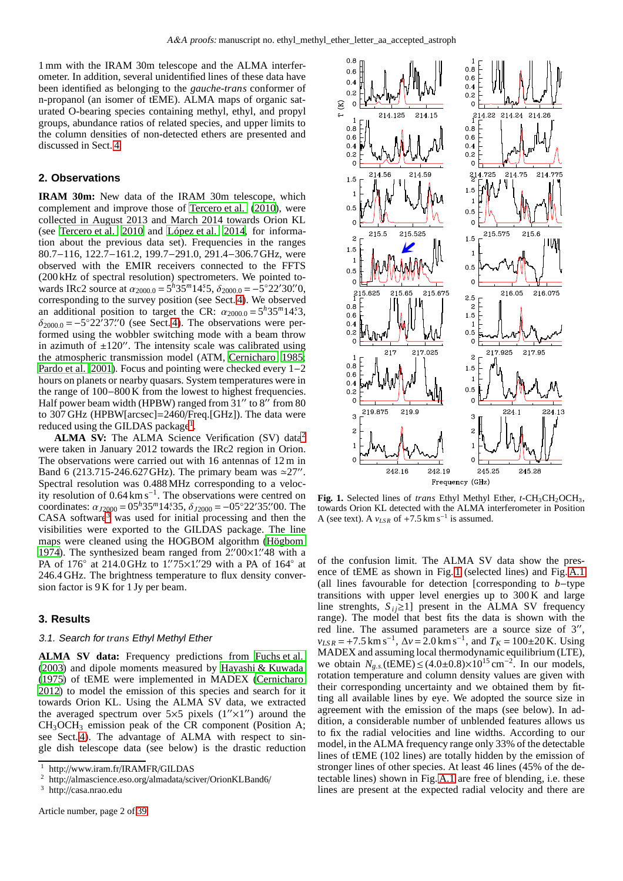1 mm with the IRAM 30m telescope and the ALMA interferometer. In addition, several unidentified lines of these data have been identified as belonging to the *gauche-trans* conformer of n-propanol (an isomer of tEME). ALMA maps of organic saturated O-bearing species containing methyl, ethyl, and propyl groups, abundance ratios of related species, and upper limits to the column densities of non-detected ethers are presented and discussed in Sect. 4.

## 2. Observations

**IRAM 30m:** New data of the IRAM 30m telescope, which complement and improve those of Tercero et al. (2010), were collected in August 2013 and March 2014 towards Orion KL (see Tercero et al. 2010 and López et al. 2014, for information about the previous data set). Frequencies in the ranges 80.7−116, 122.7−161.2, 199.7−291.0, 291.4−306.7 GHz, were observed with the EMIR receivers connected to the FFTS (200 kHz of spectral resolution) spectrometers. We pointed towards IRc2 source at $\alpha_{2000.0} = 5^h35^m14.^s5$, $\delta_{2000.0} = -5^\circ22'30.''0$, corresponding to the survey position (see Sect. 4). We observed an additional position to target the CR: $\alpha_{2000.0} = 5^h35^m14.^s3$, $\delta_{2000.0} = -5^\circ22'37.''0$ (see Sect. 4). The observations were performed using the wobbler switching mode with a beam throw in azimuth of ±120″. The intensity scale was calibrated using the atmospheric transmission model (ATM, Cernicharo 1985; Pardo et al. 2001). Focus and pointing were checked every 1−2 hours on planets or nearby quasars. System temperatures were in the range of 100−800 K from the lowest to highest frequencies. Half power beam width (HPBW) ranged from 31″ to 8″ from 80 to 307 GHz (HPBW[arcsec]=2460/Freq.[GHz]). The data were reduced using the GILDAS package[1].

**ALMA SV:** The ALMA Science Verification (SV) data[2] were taken in January 2012 towards the IRc2 region in Orion. The observations were carried out with 16 antennas of 12 m in Band 6 (213.715-246.627 GHz). The primary beam was ≃27″. Spectral resolution was 0.488 MHz corresponding to a velocity resolution of 0.64 km s$^{-1}$. The observations were centred on coordinates: $\alpha_{J2000} = 05^h35^m14.^s35$, $\delta_{J2000} = -05^\circ22'35.''00$. The CASA software[3] was used for initial processing and then the visibilities were exported to the GILDAS package. The line maps were cleaned using the HOGBOM algorithm (Högbom 1974). The synthesized beam ranged from 2.″00×1.″48 with a PA of 176° at 214.0 GHz to 1.″75×1.″29 with a PA of 164° at 246.4 GHz. The brightness temperature to flux density conversion factor is 9 K for 1 Jy per beam.

## 3. Results

### 3.1. Search for *trans* Ethyl Methyl Ether

**ALMA SV data:** Frequency predictions from Fuchs et al. (2003) and dipole moments measured by Hayashi & Kuwada (1975) of tEME were implemented in MADEX (Cernicharo 2012) to model the emission of this species and search for it towards Orion KL. Using the ALMA SV data, we extracted the averaged spectrum over 5×5 pixels (1″×1″) around the $CH_3OCH_3$ emission peak of the CR component (Position A; see Sect. 4). The advantage of ALMA with respect to single dish telescope data (see below) is the drastic reduction of the confusion limit. The ALMA SV data show the presence of tEME as shown in Fig. 1 (selected lines) and Fig. A.1 (all lines favourable for detection [corresponding to *b*−type transitions with upper level energies up to 300 K and large line strenghts, $S_{ij}$≥1] present in the ALMA SV frequency range). The model that best fits the data is shown with the red line. The assumed parameters are a source size of 3″, $v_{LSR}$ = +7.5 km s$^{-1}$, $\Delta v$ = 2.0 km s$^{-1}$, and $T_K$ = 100±20 K. Using MADEX and assuming local thermodynamic equilibrium (LTE), we obtain $N_{g.s.}$(tEME) ≤ (4.0±0.8)×10$^{15}$ cm$^{-2}$. In our models, rotation temperature and column density values are given with their corresponding uncertainty and we obtained them by fitting all available lines by eye. We adopted the source size in agreement with the emission of the maps (see below). In addition, a considerable number of unblended features allows us to fix the radial velocities and line widths. According to our model, in the ALMA frequency range only 33% of the detectable lines of tEME (102 lines) are totally hidden by the emission of stronger lines of other species. At least 46 lines (45% of the detectable lines) shown in Fig. A.1 are free of blending, i.e. these lines are present at the expected radial velocity and there are

**Fig. 1.** Selected lines of *trans* Ethyl Methyl Ether, *t*-$CH_3CH_2OCH_3$, towards Orion KL detected with the ALMA interferometer in Position A (see text). A $v_{LSR}$ of +7.5 km s$^{-1}$ is assumed.

[1] http://www.iram.fr/IRAMFR/GILDAS

[2] http://almascience.eso.org/almadata/sciver/OrionKLBand6/

[3] http://casa.nrao.edu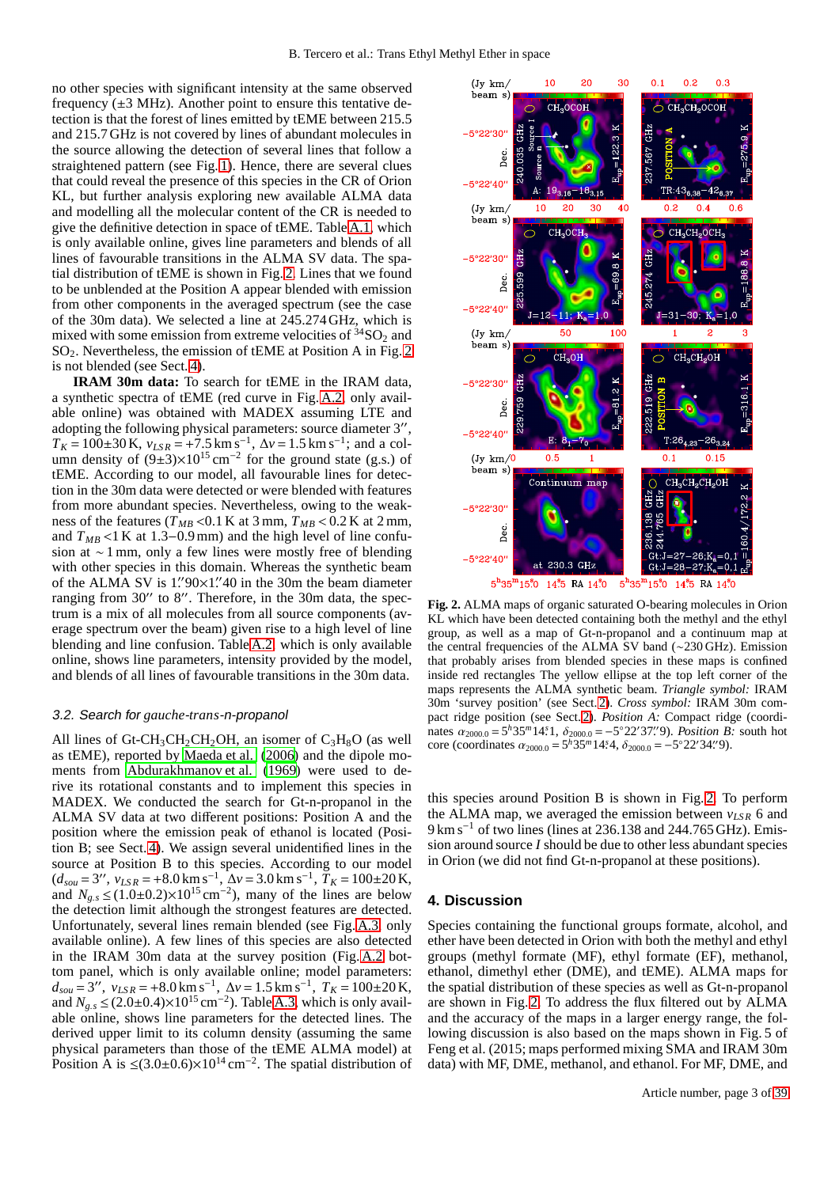no other species with significant intensity at the same observed frequency (±3 MHz). Another point to ensure this tentative detection is that the forest of lines emitted by tEME between 215.5 and 215.7 GHz is not covered by lines of abundant molecules in the source allowing the detection of several lines that follow a straightened pattern (see Fig. 1). Hence, there are several clues that could reveal the presence of this species in the CR of Orion KL, but further analysis exploring new available ALMA data and modelling all the molecular content of the CR is needed to give the definitive detection in space of tEME. Table A.1, which is only available online, gives line parameters and blends of all lines of favourable transitions in the ALMA SV data. The spatial distribution of tEME is shown in Fig. 2. Lines that we found to be unblended at the Position A appear blended with emission from other components in the averaged spectrum (see the case of the 30m data). We selected a line at 245.274 GHz, which is mixed with some emission from extreme velocities of $^{34}SO_2$ and $SO_2$. Nevertheless, the emission of tEME at Position A in Fig. 2 is not blended (see Sect. 4).

**IRAM 30m data:** To search for tEME in the IRAM data, a synthetic spectra of tEME (red curve in Fig. A.2, only available online) was obtained with MADEX assuming LTE and adopting the following physical parameters: source diameter 3″, $T_K = 100 \pm 30$ K, $v_{LSR} = +7.5$ km s$^{-1}$, $\Delta v = 1.5$ km s$^{-1}$; and a column density of $(9 \pm 3) \times 10^{15}$ cm$^{-2}$ for the ground state (g.s.) of tEME. According to our model, all favourable lines for detection in the 30m data were detected or were blended with features from more abundant species. Nevertheless, owing to the weakness of the features ($T_{MB} < 0.1$ K at 3 mm, $T_{MB} < 0.2$ K at 2 mm, and $T_{MB} < 1$ K at 1.3–0.9 mm) and the high level of line confusion at $\sim 1$ mm, only a few lines were mostly free of blending with other species in this domain. Whereas the synthetic beam of the ALMA SV is 1.″90×1.″40 in the 30m beam diameter ranging from 30″ to 8″. Therefore, in the 30m data, the spectrum is a mix of all molecules from all source components (average spectrum over the beam) given rise to a high level of line blending and line confusion. Table A.2, which is only available online, shows line parameters, intensity provided by the model, and blends of all lines of favourable transitions in the 30m data.

### 3.2. Search for *gauche-trans-n*-propanol

All lines of Gt-$CH_3CH_2CH_2OH$, an isomer of $C_3H_8O$ (as well as tEME), reported by Maeda et al. (2006) and the dipole moments from Abdurakhmanov et al. (1969) were used to derive its rotational constants and to implement this species in MADEX. We conducted the search for Gt-n-propanol in the ALMA SV data at two different positions: Position A and the position where the emission peak of ethanol is located (Position B; see Sect. 4). We assign several unidentified lines in the source at Position B to this species. According to our model ($d_{sou} = 3''$, $v_{LSR} = +8.0$ km s$^{-1}$, $\Delta v = 3.0$ km s$^{-1}$, $T_K = 100 \pm 20$ K, and $N_{g.s} \leq (1.0 \pm 0.2) \times 10^{15}$ cm$^{-2}$), many of the lines are below the detection limit although the strongest features are detected. Unfortunately, several lines remain blended (see Fig. A.3, only available online). A few lines of this species are also detected in the IRAM 30m data at the survey position (Fig. A.2 bottom panel, which is only available online; model parameters: $d_{sou} = 3''$, $v_{LSR} = +8.0$ km s$^{-1}$, $\Delta v = 1.5$ km s$^{-1}$, $T_K = 100 \pm 20$ K, and $N_{g.s} \leq (2.0 \pm 0.4) \times 10^{15}$ cm$^{-2}$). Table A.3, which is only available online, shows line parameters for the detected lines. The derived upper limit to its column density (assuming the same physical parameters than those of the tEME ALMA model) at Position A is $\leq (3.0 \pm 0.6) \times 10^{14}$ cm$^{-2}$. The spatial distribution of this species around Position B is shown in Fig. 2. To perform the ALMA map, we averaged the emission between $v_{LSR}$ 6 and 9 km s$^{-1}$ of two lines (lines at 236.138 and 244.765 GHz). Emission around source *I* should be due to other less abundant species in Orion (we did not find Gt-n-propanol at these positions).

**Fig. 2.** ALMA maps of organic saturated O-bearing molecules in Orion KL which have been detected containing both the methyl and the ethyl group, as well as a map of Gt-n-propanol and a continuum map at the central frequencies of the ALMA SV band (~230 GHz). Emission that probably arises from blended species in these maps is confined inside red rectangles The yellow ellipse at the top left corner of the maps represents the ALMA synthetic beam. *Triangle symbol:* IRAM 30m 'survey position' (see Sect. 2). *Cross symbol:* IRAM 30m compact ridge position (see Sect. 2). *Position A:* Compact ridge (coordinates $\alpha_{2000.0} = 5^h35^m14.^s1$, $\delta_{2000.0} = -5°22'37.''9$). *Position B:* south hot core (coordinates $\alpha_{2000.0} = 5^h35^m14.^s4$, $\delta_{2000.0} = -5°22'34.''9$).

## 4. Discussion

Species containing the functional groups formate, alcohol, and ether have been detected in Orion with both the methyl and ethyl groups (methyl formate (MF), ethyl formate (EF), methanol, ethanol, dimethyl ether (DME), and tEME). ALMA maps for the spatial distribution of these species as well as Gt-n-propanol are shown in Fig. 2. To address the flux filtered out by ALMA and the accuracy of the maps in a larger energy range, the following discussion is also based on the maps shown in Fig. 5 of Feng et al. (2015; maps performed mixing SMA and IRAM 30m data) with MF, DME, methanol, and ethanol. For MF, DME, and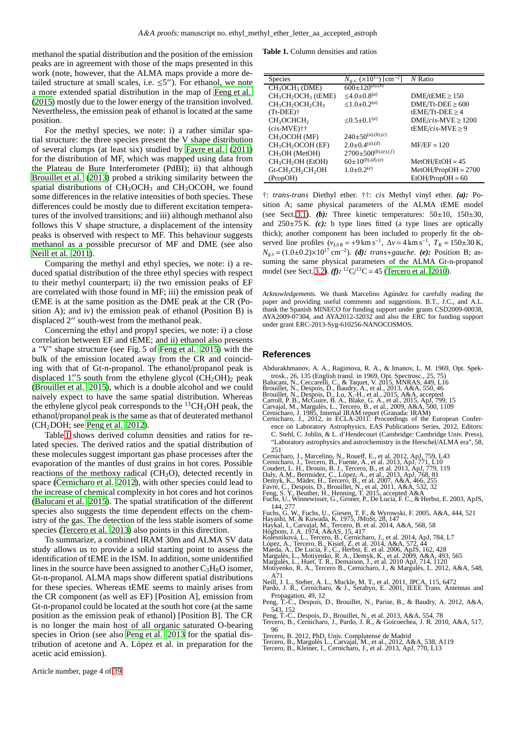methanol the spatial distribution and the position of the emission peaks are in agreement with those of the maps presented in this work (note, however, that the ALMA maps provide a more detailed structure at small scales, i.e. ≤5′′). For ethanol, we note a more extended spatial distribution in the map of Feng et al. (2015) mostly due to the lower energy of the transition involved. Nevertheless, the emission peak of ethanol is located at the same position.

For the methyl species, we note: i) a rather similar spatial structure: the three species present the V shape distribution of several clumps (at least six) studied by Favre et al. (2011) for the distribution of MF, which was mapped using data from the Plateau de Bure Interferometer (PdBI); ii) that although Brouillet et al. (2013) probed a striking similarity between the spatial distributions of $CH_3OCH_3$ and $CH_3OCOH$, we found some differences in the relative intensities of both species. These differences could be mostly due to different excitation temperatures of the involved transitions; and iii) although methanol also follows this V shape structure, a displacement of the intensity peaks is observed with respect to MF. This behaviour suggests methanol as a possible precursor of MF and DME (see also Neill et al. 2011).

Comparing the methyl and ethyl species, we note: i) a reduced spatial distribution of the three ethyl species with respect to their methyl counterpart; ii) the two emission peaks of EF are correlated with those found in MF; iii) the emission peak of tEME is at the same position as the DME peak at the CR (Position A); and iv) the emission peak of ethanol (Position B) is displaced 2′′ south-west from the methanol peak.

Concerning the ethyl and propyl species, we note: i) a close correlation between EF and tEME; and ii) ethanol also presents a "V" shape structure (see Fig. 5 of Feng et al. 2015) with the bulk of the emission located away from the CR and coinciding with that of Gt-n-propanol. The ethanol/propanol peak is displaced 1.′′5 south from the ethylene glycol $(CH_2OH)_2$ peak (Brouillet et al. 2015), which is a double alcohol and we could naively expect to have the same spatial distribution. Whereas the ethylene glycol peak corresponds to the $^{13}CH_3OH$ peak, the ethanol/propanol peak is the same as that of deuterated methanol ($CH_2DOH$; see Peng et al. 2012).

Table 1 shows derived column densities and ratios for related species. The derived ratios and the spatial distribution of these molecules suggest important gas phase processes after the evaporation of the mantles of dust grains in hot cores. Possible reactions of the methoxy radical ($CH_3O$), detected recently in space (Cernicharo et al. 2012), with other species could lead to the increase of chemical complexity in hot cores and hot corinos (Balucani et al. 2015). The spatial stratification of the different species also suggests the time dependent effects on the chemistry of the gas. The detection of the less stable isomers of some species (Tercero et al. 2013) also points in this direction.

To summarize, a combined IRAM 30m and ALMA SV data study allows us to provide a solid starting point to assess the identification of tEME in the ISM. In addition, some unidentified lines in the source have been assigned to another $C_3H_8O$ isomer, Gt-n-propanol. ALMA maps show different spatial distributions for these species. Whereas tEME seems to mainly arises from the CR component (as well as EF) [Position A], emission from Gt-n-propanol could be located at the south hot core (at the same position as the emission peak of ethanol) [Position B]. The CR is no longer the main host of all organic saturated O-bearing species in Orion (see also Peng et al. 2013 for the spatial distribution of acetone and A. López et al. in preparation for the acetic acid emission).

**Table 1.** Column densities and ratios

| Species | $N_{g.s.}$ ($\times10^{15}$) [cm$^{-2}$] | N Ratio |
|---|---|---|
| $CH_3OCH_3$ (DME) | $600\pm120^{(a),(b)}$ | |
| $CH_3CH_2OCH_3$ (tEME) | $\leq4.0\pm0.8^{(a)}$ | DME/tEME ≥ 150 |
| $CH_3CH_2OCH_2CH_3$ (Tt-DEE)† | $\leq1.0\pm0.2^{(a)}$ | DME/Tt-DEE ≥ 600<br>tEME/Tt-DEE ≥ 4 |
| $CH_3OCHCH_2$ (*cis*-MVE)†† | $\leq0.5\pm0.1^{(a)}$ | DME/*cis*-MVE ≥ 1200<br>tEME/*cis*-MVE ≥ 9 |
| $CH_3OCOH$ (MF) | $240\pm50^{(a),(b),(c)}$ | |
| $CH_3CH_2OCOH$ (EF) | $2.0\pm0.4^{(a),(d)}$ | MF/EF ≃ 120 |
| $CH_3OH$ (MetOH) | $2700\pm500^{(b),(e),(f)}$ | |
| $CH_3CH_2OH$ (EtOH) | $60\pm10^{(b),(d),(e)}$ | MetOH/EtOH ≃ 45 |
| Gt-$CH_3CH_2CH_2OH$ (PropOH) | $1.0\pm0.2^{(e)}$ | MetOH/PropOH ≃ 2700<br>EtOH/PropOH ≃ 60 |

†: *trans-trans* Diethyl ether. ††: *cis* Methyl vinyl ether. ***(a):*** Position A; same physical parameters of the ALMA tEME model (see Sect. 3.1). ***(b):*** Three kinetic temperatures: 50±10, 150±30, and 250±75 K. ***(c):*** b type lines fitted (a type lines are optically thick); another component has been included to properly fit the observed line profiles ($v_{LSR}=+9$ km s$^{-1}$, $\Delta v=4$ km s$^{-1}$, $T_K=150\pm30$ K, $N_{g.s}=(1.0\pm0.2)\times10^{17}$ cm$^{-2}$). ***(d):*** *trans+gauche*. ***(e):*** Position B; assuming the same physical parameters of the ALMA Gt-n-propanol model (see Sect. 3.2). ***(f):*** $^{12}C/^{13}C=45$ (Tercero et al. 2010).

*Acknowledgements.* We thank Marcelino Agúndez for carefully reading the paper and providing useful comments and suggestions. B.T., J.C., and A.L. thank the Spanish MINECO for funding support under grants CSD2009-00038, AYA2009-07304, and AYA2012-32032 and also the ERC for funding support under grant ERC-2013-Syg-610256-NANOCOSMOS.

## References

Abdurakhmanov, A. A., Ragimova, R. A., & Imanov, L. M. 1969, Opt. Spektrosk., 26, 135 (English transl. in 1969, Opt. Spectrosc., 25, 75)
Balucani, N., Ceccarelli, C., & Taquet, V. 2015, MNRAS, 449, L16
Brouillet, N., Despois, D., Baudry, A., et al., 2013, A&A, 550, 46
Brouillet, N., Despois, D., Lu, X.-H., et al., 2015, A&A, accepted
Carroll, P. B., McGuire, B. A., Blake, G. A., et al., 2015, ApJ, 799, 15
Carvajal, M., Margulès, L., Tercero, B., et al., 2009, A&A, 500, 1109
Cernicharo, J. 1985, Internal IRAM report (Granada: IRAM)
Cernicharo, J., 2012, in ECLA-2011: Proceedings of the European Conference on Laboratory Astrophysics, EAS Publications Series, 2012, Editors: C. Stehl, C. Joblin, & L. d'Hendecourt (Cambridge: Cambridge Univ. Press), "Laboratory astrophysics and astrochemistry in the Herschel/ALMA era", 58, 251
Cernicharo, J., Marcelino, N., Roueff, E., et al. 2012, ApJ, 759, L43
Cernicharo, J., Tercero, B., Fuente, A., et al. 2013, ApJ, 771, L10
Coudert, L. H., Drouin, B. J., Tercero, B., et al. 2013, ApJ, 779, 119
Daly, A.M., Bermúdez, C., López, A., et al., 2013, ApJ, 768, 81
Demyk, K., Mäder, H., Tercero, B., et al. 2007, A&A, 466, 255
Favre, C., Despois, D., Brouillet, N., et al. 2011, A&A, 532, 32
Feng, S. Y., Beuther, H., Henning, T. 2015, accepted A&A
Fuchs, U., Winnewisser, G., Groner, P., De Lucia, F. C., & Herbst, E. 2003, ApJS, 144, 277
Fuchs, G. W., Fuchs, U., Giesen, T. F., & Wyrowski, F. 2005, A&A, 444, 521
Hayashi, M. & Kuwada, K. 1975, JMoSt, 28, 147
Haykal, I., Carvajal, M., Tercero, B. et al. 2014, A&A, 568, 58
Högbom, J. A. 1974, A&AS, 15, 417
Kolesniková, L., Tercero, B., Cernicharo, J., et al. 2014, ApJ, 784, L7
López, A., Tercero, B., Kisiel, Z. et al. 2014, A&A, 572, 44
Maeda, A., De Lucia, F. C., Herbst, E. et al. 2006, ApJS, 162, 428
Margulès, L., Motiyenko, R. A., Demyk, K., et al. 2009, A&A, 493, 565
Margulès, L., Huet, T. R., Demaison, J., et al. 2010 ApJ, 714, 1120
Motiyenko, R. A., Tercero B., Cernicharo, J., & Margulès, L. 2012, A&A, 548, A71
Neill, J. L., Steber, A. L., Muckle, M. T., et al. 2011, JPCA, 115, 6472
Pardo, J. R., Cernicharo, & J., Serabyn, E. 2001, IEEE Trans. Antennas and Propagation, 49, 12
Peng, T.-C., Despois, D., Brouillet, N., Parise, B., & Baudry, A. 2012, A&A, 543, 152
Peng, T.-C., Despois, D., Brouillet, N., et al. 2013, A&A, 554, 78
Tercero, B., Cernicharo, J., Pardo, J. R., & Goicoechea, J. R. 2010, A&A, 517, 96
Tercero, B. 2012, PhD, Univ. Complutense de Madrid
Tercero, B., Margulès L., Carvajal, M., et al., 2012, A&A, 538, A119
Tercero, B., Kleiner, I., Cernicharo, J., et al. 2013, ApJ, 770, L13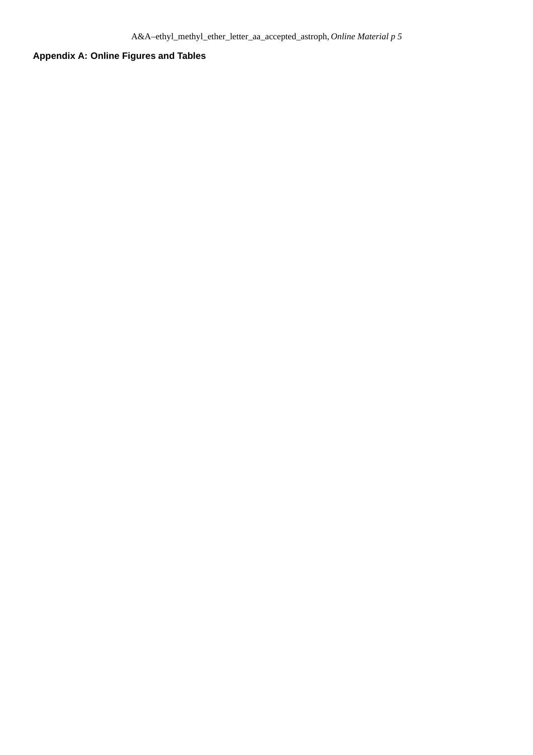## Appendix A: Online Figures and Tables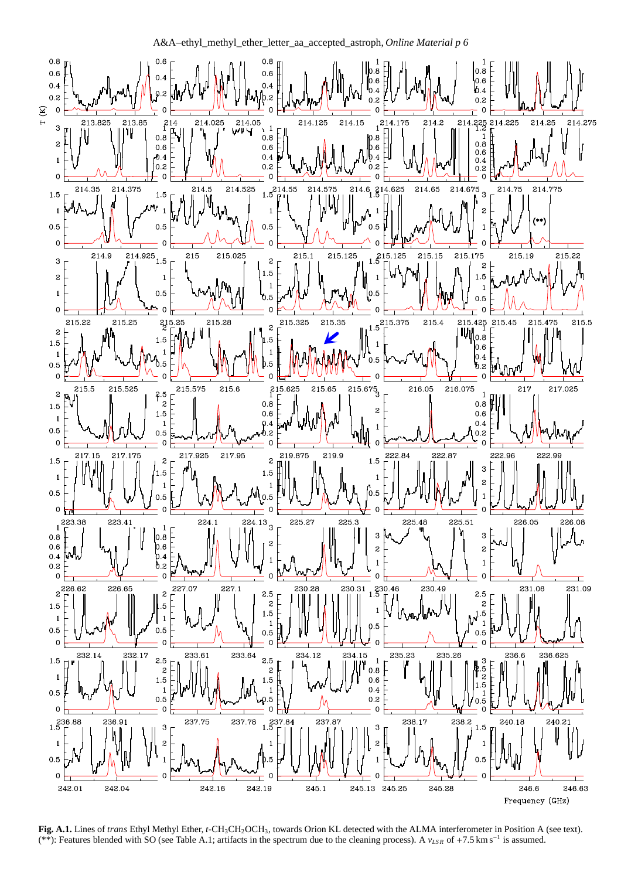Fig. A.1. Lines of *trans* Ethyl Methyl Ether, *t*-$CH_3CH_2OCH_3$, towards Orion KL detected with the ALMA interferometer in Position A (see text). (**): Features blended with SO (see Table A.1; artifacts in the spectrum due to the cleaning process). A $v_{LSR}$ of +7.5 km $s^{-1}$ is assumed.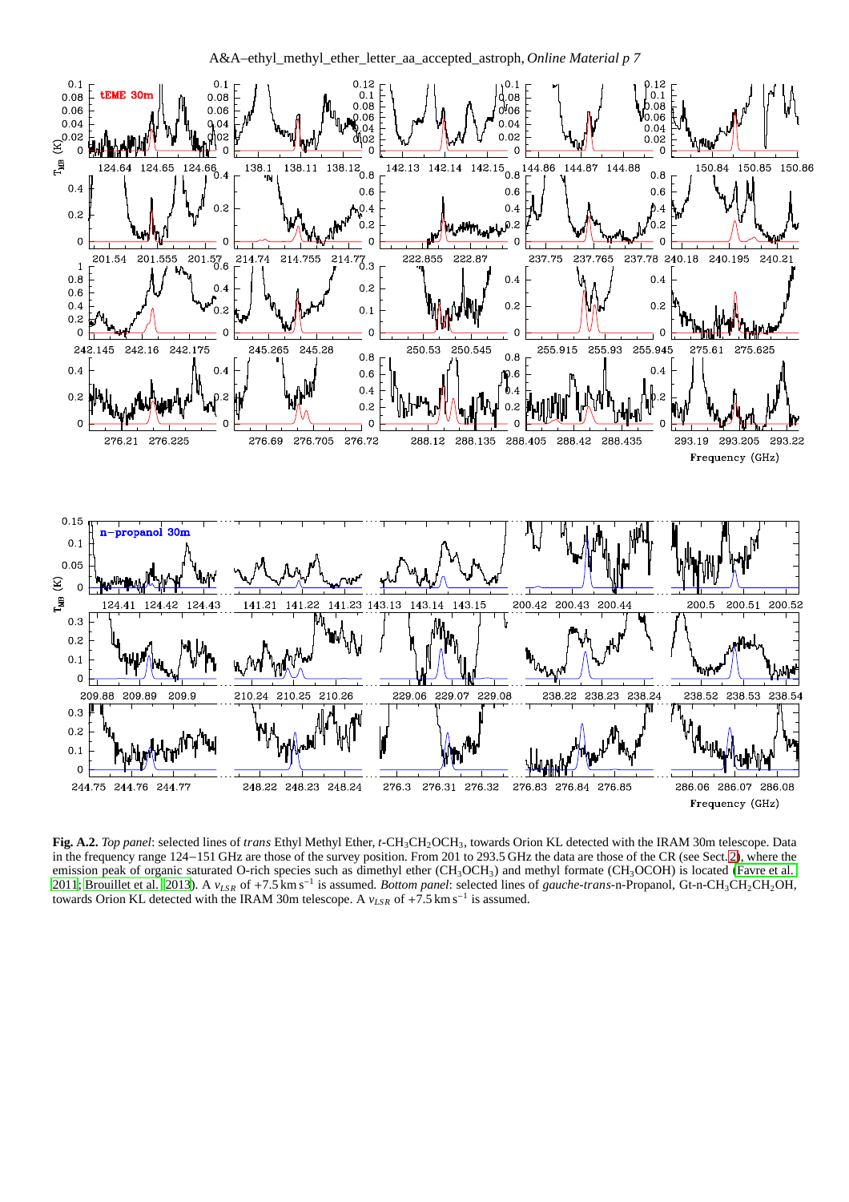**Fig. A.2.** *Top panel*: selected lines of *trans* Ethyl Methyl Ether, *t*-$CH_3CH_2OCH_3$, towards Orion KL detected with the IRAM 30m telescope. Data in the frequency range 124−151 GHz are those of the survey position. From 201 to 293.5 GHz the data are those of the CR (see Sect. 2), where the emission peak of organic saturated O-rich species such as dimethyl ether ($CH_3OCH_3$) and methyl formate ($CH_3OCOH$) is located (Favre et al. 2011; Brouillet et al. 2013). A $v_{LSR}$ of +7.5 km s$^{-1}$ is assumed. *Bottom panel*: selected lines of *gauche-trans*-n-Propanol, Gt-n-$CH_3CH_2CH_2OH$, towards Orion KL detected with the IRAM 30m telescope. A $v_{LSR}$ of +7.5 km s$^{-1}$ is assumed.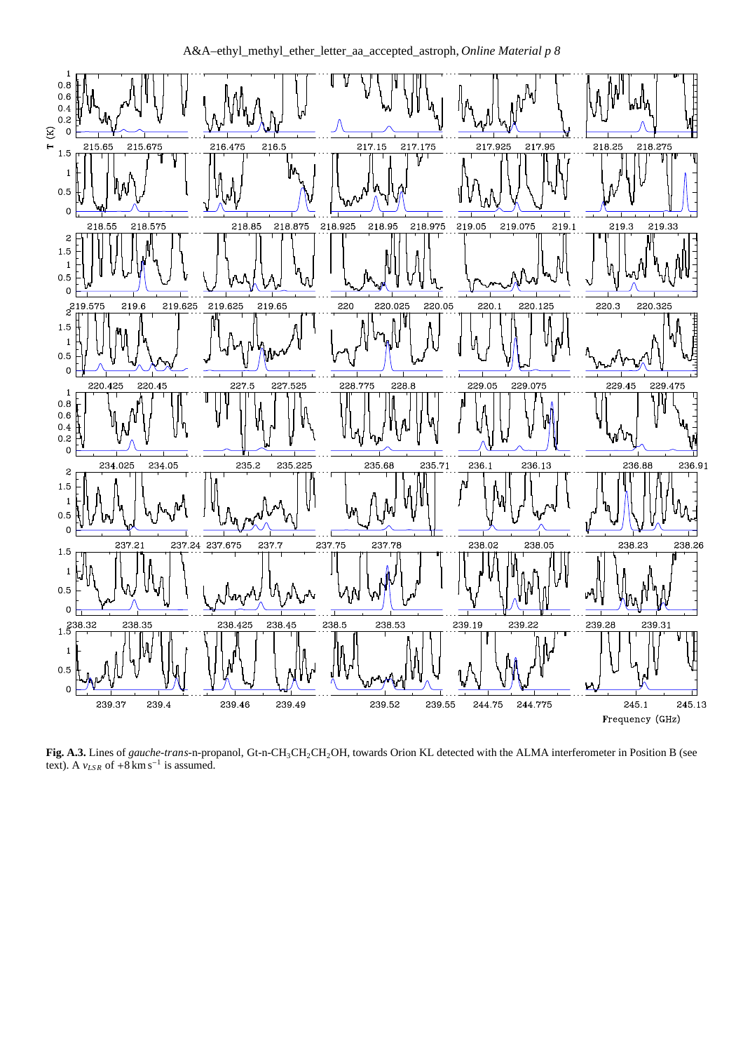**Fig. A.3.** Lines of *gauche-trans*-n-propanol, Gt-n-$CH_3CH_2CH_2OH$, towards Orion KL detected with the ALMA interferometer in Position B (see text). A $v_{LSR}$ of $+8\,\mathrm{km\,s^{-1}}$ is assumed.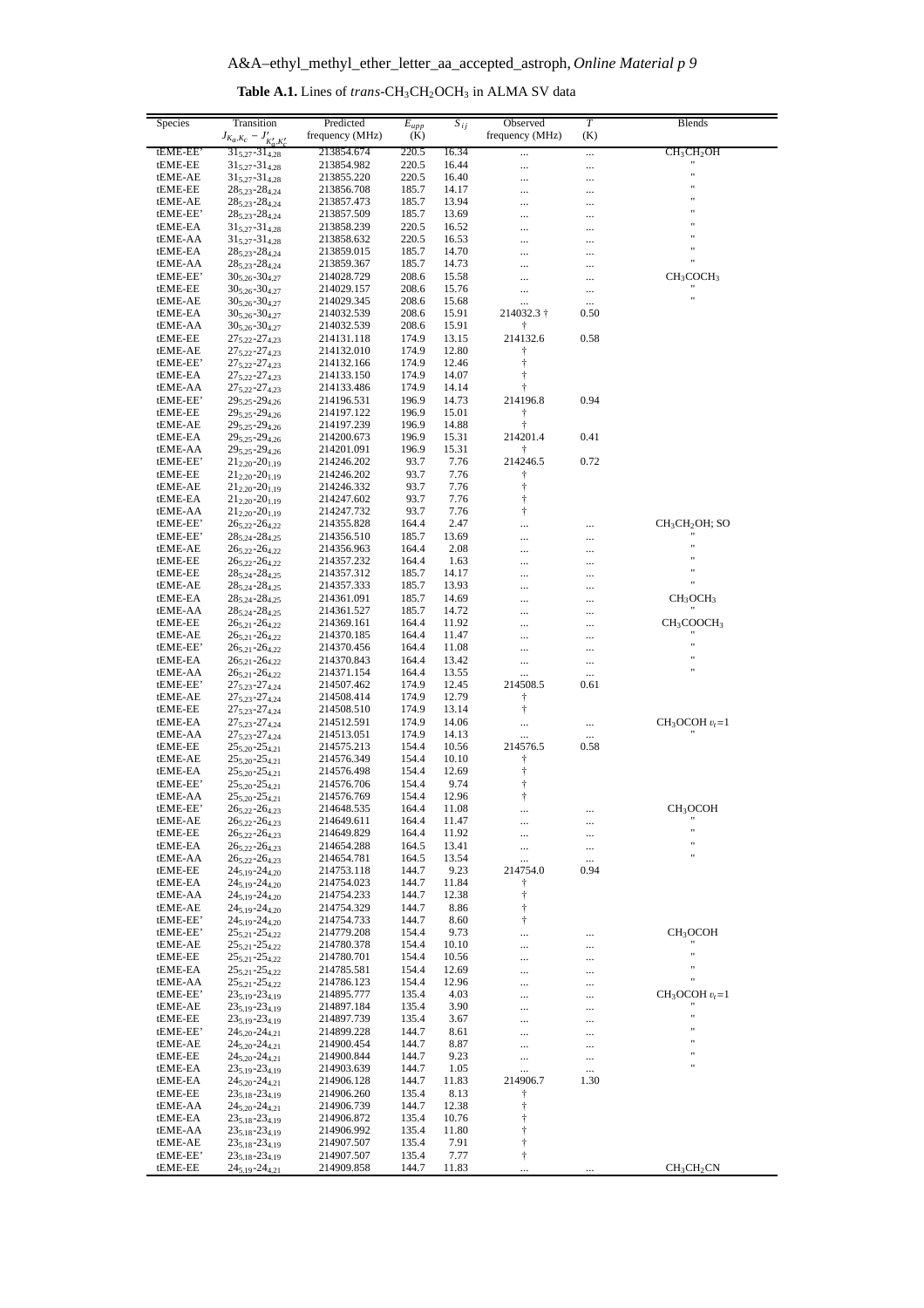**Table A.1.** Lines of *trans*-$CH_3CH_2OCH_3$ in ALMA SV data

| Species | Transition $J_{K_a,K_c} - J'_{K'_a,K'_c}$ | Predicted frequency (MHz) | $E_{upp}$ (K) | $S_{ij}$ | Observed frequency (MHz) | $T$ (K) | Blends |
|---|---|---|---|---|---|---|---|
| tEME-EE' | $31_{5,27}$-$31_{4,28}$ | 213854.674 | 220.5 | 16.34 | ... | ... | $CH_3CH_2OH$ |
| tEME-EE | $31_{5,27}$-$31_{4,28}$ | 213854.982 | 220.5 | 16.44 | ... | ... | " |
| tEME-AE | $31_{5,27}$-$31_{4,28}$ | 213855.220 | 220.5 | 16.40 | ... | ... | " |
| tEME-EE | $28_{5,23}$-$28_{4,24}$ | 213856.708 | 185.7 | 14.17 | ... | ... | " |
| tEME-AE | $28_{5,23}$-$28_{4,24}$ | 213857.473 | 185.7 | 13.94 | ... | ... | " |
| tEME-EE' | $28_{5,23}$-$28_{4,24}$ | 213857.509 | 185.7 | 13.69 | ... | ... | " |
| tEME-EA | $31_{5,27}$-$31_{4,28}$ | 213858.239 | 220.5 | 16.52 | ... | ... | " |
| tEME-AA | $31_{5,27}$-$31_{4,28}$ | 213858.632 | 220.5 | 16.53 | ... | ... | " |
| tEME-EA | $28_{5,23}$-$28_{4,24}$ | 213859.015 | 185.7 | 14.70 | ... | ... | " |
| tEME-AA | $28_{5,23}$-$28_{4,24}$ | 213859.367 | 185.7 | 14.73 | ... | ... | " |
| tEME-EE' | $30_{5,26}$-$30_{4,27}$ | 214028.729 | 208.6 | 15.58 | ... | ... | $CH_3COCH_3$ |
| tEME-EE | $30_{5,26}$-$30_{4,27}$ | 214029.157 | 208.6 | 15.76 | ... | ... | " |
| tEME-AE | $30_{5,26}$-$30_{4,27}$ | 214029.345 | 208.6 | 15.68 | ... | ... | " |
| tEME-EA | $30_{5,26}$-$30_{4,27}$ | 214032.539 | 208.6 | 15.91 | 214032.3 † | 0.50 | |
| tEME-AA | $30_{5,26}$-$30_{4,27}$ | 214032.539 | 208.6 | 15.91 | † | | |
| tEME-EE | $27_{5,22}$-$27_{4,23}$ | 214131.118 | 174.9 | 13.15 | 214132.6 | 0.58 | |
| tEME-AE | $27_{5,22}$-$27_{4,23}$ | 214132.010 | 174.9 | 12.80 | † | | |
| tEME-EE' | $27_{5,22}$-$27_{4,23}$ | 214132.166 | 174.9 | 12.46 | † | | |
| tEME-EA | $27_{5,22}$-$27_{4,23}$ | 214133.150 | 174.9 | 14.07 | † | | |
| tEME-AA | $27_{5,22}$-$27_{4,23}$ | 214133.486 | 174.9 | 14.14 | † | | |
| tEME-EE' | $29_{5,25}$-$29_{4,26}$ | 214196.531 | 196.9 | 14.73 | 214196.8 | 0.94 | |
| tEME-EE | $29_{5,25}$-$29_{4,26}$ | 214197.122 | 196.9 | 15.01 | † | | |
| tEME-AE | $29_{5,25}$-$29_{4,26}$ | 214197.239 | 196.9 | 14.88 | † | | |
| tEME-EA | $29_{5,25}$-$29_{4,26}$ | 214200.673 | 196.9 | 15.31 | 214201.4 | 0.41 | |
| tEME-AA | $29_{5,25}$-$29_{4,26}$ | 214201.091 | 196.9 | 15.31 | † | | |
| tEME-EE' | $21_{2,20}$-$20_{1,19}$ | 214246.202 | 93.7 | 7.76 | 214246.5 | 0.72 | |
| tEME-EE | $21_{2,20}$-$20_{1,19}$ | 214246.202 | 93.7 | 7.76 | † | | |
| tEME-AE | $21_{2,20}$-$20_{1,19}$ | 214246.332 | 93.7 | 7.76 | † | | |
| tEME-EA | $21_{2,20}$-$20_{1,19}$ | 214247.602 | 93.7 | 7.76 | † | | |
| tEME-AA | $21_{2,20}$-$20_{1,19}$ | 214247.732 | 93.7 | 7.76 | † | | |
| tEME-EE' | $26_{5,22}$-$26_{4,22}$ | 214355.828 | 164.4 | 2.47 | ... | ... | $CH_3CH_2OH$; SO |
| tEME-EE' | $28_{5,24}$-$28_{4,25}$ | 214356.510 | 185.7 | 13.69 | ... | ... | " |
| tEME-AE | $26_{5,22}$-$26_{4,22}$ | 214356.963 | 164.4 | 2.08 | ... | ... | " |
| tEME-EE | $26_{5,22}$-$26_{4,22}$ | 214357.232 | 164.4 | 1.63 | ... | ... | " |
| tEME-EE | $28_{5,24}$-$28_{4,25}$ | 214357.312 | 185.7 | 14.17 | ... | ... | " |
| tEME-AE | $28_{5,24}$-$28_{4,25}$ | 214357.333 | 185.7 | 13.93 | ... | ... | " |
| tEME-EA | $28_{5,24}$-$28_{4,25}$ | 214361.091 | 185.7 | 14.69 | ... | ... | $CH_3OCH_3$ |
| tEME-AA | $28_{5,24}$-$28_{4,25}$ | 214361.527 | 185.7 | 14.72 | ... | ... | " |
| tEME-EE | $26_{5,21}$-$26_{4,22}$ | 214369.161 | 164.4 | 11.92 | ... | ... | $CH_3COOCH_3$ |
| tEME-AE | $26_{5,21}$-$26_{4,22}$ | 214370.185 | 164.4 | 11.47 | ... | ... | " |
| tEME-EE' | $26_{5,21}$-$26_{4,22}$ | 214370.456 | 164.4 | 11.08 | ... | ... | " |
| tEME-EA | $26_{5,21}$-$26_{4,22}$ | 214370.843 | 164.4 | 13.42 | ... | ... | " |
| tEME-AA | $26_{5,21}$-$26_{4,22}$ | 214371.154 | 164.4 | 13.55 | ... | ... | " |
| tEME-EE' | $27_{5,23}$-$27_{4,24}$ | 214507.462 | 174.9 | 12.45 | 214508.5 | 0.61 | |
| tEME-AE | $27_{5,23}$-$27_{4,24}$ | 214508.414 | 174.9 | 12.79 | † | | |
| tEME-EE | $27_{5,23}$-$27_{4,24}$ | 214508.510 | 174.9 | 13.14 | † | | |
| tEME-EA | $27_{5,23}$-$27_{4,24}$ | 214512.591 | 174.9 | 14.06 | ... | ... | $CH_3OCOH$ $v_t$=1 |
| tEME-AA | $27_{5,23}$-$27_{4,24}$ | 214513.051 | 174.9 | 14.13 | ... | ... | " |
| tEME-EE | $25_{5,20}$-$25_{4,21}$ | 214575.213 | 154.4 | 10.56 | 214576.5 | 0.58 | |
| tEME-AE | $25_{5,20}$-$25_{4,21}$ | 214576.349 | 154.4 | 10.10 | † | | |
| tEME-EA | $25_{5,20}$-$25_{4,21}$ | 214576.498 | 154.4 | 12.69 | † | | |
| tEME-EE' | $25_{5,20}$-$25_{4,21}$ | 214576.706 | 154.4 | 9.74 | † | | |
| tEME-AA | $25_{5,20}$-$25_{4,21}$ | 214576.769 | 154.4 | 12.96 | † | | |
| tEME-EE' | $26_{5,22}$-$26_{4,23}$ | 214648.535 | 164.4 | 11.08 | ... | ... | $CH_3OCOH$ |
| tEME-AE | $26_{5,22}$-$26_{4,23}$ | 214649.611 | 164.4 | 11.47 | ... | ... | " |
| tEME-EE | $26_{5,22}$-$26_{4,23}$ | 214649.829 | 164.4 | 11.92 | ... | ... | " |
| tEME-EA | $26_{5,22}$-$26_{4,23}$ | 214654.288 | 164.5 | 13.41 | ... | ... | " |
| tEME-AA | $26_{5,22}$-$26_{4,23}$ | 214654.781 | 164.5 | 13.54 | ... | ... | " |
| tEME-EE | $24_{5,19}$-$24_{4,20}$ | 214753.118 | 144.7 | 9.23 | 214754.0 | 0.94 | |
| tEME-EA | $24_{5,19}$-$24_{4,20}$ | 214754.023 | 144.7 | 11.84 | † | | |
| tEME-AA | $24_{5,19}$-$24_{4,20}$ | 214754.233 | 144.7 | 12.38 | † | | |
| tEME-AE | $24_{5,19}$-$24_{4,20}$ | 214754.329 | 144.7 | 8.86 | † | | |
| tEME-EE' | $24_{5,19}$-$24_{4,20}$ | 214754.733 | 144.7 | 8.60 | † | | |
| tEME-EE' | $25_{5,21}$-$25_{4,22}$ | 214779.208 | 154.4 | 9.73 | ... | ... | $CH_3OCOH$ |
| tEME-AE | $25_{5,21}$-$25_{4,22}$ | 214780.378 | 154.4 | 10.10 | ... | ... | " |
| tEME-EE | $25_{5,21}$-$25_{4,22}$ | 214780.701 | 154.4 | 10.56 | ... | ... | " |
| tEME-EA | $25_{5,21}$-$25_{4,22}$ | 214785.581 | 154.4 | 12.69 | ... | ... | " |
| tEME-AA | $25_{5,21}$-$25_{4,22}$ | 214786.123 | 154.4 | 12.96 | ... | ... | " |
| tEME-EE' | $23_{5,19}$-$23_{4,19}$ | 214895.777 | 135.4 | 4.03 | ... | ... | $CH_3OCOH$ $v_t$=1 |
| tEME-AE | $23_{5,19}$-$23_{4,19}$ | 214897.184 | 135.4 | 3.90 | ... | ... | " |
| tEME-EE | $23_{5,19}$-$23_{4,19}$ | 214897.739 | 135.4 | 3.67 | ... | ... | " |
| tEME-EE' | $24_{5,20}$-$24_{4,21}$ | 214899.228 | 144.7 | 8.61 | ... | ... | " |
| tEME-AE | $24_{5,20}$-$24_{4,21}$ | 214900.454 | 144.7 | 8.87 | ... | ... | " |
| tEME-EE | $24_{5,20}$-$24_{4,21}$ | 214900.844 | 144.7 | 9.23 | ... | ... | " |
| tEME-EA | $23_{5,19}$-$23_{4,19}$ | 214903.639 | 135.4 | 1.05 | ... | ... | " |
| tEME-EA | $24_{5,20}$-$24_{4,21}$ | 214906.128 | 144.7 | 11.83 | 214906.7 | 1.30 | |
| tEME-EE | $23_{5,18}$-$23_{4,19}$ | 214906.260 | 135.4 | 8.13 | † | | |
| tEME-AA | $24_{5,20}$-$24_{4,21}$ | 214906.739 | 144.7 | 12.38 | † | | |
| tEME-EA | $23_{5,18}$-$23_{4,19}$ | 214906.872 | 135.4 | 10.76 | † | | |
| tEME-AA | $23_{5,18}$-$23_{4,19}$ | 214906.992 | 135.4 | 11.80 | † | | |
| tEME-AE | $23_{5,18}$-$23_{4,19}$ | 214907.507 | 135.4 | 7.91 | † | | |
| tEME-EE' | $23_{5,18}$-$23_{4,19}$ | 214907.507 | 135.4 | 7.77 | † | | |
| tEME-EE | $24_{5,19}$-$24_{4,21}$ | 214909.858 | 144.7 | 11.83 | ... | ... | $CH_3CH_2CN$ |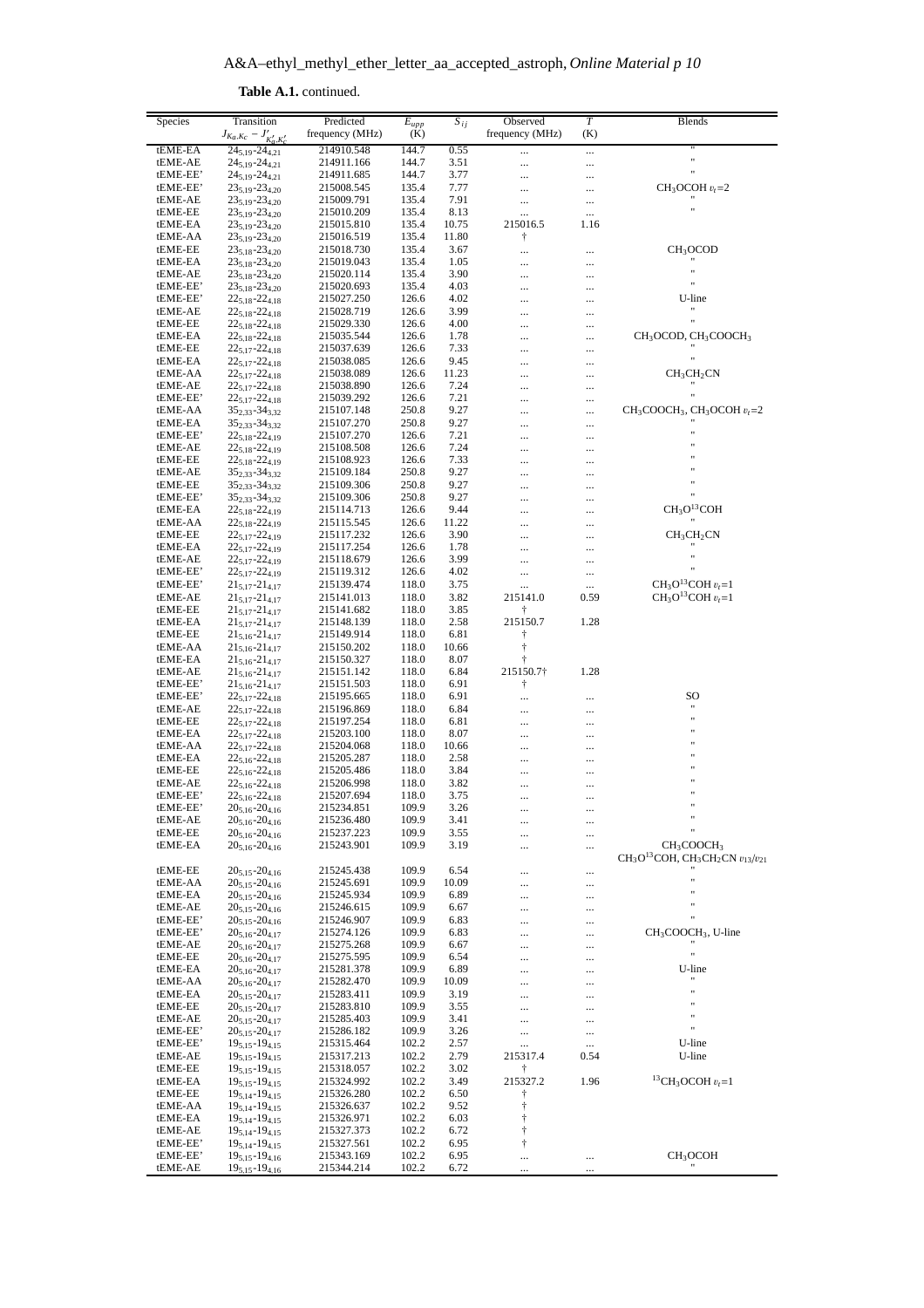**Table A.1.** continued.

| Species | Transition $J_{Ka,Kc} - J'_{K'_a,K'_c}$ | Predicted frequency (MHz) | $E_{upp}$ (K) | $S_{ij}$ | Observed frequency (MHz) | $T$ (K) | Blends |
|---|---|---|---|---|---|---|---|
| tEME-EA | $24_{5,19}$-$24_{4,21}$ | 214910.548 | 144.7 | 0.55 | ... | ... | " |
| tEME-AE | $24_{5,19}$-$24_{4,21}$ | 214911.166 | 144.7 | 3.51 | ... | ... | " |
| tEME-EE' | $24_{5,19}$-$24_{4,21}$ | 214911.685 | 144.7 | 3.77 | ... | ... | " |
| tEME-EE' | $23_{5,19}$-$23_{4,20}$ | 215008.545 | 135.4 | 7.77 | ... | ... | $CH_3OCOH$ $v_t$=2 |
| tEME-AE | $23_{5,19}$-$23_{4,20}$ | 215009.791 | 135.4 | 7.91 | ... | ... | " |
| tEME-EE | $23_{5,19}$-$23_{4,20}$ | 215010.209 | 135.4 | 8.13 | ... | ... | " |
| tEME-EA | $23_{5,19}$-$23_{4,20}$ | 215015.810 | 135.4 | 10.75 | 215016.5 | 1.16 | |
| tEME-AA | $23_{5,19}$-$23_{4,20}$ | 215016.519 | 135.4 | 11.80 | † | | |
| tEME-EE | $23_{5,18}$-$23_{4,20}$ | 215018.730 | 135.4 | 3.67 | ... | ... | $CH_3OCOD$ |
| tEME-EA | $23_{5,18}$-$23_{4,20}$ | 215019.043 | 135.4 | 1.05 | ... | ... | " |
| tEME-AE | $23_{5,18}$-$23_{4,20}$ | 215020.114 | 135.4 | 3.90 | ... | ... | " |
| tEME-EE' | $23_{5,18}$-$23_{4,20}$ | 215020.693 | 135.4 | 4.03 | ... | ... | " |
| tEME-EE' | $22_{5,18}$-$22_{4,18}$ | 215027.250 | 126.6 | 4.02 | ... | ... | U-line |
| tEME-AE | $22_{5,18}$-$22_{4,18}$ | 215028.719 | 126.6 | 3.99 | ... | ... | " |
| tEME-EE | $22_{5,18}$-$22_{4,18}$ | 215029.330 | 126.6 | 4.00 | ... | ... | " |
| tEME-EA | $22_{5,18}$-$22_{4,18}$ | 215035.544 | 126.6 | 1.78 | ... | ... | $CH_3OCOD$, $CH_3COOCH_3$ |
| tEME-EE | $22_{5,17}$-$22_{4,18}$ | 215037.639 | 126.6 | 7.33 | ... | ... | " |
| tEME-EA | $22_{5,17}$-$22_{4,18}$ | 215038.085 | 126.6 | 9.45 | ... | ... | " |
| tEME-AA | $22_{5,17}$-$22_{4,18}$ | 215038.089 | 126.6 | 11.23 | ... | ... | $CH_3CH_2CN$ |
| tEME-AE | $22_{5,17}$-$22_{4,18}$ | 215038.890 | 126.6 | 7.24 | ... | ... | " |
| tEME-EE' | $22_{5,17}$-$22_{4,18}$ | 215039.292 | 126.6 | 7.21 | ... | ... | " |
| tEME-AA | $35_{2,33}$-$34_{3,32}$ | 215107.148 | 250.8 | 9.27 | ... | ... | $CH_3COOCH_3$, $CH_3OCOH$ $v_t$=2 |
| tEME-EA | $35_{2,33}$-$34_{3,32}$ | 215107.270 | 250.8 | 9.27 | ... | ... | " |
| tEME-EE' | $22_{5,18}$-$22_{4,19}$ | 215107.270 | 126.6 | 7.21 | ... | ... | " |
| tEME-AE | $22_{5,18}$-$22_{4,19}$ | 215108.508 | 126.6 | 7.24 | ... | ... | " |
| tEME-EE | $22_{5,18}$-$22_{4,19}$ | 215108.923 | 126.6 | 7.33 | ... | ... | " |
| tEME-AE | $35_{2,33}$-$34_{3,32}$ | 215109.184 | 250.8 | 9.27 | ... | ... | " |
| tEME-EE | $35_{2,33}$-$34_{3,32}$ | 215109.306 | 250.8 | 9.27 | ... | ... | " |
| tEME-EE' | $35_{2,33}$-$34_{3,32}$ | 215109.306 | 250.8 | 9.27 | ... | ... | " |
| tEME-EA | $22_{5,18}$-$22_{4,19}$ | 215114.713 | 126.6 | 9.44 | ... | ... | $CH_3O^{13}COH$ |
| tEME-AA | $22_{5,18}$-$22_{4,19}$ | 215115.545 | 126.6 | 11.22 | ... | ... | " |
| tEME-EE | $22_{5,17}$-$22_{4,19}$ | 215117.232 | 126.6 | 3.90 | ... | ... | $CH_3CH_2CN$ |
| tEME-EA | $22_{5,17}$-$22_{4,19}$ | 215117.254 | 126.6 | 1.78 | ... | ... | " |
| tEME-AE | $22_{5,17}$-$22_{4,19}$ | 215118.679 | 126.6 | 3.99 | ... | ... | " |
| tEME-EE' | $22_{5,17}$-$22_{4,19}$ | 215119.312 | 126.6 | 4.02 | ... | ... | " |
| tEME-EE' | $21_{5,17}$-$21_{4,17}$ | 215139.474 | 118.0 | 3.75 | ... | ... | $CH_3O^{13}COH$ $v_t$=1 |
| tEME-AE | $21_{5,17}$-$21_{4,17}$ | 215141.013 | 118.0 | 3.82 | 215141.0 | 0.59 | $CH_3O^{13}COH$ $v_t$=1 |
| tEME-EE | $21_{5,17}$-$21_{4,17}$ | 215141.682 | 118.0 | 3.85 | † | | |
| tEME-EA | $21_{5,17}$-$21_{4,17}$ | 215148.139 | 118.0 | 2.58 | 215150.7 | 1.28 | |
| tEME-EE | $21_{5,16}$-$21_{4,17}$ | 215149.914 | 118.0 | 6.81 | † | | |
| tEME-AA | $21_{5,16}$-$21_{4,17}$ | 215150.202 | 118.0 | 10.66 | † | | |
| tEME-EA | $21_{5,16}$-$21_{4,17}$ | 215150.327 | 118.0 | 8.07 | † | | |
| tEME-AE | $21_{5,16}$-$21_{4,17}$ | 215151.142 | 118.0 | 6.84 | 215150.7† | 1.28 | |
| tEME-EE' | $21_{5,16}$-$21_{4,17}$ | 215151.503 | 118.0 | 6.91 | † | | |
| tEME-EE' | $22_{5,17}$-$22_{4,18}$ | 215195.665 | 118.0 | 6.91 | ... | ... | SO |
| tEME-AE | $22_{5,17}$-$22_{4,18}$ | 215196.869 | 118.0 | 6.84 | ... | ... | " |
| tEME-EE | $22_{5,17}$-$22_{4,18}$ | 215197.254 | 118.0 | 6.81 | ... | ... | " |
| tEME-EA | $22_{5,17}$-$22_{4,18}$ | 215203.100 | 118.0 | 8.07 | ... | ... | " |
| tEME-AA | $22_{5,17}$-$22_{4,18}$ | 215204.068 | 118.0 | 10.66 | ... | ... | " |
| tEME-EA | $22_{5,16}$-$22_{4,18}$ | 215205.287 | 118.0 | 2.58 | ... | ... | " |
| tEME-EE | $22_{5,16}$-$22_{4,18}$ | 215205.486 | 118.0 | 3.84 | ... | ... | " |
| tEME-AE | $22_{5,16}$-$22_{4,18}$ | 215206.998 | 118.0 | 3.82 | ... | ... | " |
| tEME-EE' | $22_{5,16}$-$22_{4,18}$ | 215207.694 | 118.0 | 3.75 | ... | ... | " |
| tEME-EE' | $20_{5,16}$-$20_{4,16}$ | 215234.851 | 109.9 | 3.26 | ... | ... | " |
| tEME-AE | $20_{5,16}$-$20_{4,16}$ | 215236.480 | 109.9 | 3.41 | ... | ... | " |
| tEME-EE | $20_{5,16}$-$20_{4,16}$ | 215237.223 | 109.9 | 3.55 | ... | ... | " |
| tEME-EA | $20_{5,16}$-$20_{4,16}$ | 215243.901 | 109.9 | 3.19 | ... | ... | $CH_3COOCH_3$ $CH_3O^{13}COH$, $CH_3CH_2CN$ $v_{13}/v_{21}$ |
| tEME-EE | $20_{5,15}$-$20_{4,16}$ | 215245.438 | 109.9 | 6.54 | ... | ... | " |
| tEME-AA | $20_{5,15}$-$20_{4,16}$ | 215245.691 | 109.9 | 10.09 | ... | ... | " |
| tEME-EA | $20_{5,15}$-$20_{4,16}$ | 215245.934 | 109.9 | 6.89 | ... | ... | " |
| tEME-AE | $20_{5,15}$-$20_{4,16}$ | 215246.615 | 109.9 | 6.67 | ... | ... | " |
| tEME-EE' | $20_{5,15}$-$20_{4,16}$ | 215246.907 | 109.9 | 6.83 | ... | ... | " |
| tEME-EE' | $20_{5,16}$-$20_{4,17}$ | 215274.126 | 109.9 | 6.83 | ... | ... | $CH_3COOCH_3$, U-line |
| tEME-AE | $20_{5,16}$-$20_{4,17}$ | 215275.268 | 109.9 | 6.67 | ... | ... | " |
| tEME-EE | $20_{5,16}$-$20_{4,17}$ | 215275.595 | 109.9 | 6.54 | ... | ... | " |
| tEME-EA | $20_{5,16}$-$20_{4,17}$ | 215281.378 | 109.9 | 6.89 | ... | ... | U-line |
| tEME-AA | $20_{5,16}$-$20_{4,17}$ | 215282.470 | 109.9 | 10.09 | ... | ... | " |
| tEME-EA | $20_{5,15}$-$20_{4,17}$ | 215283.411 | 109.9 | 3.19 | ... | ... | " |
| tEME-EE | $20_{5,15}$-$20_{4,17}$ | 215283.810 | 109.9 | 3.55 | ... | ... | " |
| tEME-AE | $20_{5,15}$-$20_{4,17}$ | 215285.403 | 109.9 | 3.41 | ... | ... | " |
| tEME-EE' | $20_{5,15}$-$20_{4,17}$ | 215286.182 | 109.9 | 3.26 | ... | ... | " |
| tEME-EE' | $19_{5,15}$-$19_{4,15}$ | 215315.464 | 102.2 | 2.57 | ... | ... | U-line |
| tEME-AE | $19_{5,15}$-$19_{4,15}$ | 215317.213 | 102.2 | 2.79 | 215317.4 | 0.54 | U-line |
| tEME-EE | $19_{5,15}$-$19_{4,15}$ | 215318.057 | 102.2 | 3.02 | † | | |
| tEME-EA | $19_{5,15}$-$19_{4,15}$ | 215324.992 | 102.2 | 3.49 | 215327.2 | 1.96 | $^{13}CH_3OCOH$ $v_t$=1 |
| tEME-EE | $19_{5,14}$-$19_{4,15}$ | 215326.280 | 102.2 | 6.50 | † | | |
| tEME-AA | $19_{5,14}$-$19_{4,15}$ | 215326.637 | 102.2 | 9.52 | † | | |
| tEME-EA | $19_{5,14}$-$19_{4,15}$ | 215326.971 | 102.2 | 6.03 | † | | |
| tEME-AE | $19_{5,14}$-$19_{4,15}$ | 215327.373 | 102.2 | 6.72 | † | | |
| tEME-EE' | $19_{5,14}$-$19_{4,15}$ | 215327.561 | 102.2 | 6.95 | † | | |
| tEME-EE' | $19_{5,15}$-$19_{4,16}$ | 215343.169 | 102.2 | 6.95 | ... | ... | $CH_3OCOH$ |
| tEME-AE | $19_{5,15}$-$19_{4,16}$ | 215344.214 | 102.2 | 6.72 | ... | ... | " |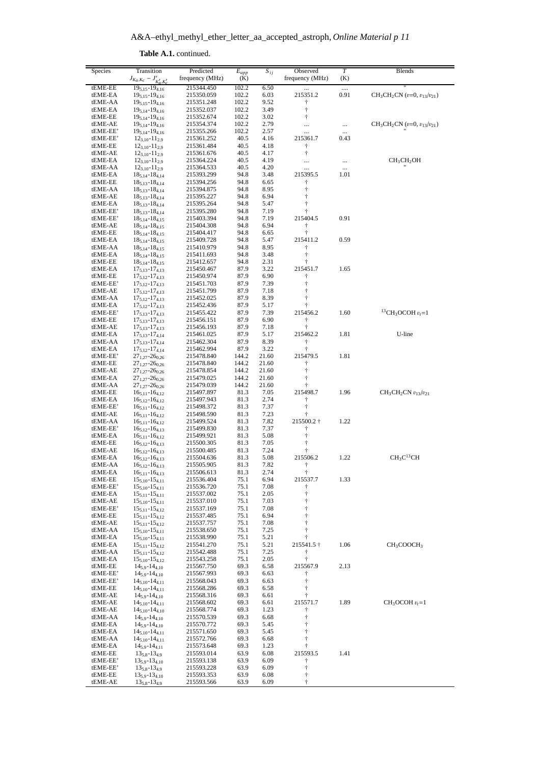**Table A.1.** continued.

| Species | Transition $J_{Ka,Kc} - J'_{K'_a,K'_c}$ | Predicted frequency (MHz) | $E_{upp}$ (K) | $S_{ij}$ | Observed frequency (MHz) | $T$ (K) | Blends |
|---|---|---|---|---|---|---|---|
| tEME-EE | $19_{5,15}$-$19_{4,16}$ | 215344.450 | 102.2 | 6.50 | ... | .... | " |
| tEME-EA | $19_{5,15}$-$19_{4,16}$ | 215350.059 | 102.2 | 6.03 | 215351.2 | 0.91 | $CH_3CH_2CN$ ($v$=0, $v_{13}/v_{21}$) |
| tEME-AA | $19_{5,15}$-$19_{4,16}$ | 215351.248 | 102.2 | 9.52 | † | | |
| tEME-EA | $19_{5,14}$-$19_{4,16}$ | 215352.037 | 102.2 | 3.49 | † | | |
| tEME-EE | $19_{5,14}$-$19_{4,16}$ | 215352.674 | 102.2 | 3.02 | † | | |
| tEME-AE | $19_{5,14}$-$19_{4,16}$ | 215354.374 | 102.2 | 2.79 | ... | ... | $CH_3CH_2CN$ ($v$=0, $v_{13}/v_{21}$) |
| tEME-EE' | $19_{5,14}$-$19_{4,16}$ | 215355.266 | 102.2 | 2.57 | ... | ... | " |
| tEME-EE' | $12_{3,10}$-$11_{2,9}$ | 215361.252 | 40.5 | 4.16 | 215361.7 | 0.43 | |
| tEME-EE | $12_{3,10}$-$11_{2,9}$ | 215361.484 | 40.5 | 4.18 | † | | |
| tEME-AE | $12_{3,10}$-$11_{2,9}$ | 215361.676 | 40.5 | 4.17 | † | | |
| tEME-EA | $12_{3,10}$-$11_{2,9}$ | 215364.224 | 40.5 | 4.19 | ... | ... | $CH_3CH_2OH$ |
| tEME-AA | $12_{3,10}$-$11_{2,9}$ | 215364.533 | 40.5 | 4.20 | ... | ... | " |
| tEME-EA | $18_{5,14}$-$18_{4,14}$ | 215393.299 | 94.8 | 3.48 | 215395.5 | 1.01 | |
| tEME-EE | $18_{5,13}$-$18_{4,14}$ | 215394.256 | 94.8 | 6.65 | † | | |
| tEME-AA | $18_{5,13}$-$18_{4,14}$ | 215394.875 | 94.8 | 8.95 | † | | |
| tEME-AE | $18_{5,13}$-$18_{4,14}$ | 215395.227 | 94.8 | 6.94 | † | | |
| tEME-EA | $18_{5,13}$-$18_{4,14}$ | 215395.264 | 94.8 | 5.47 | † | | |
| tEME-EE' | $18_{5,13}$-$18_{4,14}$ | 215395.280 | 94.8 | 7.19 | † | | |
| tEME-EE' | $18_{5,14}$-$18_{4,15}$ | 215403.394 | 94.8 | 7.19 | 215404.5 | 0.91 | |
| tEME-AE | $18_{5,14}$-$18_{4,15}$ | 215404.308 | 94.8 | 6.94 | † | | |
| tEME-EE | $18_{5,14}$-$18_{4,15}$ | 215404.417 | 94.8 | 6.65 | † | | |
| tEME-EA | $18_{5,14}$-$18_{4,15}$ | 215409.728 | 94.8 | 5.47 | 215411.2 | 0.59 | |
| tEME-AA | $18_{5,14}$-$18_{4,15}$ | 215410.979 | 94.8 | 8.95 | † | | |
| tEME-EA | $18_{5,13}$-$18_{4,15}$ | 215411.693 | 94.8 | 3.48 | † | | |
| tEME-EE | $18_{5,14}$-$18_{4,15}$ | 215412.657 | 94.8 | 2.31 | † | | |
| tEME-EA | $17_{5,13}$-$17_{4,13}$ | 215450.467 | 87.9 | 3.22 | 215451.7 | 1.65 | |
| tEME-EE | $17_{5,12}$-$17_{4,13}$ | 215450.974 | 87.9 | 6.90 | † | | |
| tEME-EE' | $17_{5,12}$-$17_{4,13}$ | 215451.703 | 87.9 | 7.39 | † | | |
| tEME-AE | $17_{5,12}$-$17_{4,13}$ | 215451.799 | 87.9 | 7.18 | † | | |
| tEME-AA | $17_{5,12}$-$17_{4,13}$ | 215452.025 | 87.9 | 8.39 | † | | |
| tEME-EA | $17_{5,12}$-$17_{4,13}$ | 215452.436 | 87.9 | 5.17 | † | | |
| tEME-EE' | $17_{5,13}$-$17_{4,13}$ | 215455.422 | 87.9 | 7.39 | 215456.2 | 1.60 | $^{13}CH_3OCOH$ $v_t$=1 |
| tEME-EE | $17_{5,13}$-$17_{4,13}$ | 215456.151 | 87.9 | 6.90 | † | | |
| tEME-AE | $17_{5,13}$-$17_{4,13}$ | 215456.193 | 87.9 | 7.18 | † | | |
| tEME-EA | $17_{5,13}$-$17_{4,14}$ | 215461.025 | 87.9 | 5.17 | 215462.2 | 1.81 | U-line |
| tEME-AA | $17_{5,13}$-$17_{4,14}$ | 215462.304 | 87.9 | 8.39 | † | | |
| tEME-EA | $17_{5,12}$-$17_{4,14}$ | 215462.994 | 87.9 | 3.22 | † | | |
| tEME-EE' | $27_{1,27}$-$26_{0,26}$ | 215478.840 | 144.2 | 21.60 | 215479.5 | 1.81 | |
| tEME-EE | $27_{1,27}$-$26_{0,26}$ | 215478.840 | 144.2 | 21.60 | † | | |
| tEME-AE | $27_{1,27}$-$26_{0,26}$ | 215478.854 | 144.2 | 21.60 | † | | |
| tEME-EA | $27_{1,27}$-$26_{0,26}$ | 215479.025 | 144.2 | 21.60 | † | | |
| tEME-AA | $27_{1,27}$-$26_{0,26}$ | 215479.039 | 144.2 | 21.60 | † | | |
| tEME-EE | $16_{5,11}$-$16_{4,12}$ | 215497.897 | 81.3 | 7.05 | 215498.7 | 1.96 | $CH_3CH_2CN$ $v_{13}/v_{21}$ |
| tEME-EA | $16_{5,12}$-$16_{4,12}$ | 215497.943 | 81.3 | 2.74 | † | | |
| tEME-EE' | $16_{5,11}$-$16_{4,12}$ | 215498.372 | 81.3 | 7.37 | † | | |
| tEME-AE | $16_{5,11}$-$16_{4,12}$ | 215498.590 | 81.3 | 7.23 | † | | |
| tEME-AA | $16_{5,11}$-$16_{4,12}$ | 215499.524 | 81.3 | 7.82 | 215500.2 † | 1.22 | |
| tEME-EE' | $16_{5,12}$-$16_{4,13}$ | 215499.830 | 81.3 | 7.37 | † | | |
| tEME-EA | $16_{5,11}$-$16_{4,12}$ | 215499.921 | 81.3 | 5.08 | † | | |
| tEME-EE | $16_{5,12}$-$16_{4,13}$ | 215500.305 | 81.3 | 7.05 | † | | |
| tEME-AE | $16_{5,12}$-$16_{4,13}$ | 215500.485 | 81.3 | 7.24 | † | | |
| tEME-EA | $16_{5,12}$-$16_{4,13}$ | 215504.636 | 81.3 | 5.08 | 215506.2 | 1.22 | $CH_3C^{13}CH$ |
| tEME-AA | $16_{5,12}$-$16_{4,13}$ | 215505.905 | 81.3 | 7.82 | † | | |
| tEME-EA | $16_{5,11}$-$16_{4,13}$ | 215506.613 | 81.3 | 2.74 | † | | |
| tEME-EE | $15_{5,10}$-$15_{4,11}$ | 215536.404 | 75.1 | 6.94 | 215537.7 | 1.33 | |
| tEME-EE' | $15_{5,10}$-$15_{4,11}$ | 215536.720 | 75.1 | 7.08 | † | | |
| tEME-EA | $15_{5,11}$-$15_{4,11}$ | 215537.002 | 75.1 | 2.05 | † | | |
| tEME-AE | $15_{5,10}$-$15_{4,11}$ | 215537.010 | 75.1 | 7.03 | † | | |
| tEME-EE' | $15_{5,11}$-$15_{4,12}$ | 215537.169 | 75.1 | 7.08 | † | | |
| tEME-EE | $15_{5,11}$-$15_{4,12}$ | 215537.485 | 75.1 | 6.94 | † | | |
| tEME-AE | $15_{5,11}$-$15_{4,12}$ | 215537.757 | 75.1 | 7.08 | † | | |
| tEME-AA | $15_{5,10}$-$15_{4,11}$ | 215538.650 | 75.1 | 7.25 | † | | |
| tEME-EA | $15_{5,10}$-$15_{4,11}$ | 215538.990 | 75.1 | 5.21 | † | | |
| tEME-EA | $15_{5,11}$-$15_{4,12}$ | 215541.270 | 75.1 | 5.21 | 215541.5 † | 1.06 | $CH_3COOCH_3$ |
| tEME-AA | $15_{5,11}$-$15_{4,12}$ | 215542.488 | 75.1 | 7.25 | † | | |
| tEME-EA | $15_{5,10}$-$15_{4,12}$ | 215543.258 | 75.1 | 2.05 | † | | |
| tEME-EE | $14_{5,9}$-$14_{4,10}$ | 215567.750 | 69.3 | 6.58 | 215567.9 | 2.13 | |
| tEME-EE' | $14_{5,9}$-$14_{4,10}$ | 215567.993 | 69.3 | 6.63 | † | | |
| tEME-EE' | $14_{5,10}$-$14_{4,11}$ | 215568.043 | 69.3 | 6.63 | † | | |
| tEME-EE | $14_{5,10}$-$14_{4,11}$ | 215568.286 | 69.3 | 6.58 | † | | |
| tEME-AE | $14_{5,9}$-$14_{4,10}$ | 215568.316 | 69.3 | 6.61 | † | | |
| tEME-AE | $14_{5,10}$-$14_{4,11}$ | 215568.602 | 69.3 | 6.61 | 215571.7 | 1.89 | $CH_3OCOH$ $v_t$=1 |
| tEME-AE | $14_{5,10}$-$14_{4,10}$ | 215568.774 | 69.3 | 1.23 | † | | |
| tEME-AA | $14_{5,9}$-$14_{4,10}$ | 215570.539 | 69.3 | 6.68 | † | | |
| tEME-EA | $14_{5,9}$-$14_{4,10}$ | 215570.772 | 69.3 | 5.45 | † | | |
| tEME-EA | $14_{5,10}$-$14_{4,11}$ | 215571.650 | 69.3 | 5.45 | † | | |
| tEME-AA | $14_{5,10}$-$14_{4,11}$ | 215572.766 | 69.3 | 6.68 | † | | |
| tEME-EA | $14_{5,9}$-$14_{4,11}$ | 215573.648 | 69.3 | 1.23 | † | | |
| tEME-EE | $13_{5,8}$-$13_{4,9}$ | 215593.014 | 63.9 | 6.08 | 215593.5 | 1.41 | |
| tEME-EE' | $13_{5,9}$-$13_{4,10}$ | 215593.138 | 63.9 | 6.09 | † | | |
| tEME-EE' | $13_{5,8}$-$13_{4,9}$ | 215593.228 | 63.9 | 6.09 | † | | |
| tEME-EE | $13_{5,9}$-$13_{4,10}$ | 215593.353 | 63.9 | 6.08 | † | | |
| tEME-AE | $13_{5,8}$-$13_{4,9}$ | 215593.566 | 63.9 | 6.09 | † | | |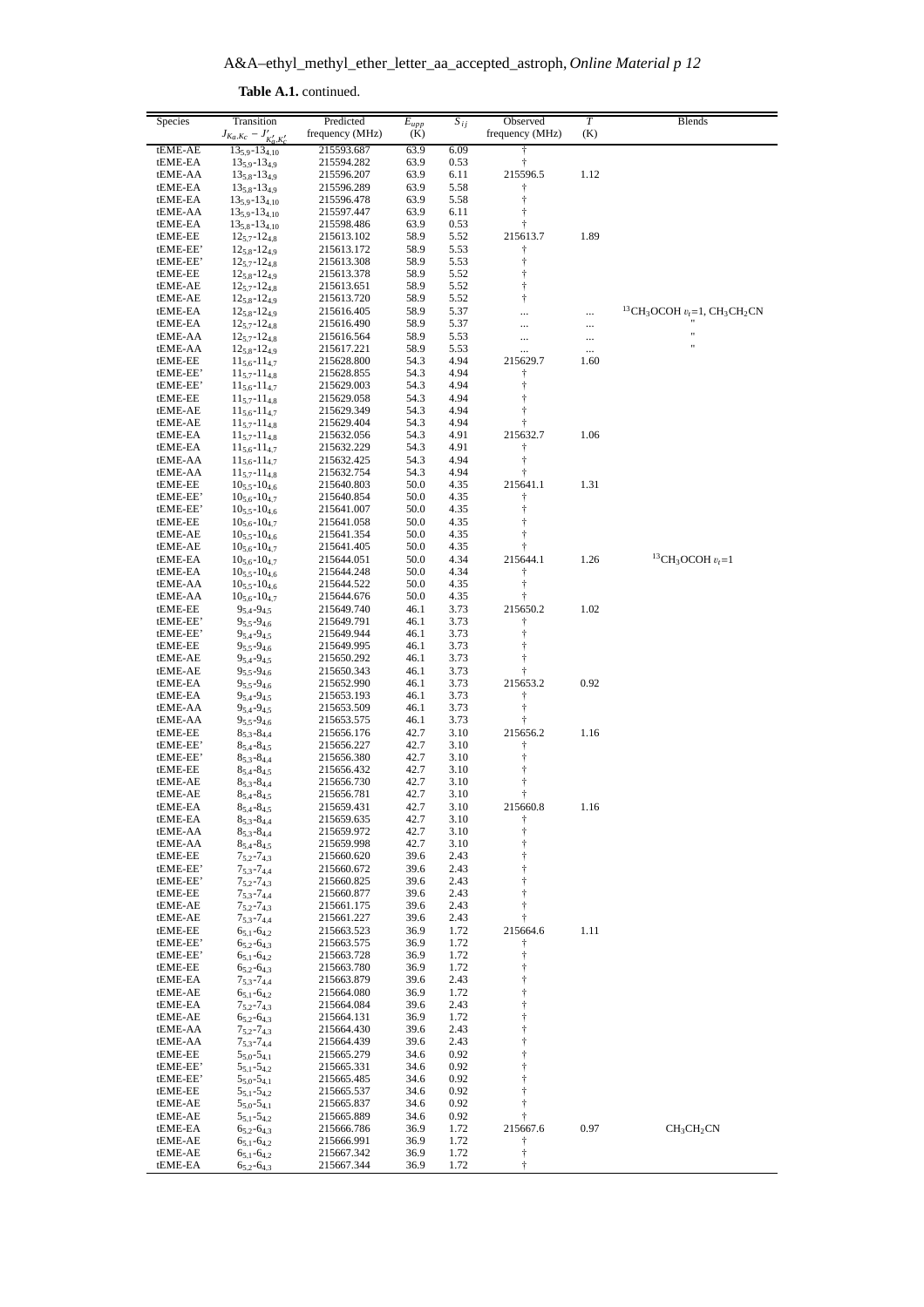**Table A.1.** continued.

| Species | Transition $J_{Ka,Kc} - J'_{K'_a,K'_c}$ | Predicted frequency (MHz) | $E_{upp}$ (K) | $S_{ij}$ | Observed frequency (MHz) | $T$ (K) | Blends |
|---|---|---|---|---|---|---|---|
| tEME-AE | $13_{5,9}$-$13_{4,10}$ | 215593.687 | 63.9 | 6.09 | † | | |
| tEME-EA | $13_{5,9}$-$13_{4,9}$ | 215594.282 | 63.9 | 0.53 | † | | |
| tEME-AA | $13_{5,8}$-$13_{4,9}$ | 215596.207 | 63.9 | 6.11 | 215596.5 | 1.12 | |
| tEME-EA | $13_{5,8}$-$13_{4,9}$ | 215596.289 | 63.9 | 5.58 | † | | |
| tEME-EA | $13_{5,9}$-$13_{4,10}$ | 215596.478 | 63.9 | 5.58 | † | | |
| tEME-AA | $13_{5,9}$-$13_{4,10}$ | 215597.447 | 63.9 | 6.11 | † | | |
| tEME-EA | $13_{5,8}$-$13_{4,10}$ | 215598.486 | 63.9 | 0.53 | † | | |
| tEME-EE | $12_{5,7}$-$12_{4,8}$ | 215613.102 | 58.9 | 5.52 | 215613.7 | 1.89 | |
| tEME-EE' | $12_{5,8}$-$12_{4,9}$ | 215613.172 | 58.9 | 5.53 | † | | |
| tEME-EE' | $12_{5,7}$-$12_{4,8}$ | 215613.308 | 58.9 | 5.53 | † | | |
| tEME-EE | $12_{5,8}$-$12_{4,9}$ | 215613.378 | 58.9 | 5.52 | † | | |
| tEME-AE | $12_{5,7}$-$12_{4,8}$ | 215613.651 | 58.9 | 5.52 | † | | |
| tEME-AE | $12_{5,8}$-$12_{4,9}$ | 215613.720 | 58.9 | 5.52 | † | | |
| tEME-EA | $12_{5,8}$-$12_{4,9}$ | 215616.405 | 58.9 | 5.37 | ... | ... | $^{13}CH_3OCOH$ $v_t$=1, $CH_3CH_2CN$ |
| tEME-EA | $12_{5,7}$-$12_{4,8}$ | 215616.490 | 58.9 | 5.37 | ... | ... | " |
| tEME-AA | $12_{5,7}$-$12_{4,8}$ | 215616.564 | 58.9 | 5.53 | ... | ... | " |
| tEME-AA | $12_{5,8}$-$12_{4,9}$ | 215617.221 | 58.9 | 5.53 | ... | ... | " |
| tEME-EE | $11_{5,6}$-$11_{4,7}$ | 215628.800 | 54.3 | 4.94 | 215629.7 | 1.60 | |
| tEME-EE' | $11_{5,7}$-$11_{4,8}$ | 215628.855 | 54.3 | 4.94 | † | | |
| tEME-EE' | $11_{5,6}$-$11_{4,7}$ | 215629.003 | 54.3 | 4.94 | † | | |
| tEME-EE | $11_{5,7}$-$11_{4,8}$ | 215629.058 | 54.3 | 4.94 | † | | |
| tEME-AE | $11_{5,6}$-$11_{4,7}$ | 215629.349 | 54.3 | 4.94 | † | | |
| tEME-AE | $11_{5,7}$-$11_{4,8}$ | 215629.404 | 54.3 | 4.94 | † | | |
| tEME-EA | $11_{5,7}$-$11_{4,8}$ | 215632.056 | 54.3 | 4.91 | 215632.7 | 1.06 | |
| tEME-EA | $11_{5,6}$-$11_{4,7}$ | 215632.229 | 54.3 | 4.91 | † | | |
| tEME-AA | $11_{5,6}$-$11_{4,7}$ | 215632.425 | 54.3 | 4.94 | † | | |
| tEME-AA | $11_{5,7}$-$11_{4,8}$ | 215632.754 | 54.3 | 4.94 | † | | |
| tEME-EE | $10_{5,5}$-$10_{4,6}$ | 215640.803 | 50.0 | 4.35 | 215641.1 | 1.31 | |
| tEME-EE' | $10_{5,6}$-$10_{4,7}$ | 215640.854 | 50.0 | 4.35 | † | | |
| tEME-EE' | $10_{5,5}$-$10_{4,6}$ | 215641.007 | 50.0 | 4.35 | † | | |
| tEME-EE | $10_{5,6}$-$10_{4,7}$ | 215641.058 | 50.0 | 4.35 | † | | |
| tEME-AE | $10_{5,5}$-$10_{4,6}$ | 215641.354 | 50.0 | 4.35 | † | | |
| tEME-AE | $10_{5,6}$-$10_{4,7}$ | 215641.405 | 50.0 | 4.35 | † | | |
| tEME-EA | $10_{5,6}$-$10_{4,7}$ | 215644.051 | 50.0 | 4.34 | 215644.1 | 1.26 | $^{13}CH_3OCOH$ $v_t$=1 |
| tEME-EA | $10_{5,5}$-$10_{4,6}$ | 215644.248 | 50.0 | 4.34 | † | | |
| tEME-AA | $10_{5,5}$-$10_{4,6}$ | 215644.522 | 50.0 | 4.35 | † | | |
| tEME-AA | $10_{5,6}$-$10_{4,7}$ | 215644.676 | 50.0 | 4.35 | † | | |
| tEME-EE | $9_{5,4}$-$9_{4,5}$ | 215649.740 | 46.1 | 3.73 | 215650.2 | 1.02 | |
| tEME-EE' | $9_{5,5}$-$9_{4,6}$ | 215649.791 | 46.1 | 3.73 | † | | |
| tEME-EE' | $9_{5,4}$-$9_{4,5}$ | 215649.944 | 46.1 | 3.73 | † | | |
| tEME-EE | $9_{5,5}$-$9_{4,6}$ | 215649.995 | 46.1 | 3.73 | † | | |
| tEME-AE | $9_{5,4}$-$9_{4,5}$ | 215650.292 | 46.1 | 3.73 | † | | |
| tEME-AE | $9_{5,5}$-$9_{4,6}$ | 215650.343 | 46.1 | 3.73 | † | | |
| tEME-EA | $9_{5,5}$-$9_{4,6}$ | 215652.990 | 46.1 | 3.73 | 215653.2 | 0.92 | |
| tEME-EA | $9_{5,4}$-$9_{4,5}$ | 215653.193 | 46.1 | 3.73 | † | | |
| tEME-AA | $9_{5,4}$-$9_{4,5}$ | 215653.509 | 46.1 | 3.73 | † | | |
| tEME-AA | $9_{5,5}$-$9_{4,6}$ | 215653.575 | 46.1 | 3.73 | † | | |
| tEME-EE | $8_{5,3}$-$8_{4,4}$ | 215656.176 | 42.7 | 3.10 | 215656.2 | 1.16 | |
| tEME-EE' | $8_{5,4}$-$8_{4,5}$ | 215656.227 | 42.7 | 3.10 | † | | |
| tEME-EE' | $8_{5,3}$-$8_{4,4}$ | 215656.380 | 42.7 | 3.10 | † | | |
| tEME-EE | $8_{5,4}$-$8_{4,5}$ | 215656.432 | 42.7 | 3.10 | † | | |
| tEME-AE | $8_{5,3}$-$8_{4,4}$ | 215656.730 | 42.7 | 3.10 | † | | |
| tEME-AE | $8_{5,4}$-$8_{4,5}$ | 215656.781 | 42.7 | 3.10 | † | | |
| tEME-EA | $8_{5,4}$-$8_{4,5}$ | 215659.431 | 42.7 | 3.10 | 215660.8 | 1.16 | |
| tEME-EA | $8_{5,3}$-$8_{4,4}$ | 215659.635 | 42.7 | 3.10 | † | | |
| tEME-AA | $8_{5,3}$-$8_{4,4}$ | 215659.972 | 42.7 | 3.10 | † | | |
| tEME-AA | $8_{5,4}$-$8_{4,5}$ | 215659.998 | 42.7 | 3.10 | † | | |
| tEME-EE | $7_{5,2}$-$7_{4,3}$ | 215660.620 | 39.6 | 2.43 | † | | |
| tEME-EE' | $7_{5,3}$-$7_{4,4}$ | 215660.672 | 39.6 | 2.43 | † | | |
| tEME-EE' | $7_{5,2}$-$7_{4,3}$ | 215660.825 | 39.6 | 2.43 | † | | |
| tEME-EE | $7_{5,3}$-$7_{4,4}$ | 215660.877 | 39.6 | 2.43 | † | | |
| tEME-AE | $7_{5,2}$-$7_{4,3}$ | 215661.175 | 39.6 | 2.43 | † | | |
| tEME-AE | $7_{5,3}$-$7_{4,4}$ | 215661.227 | 39.6 | 2.43 | † | | |
| tEME-EE | $6_{5,1}$-$6_{4,2}$ | 215663.523 | 36.9 | 1.72 | 215664.6 | 1.11 | |
| tEME-EE' | $6_{5,2}$-$6_{4,3}$ | 215663.575 | 36.9 | 1.72 | † | | |
| tEME-EE' | $6_{5,1}$-$6_{4,2}$ | 215663.728 | 36.9 | 1.72 | † | | |
| tEME-EE | $6_{5,2}$-$6_{4,3}$ | 215663.780 | 36.9 | 1.72 | † | | |
| tEME-EA | $7_{5,3}$-$7_{4,4}$ | 215663.879 | 39.6 | 2.43 | † | | |
| tEME-AE | $6_{5,1}$-$6_{4,2}$ | 215664.080 | 36.9 | 1.72 | † | | |
| tEME-EA | $7_{5,2}$-$7_{4,3}$ | 215664.084 | 39.6 | 2.43 | † | | |
| tEME-AE | $6_{5,2}$-$6_{4,3}$ | 215664.131 | 36.9 | 1.72 | † | | |
| tEME-AA | $7_{5,2}$-$7_{4,3}$ | 215664.430 | 39.6 | 2.43 | † | | |
| tEME-AA | $7_{5,3}$-$7_{4,4}$ | 215664.439 | 39.6 | 2.43 | † | | |
| tEME-EE | $5_{5,0}$-$5_{4,1}$ | 215665.279 | 34.6 | 0.92 | † | | |
| tEME-EE' | $5_{5,1}$-$5_{4,2}$ | 215665.331 | 34.6 | 0.92 | † | | |
| tEME-EE' | $5_{5,0}$-$5_{4,1}$ | 215665.485 | 34.6 | 0.92 | † | | |
| tEME-EE | $5_{5,1}$-$5_{4,2}$ | 215665.537 | 34.6 | 0.92 | † | | |
| tEME-AE | $5_{5,0}$-$5_{4,1}$ | 215665.837 | 34.6 | 0.92 | † | | |
| tEME-AE | $5_{5,1}$-$5_{4,2}$ | 215665.889 | 34.6 | 0.92 | † | | |
| tEME-EA | $6_{5,2}$-$6_{4,3}$ | 215666.786 | 36.9 | 1.72 | 215667.6 | 0.97 | $CH_3CH_2CN$ |
| tEME-AE | $6_{5,1}$-$6_{4,2}$ | 215666.991 | 36.9 | 1.72 | † | | |
| tEME-AE | $6_{5,1}$-$6_{4,2}$ | 215667.342 | 36.9 | 1.72 | † | | |
| tEME-EA | $6_{5,2}$-$6_{4,3}$ | 215667.344 | 36.9 | 1.72 | † | | |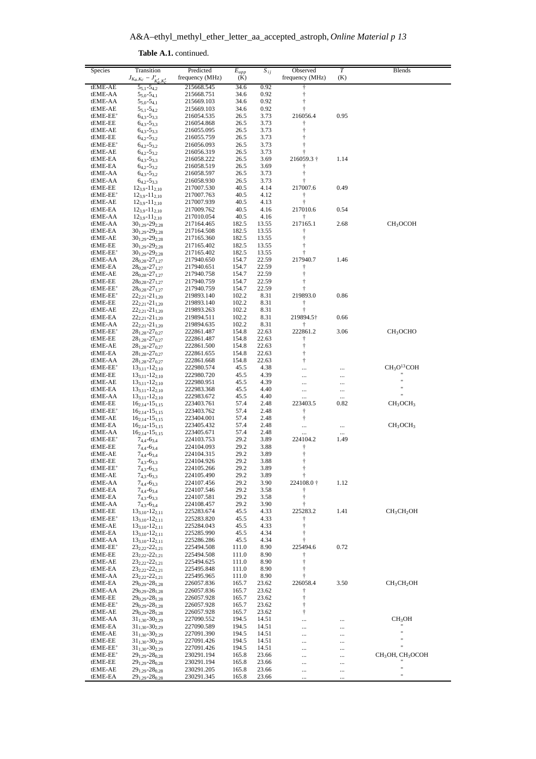**Table A.1.** continued.

| Species | Transition $J_{Ka,Kc} - J'_{K'_a,K'_c}$ | Predicted frequency (MHz) | $E_{upp}$ (K) | $S_{ij}$ | Observed frequency (MHz) | $T$ (K) | Blends |
|---|---|---|---|---|---|---|---|
| tEME-AE | $5_{5,1}$-$5_{4,2}$ | 215668.545 | 34.6 | 0.92 | † | | |
| tEME-AA | $5_{5,0}$-$5_{4,1}$ | 215668.751 | 34.6 | 0.92 | † | | |
| tEME-AA | $5_{5,0}$-$5_{4,1}$ | 215669.103 | 34.6 | 0.92 | † | | |
| tEME-AE | $5_{5,1}$-$5_{4,2}$ | 215669.103 | 34.6 | 0.92 | † | | |
| tEME-EE' | $6_{4,3}$-$5_{3,3}$ | 216054.535 | 26.5 | 3.73 | 216056.4 | 0.95 | |
| tEME-EE | $6_{4,3}$-$5_{3,3}$ | 216054.868 | 26.5 | 3.73 | † | | |
| tEME-AE | $6_{4,3}$-$5_{3,3}$ | 216055.095 | 26.5 | 3.73 | † | | |
| tEME-EE | $6_{4,2}$-$5_{3,2}$ | 216055.759 | 26.5 | 3.73 | † | | |
| tEME-EE' | $6_{4,2}$-$5_{3,2}$ | 216056.093 | 26.5 | 3.73 | † | | |
| tEME-AE | $6_{4,2}$-$5_{3,2}$ | 216056.319 | 26.5 | 3.73 | † | | |
| tEME-EA | $6_{4,3}$-$5_{3,3}$ | 216058.222 | 26.5 | 3.69 | 216059.3 † | 1.14 | |
| tEME-EA | $6_{4,2}$-$5_{3,2}$ | 216058.519 | 26.5 | 3.69 | † | | |
| tEME-AA | $6_{4,3}$-$5_{3,2}$ | 216058.597 | 26.5 | 3.73 | † | | |
| tEME-AA | $6_{4,2}$-$5_{3,3}$ | 216058.930 | 26.5 | 3.73 | † | | |
| tEME-EE | $12_{3,9}$-$11_{2,10}$ | 217007.530 | 40.5 | 4.14 | 217007.6 | 0.49 | |
| tEME-EE' | $12_{3,9}$-$11_{2,10}$ | 217007.763 | 40.5 | 4.12 | † | | |
| tEME-AE | $12_{3,9}$-$11_{2,10}$ | 217007.939 | 40.5 | 4.13 | † | | |
| tEME-EA | $12_{3,9}$-$11_{2,10}$ | 217009.762 | 40.5 | 4.16 | 217010.6 | 0.54 | |
| tEME-AA | $12_{3,9}$-$11_{2,10}$ | 217010.054 | 40.5 | 4.16 | † | | |
| tEME-AA | $30_{1,29}$-$29_{2,28}$ | 217164.465 | 182.5 | 13.55 | 217165.1 | 2.68 | $CH_3OCOH$ |
| tEME-EA | $30_{1,29}$-$29_{2,28}$ | 217164.508 | 182.5 | 13.55 | † | | |
| tEME-AE | $30_{1,29}$-$29_{2,28}$ | 217165.360 | 182.5 | 13.55 | † | | |
| tEME-EE | $30_{1,29}$-$29_{2,28}$ | 217165.402 | 182.5 | 13.55 | † | | |
| tEME-EE' | $30_{1,29}$-$29_{2,28}$ | 217165.402 | 182.5 | 13.55 | † | | |
| tEME-AA | $28_{0,28}$-$27_{1,27}$ | 217940.650 | 154.7 | 22.59 | 217940.7 | 1.46 | |
| tEME-EA | $28_{0,28}$-$27_{1,27}$ | 217940.651 | 154.7 | 22.59 | † | | |
| tEME-AE | $28_{0,28}$-$27_{1,27}$ | 217940.758 | 154.7 | 22.59 | † | | |
| tEME-EE | $28_{0,28}$-$27_{1,27}$ | 217940.759 | 154.7 | 22.59 | † | | |
| tEME-EE' | $28_{0,28}$-$27_{1,27}$ | 217940.759 | 154.7 | 22.59 | † | | |
| tEME-EE' | $22_{2,21}$-$21_{1,20}$ | 219893.140 | 102.2 | 8.31 | 219893.0 | 0.86 | |
| tEME-EE | $22_{2,21}$-$21_{1,20}$ | 219893.140 | 102.2 | 8.31 | † | | |
| tEME-AE | $22_{2,21}$-$21_{1,20}$ | 219893.263 | 102.2 | 8.31 | † | | |
| tEME-EA | $22_{2,21}$-$21_{1,20}$ | 219894.511 | 102.2 | 8.31 | 219894.5† | 0.66 | |
| tEME-AA | $22_{2,21}$-$21_{1,20}$ | 219894.635 | 102.2 | 8.31 | † | | |
| tEME-EE' | $28_{1,28}$-$27_{0,27}$ | 222861.487 | 154.8 | 22.63 | 222861.2 | 3.06 | $CH_3OCHO$ |
| tEME-EE | $28_{1,28}$-$27_{0,27}$ | 222861.487 | 154.8 | 22.63 | † | | |
| tEME-AE | $28_{1,28}$-$27_{0,27}$ | 222861.500 | 154.8 | 22.63 | † | | |
| tEME-EA | $28_{1,28}$-$27_{0,27}$ | 222861.655 | 154.8 | 22.63 | † | | |
| tEME-AA | $28_{1,28}$-$27_{0,27}$ | 222861.668 | 154.8 | 22.63 | † | | |
| tEME-EE' | $13_{3,11}$-$12_{2,10}$ | 222980.574 | 45.5 | 4.38 | ... | ... | $CH_3O^{13}COH$ |
| tEME-EE | $13_{3,11}$-$12_{2,10}$ | 222980.720 | 45.5 | 4.39 | ... | ... | " |
| tEME-AE | $13_{3,11}$-$12_{2,10}$ | 222980.951 | 45.5 | 4.39 | ... | ... | " |
| tEME-EA | $13_{3,11}$-$12_{2,10}$ | 222983.368 | 45.5 | 4.40 | ... | ... | " |
| tEME-AA | $13_{3,11}$-$12_{2,10}$ | 222983.672 | 45.5 | 4.40 | ... | ... | " |
| tEME-EE | $16_{2,14}$-$15_{1,15}$ | 223403.761 | 57.4 | 2.48 | 223403.5 | 0.82 | $CH_3OCH_3$ |
| tEME-EE' | $16_{2,14}$-$15_{1,15}$ | 223403.762 | 57.4 | 2.48 | † | | |
| tEME-AE | $16_{2,14}$-$15_{1,15}$ | 223404.001 | 57.4 | 2.48 | † | | |
| tEME-EA | $16_{2,14}$-$15_{1,15}$ | 223405.432 | 57.4 | 2.48 | ... | ... | $CH_3OCH_3$ |
| tEME-AA | $16_{2,14}$-$15_{1,15}$ | 223405.671 | 57.4 | 2.48 | ... | ... | |
| tEME-EE' | $7_{4,4}$-$6_{3,4}$ | 224103.753 | 29.2 | 3.89 | 224104.2 | 1.49 | |
| tEME-EE | $7_{4,4}$-$6_{3,4}$ | 224104.093 | 29.2 | 3.88 | † | | |
| tEME-AE | $7_{4,4}$-$6_{3,4}$ | 224104.315 | 29.2 | 3.89 | † | | |
| tEME-EE | $7_{4,3}$-$6_{3,3}$ | 224104.926 | 29.2 | 3.88 | † | | |
| tEME-EE' | $7_{4,3}$-$6_{3,3}$ | 224105.266 | 29.2 | 3.89 | † | | |
| tEME-AE | $7_{4,3}$-$6_{3,3}$ | 224105.490 | 29.2 | 3.89 | † | | |
| tEME-AA | $7_{4,4}$-$6_{3,3}$ | 224107.456 | 29.2 | 3.90 | 224108.0 † | 1.12 | |
| tEME-EA | $7_{4,4}$-$6_{3,4}$ | 224107.546 | 29.2 | 3.58 | † | | |
| tEME-EA | $7_{4,3}$-$6_{3,3}$ | 224107.581 | 29.2 | 3.58 | † | | |
| tEME-AA | $7_{4,3}$-$6_{3,4}$ | 224108.457 | 29.2 | 3.90 | † | | |
| tEME-EE | $13_{3,10}$-$12_{2,11}$ | 225283.674 | 45.5 | 4.33 | 225283.2 | 1.41 | $CH_3CH_2OH$ |
| tEME-EE' | $13_{3,10}$-$12_{2,11}$ | 225283.820 | 45.5 | 4.33 | † | | |
| tEME-AE | $13_{3,10}$-$12_{2,11}$ | 225284.043 | 45.5 | 4.33 | † | | |
| tEME-EA | $13_{3,10}$-$12_{2,11}$ | 225285.990 | 45.5 | 4.34 | † | | |
| tEME-AA | $13_{3,10}$-$12_{2,11}$ | 225286.286 | 45.5 | 4.34 | † | | |
| tEME-EE' | $23_{2,22}$-$22_{1,21}$ | 225494.508 | 111.0 | 8.90 | 225494.6 | 0.72 | |
| tEME-EE | $23_{2,22}$-$22_{1,21}$ | 225494.508 | 111.0 | 8.90 | † | | |
| tEME-AE | $23_{2,22}$-$22_{1,21}$ | 225494.625 | 111.0 | 8.90 | † | | |
| tEME-EA | $23_{2,22}$-$22_{1,21}$ | 225495.848 | 111.0 | 8.90 | † | | |
| tEME-AA | $23_{2,22}$-$22_{1,21}$ | 225495.965 | 111.0 | 8.90 | † | | |
| tEME-EA | $29_{0,29}$-$28_{1,28}$ | 226057.836 | 165.7 | 23.62 | 226058.4 | 3.50 | $CH_3CH_2OH$ |
| tEME-AA | $29_{0,29}$-$28_{1,28}$ | 226057.836 | 165.7 | 23.62 | † | | |
| tEME-EE | $29_{0,29}$-$28_{1,28}$ | 226057.928 | 165.7 | 23.62 | † | | |
| tEME-EE' | $29_{0,29}$-$28_{1,28}$ | 226057.928 | 165.7 | 23.62 | † | | |
| tEME-AE | $29_{0,29}$-$28_{1,28}$ | 226057.928 | 165.7 | 23.62 | † | | |
| tEME-AA | $31_{1,30}$-$30_{2,29}$ | 227090.552 | 194.5 | 14.51 | ... | ... | $CH_3OH$ |
| tEME-EA | $31_{1,30}$-$30_{2,29}$ | 227090.589 | 194.5 | 14.51 | ... | ... | " |
| tEME-AE | $31_{1,30}$-$30_{2,29}$ | 227091.390 | 194.5 | 14.51 | ... | ... | " |
| tEME-EE | $31_{1,30}$-$30_{2,29}$ | 227091.426 | 194.5 | 14.51 | ... | ... | " |
| tEME-EE' | $31_{1,30}$-$30_{2,29}$ | 227091.426 | 194.5 | 14.51 | ... | ... | " |
| tEME-EE' | $29_{1,29}$-$28_{0,28}$ | 230291.194 | 165.8 | 23.66 | ... | ... | $CH_3OH$, $CH_3OCOH$ |
| tEME-EE | $29_{1,29}$-$28_{0,28}$ | 230291.194 | 165.8 | 23.66 | ... | ... | " |
| tEME-AE | $29_{1,29}$-$28_{0,28}$ | 230291.205 | 165.8 | 23.66 | ... | ... | " |
| tEME-EA | $29_{1,29}$-$28_{0,28}$ | 230291.345 | 165.8 | 23.66 | ... | ... | " |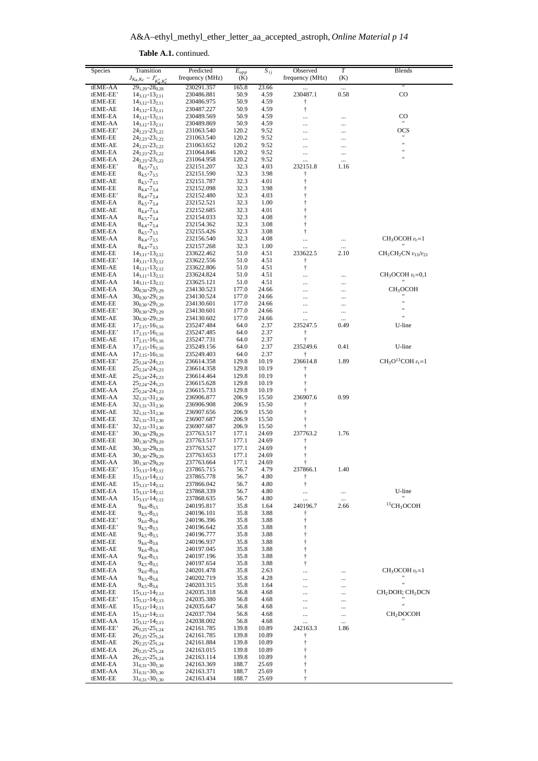**Table A.1.** continued.

| Species | Transition $J_{Ka,Kc} - J'_{K'_a,K'_c}$ | Predicted frequency (MHz) | $E_{upp}$ (K) | $S_{ij}$ | Observed frequency (MHz) | $T$ (K) | Blends |
|---|---|---|---|---|---|---|---|
| tEME-AA | $29_{1,29}$-$28_{0,28}$ | 230291.357 | 165.8 | 23.66 | ... | ... | " |
| tEME-EE' | $14_{3,12}$-$13_{2,11}$ | 230486.881 | 50.9 | 4.59 | 230487.1 | 0.58 | CO |
| tEME-EE | $14_{3,12}$-$13_{2,11}$ | 230486.975 | 50.9 | 4.59 | † | | |
| tEME-AE | $14_{3,12}$-$13_{2,11}$ | 230487.227 | 50.9 | 4.59 | † | | |
| tEME-EA | $14_{3,12}$-$13_{2,11}$ | 230489.569 | 50.9 | 4.59 | ... | ... | CO |
| tEME-AA | $14_{3,12}$-$13_{2,11}$ | 230489.869 | 50.9 | 4.59 | ... | ... | " |
| tEME-EE' | $24_{2,23}$-$23_{1,22}$ | 231063.540 | 120.2 | 9.52 | ... | ... | OCS |
| tEME-EE | $24_{2,23}$-$23_{1,22}$ | 231063.540 | 120.2 | 9.52 | ... | ... | " |
| tEME-AE | $24_{2,23}$-$23_{1,22}$ | 231063.652 | 120.2 | 9.52 | ... | ... | " |
| tEME-EA | $24_{2,23}$-$23_{1,22}$ | 231064.846 | 120.2 | 9.52 | ... | ... | " |
| tEME-EA | $24_{2,23}$-$23_{1,22}$ | 231064.958 | 120.2 | 9.52 | ... | ... | " |
| tEME-EE' | $8_{4,5}$-$7_{3,5}$ | 232151.207 | 32.3 | 4.03 | 232151.8 | 1.16 | |
| tEME-EE | $8_{4,5}$-$7_{3,5}$ | 232151.590 | 32.3 | 3.98 | † | | |
| tEME-AE | $8_{4,5}$-$7_{3,5}$ | 232151.787 | 32.3 | 4.01 | † | | |
| tEME-EE | $8_{4,4}$-$7_{3,4}$ | 232152.098 | 32.3 | 3.98 | † | | |
| tEME-EE' | $8_{4,4}$-$7_{3,4}$ | 232152.480 | 32.3 | 4.03 | † | | |
| tEME-EA | $8_{4,5}$-$7_{3,4}$ | 232152.521 | 32.3 | 1.00 | † | | |
| tEME-AE | $8_{4,4}$-$7_{3,4}$ | 232152.685 | 32.3 | 4.01 | † | | |
| tEME-AA | $8_{4,5}$-$7_{3,4}$ | 232154.033 | 32.3 | 4.08 | † | | |
| tEME-EA | $8_{4,4}$-$7_{3,4}$ | 232154.362 | 32.3 | 3.08 | † | | |
| tEME-EA | $8_{4,5}$-$7_{3,5}$ | 232155.426 | 32.3 | 3.08 | † | | |
| tEME-AA | $8_{4,4}$-$7_{3,5}$ | 232156.540 | 32.3 | 4.08 | ... | ... | $CH_3OCOH$ $v_t$=1 |
| tEME-EA | $8_{4,4}$-$7_{3,5}$ | 232157.268 | 32.3 | 1.00 | ... | ... | " |
| tEME-EE | $14_{3,11}$-$13_{2,12}$ | 233622.462 | 51.0 | 4.51 | 233622.5 | 2.10 | $CH_3CH_2CN$ $v_{13}/v_{21}$ |
| tEME-EE' | $14_{3,11}$-$13_{2,12}$ | 233622.556 | 51.0 | 4.51 | † | | |
| tEME-AE | $14_{3,11}$-$13_{2,12}$ | 233622.806 | 51.0 | 4.51 | † | | |
| tEME-EA | $14_{3,11}$-$13_{2,12}$ | 233624.824 | 51.0 | 4.51 | ... | ... | $CH_3OCOH$ $v_t$=0,1 |
| tEME-AA | $14_{3,11}$-$13_{2,12}$ | 233625.121 | 51.0 | 4.51 | ... | ... | " |
| tEME-EA | $30_{0,30}$-$29_{1,29}$ | 234130.523 | 177.0 | 24.66 | ... | ... | $CH_3OCOH$ |
| tEME-AA | $30_{0,30}$-$29_{1,29}$ | 234130.524 | 177.0 | 24.66 | ... | ... | " |
| tEME-EE | $30_{0,30}$-$29_{1,29}$ | 234130.601 | 177.0 | 24.66 | ... | ... | " |
| tEME-EE' | $30_{0,30}$-$29_{1,29}$ | 234130.601 | 177.0 | 24.66 | ... | ... | " |
| tEME-AE | $30_{0,30}$-$29_{1,29}$ | 234130.602 | 177.0 | 24.66 | ... | ... | " |
| tEME-EE | $17_{2,15}$-$16_{1,16}$ | 235247.484 | 64.0 | 2.37 | 235247.5 | 0.49 | U-line |
| tEME-EE' | $17_{2,15}$-$16_{1,16}$ | 235247.485 | 64.0 | 2.37 | † | | |
| tEME-AE | $17_{2,15}$-$16_{1,16}$ | 235247.731 | 64.0 | 2.37 | † | | |
| tEME-EA | $17_{2,15}$-$16_{1,16}$ | 235249.156 | 64.0 | 2.37 | 235249.6 | 0.41 | U-line |
| tEME-AA | $17_{2,15}$-$16_{1,16}$ | 235249.403 | 64.0 | 2.37 | † | | |
| tEME-EE' | $25_{2,24}$-$24_{1,23}$ | 236614.358 | 129.8 | 10.19 | 236614.8 | 1.89 | $CH_3O^{13}COH$ $v_t$=1 |
| tEME-EE | $25_{2,24}$-$24_{1,23}$ | 236614.358 | 129.8 | 10.19 | † | | |
| tEME-AE | $25_{2,24}$-$24_{1,23}$ | 236614.464 | 129.8 | 10.19 | † | | |
| tEME-EA | $25_{2,24}$-$24_{1,23}$ | 236615.628 | 129.8 | 10.19 | † | | |
| tEME-AA | $25_{2,24}$-$24_{1,23}$ | 236615.733 | 129.8 | 10.19 | † | | |
| tEME-AA | $32_{1,31}$-$31_{2,30}$ | 236906.877 | 206.9 | 15.50 | 236907.6 | 0.99 | |
| tEME-EA | $32_{1,31}$-$31_{2,30}$ | 236906.908 | 206.9 | 15.50 | † | | |
| tEME-AE | $32_{1,31}$-$31_{2,30}$ | 236907.656 | 206.9 | 15.50 | † | | |
| tEME-EE | $32_{1,31}$-$31_{2,30}$ | 236907.687 | 206.9 | 15.50 | † | | |
| tEME-EE' | $32_{1,31}$-$31_{2,30}$ | 236907.687 | 206.9 | 15.50 | † | | |
| tEME-EE' | $30_{1,30}$-$29_{0,29}$ | 237763.517 | 177.1 | 24.69 | 237763.2 | 1.76 | |
| tEME-EE | $30_{1,30}$-$29_{0,29}$ | 237763.517 | 177.1 | 24.69 | † | | |
| tEME-AE | $30_{1,30}$-$29_{0,29}$ | 237763.527 | 177.1 | 24.69 | † | | |
| tEME-EA | $30_{1,30}$-$29_{0,29}$ | 237763.653 | 177.1 | 24.69 | † | | |
| tEME-AA | $30_{1,30}$-$29_{0,29}$ | 237763.664 | 177.1 | 24.69 | † | | |
| tEME-EE' | $15_{3,13}$-$14_{2,12}$ | 237865.715 | 56.7 | 4.79 | 237866.1 | 1.40 | |
| tEME-EE | $15_{3,13}$-$14_{2,12}$ | 237865.778 | 56.7 | 4.80 | † | | |
| tEME-AE | $15_{3,13}$-$14_{2,12}$ | 237866.042 | 56.7 | 4.80 | † | | |
| tEME-EA | $15_{3,13}$-$14_{2,12}$ | 237868.339 | 56.7 | 4.80 | ... | ... | U-line |
| tEME-AA | $15_{3,13}$-$14_{2,12}$ | 237868.635 | 56.7 | 4.80 | ... | ... | " |
| tEME-EA | $9_{4,6}$-$8_{3,5}$ | 240195.817 | 35.8 | 1.64 | 240196.7 | 2.66 | $^{13}CH_3OCOH$ |
| tEME-EE | $9_{4,5}$-$8_{3,5}$ | 240196.101 | 35.8 | 3.88 | † | | |
| tEME-EE' | $9_{4,6}$-$8_{3,6}$ | 240196.396 | 35.8 | 3.88 | † | | |
| tEME-EE' | $9_{4,5}$-$8_{3,5}$ | 240196.642 | 35.8 | 3.88 | † | | |
| tEME-AE | $9_{4,5}$-$8_{3,5}$ | 240196.777 | 35.8 | 3.88 | † | | |
| tEME-EE | $9_{4,6}$-$8_{3,6}$ | 240196.937 | 35.8 | 3.88 | † | | |
| tEME-AE | $9_{4,6}$-$8_{3,6}$ | 240197.045 | 35.8 | 3.88 | † | | |
| tEME-AA | $9_{4,6}$-$8_{3,5}$ | 240197.196 | 35.8 | 3.88 | † | | |
| tEME-EA | $9_{4,5}$-$8_{3,5}$ | 240197.654 | 35.8 | 3.88 | † | | |
| tEME-EA | $9_{4,6}$-$8_{3,6}$ | 240201.478 | 35.8 | 2.63 | ... | ... | $CH_3OCOH$ $v_t$=1 |
| tEME-AA | $9_{4,5}$-$8_{3,6}$ | 240202.719 | 35.8 | 4.28 | ... | ... | " |
| tEME-EA | $9_{4,5}$-$8_{3,6}$ | 240203.315 | 35.8 | 1.64 | ... | ... | " |
| tEME-EE | $15_{3,12}$-$14_{2,13}$ | 242035.318 | 56.8 | 4.68 | ... | ... | $CH_2DOH$; $CH_2DCN$ |
| tEME-EE' | $15_{3,12}$-$14_{2,13}$ | 242035.380 | 56.8 | 4.68 | ... | ... | " |
| tEME-AE | $15_{3,12}$-$14_{2,13}$ | 242035.647 | 56.8 | 4.68 | ... | ... | " |
| tEME-EA | $15_{3,12}$-$14_{2,13}$ | 242037.704 | 56.8 | 4.68 | ... | ... | $CH_2DOCOH$ |
| tEME-AA | $15_{3,12}$-$14_{2,13}$ | 242038.002 | 56.8 | 4.68 | ... | ... | " |
| tEME-EE' | $26_{2,25}$-$25_{1,24}$ | 242161.785 | 139.8 | 10.89 | 242163.3 | 1.86 | |
| tEME-EE | $26_{2,25}$-$25_{1,24}$ | 242161.785 | 139.8 | 10.89 | † | | |
| tEME-AE | $26_{2,25}$-$25_{1,24}$ | 242161.884 | 139.8 | 10.89 | † | | |
| tEME-EA | $26_{2,25}$-$25_{1,24}$ | 242163.015 | 139.8 | 10.89 | † | | |
| tEME-AA | $26_{2,25}$-$25_{1,24}$ | 242163.114 | 139.8 | 10.89 | † | | |
| tEME-EA | $31_{0,31}$-$30_{1,30}$ | 242163.369 | 188.7 | 25.69 | † | | |
| tEME-AA | $31_{0,31}$-$30_{1,30}$ | 242163.371 | 188.7 | 25.69 | † | | |
| tEME-EE | $31_{0,31}$-$30_{1,30}$ | 242163.434 | 188.7 | 25.69 | † | | |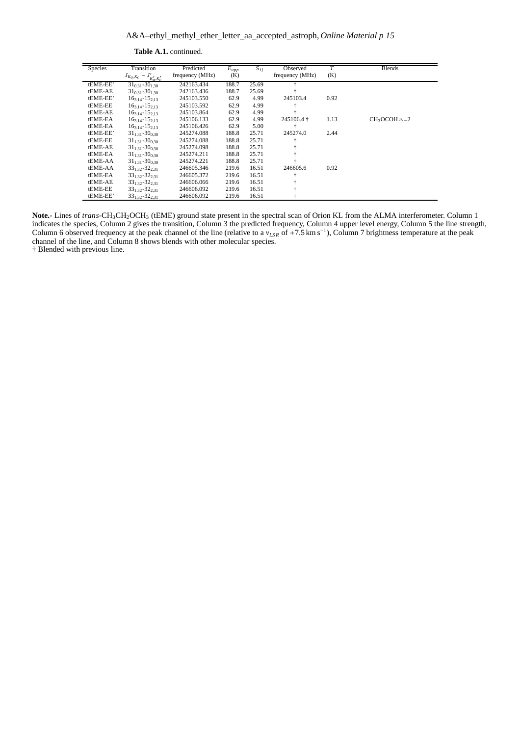**Table A.1.** continued.

| Species | Transition $J_{K_a,K_c} - J'_{K'_a,K'_c}$ | Predicted frequency (MHz) | $E_{upp}$ (K) | $S_{ij}$ | Observed frequency (MHz) | $T$ (K) | Blends |
|---|---|---|---|---|---|---|---|
| tEME-EE' | $31_{0,31}$-$30_{1,30}$ | 242163.434 | 188.7 | 25.69 | † | | |
| tEME-AE | $31_{0,31}$-$30_{1,30}$ | 242163.436 | 188.7 | 25.69 | † | | |
| tEME-EE' | $16_{3,14}$-$15_{2,13}$ | 245103.550 | 62.9 | 4.99 | 245103.4 | 0.92 | |
| tEME-EE | $16_{3,14}$-$15_{2,13}$ | 245103.592 | 62.9 | 4.99 | † | | |
| tEME-AE | $16_{3,14}$-$15_{2,13}$ | 245103.864 | 62.9 | 4.99 | † | | |
| tEME-EA | $16_{3,14}$-$15_{2,13}$ | 245106.133 | 62.9 | 4.99 | 245106.4 † | 1.13 | $CH_3OCOH$ $v_t$=2 |
| tEME-EA | $16_{3,14}$-$15_{2,13}$ | 245106.426 | 62.9 | 5.00 | † | | |
| tEME-EE' | $31_{1,31}$-$30_{0,30}$ | 245274.088 | 188.8 | 25.71 | 245274.0 | 2.44 | |
| tEME-EE | $31_{1,31}$-$30_{0,30}$ | 245274.088 | 188.8 | 25.71 | † | | |
| tEME-AE | $31_{1,31}$-$30_{0,30}$ | 245274.098 | 188.8 | 25.71 | † | | |
| tEME-EA | $31_{1,31}$-$30_{0,30}$ | 245274.211 | 188.8 | 25.71 | † | | |
| tEME-AA | $31_{1,31}$-$30_{0,30}$ | 245274.221 | 188.8 | 25.71 | † | | |
| tEME-AA | $33_{1,32}$-$32_{2,31}$ | 246605.346 | 219.6 | 16.51 | 246605.6 | 0.92 | |
| tEME-EA | $33_{1,32}$-$32_{2,31}$ | 246605.372 | 219.6 | 16.51 | † | | |
| tEME-AE | $33_{1,32}$-$32_{2,31}$ | 246606.066 | 219.6 | 16.51 | † | | |
| tEME-EE | $33_{1,32}$-$32_{2,31}$ | 246606.092 | 219.6 | 16.51 | † | | |
| tEME-EE' | $33_{1,32}$-$32_{2,31}$ | 246606.092 | 219.6 | 16.51 | † | | |

**Note.-** Lines of *trans*-$CH_3CH_2OCH_3$ (tEME) ground state present in the spectral scan of Orion KL from the ALMA interferometer. Column 1 indicates the species, Column 2 gives the transition, Column 3 the predicted frequency, Column 4 upper level energy, Column 5 the line strength, Column 6 observed frequency at the peak channel of the line (relative to a $v_{LSR}$ of +7.5 km s$^{-1}$), Column 7 brightness temperature at the peak channel of the line, and Column 8 shows blends with other molecular species.
† Blended with previous line.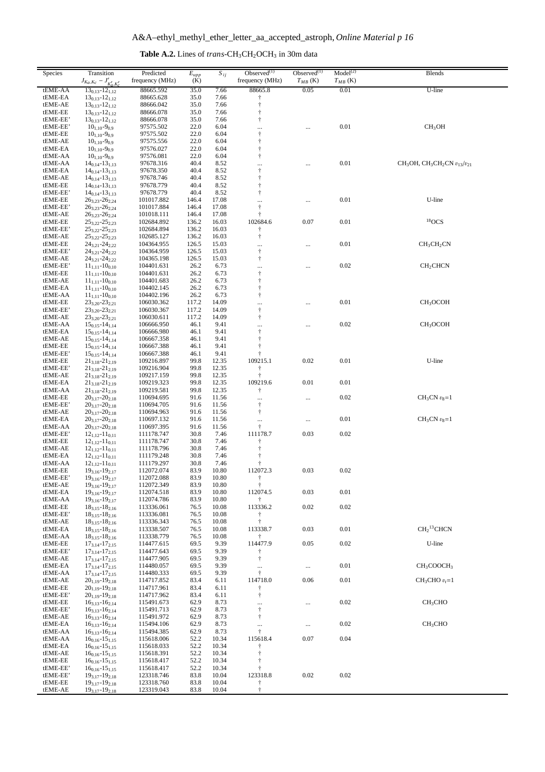**Table A.2.** Lines of *trans*-$CH_3CH_2OCH_3$ in 30m data

| Species | Transition $J_{K_a,K_c} - J'_{K'_a,K'_c}$ | Predicted frequency (MHz) | $E_{upp}$ (K) | $S_{ij}$ | Observed[(1)] frequency (MHz) | Observed[(1)] $T_{MB}$ (K) | Model[(2)] $T_{MB}$ (K) | Blends |
|---|---|---|---|---|---|---|---|---|
| tEME-AA | $13_{0,13}$-$12_{1,12}$ | 88665.592 | 35.0 | 7.66 | 88665.8 | 0.05 | 0.01 | U-line |
| tEME-EA | $13_{0,13}$-$12_{1,12}$ | 88665.628 | 35.0 | 7.66 | † | | | |
| tEME-AE | $13_{0,13}$-$12_{1,12}$ | 88666.042 | 35.0 | 7.66 | † | | | |
| tEME-EE | $13_{0,13}$-$12_{1,12}$ | 88666.078 | 35.0 | 7.66 | † | | | |
| tEME-EE' | $13_{0,13}$-$12_{1,12}$ | 88666.078 | 35.0 | 7.66 | † | | | |
| tEME-EE' | $10_{1,10}$-$9_{0,9}$ | 97575.502 | 22.0 | 6.04 | ... | ... | 0.01 | $CH_3OH$ |
| tEME-EE | $10_{1,10}$-$9_{0,9}$ | 97575.502 | 22.0 | 6.04 | † | | | |
| tEME-AE | $10_{1,10}$-$9_{0,9}$ | 97575.556 | 22.0 | 6.04 | † | | | |
| tEME-EA | $10_{1,10}$-$9_{0,9}$ | 97576.027 | 22.0 | 6.04 | † | | | |
| tEME-AA | $10_{1,10}$-$9_{0,9}$ | 97576.081 | 22.0 | 6.04 | † | | | |
| tEME-AA | $14_{0,14}$-$13_{1,13}$ | 97678.316 | 40.4 | 8.52 | ... | ... | 0.01 | $CH_3OH$, $CH_3CH_2CN$ $v_{13}/v_{21}$ |
| tEME-EA | $14_{0,14}$-$13_{1,13}$ | 97678.350 | 40.4 | 8.52 | † | | | |
| tEME-AE | $14_{0,14}$-$13_{1,13}$ | 97678.746 | 40.4 | 8.52 | † | | | |
| tEME-EE | $14_{0,14}$-$13_{1,13}$ | 97678.779 | 40.4 | 8.52 | † | | | |
| tEME-EE' | $14_{0,14}$-$13_{1,13}$ | 97678.779 | 40.4 | 8.52 | † | | | |
| tEME-EE | $26_{3,23}$-$26_{2,24}$ | 101017.882 | 146.4 | 17.08 | ... | ... | 0.01 | U-line |
| tEME-EE' | $26_{3,23}$-$26_{2,24}$ | 101017.884 | 146.4 | 17.08 | † | | | |
| tEME-AE | $26_{3,23}$-$26_{2,24}$ | 101018.111 | 146.4 | 17.08 | † | | | |
| tEME-EE | $25_{3,22}$-$25_{2,23}$ | 102684.892 | 136.2 | 16.03 | 102684.6 | 0.07 | 0.01 | $^{18}OCS$ |
| tEME-EE' | $25_{3,22}$-$25_{2,23}$ | 102684.894 | 136.2 | 16.03 | † | | | |
| tEME-AE | $25_{3,22}$-$25_{2,23}$ | 102685.127 | 136.2 | 16.03 | † | | | |
| tEME-EE | $24_{3,21}$-$24_{2,22}$ | 104364.955 | 126.5 | 15.03 | ... | ... | 0.01 | $CH_3CH_2CN$ |
| tEME-EE' | $24_{3,21}$-$24_{2,22}$ | 104364.959 | 126.5 | 15.03 | † | | | |
| tEME-AE | $24_{3,21}$-$24_{2,22}$ | 104365.198 | 126.5 | 15.03 | † | | | |
| tEME-EE' | $11_{1,11}$-$10_{0,10}$ | 104401.631 | 26.2 | 6.73 | ... | ... | 0.02 | $CH_2CHCN$ |
| tEME-EE | $11_{1,11}$-$10_{0,10}$ | 104401.631 | 26.2 | 6.73 | † | | | |
| tEME-AE | $11_{1,11}$-$10_{0,10}$ | 104401.683 | 26.2 | 6.73 | † | | | |
| tEME-EA | $11_{1,11}$-$10_{0,10}$ | 104402.145 | 26.2 | 6.73 | † | | | |
| tEME-AA | $11_{1,11}$-$10_{0,10}$ | 104402.196 | 26.2 | 6.73 | † | | | |
| tEME-EE | $23_{3,20}$-$23_{2,21}$ | 106030.362 | 117.2 | 14.09 | ... | ... | 0.01 | $CH_3OCOH$ |
| tEME-EE' | $23_{3,20}$-$23_{2,21}$ | 106030.367 | 117.2 | 14.09 | † | | | |
| tEME-AE | $23_{3,20}$-$23_{2,21}$ | 106030.611 | 117.2 | 14.09 | † | | | |
| tEME-AA | $15_{0,15}$-$14_{1,14}$ | 106666.950 | 46.1 | 9.41 | ... | ... | 0.02 | $CH_3OCOH$ |
| tEME-EA | $15_{0,15}$-$14_{1,14}$ | 106666.980 | 46.1 | 9.41 | † | | | |
| tEME-AE | $15_{0,15}$-$14_{1,14}$ | 106667.358 | 46.1 | 9.41 | † | | | |
| tEME-EE | $15_{0,15}$-$14_{1,14}$ | 106667.388 | 46.1 | 9.41 | † | | | |
| tEME-EE' | $15_{0,15}$-$14_{1,14}$ | 106667.388 | 46.1 | 9.41 | † | | | |
| tEME-EE | $21_{3,18}$-$21_{2,19}$ | 109216.897 | 99.8 | 12.35 | 109215.1 | 0.02 | 0.01 | U-line |
| tEME-EE' | $21_{3,18}$-$21_{2,19}$ | 109216.904 | 99.8 | 12.35 | † | | | |
| tEME-AE | $21_{3,18}$-$21_{2,19}$ | 109217.159 | 99.8 | 12.35 | † | | | |
| tEME-EA | $21_{3,18}$-$21_{2,19}$ | 109219.323 | 99.8 | 12.35 | 109219.6 | 0.01 | 0.01 | |
| tEME-AA | $21_{3,18}$-$21_{2,19}$ | 109219.581 | 99.8 | 12.35 | † | | | |
| tEME-EE | $20_{3,17}$-$20_{2,18}$ | 110694.695 | 91.6 | 11.56 | ... | ... | 0.02 | $CH_3CN$ $v_8$=1 |
| tEME-EE' | $20_{3,17}$-$20_{2,18}$ | 110694.705 | 91.6 | 11.56 | † | | | |
| tEME-AE | $20_{3,17}$-$20_{2,18}$ | 110694.963 | 91.6 | 11.56 | † | | | |
| tEME-EA | $20_{3,17}$-$20_{2,18}$ | 110697.132 | 91.6 | 11.56 | ... | ... | 0.01 | $CH_3CN$ $v_8$=1 |
| tEME-AA | $20_{3,17}$-$20_{2,18}$ | 110697.395 | 91.6 | 11.56 | † | | | |
| tEME-EE' | $12_{1,12}$-$11_{0,11}$ | 111178.747 | 30.8 | 7.46 | 111178.7 | 0.03 | 0.02 | |
| tEME-EE | $12_{1,12}$-$11_{0,11}$ | 111178.747 | 30.8 | 7.46 | † | | | |
| tEME-AE | $12_{1,12}$-$11_{0,11}$ | 111178.796 | 30.8 | 7.46 | † | | | |
| tEME-EA | $12_{1,12}$-$11_{0,11}$ | 111179.248 | 30.8 | 7.46 | † | | | |
| tEME-AA | $12_{1,12}$-$11_{0,11}$ | 111179.297 | 30.8 | 7.46 | † | | | |
| tEME-EE | $19_{3,16}$-$19_{2,17}$ | 112072.074 | 83.9 | 10.80 | 112072.3 | 0.03 | 0.02 | |
| tEME-EE' | $19_{3,16}$-$19_{2,17}$ | 112072.088 | 83.9 | 10.80 | † | | | |
| tEME-AE | $19_{3,16}$-$19_{2,17}$ | 112072.349 | 83.9 | 10.80 | † | | | |
| tEME-EA | $19_{3,16}$-$19_{2,17}$ | 112074.518 | 83.9 | 10.80 | 112074.5 | 0.03 | 0.01 | |
| tEME-AA | $19_{3,16}$-$19_{2,17}$ | 112074.786 | 83.9 | 10.80 | † | | | |
| tEME-EE | $18_{3,15}$-$18_{2,16}$ | 113336.061 | 76.5 | 10.08 | 113336.2 | 0.02 | 0.02 | |
| tEME-EE' | $18_{3,15}$-$18_{2,16}$ | 113336.081 | 76.5 | 10.08 | † | | | |
| tEME-AE | $18_{3,15}$-$18_{2,16}$ | 113336.343 | 76.5 | 10.08 | † | | | |
| tEME-EA | $18_{3,15}$-$18_{2,16}$ | 113338.507 | 76.5 | 10.08 | 113338.7 | 0.03 | 0.01 | $CH_2{}^{13}CHCN$ |
| tEME-AA | $18_{3,15}$-$18_{2,16}$ | 113338.779 | 76.5 | 10.08 | † | | | |
| tEME-EE | $17_{3,14}$-$17_{2,15}$ | 114477.615 | 69.5 | 9.39 | 114477.9 | 0.05 | 0.02 | U-line |
| tEME-EE' | $17_{3,14}$-$17_{2,15}$ | 114477.643 | 69.5 | 9.39 | † | | | |
| tEME-AE | $17_{3,14}$-$17_{2,15}$ | 114477.905 | 69.5 | 9.39 | † | | | |
| tEME-EA | $17_{3,14}$-$17_{2,15}$ | 114480.057 | 69.5 | 9.39 | ... | ... | 0.01 | $CH_3COOCH_3$ |
| tEME-AA | $17_{3,14}$-$17_{2,15}$ | 114480.333 | 69.5 | 9.39 | † | | | |
| tEME-AE | $20_{1,19}$-$19_{2,18}$ | 114717.852 | 83.4 | 6.11 | 114718.0 | 0.06 | 0.01 | $CH_3CHO$ $v_t$=1 |
| tEME-EE | $20_{1,19}$-$19_{2,18}$ | 114717.961 | 83.4 | 6.11 | † | | | |
| tEME-EE' | $20_{1,19}$-$19_{2,18}$ | 114717.962 | 83.4 | 6.11 | † | | | |
| tEME-EE | $16_{3,13}$-$16_{2,14}$ | 115491.673 | 62.9 | 8.73 | ... | ... | 0.02 | $CH_3CHO$ |
| tEME-EE' | $16_{3,13}$-$16_{2,14}$ | 115491.713 | 62.9 | 8.73 | † | | | |
| tEME-AE | $16_{3,13}$-$16_{2,14}$ | 115491.972 | 62.9 | 8.73 | † | | | |
| tEME-EA | $16_{3,13}$-$16_{2,14}$ | 115494.106 | 62.9 | 8.73 | ... | ... | 0.02 | $CH_3CHO$ |
| tEME-AA | $16_{3,13}$-$16_{2,14}$ | 115494.385 | 62.9 | 8.73 | † | | | |
| tEME-AA | $16_{0,16}$-$15_{1,15}$ | 115618.006 | 52.2 | 10.34 | 115618.4 | 0.07 | 0.04 | |
| tEME-EA | $16_{0,16}$-$15_{1,15}$ | 115618.033 | 52.2 | 10.34 | † | | | |
| tEME-AE | $16_{0,16}$-$15_{1,15}$ | 115618.391 | 52.2 | 10.34 | † | | | |
| tEME-EE | $16_{0,16}$-$15_{1,15}$ | 115618.417 | 52.2 | 10.34 | † | | | |
| tEME-EE' | $16_{0,16}$-$15_{1,15}$ | 115618.417 | 52.2 | 10.34 | † | | | |
| tEME-EE' | $19_{3,17}$-$19_{2,18}$ | 123318.746 | 83.8 | 10.04 | 123318.8 | 0.02 | 0.02 | |
| tEME-EE | $19_{3,17}$-$19_{2,18}$ | 123318.760 | 83.8 | 10.04 | † | | | |
| tEME-AE | $19_{3,17}$-$19_{2,18}$ | 123319.043 | 83.8 | 10.04 | † | | | |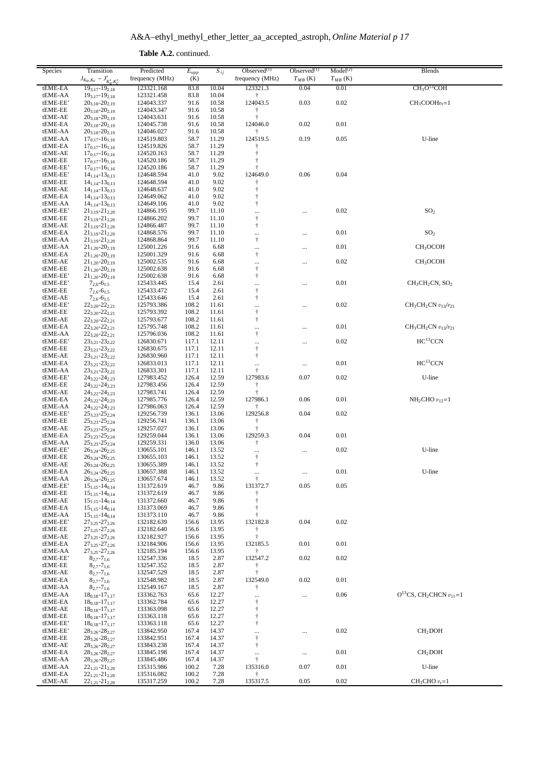**Table A.2.** continued.

| Species | Transition $J_{K_a,K_c} - J'_{K'_a,K'_c}$ | Predicted frequency (MHz) | $E_{upp}$ (K) | $S_{ij}$ | Observed[(1)] frequency (MHz) | Observed[(1)] $T_{MB}$ (K) | Model[(2)] $T_{MB}$ (K) | Blends |
|---|---|---|---|---|---|---|---|---|
| tEME-EA | $19_{3,17}$-$19_{2,18}$ | 123321.168 | 83.8 | 10.04 | 123321.3 | 0.04 | 0.01 | $CH_3O^{13}COH$ |
| tEME-AA | $19_{3,17}$-$19_{2,18}$ | 123321.458 | 83.8 | 10.04 | † | | | |
| tEME-EE' | $20_{3,18}$-$20_{2,19}$ | 124043.337 | 91.6 | 10.58 | 124043.5 | 0.03 | 0.02 | $CH_3COOH v_t$=1 |
| tEME-EE | $20_{3,18}$-$20_{2,19}$ | 124043.347 | 91.6 | 10.58 | † | | | |
| tEME-AE | $20_{3,18}$-$20_{2,19}$ | 124043.631 | 91.6 | 10.58 | † | | | |
| tEME-EA | $20_{3,18}$-$20_{2,19}$ | 124045.738 | 91.6 | 10.58 | 124046.0 | 0.02 | 0.01 | |
| tEME-AA | $20_{3,18}$-$20_{2,19}$ | 124046.027 | 91.6 | 10.58 | † | | | |
| tEME-AA | $17_{0,17}$-$16_{1,16}$ | 124519.803 | 58.7 | 11.29 | 124519.5 | 0.19 | 0.05 | U-line |
| tEME-EA | $17_{0,17}$-$16_{1,16}$ | 124519.826 | 58.7 | 11.29 | † | | | |
| tEME-AE | $17_{0,17}$-$16_{1,16}$ | 124520.163 | 58.7 | 11.29 | † | | | |
| tEME-EE | $17_{0,17}$-$16_{1,16}$ | 124520.186 | 58.7 | 11.29 | † | | | |
| tEME-EE' | $17_{0,17}$-$16_{1,16}$ | 124520.186 | 58.7 | 11.29 | † | | | |
| tEME-EE' | $14_{1,14}$-$13_{0,13}$ | 124648.594 | 41.0 | 9.02 | 124649.0 | 0.06 | 0.04 | |
| tEME-EE | $14_{1,14}$-$13_{0,13}$ | 124648.594 | 41.0 | 9.02 | † | | | |
| tEME-AE | $14_{1,14}$-$13_{0,13}$ | 124648.637 | 41.0 | 9.02 | † | | | |
| tEME-EA | $14_{1,14}$-$13_{0,13}$ | 124649.062 | 41.0 | 9.02 | † | | | |
| tEME-AA | $14_{1,14}$-$13_{0,13}$ | 124649.106 | 41.0 | 9.02 | † | | | |
| tEME-EE' | $21_{3,19}$-$21_{2,20}$ | 124866.195 | 99.7 | 11.10 | ... | ... | 0.02 | $SO_2$ |
| tEME-EE | $21_{3,19}$-$21_{2,20}$ | 124866.202 | 99.7 | 11.10 | † | | | |
| tEME-AE | $21_{3,19}$-$21_{2,20}$ | 124866.487 | 99.7 | 11.10 | † | | | |
| tEME-EA | $21_{3,19}$-$21_{2,20}$ | 124868.576 | 99.7 | 11.10 | ... | ... | 0.01 | $SO_2$ |
| tEME-AA | $21_{3,19}$-$21_{2,20}$ | 124868.864 | 99.7 | 11.10 | † | | | |
| tEME-AA | $21_{1,20}$-$20_{2,19}$ | 125001.226 | 91.6 | 6.68 | ... | ... | 0.01 | $CH_3OCOH$ |
| tEME-EA | $21_{1,20}$-$20_{2,19}$ | 125001.329 | 91.6 | 6.68 | † | | | |
| tEME-AE | $21_{1,20}$-$20_{2,19}$ | 125002.535 | 91.6 | 6.68 | ... | ... | 0.02 | $CH_3OCOH$ |
| tEME-EE | $21_{1,20}$-$20_{2,19}$ | 125002.638 | 91.6 | 6.68 | † | | | |
| tEME-EE' | $21_{1,20}$-$20_{2,19}$ | 125002.638 | 91.6 | 6.68 | † | | | |
| tEME-EE' | $7_{2,6}$-$6_{1,5}$ | 125433.445 | 15.4 | 2.61 | ... | ... | 0.01 | $CH_3CH_2CN$, $SO_2$ |
| tEME-EE | $7_{2,6}$-$6_{1,5}$ | 125433.472 | 15.4 | 2.61 | † | | | |
| tEME-AE | $7_{2,6}$-$6_{1,5}$ | 125433.646 | 15.4 | 2.61 | † | | | |
| tEME-EE' | $22_{3,20}$-$22_{2,21}$ | 125793.386 | 108.2 | 11.61 | ... | ... | 0.02 | $CH_3CH_2CN$ $v_{13}/v_{21}$ |
| tEME-EE | $22_{3,20}$-$22_{2,21}$ | 125793.392 | 108.2 | 11.61 | † | | | |
| tEME-AE | $22_{3,20}$-$22_{2,21}$ | 125793.677 | 108.2 | 11.61 | † | | | |
| tEME-EA | $22_{3,20}$-$22_{2,21}$ | 125795.748 | 108.2 | 11.61 | ... | ... | 0.01 | $CH_3CH_2CN$ $v_{13}/v_{21}$ |
| tEME-AA | $22_{3,20}$-$22_{2,21}$ | 125796.036 | 108.2 | 11.61 | † | | | |
| tEME-EE' | $23_{3,21}$-$23_{2,22}$ | 126830.671 | 117.1 | 12.11 | ... | ... | 0.02 | $HC^{13}CCN$ |
| tEME-EE | $23_{3,21}$-$23_{2,22}$ | 126830.675 | 117.1 | 12.11 | † | | | |
| tEME-AE | $23_{3,21}$-$23_{2,22}$ | 126830.960 | 117.1 | 12.11 | † | | | |
| tEME-EA | $23_{3,21}$-$23_{2,22}$ | 126833.013 | 117.1 | 12.11 | ... | ... | 0.01 | $HC^{13}CCN$ |
| tEME-AA | $23_{3,21}$-$23_{2,22}$ | 126833.301 | 117.1 | 12.11 | † | | | |
| tEME-EE' | $24_{3,22}$-$24_{2,23}$ | 127983.452 | 126.4 | 12.59 | 127983.6 | 0.07 | 0.02 | U-line |
| tEME-EE | $24_{3,22}$-$24_{2,23}$ | 127983.456 | 126.4 | 12.59 | † | | | |
| tEME-AE | $24_{3,22}$-$24_{2,23}$ | 127983.741 | 126.4 | 12.59 | † | | | |
| tEME-EA | $24_{3,22}$-$24_{2,23}$ | 127985.776 | 126.4 | 12.59 | 127986.1 | 0.06 | 0.01 | $NH_2CHO$ $v_{12}$=1 |
| tEME-AA | $24_{3,22}$-$24_{2,23}$ | 127986.063 | 126.4 | 12.59 | † | | | |
| tEME-EE' | $25_{3,23}$-$25_{2,24}$ | 129256.739 | 136.1 | 13.06 | 129256.8 | 0.04 | 0.02 | |
| tEME-EE | $25_{3,23}$-$25_{2,24}$ | 129256.741 | 136.1 | 13.06 | † | | | |
| tEME-AE | $25_{3,23}$-$25_{2,24}$ | 129257.027 | 136.1 | 13.06 | † | | | |
| tEME-EA | $25_{3,23}$-$25_{2,24}$ | 129259.044 | 136.1 | 13.06 | 129259.3 | 0.04 | 0.01 | |
| tEME-AA | $25_{3,23}$-$25_{2,24}$ | 129259.331 | 136.0 | 13.06 | † | | | |
| tEME-EE' | $26_{3,24}$-$26_{2,25}$ | 130655.101 | 146.1 | 13.52 | ... | ... | 0.02 | U-line |
| tEME-EE | $26_{3,24}$-$26_{2,25}$ | 130655.103 | 146.1 | 13.52 | † | | | |
| tEME-AE | $26_{3,24}$-$26_{2,25}$ | 130655.389 | 146.1 | 13.52 | † | | | |
| tEME-EA | $26_{3,24}$-$26_{2,25}$ | 130657.388 | 146.1 | 13.52 | ... | ... | 0.01 | U-line |
| tEME-AA | $26_{3,24}$-$26_{2,25}$ | 130657.674 | 146.1 | 13.52 | † | | | |
| tEME-EE' | $15_{1,15}$-$14_{0,14}$ | 131372.619 | 46.7 | 9.86 | 131372.7 | 0.05 | 0.05 | |
| tEME-EE | $15_{1,15}$-$14_{0,14}$ | 131372.619 | 46.7 | 9.86 | † | | | |
| tEME-AE | $15_{1,15}$-$14_{0,14}$ | 131372.660 | 46.7 | 9.86 | † | | | |
| tEME-EA | $15_{1,15}$-$14_{0,14}$ | 131373.069 | 46.7 | 9.86 | † | | | |
| tEME-AA | $15_{1,15}$-$14_{0,14}$ | 131373.110 | 46.7 | 9.86 | † | | | |
| tEME-EE' | $27_{3,25}$-$27_{2,26}$ | 132182.639 | 156.6 | 13.95 | 132182.8 | 0.04 | 0.02 | |
| tEME-EE | $27_{3,25}$-$27_{2,26}$ | 132182.640 | 156.6 | 13.95 | † | | | |
| tEME-AE | $27_{3,25}$-$27_{2,26}$ | 132182.927 | 156.6 | 13.95 | † | | | |
| tEME-EA | $27_{3,25}$-$27_{2,26}$ | 132184.906 | 156.6 | 13.95 | 132185.5 | 0.01 | 0.01 | |
| tEME-AA | $27_{3,25}$-$27_{2,26}$ | 132185.194 | 156.6 | 13.95 | † | | | |
| tEME-EE' | $8_{2,7}$-$7_{1,6}$ | 132547.336 | 18.5 | 2.87 | 132547.2 | 0.02 | 0.02 | |
| tEME-EE | $8_{2,7}$-$7_{1,6}$ | 132547.352 | 18.5 | 2.87 | † | | | |
| tEME-AE | $8_{2,7}$-$7_{1,6}$ | 132547.529 | 18.5 | 2.87 | † | | | |
| tEME-EA | $8_{2,7}$-$7_{1,6}$ | 132548.982 | 18.5 | 2.87 | 132549.0 | 0.02 | 0.01 | |
| tEME-AA | $8_{2,7}$-$7_{1,6}$ | 132549.167 | 18.5 | 2.87 | † | | | |
| tEME-AA | $18_{0,18}$-$17_{1,17}$ | 133362.763 | 65.6 | 12.27 | ... | ... | 0.06 | $O^{13}CS$, $CH_2CHCN$ $v_{11}$=1 |
| tEME-EA | $18_{0,18}$-$17_{1,17}$ | 133362.784 | 65.6 | 12.27 | † | | | |
| tEME-AE | $18_{0,18}$-$17_{1,17}$ | 133363.098 | 65.6 | 12.27 | † | | | |
| tEME-EE | $18_{0,18}$-$17_{1,17}$ | 133363.118 | 65.6 | 12.27 | † | | | |
| tEME-EE' | $18_{0,18}$-$17_{1,17}$ | 133363.118 | 65.6 | 12.27 | † | | | |
| tEME-EE' | $28_{3,26}$-$28_{2,27}$ | 133842.950 | 167.4 | 14.37 | ... | ... | 0.02 | $CH_2DOH$ |
| tEME-EE | $28_{3,26}$-$28_{2,27}$ | 133842.951 | 167.4 | 14.37 | † | | | |
| tEME-AE | $28_{3,26}$-$28_{2,27}$ | 133843.238 | 167.4 | 14.37 | † | | | |
| tEME-EA | $28_{3,26}$-$28_{2,27}$ | 133845.198 | 167.4 | 14.37 | ... | ... | 0.01 | $CH_2DOH$ |
| tEME-AA | $28_{3,26}$-$28_{2,27}$ | 133845.486 | 167.4 | 14.37 | † | | | |
| tEME-AA | $22_{1,21}$-$21_{2,20}$ | 135315.986 | 100.2 | 7.28 | 135316.0 | 0.07 | 0.01 | U-line |
| tEME-EA | $22_{1,21}$-$21_{2,20}$ | 135316.082 | 100.2 | 7.28 | † | | | |
| tEME-AE | $22_{1,21}$-$21_{2,20}$ | 135317.259 | 100.2 | 7.28 | 135317.5 | 0.05 | 0.02 | $CH_3CHO$ $v_t$=1 |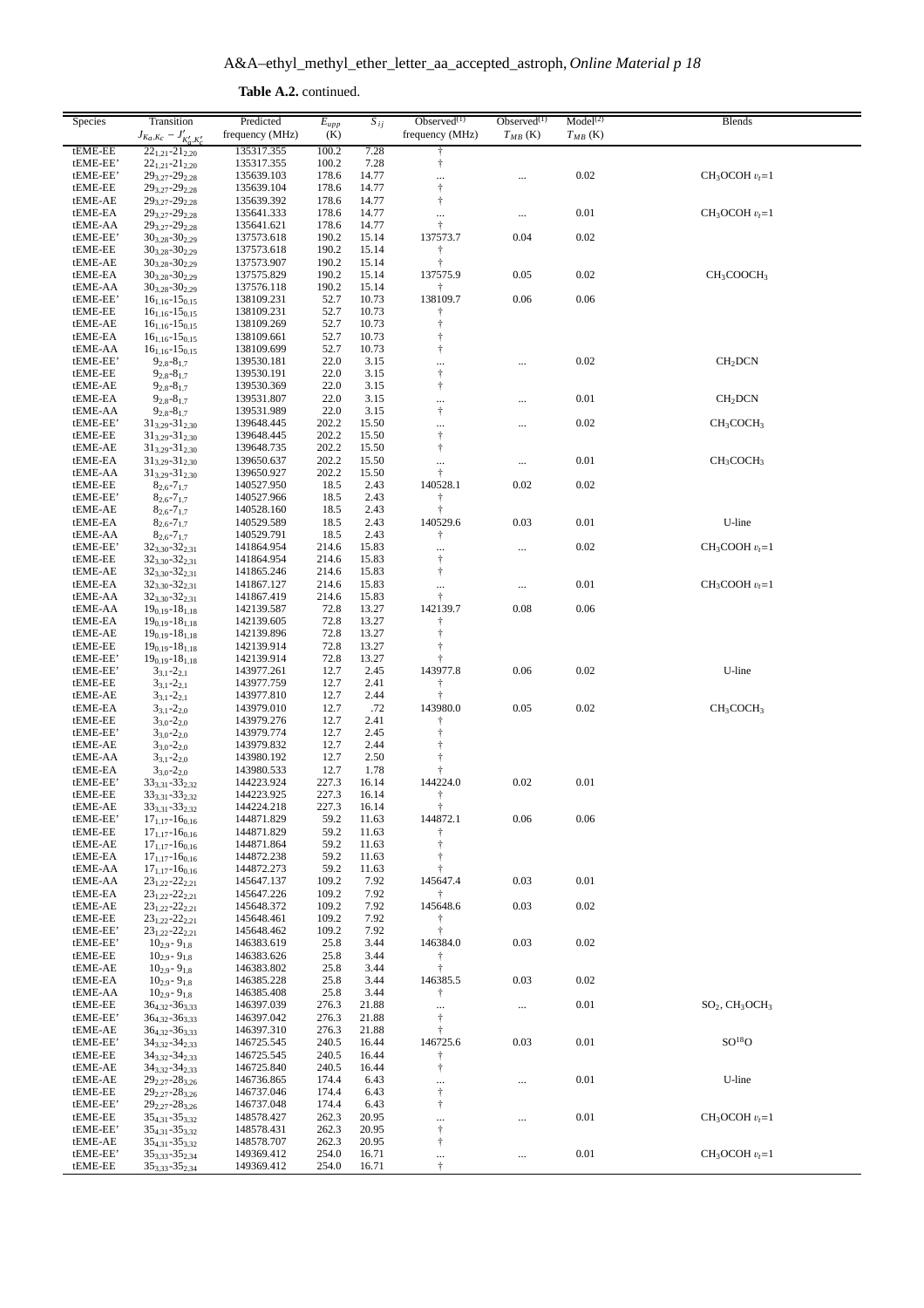**Table A.2.** continued.

| Species | Transition $J_{Ka,Kc} - J'_{K'_a,K'_c}$ | Predicted frequency (MHz) | $E_{upp}$ (K) | $S_{ij}$ | Observed[(1)] frequency (MHz) | Observed[(1)] $T_{MB}$ (K) | Model[(2)] $T_{MB}$ (K) | Blends |
|---|---|---|---|---|---|---|---|---|
| tEME-EE | $22_{1,21}$-$21_{2,20}$ | 135317.355 | 100.2 | 7.28 | † | | | |
| tEME-EE' | $22_{1,21}$-$21_{2,20}$ | 135317.355 | 100.2 | 7.28 | † | | | |
| tEME-EE' | $29_{3,27}$-$29_{2,28}$ | 135639.103 | 178.6 | 14.77 | ... | ... | 0.02 | $CH_3OCOH$ $v_t$=1 |
| tEME-EE | $29_{3,27}$-$29_{2,28}$ | 135639.104 | 178.6 | 14.77 | † | | | |
| tEME-AE | $29_{3,27}$-$29_{2,28}$ | 135639.392 | 178.6 | 14.77 | † | | | |
| tEME-EA | $29_{3,27}$-$29_{2,28}$ | 135641.333 | 178.6 | 14.77 | ... | ... | 0.01 | $CH_3OCOH$ $v_t$=1 |
| tEME-AA | $29_{3,27}$-$29_{2,28}$ | 135641.621 | 178.6 | 14.77 | † | | | |
| tEME-EE' | $30_{3,28}$-$30_{2,29}$ | 137573.618 | 190.2 | 15.14 | 137573.7 | 0.04 | 0.02 | |
| tEME-EE | $30_{3,28}$-$30_{2,29}$ | 137573.618 | 190.2 | 15.14 | † | | | |
| tEME-AE | $30_{3,28}$-$30_{2,29}$ | 137573.907 | 190.2 | 15.14 | † | | | |
| tEME-EA | $30_{3,28}$-$30_{2,29}$ | 137575.829 | 190.2 | 15.14 | 137575.9 | 0.05 | 0.02 | $CH_3COOCH_3$ |
| tEME-AA | $30_{3,28}$-$30_{2,29}$ | 137576.118 | 190.2 | 15.14 | † | | | |
| tEME-EE' | $16_{1,16}$-$15_{0,15}$ | 138109.231 | 52.7 | 10.73 | 138109.7 | 0.06 | 0.06 | |
| tEME-EE | $16_{1,16}$-$15_{0,15}$ | 138109.231 | 52.7 | 10.73 | † | | | |
| tEME-AE | $16_{1,16}$-$15_{0,15}$ | 138109.269 | 52.7 | 10.73 | † | | | |
| tEME-EA | $16_{1,16}$-$15_{0,15}$ | 138109.661 | 52.7 | 10.73 | † | | | |
| tEME-AA | $16_{1,16}$-$15_{0,15}$ | 138109.699 | 52.7 | 10.73 | † | | | |
| tEME-EE' | $9_{2,8}$-$8_{1,7}$ | 139530.181 | 22.0 | 3.15 | ... | ... | 0.02 | $CH_2DCN$ |
| tEME-EE | $9_{2,8}$-$8_{1,7}$ | 139530.191 | 22.0 | 3.15 | † | | | |
| tEME-AE | $9_{2,8}$-$8_{1,7}$ | 139530.369 | 22.0 | 3.15 | † | | | |
| tEME-EA | $9_{2,8}$-$8_{1,7}$ | 139531.807 | 22.0 | 3.15 | ... | ... | 0.01 | $CH_2DCN$ |
| tEME-AA | $9_{2,8}$-$8_{1,7}$ | 139531.989 | 22.0 | 3.15 | † | | | |
| tEME-EE' | $31_{3,29}$-$31_{2,30}$ | 139648.445 | 202.2 | 15.50 | ... | ... | 0.02 | $CH_3COCH_3$ |
| tEME-EE | $31_{3,29}$-$31_{2,30}$ | 139648.445 | 202.2 | 15.50 | † | | | |
| tEME-AE | $31_{3,29}$-$31_{2,30}$ | 139648.735 | 202.2 | 15.50 | † | | | |
| tEME-EA | $31_{3,29}$-$31_{2,30}$ | 139650.637 | 202.2 | 15.50 | ... | ... | 0.01 | $CH_3COCH_3$ |
| tEME-AA | $31_{3,29}$-$31_{2,30}$ | 139650.927 | 202.2 | 15.50 | † | | | |
| tEME-EE | $8_{2,6}$-$7_{1,7}$ | 140527.950 | 18.5 | 2.43 | 140528.1 | 0.02 | 0.02 | |
| tEME-EE' | $8_{2,6}$-$7_{1,7}$ | 140527.966 | 18.5 | 2.43 | † | | | |
| tEME-AE | $8_{2,6}$-$7_{1,7}$ | 140528.160 | 18.5 | 2.43 | † | | | |
| tEME-EA | $8_{2,6}$-$7_{1,7}$ | 140529.589 | 18.5 | 2.43 | 140529.6 | 0.03 | 0.01 | U-line |
| tEME-AA | $8_{2,6}$-$7_{1,7}$ | 140529.791 | 18.5 | 2.43 | † | | | |
| tEME-EE' | $32_{3,30}$-$32_{2,31}$ | 141864.954 | 214.6 | 15.83 | ... | ... | 0.02 | $CH_3COOH$ $v_t$=1 |
| tEME-EE | $32_{3,30}$-$32_{2,31}$ | 141864.954 | 214.6 | 15.83 | † | | | |
| tEME-AE | $32_{3,30}$-$32_{2,31}$ | 141865.246 | 214.6 | 15.83 | † | | | |
| tEME-EA | $32_{3,30}$-$32_{2,31}$ | 141867.127 | 214.6 | 15.83 | ... | ... | 0.01 | $CH_3COOH$ $v_t$=1 |
| tEME-AA | $32_{3,30}$-$32_{2,31}$ | 141867.419 | 214.6 | 15.83 | † | | | |
| tEME-AA | $19_{0,19}$-$18_{1,18}$ | 142139.587 | 72.8 | 13.27 | 142139.7 | 0.08 | 0.06 | |
| tEME-EA | $19_{0,19}$-$18_{1,18}$ | 142139.605 | 72.8 | 13.27 | † | | | |
| tEME-AE | $19_{0,19}$-$18_{1,18}$ | 142139.896 | 72.8 | 13.27 | † | | | |
| tEME-EE | $19_{0,19}$-$18_{1,18}$ | 142139.914 | 72.8 | 13.27 | † | | | |
| tEME-EE' | $19_{0,19}$-$18_{1,18}$ | 142139.914 | 72.8 | 13.27 | † | | | |
| tEME-EE' | $3_{3,1}$-$2_{2,1}$ | 143977.261 | 12.7 | 2.45 | 143977.8 | 0.06 | 0.02 | U-line |
| tEME-EE | $3_{3,1}$-$2_{2,1}$ | 143977.759 | 12.7 | 2.41 | † | | | |
| tEME-AE | $3_{3,1}$-$2_{2,1}$ | 143977.810 | 12.7 | 2.44 | † | | | |
| tEME-EA | $3_{3,1}$-$2_{2,0}$ | 143979.010 | 12.7 | .72 | 143980.0 | 0.05 | 0.02 | $CH_3COCH_3$ |
| tEME-EE | $3_{3,0}$-$2_{2,0}$ | 143979.276 | 12.7 | 2.41 | † | | | |
| tEME-EE' | $3_{3,0}$-$2_{2,0}$ | 143979.774 | 12.7 | 2.45 | † | | | |
| tEME-AE | $3_{3,0}$-$2_{2,0}$ | 143979.832 | 12.7 | 2.44 | † | | | |
| tEME-AA | $3_{3,1}$-$2_{2,0}$ | 143980.192 | 12.7 | 2.50 | † | | | |
| tEME-EA | $3_{3,0}$-$2_{2,0}$ | 143980.533 | 12.7 | 1.78 | † | | | |
| tEME-EE' | $33_{3,31}$-$33_{2,32}$ | 144223.924 | 227.3 | 16.14 | 144224.0 | 0.02 | 0.01 | |
| tEME-EE | $33_{3,31}$-$33_{2,32}$ | 144223.925 | 227.3 | 16.14 | † | | | |
| tEME-AE | $33_{3,31}$-$33_{2,32}$ | 144224.218 | 227.3 | 16.14 | † | | | |
| tEME-EE' | $17_{1,17}$-$16_{0,16}$ | 144871.829 | 59.2 | 11.63 | 144872.1 | 0.06 | 0.06 | |
| tEME-EE | $17_{1,17}$-$16_{0,16}$ | 144871.829 | 59.2 | 11.63 | † | | | |
| tEME-AE | $17_{1,17}$-$16_{0,16}$ | 144871.864 | 59.2 | 11.63 | † | | | |
| tEME-EA | $17_{1,17}$-$16_{0,16}$ | 144872.238 | 59.2 | 11.63 | † | | | |
| tEME-AA | $17_{1,17}$-$16_{0,16}$ | 144872.273 | 59.2 | 11.63 | † | | | |
| tEME-AA | $23_{1,22}$-$22_{2,21}$ | 145647.137 | 109.2 | 7.92 | 145647.4 | 0.03 | 0.01 | |
| tEME-EA | $23_{1,22}$-$22_{2,21}$ | 145647.226 | 109.2 | 7.92 | † | | | |
| tEME-AE | $23_{1,22}$-$22_{2,21}$ | 145648.372 | 109.2 | 7.92 | 145648.6 | 0.03 | 0.02 | |
| tEME-EE | $23_{1,22}$-$22_{2,21}$ | 145648.461 | 109.2 | 7.92 | † | | | |
| tEME-EE' | $23_{1,22}$-$22_{2,21}$ | 145648.462 | 109.2 | 7.92 | † | | | |
| tEME-EE' | $10_{2,9}$- $9_{1,8}$ | 146383.619 | 25.8 | 3.44 | 146384.0 | 0.03 | 0.02 | |
| tEME-EE | $10_{2,9}$- $9_{1,8}$ | 146383.626 | 25.8 | 3.44 | † | | | |
| tEME-AE | $10_{2,9}$- $9_{1,8}$ | 146383.802 | 25.8 | 3.44 | † | | | |
| tEME-EA | $10_{2,9}$- $9_{1,8}$ | 146385.228 | 25.8 | 3.44 | 146385.5 | 0.03 | 0.02 | |
| tEME-AA | $10_{2,9}$- $9_{1,8}$ | 146385.408 | 25.8 | 3.44 | † | | | |
| tEME-EE | $36_{4,32}$-$36_{3,33}$ | 146397.039 | 276.3 | 21.88 | ... | ... | 0.01 | $SO_2$, $CH_3OCH_3$ |
| tEME-EE' | $36_{4,32}$-$36_{3,33}$ | 146397.042 | 276.3 | 21.88 | † | | | |
| tEME-AE | $36_{4,32}$-$36_{3,33}$ | 146397.310 | 276.3 | 21.88 | † | | | |
| tEME-EE' | $34_{3,32}$-$34_{2,33}$ | 146725.545 | 240.5 | 16.44 | 146725.6 | 0.03 | 0.01 | $SO^{18}O$ |
| tEME-EE | $34_{3,32}$-$34_{2,33}$ | 146725.545 | 240.5 | 16.44 | † | | | |
| tEME-AE | $34_{3,32}$-$34_{2,33}$ | 146725.840 | 240.5 | 16.44 | † | | | |
| tEME-AE | $29_{2,27}$-$28_{3,26}$ | 146736.865 | 174.4 | 6.43 | ... | ... | 0.01 | U-line |
| tEME-EE | $29_{2,27}$-$28_{3,26}$ | 146737.046 | 174.4 | 6.43 | † | | | |
| tEME-EE' | $29_{2,27}$-$28_{3,26}$ | 146737.048 | 174.4 | 6.43 | † | | | |
| tEME-EE | $35_{4,31}$-$35_{3,32}$ | 148578.427 | 262.3 | 20.95 | ... | ... | 0.01 | $CH_3OCOH$ $v_t$=1 |
| tEME-EE' | $35_{4,31}$-$35_{3,32}$ | 148578.431 | 262.3 | 20.95 | † | | | |
| tEME-AE | $35_{4,31}$-$35_{3,32}$ | 148578.707 | 262.3 | 20.95 | † | | | |
| tEME-EE' | $35_{3,33}$-$35_{2,34}$ | 149369.412 | 254.0 | 16.71 | ... | ... | 0.01 | $CH_3OCOH$ $v_t$=1 |
| tEME-EE | $35_{3,33}$-$35_{2,34}$ | 149369.412 | 254.0 | 16.71 | † | | | |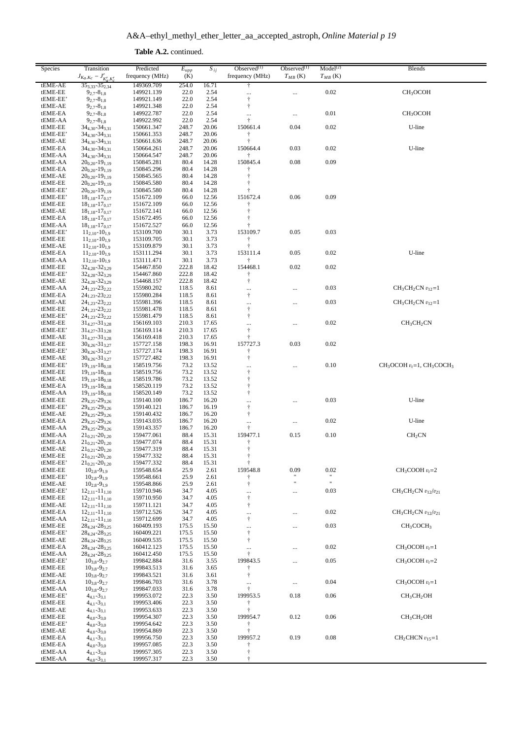**Table A.2.** continued.

| Species | Transition $J_{K_a,K_c} - J'_{K'_a,K'_c}$ | Predicted frequency (MHz) | $E_{upp}$ (K) | $S_{ij}$ | Observed[(1)] frequency (MHz) | Observed[(1)] $T_{MB}$ (K) | Model[(2)] $T_{MB}$ (K) | Blends |
|---|---|---|---|---|---|---|---|---|
| tEME-AE | $35_{3,33}$-$35_{2,34}$ | 149369.709 | 254.0 | 16.71 | † | | | |
| tEME-EE | $9_{2,7}$-$8_{1,8}$ | 149921.139 | 22.0 | 2.54 | ... | ... | 0.02 | $CH_3OCOH$ |
| tEME-EE' | $9_{2,7}$-$8_{1,8}$ | 149921.149 | 22.0 | 2.54 | † | | | |
| tEME-AE | $9_{2,7}$-$8_{1,8}$ | 149921.348 | 22.0 | 2.54 | † | | | |
| tEME-EA | $9_{2,7}$-$8_{1,8}$ | 149922.787 | 22.0 | 2.54 | ... | ... | 0.01 | $CH_3OCOH$ |
| tEME-AA | $9_{2,7}$-$8_{1,8}$ | 149922.992 | 22.0 | 2.54 | † | | | |
| tEME-EE | $34_{4,30}$-$34_{3,31}$ | 150661.347 | 248.7 | 20.06 | 150661.4 | 0.04 | 0.02 | U-line |
| tEME-EE' | $34_{4,30}$-$34_{3,31}$ | 150661.353 | 248.7 | 20.06 | † | | | |
| tEME-AE | $34_{4,30}$-$34_{3,31}$ | 150661.636 | 248.7 | 20.06 | † | | | |
| tEME-EA | $34_{4,30}$-$34_{3,31}$ | 150664.261 | 248.7 | 20.06 | 150664.4 | 0.03 | 0.02 | U-line |
| tEME-AA | $34_{4,30}$-$34_{3,31}$ | 150664.547 | 248.7 | 20.06 | † | | | |
| tEME-AA | $20_{0,20}$-$19_{1,19}$ | 150845.281 | 80.4 | 14.28 | 150845.4 | 0.08 | 0.09 | |
| tEME-EA | $20_{0,20}$-$19_{1,19}$ | 150845.296 | 80.4 | 14.28 | † | | | |
| tEME-AE | $20_{0,20}$-$19_{1,19}$ | 150845.565 | 80.4 | 14.28 | † | | | |
| tEME-EE | $20_{0,20}$-$19_{1,19}$ | 150845.580 | 80.4 | 14.28 | † | | | |
| tEME-EE' | $20_{0,20}$-$19_{1,19}$ | 150845.580 | 80.4 | 14.28 | † | | | |
| tEME-EE' | $18_{1,18}$-$17_{0,17}$ | 151672.109 | 66.0 | 12.56 | 151672.4 | 0.06 | 0.09 | |
| tEME-EE | $18_{1,18}$-$17_{0,17}$ | 151672.109 | 66.0 | 12.56 | † | | | |
| tEME-AE | $18_{1,18}$-$17_{0,17}$ | 151672.141 | 66.0 | 12.56 | † | | | |
| tEME-EA | $18_{1,18}$-$17_{0,17}$ | 151672.495 | 66.0 | 12.56 | † | | | |
| tEME-AA | $18_{1,18}$-$17_{0,17}$ | 151672.527 | 66.0 | 12.56 | † | | | |
| tEME-EE' | $11_{2,10}$-$10_{1,9}$ | 153109.700 | 30.1 | 3.73 | 153109.7 | 0.05 | 0.03 | |
| tEME-EE | $11_{2,10}$-$10_{1,9}$ | 153109.705 | 30.1 | 3.73 | † | | | |
| tEME-AE | $11_{2,10}$-$10_{1,9}$ | 153109.879 | 30.1 | 3.73 | † | | | |
| tEME-EA | $11_{2,10}$-$10_{1,9}$ | 153111.294 | 30.1 | 3.73 | 153111.4 | 0.05 | 0.02 | U-line |
| tEME-AA | $11_{2,10}$-$10_{1,9}$ | 153111.471 | 30.1 | 3.73 | † | | | |
| tEME-EE | $32_{4,28}$-$32_{3,29}$ | 154467.850 | 222.8 | 18.42 | 154468.1 | 0.02 | 0.02 | |
| tEME-EE' | $32_{4,28}$-$32_{3,29}$ | 154467.860 | 222.8 | 18.42 | † | | | |
| tEME-AE | $32_{4,28}$-$32_{3,29}$ | 154468.157 | 222.8 | 18.42 | † | | | |
| tEME-AA | $24_{1,23}$-$23_{2,22}$ | 155980.202 | 118.5 | 8.61 | ... | ... | 0.03 | $CH_3CH_2CN$ $v_{12}$=1 |
| tEME-EA | $24_{1,23}$-$23_{2,22}$ | 155980.284 | 118.5 | 8.61 | † | | | |
| tEME-AE | $24_{1,23}$-$23_{2,22}$ | 155981.396 | 118.5 | 8.61 | ... | ... | 0.03 | $CH_3CH_2CN$ $v_{12}$=1 |
| tEME-EE | $24_{1,23}$-$23_{2,22}$ | 155981.478 | 118.5 | 8.61 | † | | | |
| tEME-EE' | $24_{1,23}$-$23_{2,22}$ | 155981.479 | 118.5 | 8.61 | † | | | |
| tEME-EE | $31_{4,27}$-$31_{3,28}$ | 156169.103 | 210.3 | 17.65 | ... | ... | 0.02 | $CH_3CH_2CN$ |
| tEME-EE' | $31_{4,27}$-$31_{3,28}$ | 156169.114 | 210.3 | 17.65 | † | | | |
| tEME-AE | $31_{4,27}$-$31_{3,28}$ | 156169.418 | 210.3 | 17.65 | † | | | |
| tEME-EE | $30_{4,26}$-$31_{3,27}$ | 157727.158 | 198.3 | 16.91 | 157727.3 | 0.03 | 0.02 | |
| tEME-EE' | $30_{4,26}$-$31_{3,27}$ | 157727.174 | 198.3 | 16.91 | † | | | |
| tEME-AE | $30_{4,26}$-$31_{3,27}$ | 157727.482 | 198.3 | 16.91 | † | | | |
| tEME-EE' | $19_{1,19}$-$18_{0,18}$ | 158519.756 | 73.2 | 13.52 | ... | ... | 0.10 | $CH_3OCOH$ $v_t$=1, $CH_3COCH_3$ |
| tEME-EE | $19_{1,19}$-$18_{0,18}$ | 158519.756 | 73.2 | 13.52 | † | | | |
| tEME-AE | $19_{1,19}$-$18_{0,18}$ | 158519.786 | 73.2 | 13.52 | † | | | |
| tEME-EA | $19_{1,19}$-$18_{0,18}$ | 158520.119 | 73.2 | 13.52 | † | | | |
| tEME-AA | $19_{1,19}$-$18_{0,18}$ | 158520.149 | 73.2 | 13.52 | † | | | |
| tEME-EE | $29_{4,25}$-$29_{3,26}$ | 159140.100 | 186.7 | 16.20 | ... | ... | 0.03 | U-line |
| tEME-EE' | $29_{4,25}$-$29_{3,26}$ | 159140.121 | 186.7 | 16.19 | † | | | |
| tEME-AE | $29_{4,25}$-$29_{3,26}$ | 159140.432 | 186.7 | 16.20 | † | | | |
| tEME-EA | $29_{4,25}$-$29_{3,26}$ | 159143.035 | 186.7 | 16.20 | ... | ... | 0.02 | U-line |
| tEME-AA | $29_{4,25}$-$29_{3,26}$ | 159143.357 | 186.7 | 16.20 | † | | | |
| tEME-AA | $21_{0,21}$-$20_{1,20}$ | 159477.061 | 88.4 | 15.31 | 159477.1 | 0.15 | 0.10 | $CH_2CN$ |
| tEME-EA | $21_{0,21}$-$20_{1,20}$ | 159477.074 | 88.4 | 15.31 | † | | | |
| tEME-AE | $21_{0,21}$-$20_{1,20}$ | 159477.319 | 88.4 | 15.31 | † | | | |
| tEME-EE | $21_{0,21}$-$20_{1,20}$ | 159477.332 | 88.4 | 15.31 | † | | | |
| tEME-EE' | $21_{0,21}$-$20_{1,20}$ | 159477.332 | 88.4 | 15.31 | † | | | |
| tEME-EE | $10_{2,8}$-$9_{1,9}$ | 159548.654 | 25.9 | 2.61 | 159548.8 | 0.09 | 0.02 | $CH_3COOH$ $v_t$=2 |
| tEME-EE' | $10_{2,8}$-$9_{1,9}$ | 159548.661 | 25.9 | 2.61 | † | " | " | |
| tEME-AE | $10_{2,8}$-$9_{1,9}$ | 159548.866 | 25.9 | 2.61 | † | " | " | |
| tEME-EE' | $12_{2,11}$-$11_{1,10}$ | 159710.946 | 34.7 | 4.05 | ... | ... | 0.03 | $CH_3CH_2CN$ $v_{12}/v_{21}$ |
| tEME-EE | $12_{2,11}$-$11_{1,10}$ | 159710.950 | 34.7 | 4.05 | † | | | |
| tEME-AE | $12_{2,11}$-$11_{1,10}$ | 159711.121 | 34.7 | 4.05 | † | | | |
| tEME-EA | $12_{2,11}$-$11_{1,10}$ | 159712.526 | 34.7 | 4.05 | ... | ... | 0.02 | $CH_3CH_2CN$ $v_{12}/v_{21}$ |
| tEME-AA | $12_{2,11}$-$11_{1,10}$ | 159712.699 | 34.7 | 4.05 | † | | | |
| tEME-EE | $28_{4,24}$-$28_{3,25}$ | 160409.193 | 175.5 | 15.50 | ... | ... | 0.03 | $CH_3COCH_3$ |
| tEME-EE' | $28_{4,24}$-$28_{3,25}$ | 160409.221 | 175.5 | 15.50 | † | | | |
| tEME-AE | $28_{4,24}$-$28_{3,25}$ | 160409.535 | 175.5 | 15.50 | † | | | |
| tEME-EA | $28_{4,24}$-$28_{3,25}$ | 160412.123 | 175.5 | 15.50 | ... | ... | 0.02 | $CH_3OCOH$ $v_t$=1 |
| tEME-AA | $28_{4,24}$-$28_{3,25}$ | 160412.450 | 175.5 | 15.50 | † | | | |
| tEME-EE' | $10_{3,8}$-$9_{2,7}$ | 199842.884 | 31.6 | 3.55 | 199843.5 | ... | 0.05 | $CH_3OCOH$ $v_t$=2 |
| tEME-EE | $10_{3,8}$-$9_{2,7}$ | 199843.513 | 31.6 | 3.65 | † | | | |
| tEME-AE | $10_{3,8}$-$9_{2,7}$ | 199843.521 | 31.6 | 3.61 | † | | | |
| tEME-EA | $10_{3,8}$-$9_{2,7}$ | 199846.703 | 31.6 | 3.78 | ... | ... | 0.04 | $CH_3OCOH$ $v_t$=1 |
| tEME-AA | $10_{3,8}$-$9_{2,7}$ | 199847.033 | 31.6 | 3.78 | † | | | |
| tEME-EE' | $4_{4,1}$-$3_{3,1}$ | 199953.072 | 22.3 | 3.50 | 199953.5 | 0.18 | 0.06 | $CH_3CH_2OH$ |
| tEME-EE | $4_{4,1}$-$3_{3,1}$ | 199953.406 | 22.3 | 3.50 | † | | | |
| tEME-AE | $4_{4,1}$-$3_{3,1}$ | 199953.633 | 22.3 | 3.50 | † | | | |
| tEME-EE | $4_{4,0}$-$3_{3,0}$ | 199954.307 | 22.3 | 3.50 | 199954.7 | 0.12 | 0.06 | $CH_3CH_2OH$ |
| tEME-EE' | $4_{4,0}$-$3_{3,0}$ | 199954.642 | 22.3 | 3.50 | † | | | |
| tEME-AE | $4_{4,0}$-$3_{3,0}$ | 199954.869 | 22.3 | 3.50 | † | | | |
| tEME-EA | $4_{4,1}$-$3_{3,1}$ | 199956.750 | 22.3 | 3.50 | 199957.2 | 0.19 | 0.08 | $CH_2CHCN$ $v_{15}$=1 |
| tEME-EA | $4_{4,0}$-$3_{3,0}$ | 199957.085 | 22.3 | 3.50 | † | | | |
| tEME-AA | $4_{4,1}$-$3_{3,0}$ | 199957.305 | 22.3 | 3.50 | † | | | |
| tEME-AA | $4_{4,0}$-$3_{3,1}$ | 199957.317 | 22.3 | 3.50 | † | | | |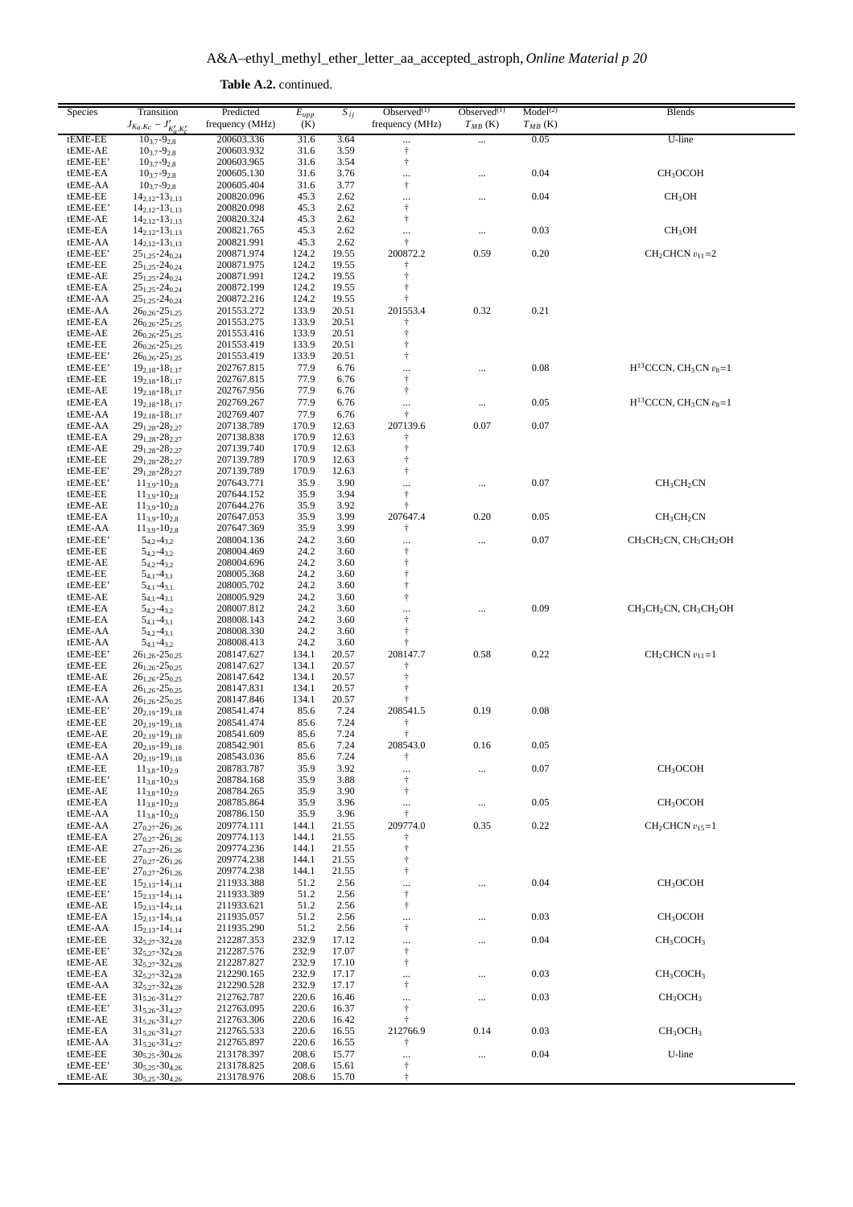**Table A.2.** continued.

| Species | Transition $J_{K_a,K_c} - J'_{K'_a,K'_c}$ | Predicted frequency (MHz) | $E_{upp}$ (K) | $S_{ij}$ | Observed[(1)] frequency (MHz) | Observed[(1)] $T_{MB}$ (K) | Model[(2)] $T_{MB}$ (K) | Blends |
|---|---|---|---|---|---|---|---|---|
| tEME-EE | $10_{3,7}$-$9_{2,8}$ | 200603.336 | 31.6 | 3.64 | ... | ... | 0.05 | U-line |
| tEME-AE | $10_{3,7}$-$9_{2,8}$ | 200603.932 | 31.6 | 3.59 | † | | | |
| tEME-EE' | $10_{3,7}$-$9_{2,8}$ | 200603.965 | 31.6 | 3.54 | † | | | |
| tEME-EA | $10_{3,7}$-$9_{2,8}$ | 200605.130 | 31.6 | 3.76 | ... | ... | 0.04 | $CH_3OCOH$ |
| tEME-AA | $10_{3,7}$-$9_{2,8}$ | 200605.404 | 31.6 | 3.77 | † | | | |
| tEME-EE | $14_{2,12}$-$13_{1,13}$ | 200820.096 | 45.3 | 2.62 | ... | ... | 0.04 | $CH_3OH$ |
| tEME-EE' | $14_{2,12}$-$13_{1,13}$ | 200820.098 | 45.3 | 2.62 | † | | | |
| tEME-AE | $14_{2,12}$-$13_{1,13}$ | 200820.324 | 45.3 | 2.62 | † | | | |
| tEME-EA | $14_{2,12}$-$13_{1,13}$ | 200821.765 | 45.3 | 2.62 | ... | ... | 0.03 | $CH_3OH$ |
| tEME-AA | $14_{2,12}$-$13_{1,13}$ | 200821.991 | 45.3 | 2.62 | † | | | |
| tEME-EE' | $25_{1,25}$-$24_{0,24}$ | 200871.974 | 124.2 | 19.55 | 200872.2 | 0.59 | 0.20 | $CH_2CHCN$ $v_{11}$=2 |
| tEME-EE | $25_{1,25}$-$24_{0,24}$ | 200871.975 | 124.2 | 19.55 | † | | | |
| tEME-AE | $25_{1,25}$-$24_{0,24}$ | 200871.991 | 124.2 | 19.55 | † | | | |
| tEME-EA | $25_{1,25}$-$24_{0,24}$ | 200872.199 | 124.2 | 19.55 | † | | | |
| tEME-AA | $25_{1,25}$-$24_{0,24}$ | 200872.216 | 124.2 | 19.55 | † | | | |
| tEME-AA | $26_{0,26}$-$25_{1,25}$ | 201553.272 | 133.9 | 20.51 | 201553.4 | 0.32 | 0.21 | |
| tEME-EA | $26_{0,26}$-$25_{1,25}$ | 201553.275 | 133.9 | 20.51 | † | | | |
| tEME-AE | $26_{0,26}$-$25_{1,25}$ | 201553.416 | 133.9 | 20.51 | † | | | |
| tEME-EE | $26_{0,26}$-$25_{1,25}$ | 201553.419 | 133.9 | 20.51 | † | | | |
| tEME-EE' | $26_{0,26}$-$25_{1,25}$ | 201553.419 | 133.9 | 20.51 | † | | | |
| tEME-EE' | $19_{2,18}$-$18_{1,17}$ | 202767.815 | 77.9 | 6.76 | ... | ... | 0.08 | $H^{13}CCCN$, $CH_3CN$ $v_8$=1 |
| tEME-EE | $19_{2,18}$-$18_{1,17}$ | 202767.815 | 77.9 | 6.76 | † | | | |
| tEME-AE | $19_{2,18}$-$18_{1,17}$ | 202767.956 | 77.9 | 6.76 | † | | | |
| tEME-EA | $19_{2,18}$-$18_{1,17}$ | 202769.267 | 77.9 | 6.76 | ... | ... | 0.05 | $H^{13}CCCN$, $CH_3CN$ $v_8$=1 |
| tEME-AA | $19_{2,18}$-$18_{1,17}$ | 202769.407 | 77.9 | 6.76 | † | | | |
| tEME-AA | $29_{1,28}$-$28_{2,27}$ | 207138.789 | 170.9 | 12.63 | 207139.6 | 0.07 | 0.07 | |
| tEME-EA | $29_{1,28}$-$28_{2,27}$ | 207138.838 | 170.9 | 12.63 | † | | | |
| tEME-AE | $29_{1,28}$-$28_{2,27}$ | 207139.740 | 170.9 | 12.63 | † | | | |
| tEME-EE | $29_{1,28}$-$28_{2,27}$ | 207139.789 | 170.9 | 12.63 | † | | | |
| tEME-EE' | $29_{1,28}$-$28_{2,27}$ | 207139.789 | 170.9 | 12.63 | † | | | |
| tEME-EE' | $11_{3,9}$-$10_{2,8}$ | 207643.771 | 35.9 | 3.90 | ... | ... | 0.07 | $CH_3CH_2CN$ |
| tEME-EE | $11_{3,9}$-$10_{2,8}$ | 207644.152 | 35.9 | 3.94 | † | | | |
| tEME-AE | $11_{3,9}$-$10_{2,8}$ | 207644.276 | 35.9 | 3.92 | † | | | |
| tEME-EA | $11_{3,9}$-$10_{2,8}$ | 207647.053 | 35.9 | 3.99 | 207647.4 | 0.20 | 0.05 | $CH_3CH_2CN$ |
| tEME-AA | $11_{3,9}$-$10_{2,8}$ | 207647.369 | 35.9 | 3.99 | † | | | |
| tEME-EE' | $5_{4,2}$-$4_{3,2}$ | 208004.136 | 24.2 | 3.60 | ... | ... | 0.07 | $CH_3CH_2CN$, $CH_3CH_2OH$ |
| tEME-EE | $5_{4,2}$-$4_{3,2}$ | 208004.469 | 24.2 | 3.60 | † | | | |
| tEME-AE | $5_{4,2}$-$4_{3,2}$ | 208004.696 | 24.2 | 3.60 | † | | | |
| tEME-EE | $5_{4,1}$-$4_{3,1}$ | 208005.368 | 24.2 | 3.60 | † | | | |
| tEME-EE' | $5_{4,1}$-$4_{3,1}$ | 208005.702 | 24.2 | 3.60 | † | | | |
| tEME-AE | $5_{4,1}$-$4_{3,1}$ | 208005.929 | 24.2 | 3.60 | † | | | |
| tEME-EA | $5_{4,2}$-$4_{3,2}$ | 208007.812 | 24.2 | 3.60 | ... | ... | 0.09 | $CH_3CH_2CN$, $CH_3CH_2OH$ |
| tEME-EA | $5_{4,1}$-$4_{3,1}$ | 208008.143 | 24.2 | 3.60 | † | | | |
| tEME-AA | $5_{4,2}$-$4_{3,1}$ | 208008.330 | 24.2 | 3.60 | † | | | |
| tEME-AA | $5_{4,1}$-$4_{3,2}$ | 208008.413 | 24.2 | 3.60 | † | | | |
| tEME-EE' | $26_{1,26}$-$25_{0,25}$ | 208147.627 | 134.1 | 20.57 | 208147.7 | 0.58 | 0.22 | $CH_2CHCN$ $v_{11}$=1 |
| tEME-EE | $26_{1,26}$-$25_{0,25}$ | 208147.627 | 134.1 | 20.57 | † | | | |
| tEME-AE | $26_{1,26}$-$25_{0,25}$ | 208147.642 | 134.1 | 20.57 | † | | | |
| tEME-EA | $26_{1,26}$-$25_{0,25}$ | 208147.831 | 134.1 | 20.57 | † | | | |
| tEME-AA | $26_{1,26}$-$25_{0,25}$ | 208147.846 | 134.1 | 20.57 | † | | | |
| tEME-EE' | $20_{2,19}$-$19_{1,18}$ | 208541.474 | 85.6 | 7.24 | 208541.5 | 0.19 | 0.08 | |
| tEME-EE | $20_{2,19}$-$19_{1,18}$ | 208541.474 | 85.6 | 7.24 | † | | | |
| tEME-AE | $20_{2,19}$-$19_{1,18}$ | 208541.609 | 85.6 | 7.24 | † | | | |
| tEME-EA | $20_{2,19}$-$19_{1,18}$ | 208542.901 | 85.6 | 7.24 | 208543.0 | 0.16 | 0.05 | |
| tEME-AA | $20_{2,19}$-$19_{1,18}$ | 208543.036 | 85.6 | 7.24 | † | | | |
| tEME-EE | $11_{3,8}$-$10_{2,9}$ | 208783.787 | 35.9 | 3.92 | ... | ... | 0.07 | $CH_3OCOH$ |
| tEME-EE' | $11_{3,8}$-$10_{2,9}$ | 208784.168 | 35.9 | 3.88 | † | | | |
| tEME-AE | $11_{3,8}$-$10_{2,9}$ | 208784.265 | 35.9 | 3.90 | † | | | |
| tEME-EA | $11_{3,8}$-$10_{2,9}$ | 208785.864 | 35.9 | 3.96 | ... | ... | 0.05 | $CH_3OCOH$ |
| tEME-AA | $11_{3,8}$-$10_{2,9}$ | 208786.150 | 35.9 | 3.96 | † | | | |
| tEME-AA | $27_{0,27}$-$26_{1,26}$ | 209774.111 | 144.1 | 21.55 | 209774.0 | 0.35 | 0.22 | $CH_2CHCN$ $v_{15}$=1 |
| tEME-EA | $27_{0,27}$-$26_{1,26}$ | 209774.113 | 144.1 | 21.55 | † | | | |
| tEME-AE | $27_{0,27}$-$26_{1,26}$ | 209774.236 | 144.1 | 21.55 | † | | | |
| tEME-EE | $27_{0,27}$-$26_{1,26}$ | 209774.238 | 144.1 | 21.55 | † | | | |
| tEME-EE' | $27_{0,27}$-$26_{1,26}$ | 209774.238 | 144.1 | 21.55 | † | | | |
| tEME-EE | $15_{2,13}$-$14_{1,14}$ | 211933.388 | 51.2 | 2.56 | ... | ... | 0.04 | $CH_3OCOH$ |
| tEME-EE' | $15_{2,13}$-$14_{1,14}$ | 211933.389 | 51.2 | 2.56 | † | | | |
| tEME-AE | $15_{2,13}$-$14_{1,14}$ | 211933.621 | 51.2 | 2.56 | † | | | |
| tEME-EA | $15_{2,13}$-$14_{1,14}$ | 211935.057 | 51.2 | 2.56 | ... | ... | 0.03 | $CH_3OCOH$ |
| tEME-AA | $15_{2,13}$-$14_{1,14}$ | 211935.290 | 51.2 | 2.56 | † | | | |
| tEME-EE | $32_{5,27}$-$32_{4,28}$ | 212287.353 | 232.9 | 17.12 | ... | ... | 0.04 | $CH_3COCH_3$ |
| tEME-EE' | $32_{5,27}$-$32_{4,28}$ | 212287.576 | 232.9 | 17.07 | † | | | |
| tEME-AE | $32_{5,27}$-$32_{4,28}$ | 212287.827 | 232.9 | 17.10 | † | | | |
| tEME-EA | $32_{5,27}$-$32_{4,28}$ | 212290.165 | 232.9 | 17.17 | ... | ... | 0.03 | $CH_3COCH_3$ |
| tEME-AA | $32_{5,27}$-$32_{4,28}$ | 212290.528 | 232.9 | 17.17 | † | | | |
| tEME-EE | $31_{5,26}$-$31_{4,27}$ | 212762.787 | 220.6 | 16.46 | ... | ... | 0.03 | $CH_3OCH_3$ |
| tEME-EE' | $31_{5,26}$-$31_{4,27}$ | 212763.095 | 220.6 | 16.37 | † | | | |
| tEME-AE | $31_{5,26}$-$31_{4,27}$ | 212763.306 | 220.6 | 16.42 | † | | | |
| tEME-EA | $31_{5,26}$-$31_{4,27}$ | 212765.533 | 220.6 | 16.55 | 212766.9 | 0.14 | 0.03 | $CH_3OCH_3$ |
| tEME-AA | $31_{5,26}$-$31_{4,27}$ | 212765.897 | 220.6 | 16.55 | † | | | |
| tEME-EE | $30_{5,25}$-$30_{4,26}$ | 213178.397 | 208.6 | 15.77 | ... | ... | 0.04 | U-line |
| tEME-EE' | $30_{5,25}$-$30_{4,26}$ | 213178.825 | 208.6 | 15.61 | † | | | |
| tEME-AE | $30_{5,25}$-$30_{4,26}$ | 213178.976 | 208.6 | 15.70 | † | | | |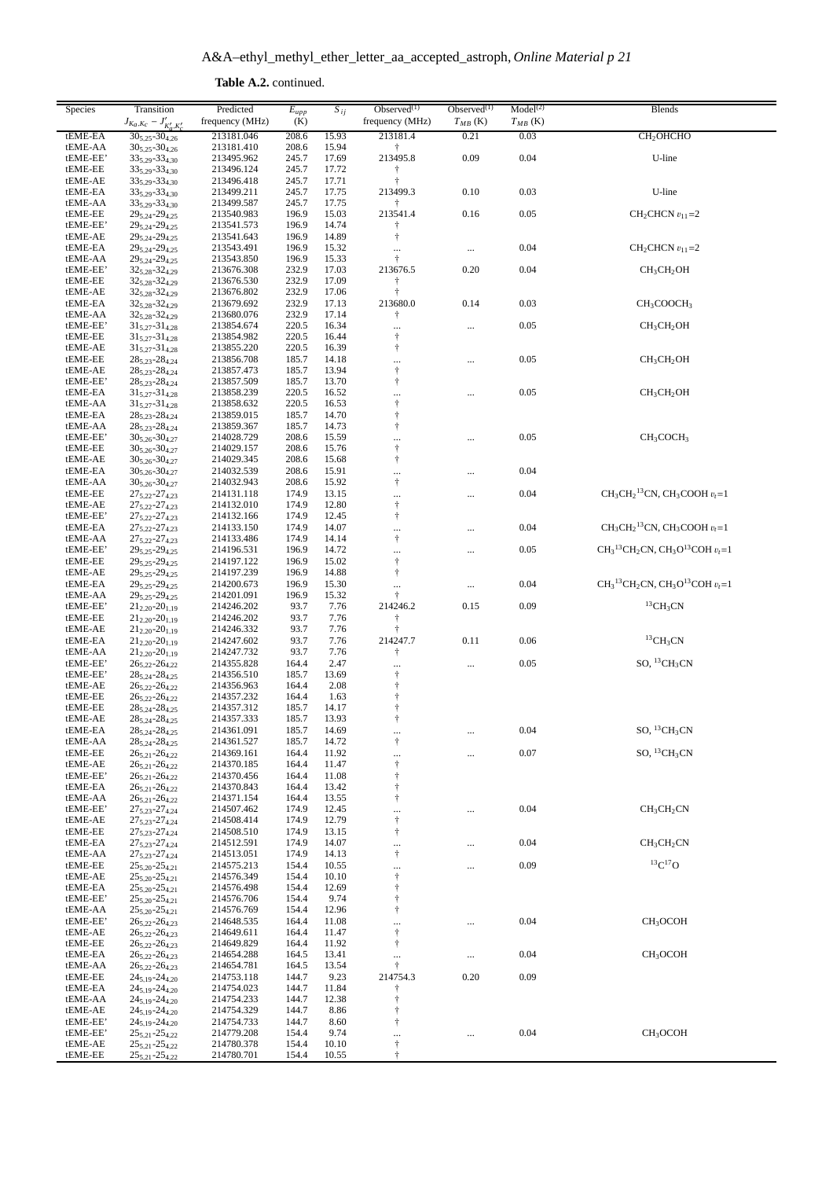**Table A.2.** continued.

| Species | Transition $J_{K_a,K_c} - J'_{K'_a,K'_c}$ | Predicted frequency (MHz) | $E_{upp}$ (K) | $S_{ij}$ | Observed[(1)] frequency (MHz) | Observed[(1)] $T_{MB}$ (K) | Model[(2)] $T_{MB}$ (K) | Blends |
|---|---|---|---|---|---|---|---|---|
| tEME-EA | $30_{5,25}$-$30_{4,26}$ | 213181.046 | 208.6 | 15.93 | 213181.4 | 0.21 | 0.03 | $CH_2OHCHO$ |
| tEME-AA | $30_{5,25}$-$30_{4,26}$ | 213181.410 | 208.6 | 15.94 | † | | | |
| tEME-EE' | $33_{5,29}$-$33_{4,30}$ | 213495.962 | 245.7 | 17.69 | 213495.8 | 0.09 | 0.04 | U-line |
| tEME-EE | $33_{5,29}$-$33_{4,30}$ | 213496.124 | 245.7 | 17.72 | † | | | |
| tEME-AE | $33_{5,29}$-$33_{4,30}$ | 213496.418 | 245.7 | 17.71 | † | | | |
| tEME-EA | $33_{5,29}$-$33_{4,30}$ | 213499.211 | 245.7 | 17.75 | 213499.3 | 0.10 | 0.03 | U-line |
| tEME-AA | $33_{5,29}$-$33_{4,30}$ | 213499.587 | 245.7 | 17.75 | † | | | |
| tEME-EE | $29_{5,24}$-$29_{4,25}$ | 213540.983 | 196.9 | 15.03 | 213541.4 | 0.16 | 0.05 | $CH_2CHCN$ $v_{11}$=2 |
| tEME-EE' | $29_{5,24}$-$29_{4,25}$ | 213541.573 | 196.9 | 14.74 | † | | | |
| tEME-AE | $29_{5,24}$-$29_{4,25}$ | 213541.643 | 196.9 | 14.89 | † | | | |
| tEME-EA | $29_{5,24}$-$29_{4,25}$ | 213543.491 | 196.9 | 15.32 | ... | ... | 0.04 | $CH_2CHCN$ $v_{11}$=2 |
| tEME-AA | $29_{5,24}$-$29_{4,25}$ | 213543.850 | 196.9 | 15.33 | † | | | |
| tEME-EE' | $32_{5,28}$-$32_{4,29}$ | 213676.308 | 232.9 | 17.03 | 213676.5 | 0.20 | 0.04 | $CH_3CH_2OH$ |
| tEME-EE | $32_{5,28}$-$32_{4,29}$ | 213676.530 | 232.9 | 17.09 | † | | | |
| tEME-AE | $32_{5,28}$-$32_{4,29}$ | 213676.802 | 232.9 | 17.06 | † | | | |
| tEME-EA | $32_{5,28}$-$32_{4,29}$ | 213679.692 | 232.9 | 17.13 | 213680.0 | 0.14 | 0.03 | $CH_3COOCH_3$ |
| tEME-AA | $32_{5,28}$-$32_{4,29}$ | 213680.076 | 232.9 | 17.14 | † | | | |
| tEME-EE' | $31_{5,27}$-$31_{4,28}$ | 213854.674 | 220.5 | 16.34 | ... | ... | 0.05 | $CH_3CH_2OH$ |
| tEME-EE | $31_{5,27}$-$31_{4,28}$ | 213854.982 | 220.5 | 16.44 | † | | | |
| tEME-AE | $31_{5,27}$-$31_{4,28}$ | 213855.220 | 220.5 | 16.39 | † | | | |
| tEME-EE | $28_{5,23}$-$28_{4,24}$ | 213856.708 | 185.7 | 14.18 | ... | ... | 0.05 | $CH_3CH_2OH$ |
| tEME-AE | $28_{5,23}$-$28_{4,24}$ | 213857.473 | 185.7 | 13.94 | † | | | |
| tEME-EE' | $28_{5,23}$-$28_{4,24}$ | 213857.509 | 185.7 | 13.70 | † | | | |
| tEME-EA | $31_{5,27}$-$31_{4,28}$ | 213858.239 | 220.5 | 16.52 | ... | ... | 0.05 | $CH_3CH_2OH$ |
| tEME-AA | $31_{5,27}$-$31_{4,28}$ | 213858.632 | 220.5 | 16.53 | † | | | |
| tEME-EA | $28_{5,23}$-$28_{4,24}$ | 213859.015 | 185.7 | 14.70 | † | | | |
| tEME-AA | $28_{5,23}$-$28_{4,24}$ | 213859.367 | 185.7 | 14.73 | † | | | |
| tEME-EE' | $30_{5,26}$-$30_{4,27}$ | 214028.729 | 208.6 | 15.59 | ... | ... | 0.05 | $CH_3COCH_3$ |
| tEME-EE | $30_{5,26}$-$30_{4,27}$ | 214029.157 | 208.6 | 15.76 | † | | | |
| tEME-AE | $30_{5,26}$-$30_{4,27}$ | 214029.345 | 208.6 | 15.68 | † | | | |
| tEME-EA | $30_{5,26}$-$30_{4,27}$ | 214032.539 | 208.6 | 15.91 | ... | ... | 0.04 | |
| tEME-AA | $30_{5,26}$-$30_{4,27}$ | 214032.943 | 208.6 | 15.92 | † | | | |
| tEME-EE | $27_{5,22}$-$27_{4,23}$ | 214131.118 | 174.9 | 13.15 | ... | ... | 0.04 | $CH_3CH_2{}^{13}CN$, $CH_3COOH$ $v_t$=1 |
| tEME-AE | $27_{5,22}$-$27_{4,23}$ | 214132.010 | 174.9 | 12.80 | † | | | |
| tEME-EE' | $27_{5,22}$-$27_{4,23}$ | 214132.166 | 174.9 | 12.45 | † | | | |
| tEME-EA | $27_{5,22}$-$27_{4,23}$ | 214133.150 | 174.9 | 14.07 | ... | ... | 0.04 | $CH_3CH_2{}^{13}CN$, $CH_3COOH$ $v_t$=1 |
| tEME-AA | $27_{5,22}$-$27_{4,23}$ | 214133.486 | 174.9 | 14.14 | † | | | |
| tEME-EE' | $29_{5,25}$-$29_{4,25}$ | 214196.531 | 196.9 | 14.72 | ... | ... | 0.05 | $CH_3{}^{13}CH_2CN$, $CH_3O^{13}COH$ $v_t$=1 |
| tEME-EE | $29_{5,25}$-$29_{4,25}$ | 214197.122 | 196.9 | 15.02 | † | | | |
| tEME-AE | $29_{5,25}$-$29_{4,25}$ | 214197.239 | 196.9 | 14.88 | † | | | |
| tEME-EA | $29_{5,25}$-$29_{4,25}$ | 214200.673 | 196.9 | 15.30 | ... | ... | 0.04 | $CH_3{}^{13}CH_2CN$, $CH_3O^{13}COH$ $v_t$=1 |
| tEME-AA | $29_{5,25}$-$29_{4,25}$ | 214201.091 | 196.9 | 15.32 | † | | | |
| tEME-EE' | $21_{2,20}$-$20_{1,19}$ | 214246.202 | 93.7 | 7.76 | 214246.2 | 0.15 | 0.09 | $^{13}CH_3CN$ |
| tEME-EE | $21_{2,20}$-$20_{1,19}$ | 214246.202 | 93.7 | 7.76 | † | | | |
| tEME-AE | $21_{2,20}$-$20_{1,19}$ | 214246.332 | 93.7 | 7.76 | † | | | |
| tEME-EA | $21_{2,20}$-$20_{1,19}$ | 214247.602 | 93.7 | 7.76 | 214247.7 | 0.11 | 0.06 | $^{13}CH_3CN$ |
| tEME-AA | $21_{2,20}$-$20_{1,19}$ | 214247.732 | 93.7 | 7.76 | † | | | |
| tEME-EE' | $26_{5,22}$-$26_{4,22}$ | 214355.828 | 164.4 | 2.47 | ... | ... | 0.05 | SO, $^{13}CH_3CN$ |
| tEME-EE' | $28_{5,24}$-$28_{4,25}$ | 214356.510 | 185.7 | 13.69 | † | | | |
| tEME-AE | $26_{5,22}$-$26_{4,22}$ | 214356.963 | 164.4 | 2.08 | † | | | |
| tEME-EE | $26_{5,22}$-$26_{4,22}$ | 214357.232 | 164.4 | 1.63 | † | | | |
| tEME-EE | $28_{5,24}$-$28_{4,25}$ | 214357.312 | 185.7 | 14.17 | † | | | |
| tEME-AE | $28_{5,24}$-$28_{4,25}$ | 214357.333 | 185.7 | 13.93 | † | | | |
| tEME-EA | $28_{5,24}$-$28_{4,25}$ | 214361.091 | 185.7 | 14.69 | ... | ... | 0.04 | SO, $^{13}CH_3CN$ |
| tEME-AA | $28_{5,24}$-$28_{4,25}$ | 214361.527 | 185.7 | 14.72 | † | | | |
| tEME-EE | $26_{5,21}$-$26_{4,22}$ | 214369.161 | 164.4 | 11.92 | ... | ... | 0.07 | SO, $^{13}CH_3CN$ |
| tEME-AE | $26_{5,21}$-$26_{4,22}$ | 214370.185 | 164.4 | 11.47 | † | | | |
| tEME-EE' | $26_{5,21}$-$26_{4,22}$ | 214370.456 | 164.4 | 11.08 | † | | | |
| tEME-EA | $26_{5,21}$-$26_{4,22}$ | 214370.843 | 164.4 | 13.42 | † | | | |
| tEME-AA | $26_{5,21}$-$26_{4,22}$ | 214371.154 | 164.4 | 13.55 | † | | | |
| tEME-EE' | $27_{5,23}$-$27_{4,24}$ | 214507.462 | 174.9 | 12.45 | ... | ... | 0.04 | $CH_3CH_2CN$ |
| tEME-AE | $27_{5,23}$-$27_{4,24}$ | 214508.414 | 174.9 | 12.79 | † | | | |
| tEME-EE | $27_{5,23}$-$27_{4,24}$ | 214508.510 | 174.9 | 13.15 | † | | | |
| tEME-EA | $27_{5,23}$-$27_{4,24}$ | 214512.591 | 174.9 | 14.07 | ... | ... | 0.04 | $CH_3CH_2CN$ |
| tEME-AA | $27_{5,23}$-$27_{4,24}$ | 214513.051 | 174.9 | 14.13 | † | | | |
| tEME-EE | $25_{5,20}$-$25_{4,21}$ | 214575.213 | 154.4 | 10.55 | ... | ... | 0.09 | $^{13}C^{17}O$ |
| tEME-AE | $25_{5,20}$-$25_{4,21}$ | 214576.349 | 154.4 | 10.10 | † | | | |
| tEME-EA | $25_{5,20}$-$25_{4,21}$ | 214576.498 | 154.4 | 12.69 | † | | | |
| tEME-EE' | $25_{5,20}$-$25_{4,21}$ | 214576.706 | 154.4 | 9.74 | † | | | |
| tEME-AA | $25_{5,20}$-$25_{4,21}$ | 214576.769 | 154.4 | 12.96 | † | | | |
| tEME-EE' | $26_{5,22}$-$26_{4,23}$ | 214648.535 | 164.4 | 11.08 | ... | ... | 0.04 | $CH_3OCOH$ |
| tEME-AE | $26_{5,22}$-$26_{4,23}$ | 214649.611 | 164.4 | 11.47 | † | | | |
| tEME-EE | $26_{5,22}$-$26_{4,23}$ | 214649.829 | 164.4 | 11.92 | † | | | |
| tEME-EA | $26_{5,22}$-$26_{4,23}$ | 214654.288 | 164.5 | 13.41 | ... | ... | 0.04 | $CH_3OCOH$ |
| tEME-AA | $26_{5,22}$-$26_{4,23}$ | 214654.781 | 164.5 | 13.54 | † | | | |
| tEME-EE | $24_{5,19}$-$24_{4,20}$ | 214753.118 | 144.7 | 9.23 | 214754.3 | 0.20 | 0.09 | |
| tEME-EA | $24_{5,19}$-$24_{4,20}$ | 214754.023 | 144.7 | 11.84 | † | | | |
| tEME-AA | $24_{5,19}$-$24_{4,20}$ | 214754.233 | 144.7 | 12.38 | † | | | |
| tEME-AE | $24_{5,19}$-$24_{4,20}$ | 214754.329 | 144.7 | 8.86 | † | | | |
| tEME-EE' | $24_{5,19}$-$24_{4,20}$ | 214754.733 | 144.7 | 8.60 | † | | | |
| tEME-EE' | $25_{5,21}$-$25_{4,22}$ | 214779.208 | 154.4 | 9.74 | ... | ... | 0.04 | $CH_3OCOH$ |
| tEME-AE | $25_{5,21}$-$25_{4,22}$ | 214780.378 | 154.4 | 10.10 | † | | | |
| tEME-EE | $25_{5,21}$-$25_{4,22}$ | 214780.701 | 154.4 | 10.55 | † | | | |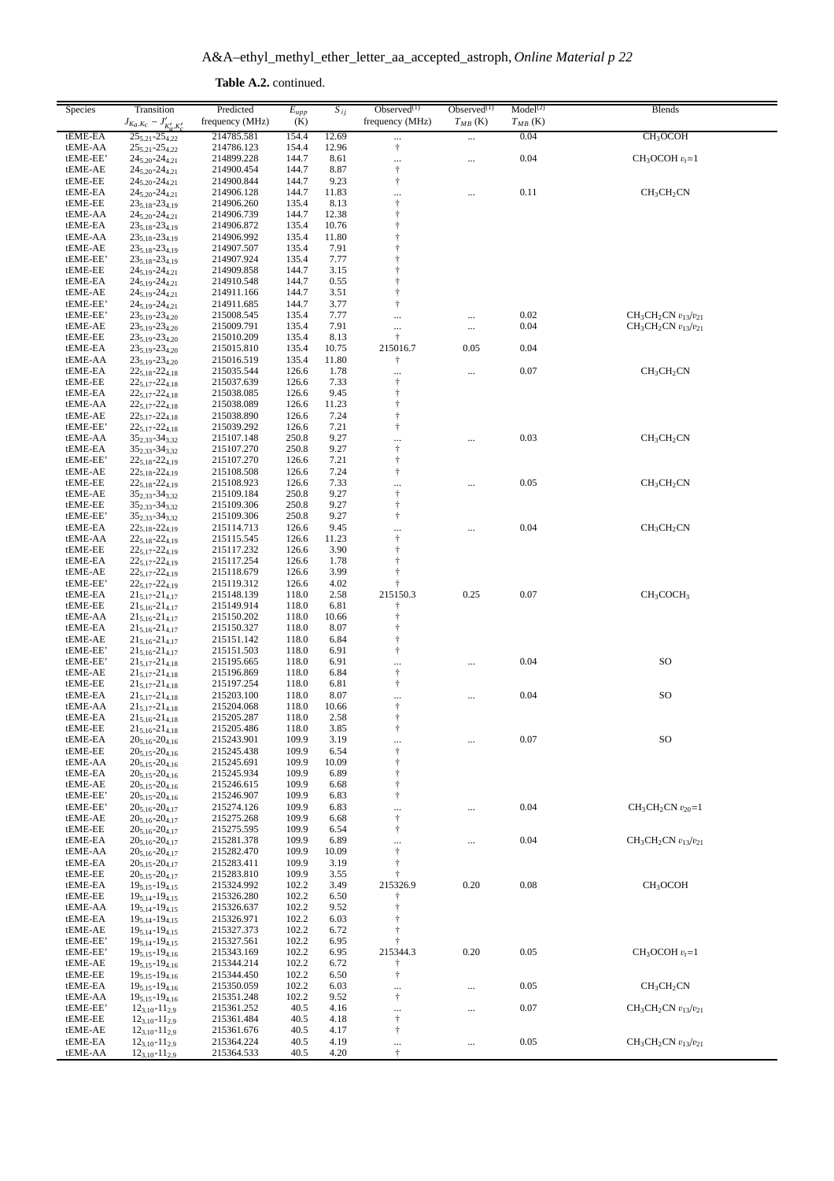**Table A.2.** continued.

| Species | Transition $J_{Ka,Kc} - J'_{K'_a,K'_c}$ | Predicted frequency (MHz) | $E_{upp}$ (K) | $S_{ij}$ | Observed[(1)] frequency (MHz) | Observed[(1)] $T_{MB}$ (K) | Model[(2)] $T_{MB}$ (K) | Blends |
|---|---|---|---|---|---|---|---|---|
| tEME-EA | $25_{5,21}$-$25_{4,22}$ | 214785.581 | 154.4 | 12.69 | ... | ... | 0.04 | $CH_3OCOH$ |
| tEME-AA | $25_{5,21}$-$25_{4,22}$ | 214786.123 | 154.4 | 12.96 | † | | | |
| tEME-EE' | $24_{5,20}$-$24_{4,21}$ | 214899.228 | 144.7 | 8.61 | ... | ... | 0.04 | $CH_3OCOH$ $v_t$=1 |
| tEME-AE | $24_{5,20}$-$24_{4,21}$ | 214900.454 | 144.7 | 8.87 | † | | | |
| tEME-EE | $24_{5,20}$-$24_{4,21}$ | 214900.844 | 144.7 | 9.23 | † | | | |
| tEME-EA | $24_{5,20}$-$24_{4,21}$ | 214906.128 | 144.7 | 11.83 | ... | ... | 0.11 | $CH_3CH_2CN$ |
| tEME-EE | $23_{5,18}$-$23_{4,19}$ | 214906.260 | 135.4 | 8.13 | † | | | |
| tEME-AA | $24_{5,20}$-$24_{4,21}$ | 214906.739 | 144.7 | 12.38 | † | | | |
| tEME-EA | $23_{5,18}$-$23_{4,19}$ | 214906.872 | 135.4 | 10.76 | † | | | |
| tEME-AA | $23_{5,18}$-$23_{4,19}$ | 214906.992 | 135.4 | 11.80 | † | | | |
| tEME-AE | $23_{5,18}$-$23_{4,19}$ | 214907.507 | 135.4 | 7.91 | † | | | |
| tEME-EE' | $23_{5,18}$-$23_{4,19}$ | 214907.924 | 135.4 | 7.77 | † | | | |
| tEME-EE | $24_{5,19}$-$24_{4,21}$ | 214909.858 | 144.7 | 3.15 | † | | | |
| tEME-EA | $24_{5,19}$-$24_{4,21}$ | 214910.548 | 144.7 | 0.55 | † | | | |
| tEME-AE | $24_{5,19}$-$24_{4,21}$ | 214911.166 | 144.7 | 3.51 | † | | | |
| tEME-EE' | $24_{5,19}$-$24_{4,21}$ | 214911.685 | 144.7 | 3.77 | † | | | |
| tEME-EE' | $23_{5,19}$-$23_{4,20}$ | 215008.545 | 135.4 | 7.77 | ... | ... | 0.02 | $CH_3CH_2CN$ $v_{13}/v_{21}$ |
| tEME-AE | $23_{5,19}$-$23_{4,20}$ | 215009.791 | 135.4 | 7.91 | ... | ... | 0.04 | $CH_3CH_2CN$ $v_{13}/v_{21}$ |
| tEME-EE | $23_{5,19}$-$23_{4,20}$ | 215010.209 | 135.4 | 8.13 | † | | | |
| tEME-EA | $23_{5,19}$-$23_{4,20}$ | 215015.810 | 135.4 | 10.75 | 215016.7 | 0.05 | 0.04 | |
| tEME-AA | $23_{5,19}$-$23_{4,20}$ | 215016.519 | 135.4 | 11.80 | † | | | |
| tEME-EA | $22_{5,18}$-$22_{4,18}$ | 215035.544 | 126.6 | 1.78 | ... | ... | 0.07 | $CH_3CH_2CN$ |
| tEME-EE | $22_{5,17}$-$22_{4,18}$ | 215037.639 | 126.6 | 7.33 | † | | | |
| tEME-EA | $22_{5,17}$-$22_{4,18}$ | 215038.085 | 126.6 | 9.45 | † | | | |
| tEME-AA | $22_{5,17}$-$22_{4,18}$ | 215038.089 | 126.6 | 11.23 | † | | | |
| tEME-AE | $22_{5,17}$-$22_{4,18}$ | 215038.890 | 126.6 | 7.24 | † | | | |
| tEME-EE' | $22_{5,17}$-$22_{4,18}$ | 215039.292 | 126.6 | 7.21 | † | | | |
| tEME-AA | $35_{2,33}$-$34_{3,32}$ | 215107.148 | 250.8 | 9.27 | ... | ... | 0.03 | $CH_3CH_2CN$ |
| tEME-EA | $35_{2,33}$-$34_{3,32}$ | 215107.270 | 250.8 | 9.27 | † | | | |
| tEME-EE' | $22_{5,18}$-$22_{4,19}$ | 215107.270 | 126.6 | 7.21 | † | | | |
| tEME-AE | $22_{5,18}$-$22_{4,19}$ | 215108.508 | 126.6 | 7.24 | † | | | |
| tEME-EE | $22_{5,18}$-$22_{4,19}$ | 215108.923 | 126.6 | 7.33 | ... | ... | 0.05 | $CH_3CH_2CN$ |
| tEME-AE | $35_{2,33}$-$34_{3,32}$ | 215109.184 | 250.8 | 9.27 | † | | | |
| tEME-EE | $35_{2,33}$-$34_{3,32}$ | 215109.306 | 250.8 | 9.27 | † | | | |
| tEME-EE' | $35_{2,33}$-$34_{3,32}$ | 215109.306 | 250.8 | 9.27 | † | | | |
| tEME-EA | $22_{5,18}$-$22_{4,19}$ | 215114.713 | 126.6 | 9.45 | ... | ... | 0.04 | $CH_3CH_2CN$ |
| tEME-AA | $22_{5,18}$-$22_{4,19}$ | 215115.545 | 126.6 | 11.23 | † | | | |
| tEME-EE | $22_{5,17}$-$22_{4,19}$ | 215117.232 | 126.6 | 3.90 | † | | | |
| tEME-EA | $22_{5,17}$-$22_{4,19}$ | 215117.254 | 126.6 | 1.78 | † | | | |
| tEME-AE | $22_{5,17}$-$22_{4,19}$ | 215118.679 | 126.6 | 3.99 | † | | | |
| tEME-EE' | $22_{5,17}$-$22_{4,19}$ | 215119.312 | 126.6 | 4.02 | † | | | |
| tEME-EA | $21_{5,17}$-$21_{4,17}$ | 215148.139 | 118.0 | 2.58 | 215150.3 | 0.25 | 0.07 | $CH_3COCH_3$ |
| tEME-EE | $21_{5,16}$-$21_{4,17}$ | 215149.914 | 118.0 | 6.81 | † | | | |
| tEME-AA | $21_{5,16}$-$21_{4,17}$ | 215150.202 | 118.0 | 10.66 | † | | | |
| tEME-EA | $21_{5,16}$-$21_{4,17}$ | 215150.327 | 118.0 | 8.07 | † | | | |
| tEME-AE | $21_{5,16}$-$21_{4,17}$ | 215151.142 | 118.0 | 6.84 | † | | | |
| tEME-EE' | $21_{5,16}$-$21_{4,17}$ | 215151.503 | 118.0 | 6.91 | † | | | |
| tEME-EE' | $21_{5,17}$-$21_{4,18}$ | 215195.665 | 118.0 | 6.91 | ... | ... | 0.04 | SO |
| tEME-AE | $21_{5,17}$-$21_{4,18}$ | 215196.869 | 118.0 | 6.84 | † | | | |
| tEME-EE | $21_{5,17}$-$21_{4,18}$ | 215197.254 | 118.0 | 6.81 | † | | | |
| tEME-EA | $21_{5,17}$-$21_{4,18}$ | 215203.100 | 118.0 | 8.07 | ... | ... | 0.04 | SO |
| tEME-AA | $21_{5,17}$-$21_{4,18}$ | 215204.068 | 118.0 | 10.66 | † | | | |
| tEME-EA | $21_{5,16}$-$21_{4,18}$ | 215205.287 | 118.0 | 2.58 | † | | | |
| tEME-EE | $21_{5,16}$-$21_{4,18}$ | 215205.486 | 118.0 | 3.85 | † | | | |
| tEME-EA | $20_{5,16}$-$20_{4,16}$ | 215243.901 | 109.9 | 3.19 | ... | ... | 0.07 | SO |
| tEME-EE | $20_{5,15}$-$20_{4,16}$ | 215245.438 | 109.9 | 6.54 | † | | | |
| tEME-AA | $20_{5,15}$-$20_{4,16}$ | 215245.691 | 109.9 | 10.09 | † | | | |
| tEME-EA | $20_{5,15}$-$20_{4,16}$ | 215245.934 | 109.9 | 6.89 | † | | | |
| tEME-AE | $20_{5,15}$-$20_{4,16}$ | 215246.615 | 109.9 | 6.68 | † | | | |
| tEME-EE' | $20_{5,15}$-$20_{4,16}$ | 215246.907 | 109.9 | 6.83 | † | | | |
| tEME-EE' | $20_{5,16}$-$20_{4,17}$ | 215274.126 | 109.9 | 6.83 | ... | ... | 0.04 | $CH_3CH_2CN$ $v_{20}$=1 |
| tEME-AE | $20_{5,16}$-$20_{4,17}$ | 215275.268 | 109.9 | 6.68 | † | | | |
| tEME-EE | $20_{5,16}$-$20_{4,17}$ | 215275.595 | 109.9 | 6.54 | † | | | |
| tEME-EA | $20_{5,16}$-$20_{4,17}$ | 215281.378 | 109.9 | 6.89 | ... | ... | 0.04 | $CH_3CH_2CN$ $v_{13}/v_{21}$ |
| tEME-AA | $20_{5,16}$-$20_{4,17}$ | 215282.470 | 109.9 | 10.09 | † | | | |
| tEME-EA | $20_{5,15}$-$20_{4,17}$ | 215283.411 | 109.9 | 3.19 | † | | | |
| tEME-EE | $20_{5,15}$-$20_{4,17}$ | 215283.810 | 109.9 | 3.55 | † | | | |
| tEME-EA | $19_{5,15}$-$19_{4,15}$ | 215324.992 | 102.2 | 3.49 | 215326.9 | 0.20 | 0.08 | $CH_3OCOH$ |
| tEME-EE | $19_{5,14}$-$19_{4,15}$ | 215326.280 | 102.2 | 6.50 | † | | | |
| tEME-AA | $19_{5,14}$-$19_{4,15}$ | 215326.637 | 102.2 | 9.52 | † | | | |
| tEME-EA | $19_{5,14}$-$19_{4,15}$ | 215326.971 | 102.2 | 6.03 | † | | | |
| tEME-AE | $19_{5,14}$-$19_{4,15}$ | 215327.373 | 102.2 | 6.72 | † | | | |
| tEME-EE' | $19_{5,14}$-$19_{4,15}$ | 215327.561 | 102.2 | 6.95 | † | | | |
| tEME-EE' | $19_{5,15}$-$19_{4,16}$ | 215343.169 | 102.2 | 6.95 | 215344.3 | 0.20 | 0.05 | $CH_3OCOH$ $v_t$=1 |
| tEME-AE | $19_{5,15}$-$19_{4,16}$ | 215344.214 | 102.2 | 6.72 | † | | | |
| tEME-EE | $19_{5,15}$-$19_{4,16}$ | 215344.450 | 102.2 | 6.50 | † | | | |
| tEME-EA | $19_{5,15}$-$19_{4,16}$ | 215350.059 | 102.2 | 6.03 | ... | ... | 0.05 | $CH_3CH_2CN$ |
| tEME-AA | $19_{5,15}$-$19_{4,16}$ | 215351.248 | 102.2 | 9.52 | † | | | |
| tEME-EE' | $12_{3,10}$-$11_{2,9}$ | 215361.252 | 40.5 | 4.16 | ... | ... | 0.07 | $CH_3CH_2CN$ $v_{13}/v_{21}$ |
| tEME-EE | $12_{3,10}$-$11_{2,9}$ | 215361.484 | 40.5 | 4.18 | † | | | |
| tEME-AE | $12_{3,10}$-$11_{2,9}$ | 215361.676 | 40.5 | 4.17 | † | | | |
| tEME-EA | $12_{3,10}$-$11_{2,9}$ | 215364.224 | 40.5 | 4.19 | ... | ... | 0.05 | $CH_3CH_2CN$ $v_{13}/v_{21}$ |
| tEME-AA | $12_{3,10}$-$11_{2,9}$ | 215364.533 | 40.5 | 4.20 | † | | | |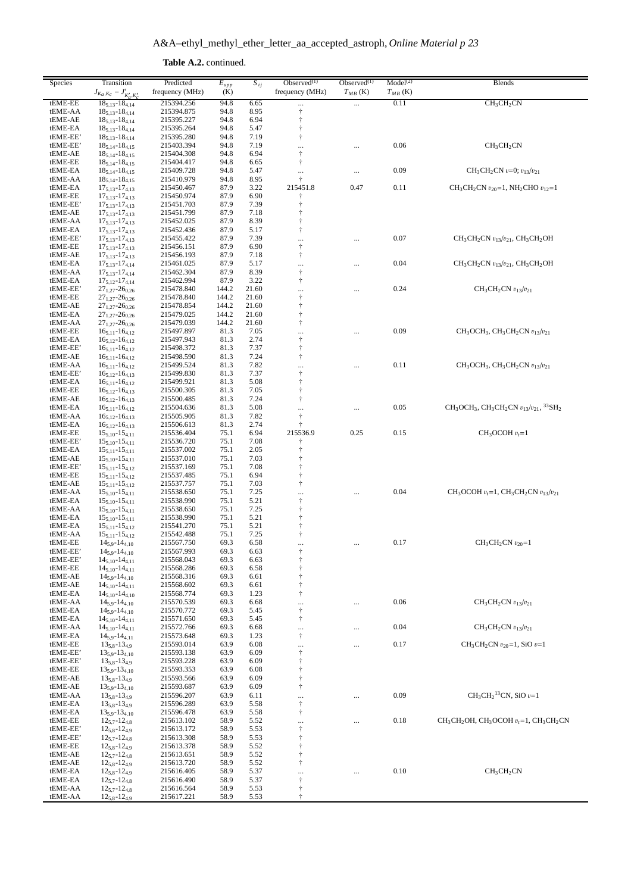**Table A.2.** continued.

| Species | Transition $J_{K_a,K_c} - J'_{K'_a,K'_c}$ | Predicted frequency (MHz) | $E_{upp}$ (K) | $S_{ij}$ | Observed[(1)] frequency (MHz) | Observed[(1)] $T_{MB}$ (K) | Model[(2)] $T_{MB}$ (K) | Blends |
|---|---|---|---|---|---|---|---|---|
| tEME-EE | $18_{5,13}$-$18_{4,14}$ | 215394.256 | 94.8 | 6.65 | ... | ... | 0.11 | $CH_3CH_2CN$ |
| tEME-AA | $18_{5,13}$-$18_{4,14}$ | 215394.875 | 94.8 | 8.95 | † | | | |
| tEME-AE | $18_{5,13}$-$18_{4,14}$ | 215395.227 | 94.8 | 6.94 | † | | | |
| tEME-EA | $18_{5,13}$-$18_{4,14}$ | 215395.264 | 94.8 | 5.47 | † | | | |
| tEME-EE' | $18_{5,13}$-$18_{4,14}$ | 215395.280 | 94.8 | 7.19 | † | | | |
| tEME-EE' | $18_{5,14}$-$18_{4,15}$ | 215403.394 | 94.8 | 7.19 | ... | ... | 0.06 | $CH_3CH_2CN$ |
| tEME-AE | $18_{5,14}$-$18_{4,15}$ | 215404.308 | 94.8 | 6.94 | † | | | |
| tEME-EE | $18_{5,14}$-$18_{4,15}$ | 215404.417 | 94.8 | 6.65 | † | | | |
| tEME-EA | $18_{5,14}$-$18_{4,15}$ | 215409.728 | 94.8 | 5.47 | ... | ... | 0.09 | $CH_3CH_2CN$ $v$=0; $v_{13}/v_{21}$ |
| tEME-AA | $18_{5,14}$-$18_{4,15}$ | 215410.979 | 94.8 | 8.95 | † | | | |
| tEME-EA | $17_{5,13}$-$17_{4,13}$ | 215450.467 | 87.9 | 3.22 | 215451.8 | 0.47 | 0.11 | $CH_3CH_2CN$ $v_{20}$=1, $NH_2CHO$ $v_{12}$=1 |
| tEME-EE | $17_{5,13}$-$17_{4,13}$ | 215450.974 | 87.9 | 6.90 | † | | | |
| tEME-EE' | $17_{5,13}$-$17_{4,13}$ | 215451.703 | 87.9 | 7.39 | † | | | |
| tEME-AE | $17_{5,13}$-$17_{4,13}$ | 215451.799 | 87.9 | 7.18 | † | | | |
| tEME-AA | $17_{5,13}$-$17_{4,13}$ | 215452.025 | 87.9 | 8.39 | † | | | |
| tEME-EA | $17_{5,13}$-$17_{4,13}$ | 215452.436 | 87.9 | 5.17 | † | | | |
| tEME-EE' | $17_{5,13}$-$17_{4,13}$ | 215455.422 | 87.9 | 7.39 | ... | ... | 0.07 | $CH_3CH_2CN$ $v_{13}/v_{21}$, $CH_3CH_2OH$ |
| tEME-EE | $17_{5,13}$-$17_{4,13}$ | 215456.151 | 87.9 | 6.90 | † | | | |
| tEME-AE | $17_{5,13}$-$17_{4,13}$ | 215456.193 | 87.9 | 7.18 | † | | | |
| tEME-EA | $17_{5,13}$-$17_{4,14}$ | 215461.025 | 87.9 | 5.17 | ... | ... | 0.04 | $CH_3CH_2CN$ $v_{13}/v_{21}$, $CH_3CH_2OH$ |
| tEME-AA | $17_{5,13}$-$17_{4,14}$ | 215462.304 | 87.9 | 8.39 | † | | | |
| tEME-EA | $17_{5,12}$-$17_{4,14}$ | 215462.994 | 87.9 | 3.22 | † | | | |
| tEME-EE' | $27_{1,27}$-$26_{0,26}$ | 215478.840 | 144.2 | 21.60 | ... | ... | 0.24 | $CH_3CH_2CN$ $v_{13}/v_{21}$ |
| tEME-EE | $27_{1,27}$-$26_{0,26}$ | 215478.840 | 144.2 | 21.60 | † | | | |
| tEME-AE | $27_{1,27}$-$26_{0,26}$ | 215478.854 | 144.2 | 21.60 | † | | | |
| tEME-EA | $27_{1,27}$-$26_{0,26}$ | 215479.025 | 144.2 | 21.60 | † | | | |
| tEME-AA | $27_{1,27}$-$26_{0,26}$ | 215479.039 | 144.2 | 21.60 | † | | | |
| tEME-EE | $16_{5,11}$-$16_{4,12}$ | 215497.897 | 81.3 | 7.05 | ... | ... | 0.09 | $CH_3OCH_3$, $CH_3CH_2CN$ $v_{13}/v_{21}$ |
| tEME-EA | $16_{5,12}$-$16_{4,12}$ | 215497.943 | 81.3 | 2.74 | † | | | |
| tEME-EE' | $16_{5,11}$-$16_{4,12}$ | 215498.372 | 81.3 | 7.37 | † | | | |
| tEME-AE | $16_{5,11}$-$16_{4,12}$ | 215498.590 | 81.3 | 7.24 | † | | | |
| tEME-AA | $16_{5,11}$-$16_{4,12}$ | 215499.524 | 81.3 | 7.82 | ... | ... | 0.11 | $CH_3OCH_3$, $CH_3CH_2CN$ $v_{13}/v_{21}$ |
| tEME-EE' | $16_{5,12}$-$16_{4,13}$ | 215499.830 | 81.3 | 7.37 | † | | | |
| tEME-EA | $16_{5,11}$-$16_{4,12}$ | 215499.921 | 81.3 | 5.08 | † | | | |
| tEME-EE | $16_{5,12}$-$16_{4,13}$ | 215500.305 | 81.3 | 7.05 | † | | | |
| tEME-AE | $16_{5,12}$-$16_{4,13}$ | 215500.485 | 81.3 | 7.24 | † | | | |
| tEME-EA | $16_{5,11}$-$16_{4,12}$ | 215504.636 | 81.3 | 5.08 | ... | ... | 0.05 | $CH_3OCH_3$, $CH_3CH_2CN$ $v_{13}/v_{21}$, $^{33}SH_2$ |
| tEME-AA | $16_{5,12}$-$16_{4,13}$ | 215505.905 | 81.3 | 7.82 | † | | | |
| tEME-EA | $16_{5,12}$-$16_{4,13}$ | 215506.613 | 81.3 | 2.74 | † | | | |
| tEME-EE | $15_{5,10}$-$15_{4,11}$ | 215536.404 | 75.1 | 6.94 | 215536.9 | 0.25 | 0.15 | $CH_3OCOH$ $v_t$=1 |
| tEME-EE' | $15_{5,10}$-$15_{4,11}$ | 215536.720 | 75.1 | 7.08 | † | | | |
| tEME-EA | $15_{5,11}$-$15_{4,11}$ | 215537.002 | 75.1 | 2.05 | † | | | |
| tEME-AE | $15_{5,10}$-$15_{4,11}$ | 215537.010 | 75.1 | 7.03 | † | | | |
| tEME-EE' | $15_{5,11}$-$15_{4,12}$ | 215537.169 | 75.1 | 7.08 | † | | | |
| tEME-EE | $15_{5,11}$-$15_{4,12}$ | 215537.485 | 75.1 | 6.94 | † | | | |
| tEME-AE | $15_{5,11}$-$15_{4,12}$ | 215537.757 | 75.1 | 7.03 | † | | | |
| tEME-AA | $15_{5,10}$-$15_{4,11}$ | 215538.650 | 75.1 | 7.25 | ... | ... | 0.04 | $CH_3OCOH$ $v_t$=1, $CH_3CH_2CN$ $v_{13}/v_{21}$ |
| tEME-EA | $15_{5,10}$-$15_{4,11}$ | 215538.990 | 75.1 | 5.21 | † | | | |
| tEME-AA | $15_{5,10}$-$15_{4,11}$ | 215538.650 | 75.1 | 7.25 | † | | | |
| tEME-EA | $15_{5,10}$-$15_{4,11}$ | 215538.990 | 75.1 | 5.21 | † | | | |
| tEME-EA | $15_{5,11}$-$15_{4,12}$ | 215541.270 | 75.1 | 5.21 | † | | | |
| tEME-AA | $15_{5,11}$-$15_{4,12}$ | 215542.488 | 75.1 | 7.25 | † | | | |
| tEME-EE | $14_{5,9}$-$14_{4,10}$ | 215567.750 | 69.3 | 6.58 | ... | ... | 0.17 | $CH_3CH_2CN$ $v_{20}$=1 |
| tEME-EE' | $14_{5,9}$-$14_{4,10}$ | 215567.993 | 69.3 | 6.63 | † | | | |
| tEME-EE' | $14_{5,10}$-$14_{4,11}$ | 215568.043 | 69.3 | 6.63 | † | | | |
| tEME-EE | $14_{5,10}$-$14_{4,11}$ | 215568.286 | 69.3 | 6.58 | † | | | |
| tEME-AE | $14_{5,9}$-$14_{4,10}$ | 215568.316 | 69.3 | 6.61 | † | | | |
| tEME-AE | $14_{5,10}$-$14_{4,11}$ | 215568.602 | 69.3 | 6.61 | † | | | |
| tEME-EA | $14_{5,10}$-$14_{4,10}$ | 215568.774 | 69.3 | 1.23 | † | | | |
| tEME-AA | $14_{5,9}$-$14_{4,10}$ | 215570.539 | 69.3 | 6.68 | ... | ... | 0.06 | $CH_3CH_2CN$ $v_{13}/v_{21}$ |
| tEME-EA | $14_{5,9}$-$14_{4,10}$ | 215570.772 | 69.3 | 5.45 | † | | | |
| tEME-EA | $14_{5,10}$-$14_{4,11}$ | 215571.650 | 69.3 | 5.45 | † | | | |
| tEME-AA | $14_{5,10}$-$14_{4,11}$ | 215572.766 | 69.3 | 6.68 | ... | ... | 0.04 | $CH_3CH_2CN$ $v_{13}/v_{21}$ |
| tEME-EA | $14_{5,9}$-$14_{4,11}$ | 215573.648 | 69.3 | 1.23 | † | | | |
| tEME-EE | $13_{5,8}$-$13_{4,9}$ | 215593.014 | 63.9 | 6.08 | ... | ... | 0.17 | $CH_3CH_2CN$ $v_{20}$=1, SiO $v$=1 |
| tEME-EE' | $13_{5,9}$-$13_{4,10}$ | 215593.138 | 63.9 | 6.09 | † | | | |
| tEME-EE' | $13_{5,8}$-$13_{4,9}$ | 215593.228 | 63.9 | 6.09 | † | | | |
| tEME-EE | $13_{5,9}$-$13_{4,10}$ | 215593.353 | 63.9 | 6.08 | † | | | |
| tEME-AE | $13_{5,8}$-$13_{4,9}$ | 215593.566 | 63.9 | 6.09 | † | | | |
| tEME-AE | $13_{5,9}$-$13_{4,10}$ | 215593.687 | 63.9 | 6.09 | † | | | |
| tEME-AA | $13_{5,8}$-$13_{4,9}$ | 215596.207 | 63.9 | 6.11 | ... | ... | 0.09 | $CH_3CH_2{}^{13}CN$, SiO $v$=1 |
| tEME-EA | $13_{5,8}$-$13_{4,9}$ | 215596.289 | 63.9 | 5.58 | † | | | |
| tEME-EA | $13_{5,9}$-$13_{4,10}$ | 215596.478 | 63.9 | 5.58 | † | | | |
| tEME-EE | $12_{5,7}$-$12_{4,8}$ | 215613.102 | 58.9 | 5.52 | ... | ... | 0.18 | $CH_3CH_2OH$, $CH_3OCOH$ $v_t$=1, $CH_3CH_2CN$ |
| tEME-EE' | $12_{5,8}$-$12_{4,9}$ | 215613.172 | 58.9 | 5.53 | † | | | |
| tEME-EE' | $12_{5,7}$-$12_{4,8}$ | 215613.308 | 58.9 | 5.53 | † | | | |
| tEME-EE | $12_{5,8}$-$12_{4,9}$ | 215613.378 | 58.9 | 5.52 | † | | | |
| tEME-AE | $12_{5,7}$-$12_{4,8}$ | 215613.651 | 58.9 | 5.52 | † | | | |
| tEME-AE | $12_{5,8}$-$12_{4,9}$ | 215613.720 | 58.9 | 5.52 | † | | | |
| tEME-EA | $12_{5,8}$-$12_{4,9}$ | 215616.405 | 58.9 | 5.37 | ... | ... | 0.10 | $CH_3CH_2CN$ |
| tEME-EA | $12_{5,7}$-$12_{4,8}$ | 215616.490 | 58.9 | 5.37 | † | | | |
| tEME-AA | $12_{5,7}$-$12_{4,8}$ | 215616.564 | 58.9 | 5.53 | † | | | |
| tEME-AA | $12_{5,8}$-$12_{4,9}$ | 215617.221 | 58.9 | 5.53 | † | | | |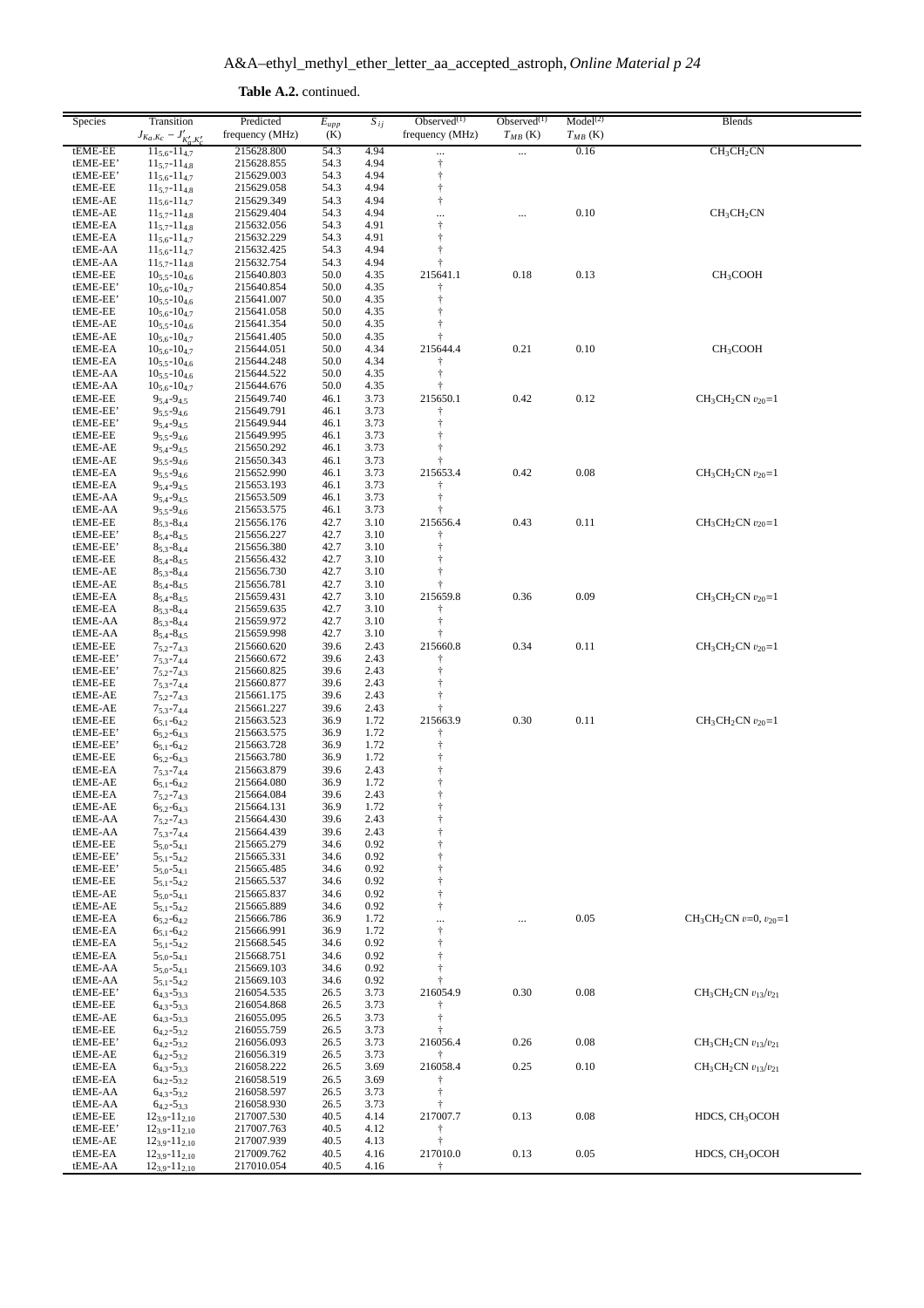**Table A.2.** continued.

| Species | Transition $J_{K_a,K_c} - J'_{K'_a,K'_c}$ | Predicted frequency (MHz) | $E_{upp}$ (K) | $S_{ij}$ | Observed[(1)] frequency (MHz) | Observed[(1)] $T_{MB}$ (K) | Model[(2)] $T_{MB}$ (K) | Blends |
|---|---|---|---|---|---|---|---|---|
| tEME-EE | $11_{5,6}$-$11_{4,7}$ | 215628.800 | 54.3 | 4.94 | ... | ... | 0.16 | $CH_3CH_2CN$ |
| tEME-EE' | $11_{5,7}$-$11_{4,8}$ | 215628.855 | 54.3 | 4.94 | † | | | |
| tEME-EE' | $11_{5,6}$-$11_{4,7}$ | 215629.003 | 54.3 | 4.94 | † | | | |
| tEME-EE | $11_{5,7}$-$11_{4,8}$ | 215629.058 | 54.3 | 4.94 | † | | | |
| tEME-AE | $11_{5,6}$-$11_{4,7}$ | 215629.349 | 54.3 | 4.94 | † | | | |
| tEME-AE | $11_{5,7}$-$11_{4,8}$ | 215629.404 | 54.3 | 4.94 | ... | ... | 0.10 | $CH_3CH_2CN$ |
| tEME-EA | $11_{5,7}$-$11_{4,8}$ | 215632.056 | 54.3 | 4.91 | † | | | |
| tEME-EA | $11_{5,6}$-$11_{4,7}$ | 215632.229 | 54.3 | 4.91 | † | | | |
| tEME-AA | $11_{5,6}$-$11_{4,7}$ | 215632.425 | 54.3 | 4.94 | † | | | |
| tEME-AA | $11_{5,7}$-$11_{4,8}$ | 215632.754 | 54.3 | 4.94 | † | | | |
| tEME-EE | $10_{5,5}$-$10_{4,6}$ | 215640.803 | 50.0 | 4.35 | 215641.1 | 0.18 | 0.13 | $CH_3COOH$ |
| tEME-EE' | $10_{5,6}$-$10_{4,7}$ | 215640.854 | 50.0 | 4.35 | † | | | |
| tEME-EE' | $10_{5,5}$-$10_{4,6}$ | 215641.007 | 50.0 | 4.35 | † | | | |
| tEME-EE | $10_{5,6}$-$10_{4,7}$ | 215641.058 | 50.0 | 4.35 | † | | | |
| tEME-AE | $10_{5,5}$-$10_{4,6}$ | 215641.354 | 50.0 | 4.35 | † | | | |
| tEME-AE | $10_{5,6}$-$10_{4,7}$ | 215641.405 | 50.0 | 4.35 | † | | | |
| tEME-EA | $10_{5,6}$-$10_{4,7}$ | 215644.051 | 50.0 | 4.34 | 215644.4 | 0.21 | 0.10 | $CH_3COOH$ |
| tEME-EA | $10_{5,5}$-$10_{4,6}$ | 215644.248 | 50.0 | 4.34 | † | | | |
| tEME-AA | $10_{5,5}$-$10_{4,6}$ | 215644.522 | 50.0 | 4.35 | † | | | |
| tEME-AA | $10_{5,6}$-$10_{4,7}$ | 215644.676 | 50.0 | 4.35 | † | | | |
| tEME-EE | $9_{5,4}$-$9_{4,5}$ | 215649.740 | 46.1 | 3.73 | 215650.1 | 0.42 | 0.12 | $CH_3CH_2CN$ $v_{20}$=1 |
| tEME-EE' | $9_{5,5}$-$9_{4,6}$ | 215649.791 | 46.1 | 3.73 | † | | | |
| tEME-EE' | $9_{5,4}$-$9_{4,5}$ | 215649.944 | 46.1 | 3.73 | † | | | |
| tEME-EE | $9_{5,5}$-$9_{4,6}$ | 215649.995 | 46.1 | 3.73 | † | | | |
| tEME-AE | $9_{5,4}$-$9_{4,5}$ | 215650.292 | 46.1 | 3.73 | † | | | |
| tEME-AE | $9_{5,5}$-$9_{4,6}$ | 215650.343 | 46.1 | 3.73 | † | | | |
| tEME-EA | $9_{5,5}$-$9_{4,6}$ | 215652.990 | 46.1 | 3.73 | 215653.4 | 0.42 | 0.08 | $CH_3CH_2CN$ $v_{20}$=1 |
| tEME-EA | $9_{5,4}$-$9_{4,5}$ | 215653.193 | 46.1 | 3.73 | † | | | |
| tEME-AA | $9_{5,4}$-$9_{4,5}$ | 215653.509 | 46.1 | 3.73 | † | | | |
| tEME-AA | $9_{5,5}$-$9_{4,6}$ | 215653.575 | 46.1 | 3.73 | † | | | |
| tEME-EE | $8_{5,3}$-$8_{4,4}$ | 215656.176 | 42.7 | 3.10 | 215656.4 | 0.43 | 0.11 | $CH_3CH_2CN$ $v_{20}$=1 |
| tEME-EE' | $8_{5,4}$-$8_{4,5}$ | 215656.227 | 42.7 | 3.10 | † | | | |
| tEME-EE' | $8_{5,3}$-$8_{4,4}$ | 215656.380 | 42.7 | 3.10 | † | | | |
| tEME-EE | $8_{5,4}$-$8_{4,5}$ | 215656.432 | 42.7 | 3.10 | † | | | |
| tEME-AE | $8_{5,3}$-$8_{4,4}$ | 215656.730 | 42.7 | 3.10 | † | | | |
| tEME-AE | $8_{5,4}$-$8_{4,5}$ | 215656.781 | 42.7 | 3.10 | † | | | |
| tEME-EA | $8_{5,4}$-$8_{4,5}$ | 215659.431 | 42.7 | 3.10 | 215659.8 | 0.36 | 0.09 | $CH_3CH_2CN$ $v_{20}$=1 |
| tEME-EA | $8_{5,3}$-$8_{4,4}$ | 215659.635 | 42.7 | 3.10 | † | | | |
| tEME-AA | $8_{5,3}$-$8_{4,4}$ | 215659.972 | 42.7 | 3.10 | † | | | |
| tEME-AA | $8_{5,4}$-$8_{4,5}$ | 215659.998 | 42.7 | 3.10 | † | | | |
| tEME-EE | $7_{5,2}$-$7_{4,3}$ | 215660.620 | 39.6 | 2.43 | 215660.8 | 0.34 | 0.11 | $CH_3CH_2CN$ $v_{20}$=1 |
| tEME-EE' | $7_{5,3}$-$7_{4,4}$ | 215660.672 | 39.6 | 2.43 | † | | | |
| tEME-EE' | $7_{5,2}$-$7_{4,3}$ | 215660.825 | 39.6 | 2.43 | † | | | |
| tEME-EE | $7_{5,3}$-$7_{4,4}$ | 215660.877 | 39.6 | 2.43 | † | | | |
| tEME-AE | $7_{5,2}$-$7_{4,3}$ | 215661.175 | 39.6 | 2.43 | † | | | |
| tEME-AE | $7_{5,3}$-$7_{4,4}$ | 215661.227 | 39.6 | 2.43 | † | | | |
| tEME-EE | $6_{5,1}$-$6_{4,2}$ | 215663.523 | 36.9 | 1.72 | 215663.9 | 0.30 | 0.11 | $CH_3CH_2CN$ $v_{20}$=1 |
| tEME-EE' | $6_{5,2}$-$6_{4,3}$ | 215663.575 | 36.9 | 1.72 | † | | | |
| tEME-EE' | $6_{5,1}$-$6_{4,2}$ | 215663.728 | 36.9 | 1.72 | † | | | |
| tEME-EE | $6_{5,2}$-$6_{4,3}$ | 215663.780 | 36.9 | 1.72 | † | | | |
| tEME-EA | $7_{5,3}$-$7_{4,4}$ | 215663.879 | 39.6 | 2.43 | † | | | |
| tEME-AE | $6_{5,1}$-$6_{4,2}$ | 215664.080 | 36.9 | 1.72 | † | | | |
| tEME-EA | $7_{5,2}$-$7_{4,3}$ | 215664.084 | 39.6 | 2.43 | † | | | |
| tEME-AE | $6_{5,2}$-$6_{4,3}$ | 215664.131 | 36.9 | 1.72 | † | | | |
| tEME-AA | $7_{5,2}$-$7_{4,3}$ | 215664.430 | 39.6 | 2.43 | † | | | |
| tEME-AA | $7_{5,3}$-$7_{4,4}$ | 215664.439 | 39.6 | 2.43 | † | | | |
| tEME-EE | $5_{5,0}$-$5_{4,1}$ | 215665.279 | 34.6 | 0.92 | † | | | |
| tEME-EE' | $5_{5,1}$-$5_{4,2}$ | 215665.331 | 34.6 | 0.92 | † | | | |
| tEME-EE' | $5_{5,0}$-$5_{4,1}$ | 215665.485 | 34.6 | 0.92 | † | | | |
| tEME-EE | $5_{5,1}$-$5_{4,2}$ | 215665.537 | 34.6 | 0.92 | † | | | |
| tEME-AE | $5_{5,0}$-$5_{4,1}$ | 215665.837 | 34.6 | 0.92 | † | | | |
| tEME-AE | $5_{5,1}$-$5_{4,2}$ | 215665.889 | 34.6 | 0.92 | † | | | |
| tEME-EA | $6_{5,2}$-$6_{4,2}$ | 215666.786 | 36.9 | 1.72 | ... | ... | 0.05 | $CH_3CH_2CN$ $v$=0, $v_{20}$=1 |
| tEME-EA | $6_{5,1}$-$6_{4,2}$ | 215666.991 | 36.9 | 1.72 | † | | | |
| tEME-EA | $5_{5,1}$-$5_{4,2}$ | 215668.545 | 34.6 | 0.92 | † | | | |
| tEME-EA | $5_{5,0}$-$5_{4,1}$ | 215668.751 | 34.6 | 0.92 | † | | | |
| tEME-AA | $5_{5,0}$-$5_{4,1}$ | 215669.103 | 34.6 | 0.92 | † | | | |
| tEME-AA | $5_{5,1}$-$5_{4,2}$ | 215669.103 | 34.6 | 0.92 | † | | | |
| tEME-EE' | $6_{4,3}$-$5_{3,3}$ | 216054.535 | 26.5 | 3.73 | 216054.9 | 0.30 | 0.08 | $CH_3CH_2CN$ $v_{13}/v_{21}$ |
| tEME-EE | $6_{4,3}$-$5_{3,3}$ | 216054.868 | 26.5 | 3.73 | † | | | |
| tEME-AE | $6_{4,3}$-$5_{3,3}$ | 216055.095 | 26.5 | 3.73 | † | | | |
| tEME-EE | $6_{4,2}$-$5_{3,2}$ | 216055.759 | 26.5 | 3.73 | † | | | |
| tEME-EE' | $6_{4,2}$-$5_{3,2}$ | 216056.093 | 26.5 | 3.73 | 216056.4 | 0.26 | 0.08 | $CH_3CH_2CN$ $v_{13}/v_{21}$ |
| tEME-AE | $6_{4,2}$-$5_{3,2}$ | 216056.319 | 26.5 | 3.73 | † | | | |
| tEME-EA | $6_{4,3}$-$5_{3,3}$ | 216058.222 | 26.5 | 3.69 | 216058.4 | 0.25 | 0.10 | $CH_3CH_2CN$ $v_{13}/v_{21}$ |
| tEME-EA | $6_{4,2}$-$5_{3,2}$ | 216058.519 | 26.5 | 3.69 | † | | | |
| tEME-AA | $6_{4,3}$-$5_{3,2}$ | 216058.597 | 26.5 | 3.73 | † | | | |
| tEME-AA | $6_{4,2}$-$5_{3,3}$ | 216058.930 | 26.5 | 3.73 | † | | | |
| tEME-EE | $12_{3,9}$-$11_{2,10}$ | 217007.530 | 40.5 | 4.14 | 217007.7 | 0.13 | 0.08 | HDCS, $CH_3OCOH$ |
| tEME-EE' | $12_{3,9}$-$11_{2,10}$ | 217007.763 | 40.5 | 4.12 | † | | | |
| tEME-AE | $12_{3,9}$-$11_{2,10}$ | 217007.939 | 40.5 | 4.13 | † | | | |
| tEME-EA | $12_{3,9}$-$11_{2,10}$ | 217009.762 | 40.5 | 4.16 | 217010.0 | 0.13 | 0.05 | HDCS, $CH_3OCOH$ |
| tEME-AA | $12_{3,9}$-$11_{2,10}$ | 217010.054 | 40.5 | 4.16 | † | | | |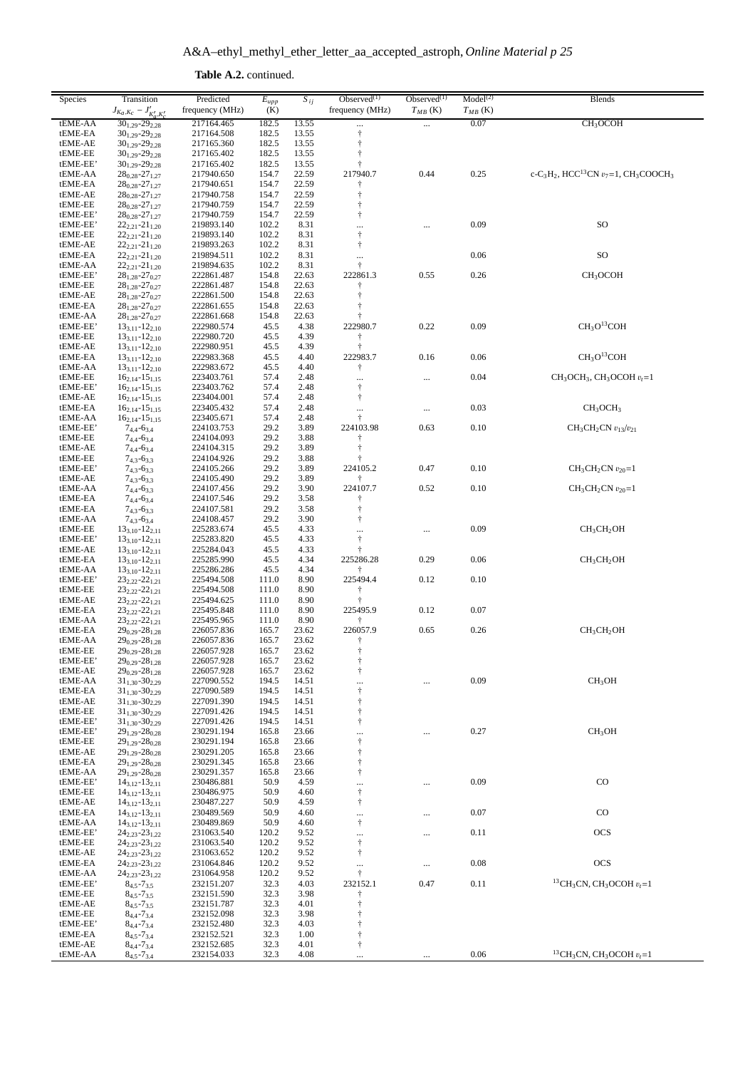**Table A.2.** continued.

| Species | Transition $J_{K_a,K_c} - J'_{K'_a,K'_c}$ | Predicted frequency (MHz) | $E_{upp}$ (K) | $S_{ij}$ | Observed[(1)] frequency (MHz) | Observed[(1)] $T_{MB}$ (K) | Model[(2)] $T_{MB}$ (K) | Blends |
|---|---|---|---|---|---|---|---|---|
| tEME-AA | $30_{1,29}$-$29_{2,28}$ | 217164.465 | 182.5 | 13.55 | ... | ... | 0.07 | $CH_3OCOH$ |
| tEME-EA | $30_{1,29}$-$29_{2,28}$ | 217164.508 | 182.5 | 13.55 | † | | | |
| tEME-AE | $30_{1,29}$-$29_{2,28}$ | 217165.360 | 182.5 | 13.55 | † | | | |
| tEME-EE | $30_{1,29}$-$29_{2,28}$ | 217165.402 | 182.5 | 13.55 | † | | | |
| tEME-EE' | $30_{1,29}$-$29_{2,28}$ | 217165.402 | 182.5 | 13.55 | † | | | |
| tEME-AA | $28_{0,28}$-$27_{1,27}$ | 217940.650 | 154.7 | 22.59 | 217940.7 | 0.44 | 0.25 | c-$C_3H_2$, $HCC^{13}CN$ $v_7$=1, $CH_3COOCH_3$ |
| tEME-EA | $28_{0,28}$-$27_{1,27}$ | 217940.651 | 154.7 | 22.59 | † | | | |
| tEME-AE | $28_{0,28}$-$27_{1,27}$ | 217940.758 | 154.7 | 22.59 | † | | | |
| tEME-EE | $28_{0,28}$-$27_{1,27}$ | 217940.759 | 154.7 | 22.59 | † | | | |
| tEME-EE' | $28_{0,28}$-$27_{1,27}$ | 217940.759 | 154.7 | 22.59 | † | | | |
| tEME-EE' | $22_{2,21}$-$21_{1,20}$ | 219893.140 | 102.2 | 8.31 | ... | ... | 0.09 | SO |
| tEME-EE | $22_{2,21}$-$21_{1,20}$ | 219893.140 | 102.2 | 8.31 | † | | | |
| tEME-AE | $22_{2,21}$-$21_{1,20}$ | 219893.263 | 102.2 | 8.31 | † | | | |
| tEME-EA | $22_{2,21}$-$21_{1,20}$ | 219894.511 | 102.2 | 8.31 | ... | | 0.06 | SO |
| tEME-AA | $22_{2,21}$-$21_{1,20}$ | 219894.635 | 102.2 | 8.31 | † | | | |
| tEME-EE' | $28_{1,28}$-$27_{0,27}$ | 222861.487 | 154.8 | 22.63 | 222861.3 | 0.55 | 0.26 | $CH_3OCOH$ |
| tEME-EE | $28_{1,28}$-$27_{0,27}$ | 222861.487 | 154.8 | 22.63 | † | | | |
| tEME-AE | $28_{1,28}$-$27_{0,27}$ | 222861.500 | 154.8 | 22.63 | † | | | |
| tEME-EA | $28_{1,28}$-$27_{0,27}$ | 222861.655 | 154.8 | 22.63 | † | | | |
| tEME-AA | $28_{1,28}$-$27_{0,27}$ | 222861.668 | 154.8 | 22.63 | † | | | |
| tEME-EE' | $13_{3,11}$-$12_{2,10}$ | 222980.574 | 45.5 | 4.38 | 222980.7 | 0.22 | 0.09 | $CH_3O^{13}COH$ |
| tEME-EE | $13_{3,11}$-$12_{2,10}$ | 222980.720 | 45.5 | 4.39 | † | | | |
| tEME-AE | $13_{3,11}$-$12_{2,10}$ | 222980.951 | 45.5 | 4.39 | † | | | |
| tEME-EA | $13_{3,11}$-$12_{2,10}$ | 222983.368 | 45.5 | 4.40 | 222983.7 | 0.16 | 0.06 | $CH_3O^{13}COH$ |
| tEME-AA | $13_{3,11}$-$12_{2,10}$ | 222983.672 | 45.5 | 4.40 | † | | | |
| tEME-EE | $16_{2,14}$-$15_{1,15}$ | 223403.761 | 57.4 | 2.48 | ... | ... | 0.04 | $CH_3OCH_3$, $CH_3OCOH$ $v_t$=1 |
| tEME-EE' | $16_{2,14}$-$15_{1,15}$ | 223403.762 | 57.4 | 2.48 | † | | | |
| tEME-AE | $16_{2,14}$-$15_{1,15}$ | 223404.001 | 57.4 | 2.48 | † | | | |
| tEME-EA | $16_{2,14}$-$15_{1,15}$ | 223405.432 | 57.4 | 2.48 | ... | ... | 0.03 | $CH_3OCH_3$ |
| tEME-AA | $16_{2,14}$-$15_{1,15}$ | 223405.671 | 57.4 | 2.48 | † | | | |
| tEME-EE' | $7_{4,4}$-$6_{3,4}$ | 224103.753 | 29.2 | 3.89 | 224103.98 | 0.63 | 0.10 | $CH_3CH_2CN$ $v_{13}/v_{21}$ |
| tEME-EE | $7_{4,4}$-$6_{3,4}$ | 224104.093 | 29.2 | 3.88 | † | | | |
| tEME-AE | $7_{4,4}$-$6_{3,4}$ | 224104.315 | 29.2 | 3.89 | † | | | |
| tEME-EE | $7_{4,3}$-$6_{3,3}$ | 224104.926 | 29.2 | 3.88 | † | | | |
| tEME-EE' | $7_{4,3}$-$6_{3,3}$ | 224105.266 | 29.2 | 3.89 | 224105.2 | 0.47 | 0.10 | $CH_3CH_2CN$ $v_{20}$=1 |
| tEME-AE | $7_{4,3}$-$6_{3,3}$ | 224105.490 | 29.2 | 3.89 | † | | | |
| tEME-AA | $7_{4,4}$-$6_{3,3}$ | 224107.456 | 29.2 | 3.90 | 224107.7 | 0.52 | 0.10 | $CH_3CH_2CN$ $v_{20}$=1 |
| tEME-EA | $7_{4,4}$-$6_{3,4}$ | 224107.546 | 29.2 | 3.58 | † | | | |
| tEME-EA | $7_{4,3}$-$6_{3,3}$ | 224107.581 | 29.2 | 3.58 | † | | | |
| tEME-AA | $7_{4,3}$-$6_{3,4}$ | 224108.457 | 29.2 | 3.90 | † | | | |
| tEME-EE | $13_{3,10}$-$12_{2,11}$ | 225283.674 | 45.5 | 4.33 | ... | ... | 0.09 | $CH_3CH_2OH$ |
| tEME-EE' | $13_{3,10}$-$12_{2,11}$ | 225283.820 | 45.5 | 4.33 | † | | | |
| tEME-AE | $13_{3,10}$-$12_{2,11}$ | 225284.043 | 45.5 | 4.33 | † | | | |
| tEME-EA | $13_{3,10}$-$12_{2,11}$ | 225285.990 | 45.5 | 4.34 | 225286.28 | 0.29 | 0.06 | $CH_3CH_2OH$ |
| tEME-AA | $13_{3,10}$-$12_{2,11}$ | 225286.286 | 45.5 | 4.34 | † | | | |
| tEME-EE' | $23_{2,22}$-$22_{1,21}$ | 225494.508 | 111.0 | 8.90 | 225494.4 | 0.12 | 0.10 | |
| tEME-EE | $23_{2,22}$-$22_{1,21}$ | 225494.508 | 111.0 | 8.90 | † | | | |
| tEME-AE | $23_{2,22}$-$22_{1,21}$ | 225494.625 | 111.0 | 8.90 | † | | | |
| tEME-EA | $23_{2,22}$-$22_{1,21}$ | 225495.848 | 111.0 | 8.90 | 225495.9 | 0.12 | 0.07 | |
| tEME-AA | $23_{2,22}$-$22_{1,21}$ | 225495.965 | 111.0 | 8.90 | † | | | |
| tEME-EA | $29_{0,29}$-$28_{1,28}$ | 226057.836 | 165.7 | 23.62 | 226057.9 | 0.65 | 0.26 | $CH_3CH_2OH$ |
| tEME-AA | $29_{0,29}$-$28_{1,28}$ | 226057.836 | 165.7 | 23.62 | † | | | |
| tEME-EE | $29_{0,29}$-$28_{1,28}$ | 226057.928 | 165.7 | 23.62 | † | | | |
| tEME-EE' | $29_{0,29}$-$28_{1,28}$ | 226057.928 | 165.7 | 23.62 | † | | | |
| tEME-AE | $29_{0,29}$-$28_{1,28}$ | 226057.928 | 165.7 | 23.62 | † | | | |
| tEME-AA | $31_{1,30}$-$30_{2,29}$ | 227090.552 | 194.5 | 14.51 | ... | ... | 0.09 | $CH_3OH$ |
| tEME-EA | $31_{1,30}$-$30_{2,29}$ | 227090.589 | 194.5 | 14.51 | † | | | |
| tEME-AE | $31_{1,30}$-$30_{2,29}$ | 227091.390 | 194.5 | 14.51 | † | | | |
| tEME-EE | $31_{1,30}$-$30_{2,29}$ | 227091.426 | 194.5 | 14.51 | † | | | |
| tEME-EE' | $31_{1,30}$-$30_{2,29}$ | 227091.426 | 194.5 | 14.51 | † | | | |
| tEME-EE' | $29_{1,29}$-$28_{0,28}$ | 230291.194 | 165.8 | 23.66 | ... | ... | 0.27 | $CH_3OH$ |
| tEME-EE | $29_{1,29}$-$28_{0,28}$ | 230291.194 | 165.8 | 23.66 | † | | | |
| tEME-AE | $29_{1,29}$-$28_{0,28}$ | 230291.205 | 165.8 | 23.66 | † | | | |
| tEME-EA | $29_{1,29}$-$28_{0,28}$ | 230291.345 | 165.8 | 23.66 | † | | | |
| tEME-AA | $29_{1,29}$-$28_{0,28}$ | 230291.357 | 165.8 | 23.66 | † | | | |
| tEME-EE' | $14_{3,12}$-$13_{2,11}$ | 230486.881 | 50.9 | 4.59 | ... | ... | 0.09 | CO |
| tEME-EE | $14_{3,12}$-$13_{2,11}$ | 230486.975 | 50.9 | 4.60 | † | | | |
| tEME-AE | $14_{3,12}$-$13_{2,11}$ | 230487.227 | 50.9 | 4.59 | † | | | |
| tEME-EA | $14_{3,12}$-$13_{2,11}$ | 230489.569 | 50.9 | 4.60 | ... | ... | 0.07 | CO |
| tEME-AA | $14_{3,12}$-$13_{2,11}$ | 230489.869 | 50.9 | 4.60 | † | | | |
| tEME-EE' | $24_{2,23}$-$23_{1,22}$ | 231063.540 | 120.2 | 9.52 | ... | ... | 0.11 | OCS |
| tEME-EE | $24_{2,23}$-$23_{1,22}$ | 231063.540 | 120.2 | 9.52 | † | | | |
| tEME-AE | $24_{2,23}$-$23_{1,22}$ | 231063.652 | 120.2 | 9.52 | † | | | |
| tEME-EA | $24_{2,23}$-$23_{1,22}$ | 231064.846 | 120.2 | 9.52 | ... | ... | 0.08 | OCS |
| tEME-AA | $24_{2,23}$-$23_{1,22}$ | 231064.958 | 120.2 | 9.52 | † | | | |
| tEME-EE' | $8_{4,5}$-$7_{3,5}$ | 232151.207 | 32.3 | 4.03 | 232152.1 | 0.47 | 0.11 | $^{13}CH_3CN$, $CH_3OCOH$ $v_t$=1 |
| tEME-EE | $8_{4,5}$-$7_{3,5}$ | 232151.590 | 32.3 | 3.98 | † | | | |
| tEME-AE | $8_{4,5}$-$7_{3,5}$ | 232151.787 | 32.3 | 4.01 | † | | | |
| tEME-EE | $8_{4,4}$-$7_{3,4}$ | 232152.098 | 32.3 | 3.98 | † | | | |
| tEME-EE' | $8_{4,4}$-$7_{3,4}$ | 232152.480 | 32.3 | 4.03 | † | | | |
| tEME-EA | $8_{4,5}$-$7_{3,4}$ | 232152.521 | 32.3 | 1.00 | † | | | |
| tEME-AE | $8_{4,4}$-$7_{3,4}$ | 232152.685 | 32.3 | 4.01 | † | | | |
| tEME-AA | $8_{4,5}$-$7_{3,4}$ | 232154.033 | 32.3 | 4.08 | ... | ... | 0.06 | $^{13}CH_3CN$, $CH_3OCOH$ $v_t$=1 |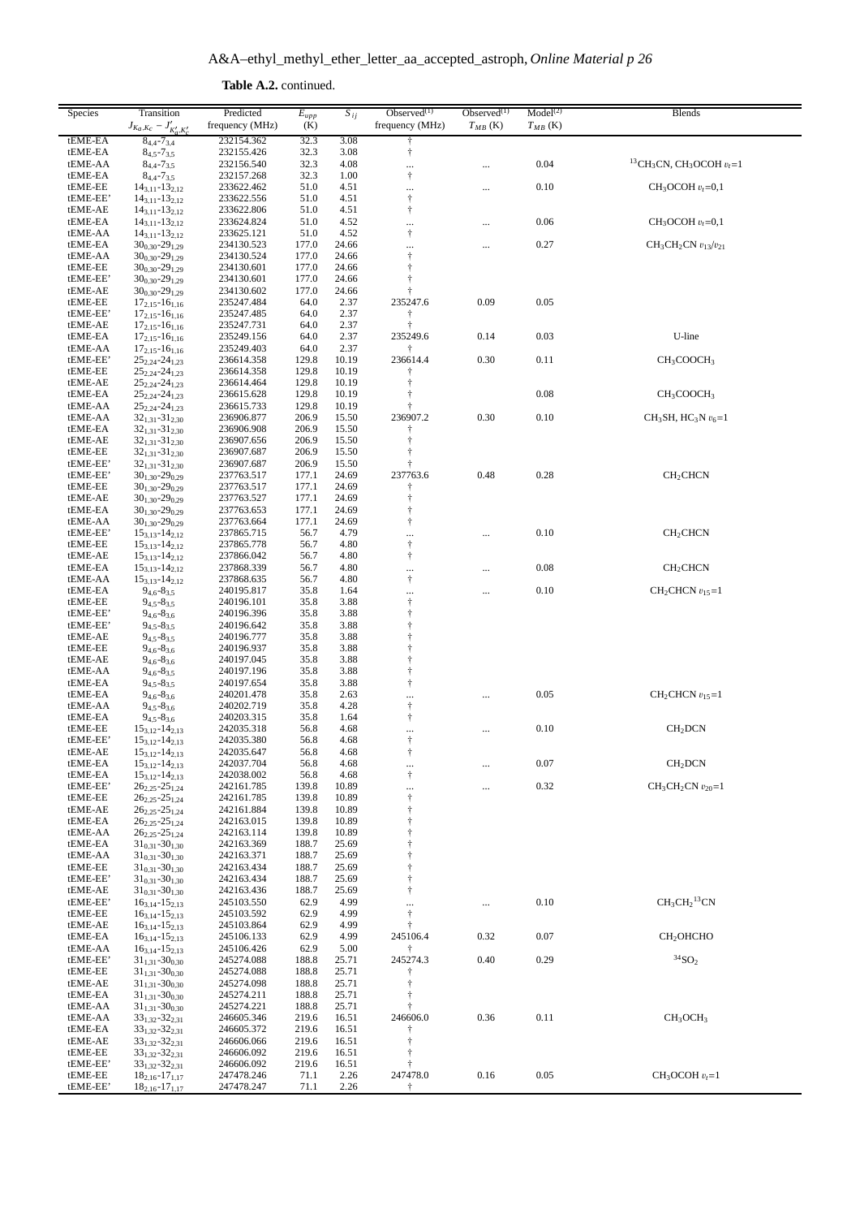**Table A.2.** continued.

| Species | Transition $J_{K_a,K_c} - J'_{K'_a,K'_c}$ | Predicted frequency (MHz) | $E_{upp}$ (K) | $S_{ij}$ | Observed[(1)] frequency (MHz) | Observed[(1)] $T_{MB}$ (K) | Model[(2)] $T_{MB}$ (K) | Blends |
|---|---|---|---|---|---|---|---|---|
| tEME-EA | $8_{4,4}$-$7_{3,4}$ | 232154.362 | 32.3 | 3.08 | † | | | |
| tEME-EA | $8_{4,5}$-$7_{3,5}$ | 232155.426 | 32.3 | 3.08 | † | | | |
| tEME-AA | $8_{4,4}$-$7_{3,5}$ | 232156.540 | 32.3 | 4.08 | ... | ... | 0.04 | $^{13}$CH$_3$CN, CH$_3$OCOH $v_t$=1 |
| tEME-EA | $8_{4,4}$-$7_{3,5}$ | 232157.268 | 32.3 | 1.00 | † | | | |
| tEME-EE | $14_{3,11}$-$13_{2,12}$ | 233622.462 | 51.0 | 4.51 | ... | ... | 0.10 | CH$_3$OCOH $v_t$=0,1 |
| tEME-EE' | $14_{3,11}$-$13_{2,12}$ | 233622.556 | 51.0 | 4.51 | † | | | |
| tEME-AE | $14_{3,11}$-$13_{2,12}$ | 233622.806 | 51.0 | 4.51 | † | | | |
| tEME-EA | $14_{3,11}$-$13_{2,12}$ | 233624.824 | 51.0 | 4.52 | ... | ... | 0.06 | CH$_3$OCOH $v_t$=0,1 |
| tEME-AA | $14_{3,11}$-$13_{2,12}$ | 233625.121 | 51.0 | 4.52 | † | | | |
| tEME-EA | $30_{0,30}$-$29_{1,29}$ | 234130.523 | 177.0 | 24.66 | ... | ... | 0.27 | CH$_3$CH$_2$CN $v_{13}$/$v_{21}$ |
| tEME-AA | $30_{0,30}$-$29_{1,29}$ | 234130.524 | 177.0 | 24.66 | † | | | |
| tEME-EE | $30_{0,30}$-$29_{1,29}$ | 234130.601 | 177.0 | 24.66 | † | | | |
| tEME-EE' | $30_{0,30}$-$29_{1,29}$ | 234130.601 | 177.0 | 24.66 | † | | | |
| tEME-AE | $30_{0,30}$-$29_{1,29}$ | 234130.602 | 177.0 | 24.66 | † | | | |
| tEME-EE | $17_{2,15}$-$16_{1,16}$ | 235247.484 | 64.0 | 2.37 | 235247.6 | 0.09 | 0.05 | |
| tEME-EE' | $17_{2,15}$-$16_{1,16}$ | 235247.485 | 64.0 | 2.37 | † | | | |
| tEME-AE | $17_{2,15}$-$16_{1,16}$ | 235247.731 | 64.0 | 2.37 | † | | | |
| tEME-EA | $17_{2,15}$-$16_{1,16}$ | 235249.156 | 64.0 | 2.37 | 235249.6 | 0.14 | 0.03 | U-line |
| tEME-AA | $17_{2,15}$-$16_{1,16}$ | 235249.403 | 64.0 | 2.37 | † | | | |
| tEME-EE' | $25_{2,24}$-$24_{1,23}$ | 236614.358 | 129.8 | 10.19 | 236614.4 | 0.30 | 0.11 | CH$_3$COOCH$_3$ |
| tEME-EE | $25_{2,24}$-$24_{1,23}$ | 236614.358 | 129.8 | 10.19 | † | | | |
| tEME-AE | $25_{2,24}$-$24_{1,23}$ | 236614.464 | 129.8 | 10.19 | † | | | |
| tEME-EA | $25_{2,24}$-$24_{1,23}$ | 236615.628 | 129.8 | 10.19 | † | | 0.08 | CH$_3$COOCH$_3$ |
| tEME-AA | $25_{2,24}$-$24_{1,23}$ | 236615.733 | 129.8 | 10.19 | † | | | |
| tEME-AA | $32_{1,31}$-$31_{2,30}$ | 236906.877 | 206.9 | 15.50 | 236907.2 | 0.30 | 0.10 | CH$_3$SH, HC$_3$N $v_6$=1 |
| tEME-EA | $32_{1,31}$-$31_{2,30}$ | 236906.908 | 206.9 | 15.50 | † | | | |
| tEME-AE | $32_{1,31}$-$31_{2,30}$ | 236907.656 | 206.9 | 15.50 | † | | | |
| tEME-EE | $32_{1,31}$-$31_{2,30}$ | 236907.687 | 206.9 | 15.50 | † | | | |
| tEME-EE' | $32_{1,31}$-$31_{2,30}$ | 236907.687 | 206.9 | 15.50 | † | | | |
| tEME-EE' | $30_{1,30}$-$29_{0,29}$ | 237763.517 | 177.1 | 24.69 | 237763.6 | 0.48 | 0.28 | CH$_2$CHCN |
| tEME-EE | $30_{1,30}$-$29_{0,29}$ | 237763.517 | 177.1 | 24.69 | † | | | |
| tEME-AE | $30_{1,30}$-$29_{0,29}$ | 237763.527 | 177.1 | 24.69 | † | | | |
| tEME-EA | $30_{1,30}$-$29_{0,29}$ | 237763.653 | 177.1 | 24.69 | † | | | |
| tEME-AA | $30_{1,30}$-$29_{0,29}$ | 237763.664 | 177.1 | 24.69 | † | | | |
| tEME-EE' | $15_{3,13}$-$14_{2,12}$ | 237865.715 | 56.7 | 4.79 | ... | ... | 0.10 | CH$_2$CHCN |
| tEME-EE | $15_{3,13}$-$14_{2,12}$ | 237865.778 | 56.7 | 4.80 | † | | | |
| tEME-AE | $15_{3,13}$-$14_{2,12}$ | 237866.042 | 56.7 | 4.80 | † | | | |
| tEME-EA | $15_{3,13}$-$14_{2,12}$ | 237868.339 | 56.7 | 4.80 | ... | ... | 0.08 | CH$_2$CHCN |
| tEME-AA | $15_{3,13}$-$14_{2,12}$ | 237868.635 | 56.7 | 4.80 | † | | | |
| tEME-EA | $9_{4,6}$-$8_{3,5}$ | 240195.817 | 35.8 | 1.64 | ... | ... | 0.10 | CH$_2$CHCN $v_{15}$=1 |
| tEME-EE | $9_{4,5}$-$8_{3,5}$ | 240196.101 | 35.8 | 3.88 | † | | | |
| tEME-EE' | $9_{4,6}$-$8_{3,6}$ | 240196.396 | 35.8 | 3.88 | † | | | |
| tEME-EE' | $9_{4,5}$-$8_{3,5}$ | 240196.642 | 35.8 | 3.88 | † | | | |
| tEME-AE | $9_{4,5}$-$8_{3,5}$ | 240196.777 | 35.8 | 3.88 | † | | | |
| tEME-EE | $9_{4,6}$-$8_{3,6}$ | 240196.937 | 35.8 | 3.88 | † | | | |
| tEME-AE | $9_{4,6}$-$8_{3,6}$ | 240197.045 | 35.8 | 3.88 | † | | | |
| tEME-AA | $9_{4,6}$-$8_{3,5}$ | 240197.196 | 35.8 | 3.88 | † | | | |
| tEME-EA | $9_{4,5}$-$8_{3,5}$ | 240197.654 | 35.8 | 3.88 | † | | | |
| tEME-EA | $9_{4,6}$-$8_{3,6}$ | 240201.478 | 35.8 | 2.63 | ... | ... | 0.05 | CH$_2$CHCN $v_{15}$=1 |
| tEME-AA | $9_{4,5}$-$8_{3,6}$ | 240202.719 | 35.8 | 4.28 | † | | | |
| tEME-EA | $9_{4,5}$-$8_{3,6}$ | 240203.315 | 35.8 | 1.64 | † | | | |
| tEME-EE | $15_{3,12}$-$14_{2,13}$ | 242035.318 | 56.8 | 4.68 | ... | ... | 0.10 | CH$_2$DCN |
| tEME-EE' | $15_{3,12}$-$14_{2,13}$ | 242035.380 | 56.8 | 4.68 | † | | | |
| tEME-AE | $15_{3,12}$-$14_{2,13}$ | 242035.647 | 56.8 | 4.68 | † | | | |
| tEME-EA | $15_{3,12}$-$14_{2,13}$ | 242037.704 | 56.8 | 4.68 | ... | ... | 0.07 | CH$_2$DCN |
| tEME-AA | $15_{3,12}$-$14_{2,13}$ | 242038.002 | 56.8 | 4.68 | † | | | |
| tEME-EE' | $26_{2,25}$-$25_{1,24}$ | 242161.785 | 139.8 | 10.89 | ... | ... | 0.32 | CH$_3$CH$_2$CN $v_{20}$=1 |
| tEME-EE | $26_{2,25}$-$25_{1,24}$ | 242161.785 | 139.8 | 10.89 | † | | | |
| tEME-AE | $26_{2,25}$-$25_{1,24}$ | 242161.884 | 139.8 | 10.89 | † | | | |
| tEME-EA | $26_{2,25}$-$25_{1,24}$ | 242163.015 | 139.8 | 10.89 | † | | | |
| tEME-AA | $26_{2,25}$-$25_{1,24}$ | 242163.114 | 139.8 | 10.89 | † | | | |
| tEME-EA | $31_{0,31}$-$30_{1,30}$ | 242163.369 | 188.7 | 25.69 | † | | | |
| tEME-AA | $31_{0,31}$-$30_{1,30}$ | 242163.371 | 188.7 | 25.69 | † | | | |
| tEME-EE | $31_{0,31}$-$30_{1,30}$ | 242163.434 | 188.7 | 25.69 | † | | | |
| tEME-EE' | $31_{0,31}$-$30_{1,30}$ | 242163.434 | 188.7 | 25.69 | † | | | |
| tEME-AE | $31_{0,31}$-$30_{1,30}$ | 242163.436 | 188.7 | 25.69 | † | | | |
| tEME-EE' | $16_{3,14}$-$15_{2,13}$ | 245103.550 | 62.9 | 4.99 | ... | ... | 0.10 | CH$_3$CH$_2$$^{13}$CN |
| tEME-EE | $16_{3,14}$-$15_{2,13}$ | 245103.592 | 62.9 | 4.99 | † | | | |
| tEME-AE | $16_{3,14}$-$15_{2,13}$ | 245103.864 | 62.9 | 4.99 | † | | | |
| tEME-EA | $16_{3,14}$-$15_{2,13}$ | 245106.133 | 62.9 | 4.99 | 245106.4 | 0.32 | 0.07 | CH$_2$OHCHO |
| tEME-AA | $16_{3,14}$-$15_{2,13}$ | 245106.426 | 62.9 | 5.00 | † | | | |
| tEME-EE' | $31_{1,31}$-$30_{0,30}$ | 245274.088 | 188.8 | 25.71 | 245274.3 | 0.40 | 0.29 | $^{34}$SO$_2$ |
| tEME-EE | $31_{1,31}$-$30_{0,30}$ | 245274.088 | 188.8 | 25.71 | † | | | |
| tEME-AE | $31_{1,31}$-$30_{0,30}$ | 245274.098 | 188.8 | 25.71 | † | | | |
| tEME-EA | $31_{1,31}$-$30_{0,30}$ | 245274.211 | 188.8 | 25.71 | † | | | |
| tEME-AA | $31_{1,31}$-$30_{0,30}$ | 245274.221 | 188.8 | 25.71 | † | | | |
| tEME-AA | $33_{1,32}$-$32_{2,31}$ | 246605.346 | 219.6 | 16.51 | 246606.0 | 0.36 | 0.11 | CH$_3$OCH$_3$ |
| tEME-EA | $33_{1,32}$-$32_{2,31}$ | 246605.372 | 219.6 | 16.51 | † | | | |
| tEME-AE | $33_{1,32}$-$32_{2,31}$ | 246606.066 | 219.6 | 16.51 | † | | | |
| tEME-EE | $33_{1,32}$-$32_{2,31}$ | 246606.092 | 219.6 | 16.51 | † | | | |
| tEME-EE' | $33_{1,32}$-$32_{2,31}$ | 246606.092 | 219.6 | 16.51 | † | | | |
| tEME-EE | $18_{2,16}$-$17_{1,17}$ | 247478.246 | 71.1 | 2.26 | 247478.0 | 0.16 | 0.05 | CH$_3$OCOH $v_t$=1 |
| tEME-EE' | $18_{2,16}$-$17_{1,17}$ | 247478.247 | 71.1 | 2.26 | † | | | |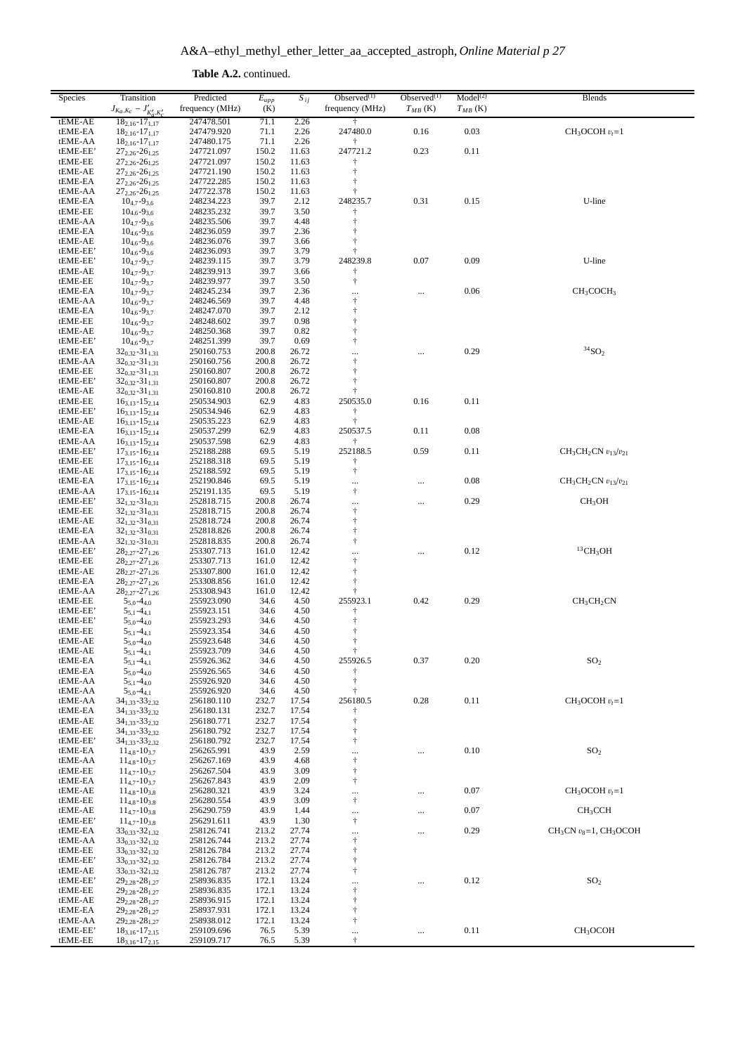**Table A.2.** continued.

| Species | Transition $J_{K_a,K_c} - J'_{K'_a,K'_c}$ | Predicted frequency (MHz) | $E_{upp}$ (K) | $S_{ij}$ | Observed[(1)] frequency (MHz) | Observed[(1)] $T_{MB}$ (K) | Model[(2)] $T_{MB}$ (K) | Blends |
|---|---|---|---|---|---|---|---|---|
| tEME-AE | $18_{2,16}$-$17_{1,17}$ | 247478.501 | 71.1 | 2.26 | † | | | |
| tEME-EA | $18_{2,16}$-$17_{1,17}$ | 247479.920 | 71.1 | 2.26 | 247480.0 | 0.16 | 0.03 | $CH_3OCOH$ $v_t$=1 |
| tEME-AA | $18_{2,16}$-$17_{1,17}$ | 247480.175 | 71.1 | 2.26 | † | | | |
| tEME-EE' | $27_{2,26}$-$26_{1,25}$ | 247721.097 | 150.2 | 11.63 | 247721.2 | 0.23 | 0.11 | |
| tEME-EE | $27_{2,26}$-$26_{1,25}$ | 247721.097 | 150.2 | 11.63 | † | | | |
| tEME-AE | $27_{2,26}$-$26_{1,25}$ | 247721.190 | 150.2 | 11.63 | † | | | |
| tEME-EA | $27_{2,26}$-$26_{1,25}$ | 247722.285 | 150.2 | 11.63 | † | | | |
| tEME-AA | $27_{2,26}$-$26_{1,25}$ | 247722.378 | 150.2 | 11.63 | † | | | |
| tEME-EA | $10_{4,7}$-$9_{3,6}$ | 248234.223 | 39.7 | 2.12 | 248235.7 | 0.31 | 0.15 | U-line |
| tEME-EE | $10_{4,6}$-$9_{3,6}$ | 248235.232 | 39.7 | 3.50 | † | | | |
| tEME-AA | $10_{4,7}$-$9_{3,6}$ | 248235.506 | 39.7 | 4.48 | † | | | |
| tEME-EA | $10_{4,6}$-$9_{3,6}$ | 248236.059 | 39.7 | 2.36 | † | | | |
| tEME-AE | $10_{4,6}$-$9_{3,6}$ | 248236.076 | 39.7 | 3.66 | † | | | |
| tEME-EE' | $10_{4,6}$-$9_{3,6}$ | 248236.093 | 39.7 | 3.79 | † | | | |
| tEME-EE' | $10_{4,7}$-$9_{3,7}$ | 248239.115 | 39.7 | 3.79 | 248239.8 | 0.07 | 0.09 | U-line |
| tEME-AE | $10_{4,7}$-$9_{3,7}$ | 248239.913 | 39.7 | 3.66 | † | | | |
| tEME-EE | $10_{4,7}$-$9_{3,7}$ | 248239.977 | 39.7 | 3.50 | † | | | |
| tEME-EA | $10_{4,7}$-$9_{3,7}$ | 248245.234 | 39.7 | 2.36 | ... | ... | 0.06 | $CH_3COCH_3$ |
| tEME-AA | $10_{4,6}$-$9_{3,7}$ | 248246.569 | 39.7 | 4.48 | † | | | |
| tEME-EA | $10_{4,6}$-$9_{3,7}$ | 248247.070 | 39.7 | 2.12 | † | | | |
| tEME-EE | $10_{4,6}$-$9_{3,7}$ | 248248.602 | 39.7 | 0.98 | † | | | |
| tEME-AE | $10_{4,6}$-$9_{3,7}$ | 248250.368 | 39.7 | 0.82 | † | | | |
| tEME-EE' | $10_{4,6}$-$9_{3,7}$ | 248251.399 | 39.7 | 0.69 | † | | | |
| tEME-EA | $32_{0,32}$-$31_{1,31}$ | 250160.753 | 200.8 | 26.72 | ... | ... | 0.29 | $^{34}SO_2$ |
| tEME-AA | $32_{0,32}$-$31_{1,31}$ | 250160.756 | 200.8 | 26.72 | † | | | |
| tEME-EE | $32_{0,32}$-$31_{1,31}$ | 250160.807 | 200.8 | 26.72 | † | | | |
| tEME-EE' | $32_{0,32}$-$31_{1,31}$ | 250160.807 | 200.8 | 26.72 | † | | | |
| tEME-AE | $32_{0,32}$-$31_{1,31}$ | 250160.810 | 200.8 | 26.72 | † | | | |
| tEME-EE | $16_{3,13}$-$15_{2,14}$ | 250534.903 | 62.9 | 4.83 | 250535.0 | 0.16 | 0.11 | |
| tEME-EE' | $16_{3,13}$-$15_{2,14}$ | 250534.946 | 62.9 | 4.83 | † | | | |
| tEME-AE | $16_{3,13}$-$15_{2,14}$ | 250535.223 | 62.9 | 4.83 | † | | | |
| tEME-EA | $16_{3,13}$-$15_{2,14}$ | 250537.299 | 62.9 | 4.83 | 250537.5 | 0.11 | 0.08 | |
| tEME-AA | $16_{3,13}$-$15_{2,14}$ | 250537.598 | 62.9 | 4.83 | † | | | |
| tEME-EE' | $17_{3,15}$-$16_{2,14}$ | 252188.288 | 69.5 | 5.19 | 252188.5 | 0.59 | 0.11 | $CH_3CH_2CN$ $v_{13}/v_{21}$ |
| tEME-EE | $17_{3,15}$-$16_{2,14}$ | 252188.318 | 69.5 | 5.19 | † | | | |
| tEME-AE | $17_{3,15}$-$16_{2,14}$ | 252188.592 | 69.5 | 5.19 | † | | | |
| tEME-EA | $17_{3,15}$-$16_{2,14}$ | 252190.846 | 69.5 | 5.19 | ... | ... | 0.08 | $CH_3CH_2CN$ $v_{13}/v_{21}$ |
| tEME-AA | $17_{3,15}$-$16_{2,14}$ | 252191.135 | 69.5 | 5.19 | † | | | |
| tEME-EE' | $32_{1,32}$-$31_{0,31}$ | 252818.715 | 200.8 | 26.74 | ... | ... | 0.29 | $CH_3OH$ |
| tEME-EE | $32_{1,32}$-$31_{0,31}$ | 252818.715 | 200.8 | 26.74 | † | | | |
| tEME-AE | $32_{1,32}$-$31_{0,31}$ | 252818.724 | 200.8 | 26.74 | † | | | |
| tEME-EA | $32_{1,32}$-$31_{0,31}$ | 252818.826 | 200.8 | 26.74 | † | | | |
| tEME-AA | $32_{1,32}$-$31_{0,31}$ | 252818.835 | 200.8 | 26.74 | † | | | |
| tEME-EE' | $28_{2,27}$-$27_{1,26}$ | 253307.713 | 161.0 | 12.42 | ... | ... | 0.12 | $^{13}CH_3OH$ |
| tEME-EE | $28_{2,27}$-$27_{1,26}$ | 253307.713 | 161.0 | 12.42 | † | | | |
| tEME-AE | $28_{2,27}$-$27_{1,26}$ | 253307.800 | 161.0 | 12.42 | † | | | |
| tEME-EA | $28_{2,27}$-$27_{1,26}$ | 253308.856 | 161.0 | 12.42 | † | | | |
| tEME-AA | $28_{2,27}$-$27_{1,26}$ | 253308.943 | 161.0 | 12.42 | † | | | |
| tEME-EE | $5_{5,0}$-$4_{4,0}$ | 255923.090 | 34.6 | 4.50 | 255923.1 | 0.42 | 0.29 | $CH_3CH_2CN$ |
| tEME-EE' | $5_{5,1}$-$4_{4,1}$ | 255923.151 | 34.6 | 4.50 | † | | | |
| tEME-EE' | $5_{5,0}$-$4_{4,0}$ | 255923.293 | 34.6 | 4.50 | † | | | |
| tEME-EE | $5_{5,1}$-$4_{4,1}$ | 255923.354 | 34.6 | 4.50 | † | | | |
| tEME-AE | $5_{5,0}$-$4_{4,0}$ | 255923.648 | 34.6 | 4.50 | † | | | |
| tEME-AE | $5_{5,1}$-$4_{4,1}$ | 255923.709 | 34.6 | 4.50 | † | | | |
| tEME-EA | $5_{5,1}$-$4_{4,1}$ | 255926.362 | 34.6 | 4.50 | 255926.5 | 0.37 | 0.20 | $SO_2$ |
| tEME-EA | $5_{5,0}$-$4_{4,0}$ | 255926.565 | 34.6 | 4.50 | † | | | |
| tEME-AA | $5_{5,1}$-$4_{4,0}$ | 255926.920 | 34.6 | 4.50 | † | | | |
| tEME-AA | $5_{5,0}$-$4_{4,1}$ | 255926.920 | 34.6 | 4.50 | † | | | |
| tEME-AA | $34_{1,33}$-$33_{2,32}$ | 256180.110 | 232.7 | 17.54 | 256180.5 | 0.28 | 0.11 | $CH_3OCOH$ $v_t$=1 |
| tEME-EA | $34_{1,33}$-$33_{2,32}$ | 256180.131 | 232.7 | 17.54 | † | | | |
| tEME-AE | $34_{1,33}$-$33_{2,32}$ | 256180.771 | 232.7 | 17.54 | † | | | |
| tEME-EE | $34_{1,33}$-$33_{2,32}$ | 256180.792 | 232.7 | 17.54 | † | | | |
| tEME-EE' | $34_{1,33}$-$33_{2,32}$ | 256180.792 | 232.7 | 17.54 | † | | | |
| tEME-EA | $11_{4,8}$-$10_{3,7}$ | 256265.991 | 43.9 | 2.59 | ... | ... | 0.10 | $SO_2$ |
| tEME-AA | $11_{4,8}$-$10_{3,7}$ | 256267.169 | 43.9 | 4.68 | † | | | |
| tEME-EE | $11_{4,7}$-$10_{3,7}$ | 256267.504 | 43.9 | 3.09 | † | | | |
| tEME-EA | $11_{4,7}$-$10_{3,7}$ | 256267.843 | 43.9 | 2.09 | † | | | |
| tEME-AE | $11_{4,8}$-$10_{3,8}$ | 256280.321 | 43.9 | 3.24 | ... | ... | 0.07 | $CH_3OCOH$ $v_t$=1 |
| tEME-EE | $11_{4,8}$-$10_{3,8}$ | 256280.554 | 43.9 | 3.09 | † | | | |
| tEME-AE | $11_{4,7}$-$10_{3,8}$ | 256290.759 | 43.9 | 1.44 | ... | ... | 0.07 | $CH_3CCH$ |
| tEME-EE' | $11_{4,7}$-$10_{3,8}$ | 256291.611 | 43.9 | 1.30 | † | | | |
| tEME-EA | $33_{0,33}$-$32_{1,32}$ | 258126.741 | 213.2 | 27.74 | ... | ... | 0.29 | $CH_3CN$ $v_8$=1, $CH_3OCOH$ |
| tEME-AA | $33_{0,33}$-$32_{1,32}$ | 258126.744 | 213.2 | 27.74 | † | | | |
| tEME-EE | $33_{0,33}$-$32_{1,32}$ | 258126.784 | 213.2 | 27.74 | † | | | |
| tEME-EE' | $33_{0,33}$-$32_{1,32}$ | 258126.784 | 213.2 | 27.74 | † | | | |
| tEME-AE | $33_{0,33}$-$32_{1,32}$ | 258126.787 | 213.2 | 27.74 | † | | | |
| tEME-EE' | $29_{2,28}$-$28_{1,27}$ | 258936.835 | 172.1 | 13.24 | ... | ... | 0.12 | $SO_2$ |
| tEME-EE | $29_{2,28}$-$28_{1,27}$ | 258936.835 | 172.1 | 13.24 | † | | | |
| tEME-AE | $29_{2,28}$-$28_{1,27}$ | 258936.915 | 172.1 | 13.24 | † | | | |
| tEME-EA | $29_{2,28}$-$28_{1,27}$ | 258937.931 | 172.1 | 13.24 | † | | | |
| tEME-AA | $29_{2,28}$-$28_{1,27}$ | 258938.012 | 172.1 | 13.24 | † | | | |
| tEME-EE' | $18_{3,16}$-$17_{2,15}$ | 259109.696 | 76.5 | 5.39 | ... | ... | 0.11 | $CH_3OCOH$ |
| tEME-EE | $18_{3,16}$-$17_{2,15}$ | 259109.717 | 76.5 | 5.39 | † | | | |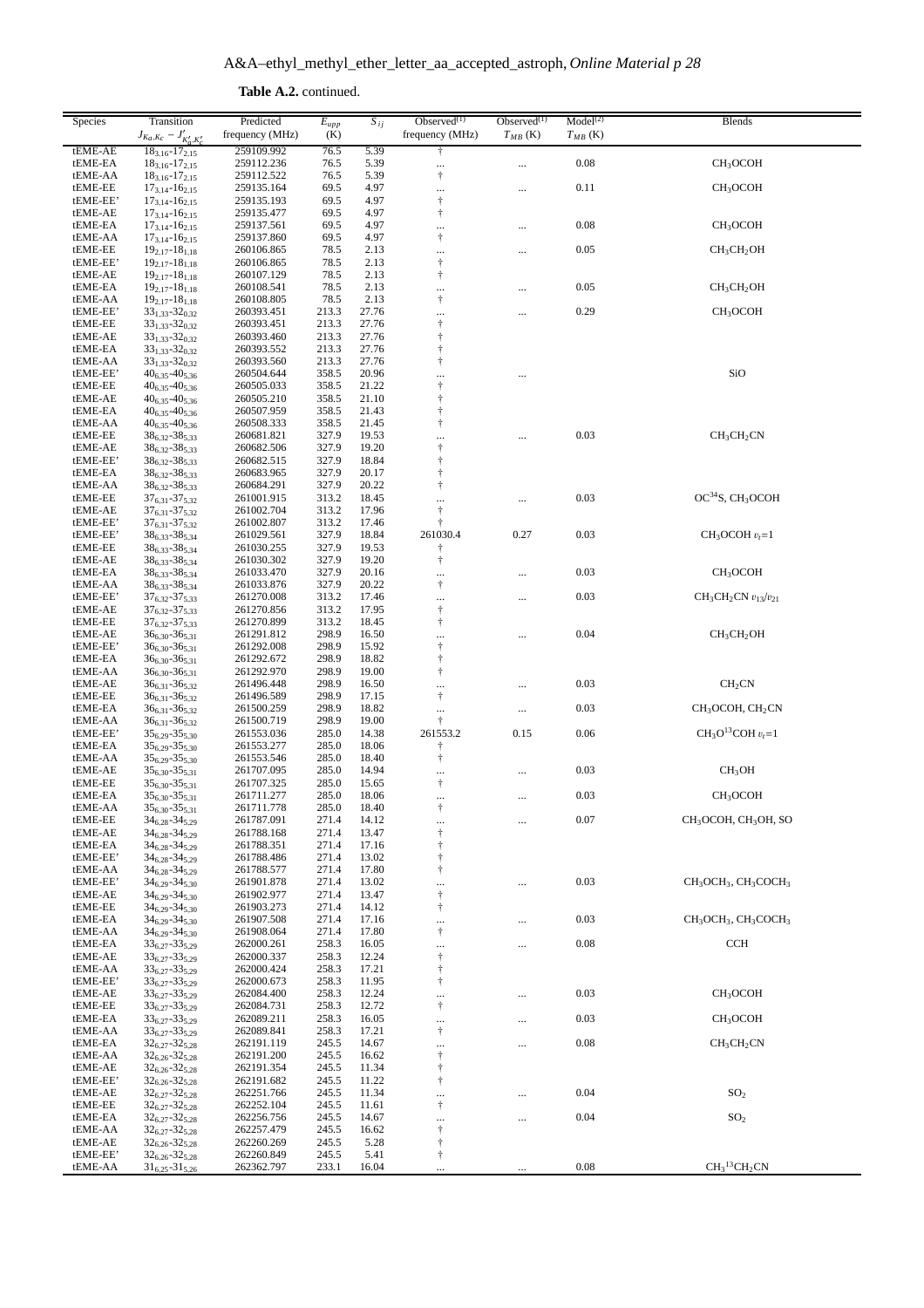**Table A.2.** continued.

| Species | Transition $J_{K_a,K_c} - J'_{K'_a,K'_c}$ | Predicted frequency (MHz) | $E_{upp}$ (K) | $S_{ij}$ | Observed[1] frequency (MHz) | Observed[1] $T_{MB}$ (K) | Model[2] $T_{MB}$ (K) | Blends |
|---|---|---|---|---|---|---|---|---|
| tEME-AE | $18_{3,16}$-$17_{2,15}$ | 259109.992 | 76.5 | 5.39 | † | | | |
| tEME-EA | $18_{3,16}$-$17_{2,15}$ | 259112.236 | 76.5 | 5.39 | ... | ... | 0.08 | $CH_3OCOH$ |
| tEME-AA | $18_{3,16}$-$17_{2,15}$ | 259112.522 | 76.5 | 5.39 | † | | | |
| tEME-EE | $17_{3,14}$-$16_{2,15}$ | 259135.164 | 69.5 | 4.97 | ... | ... | 0.11 | $CH_3OCOH$ |
| tEME-EE' | $17_{3,14}$-$16_{2,15}$ | 259135.193 | 69.5 | 4.97 | † | | | |
| tEME-AE | $17_{3,14}$-$16_{2,15}$ | 259135.477 | 69.5 | 4.97 | † | | | |
| tEME-EA | $17_{3,14}$-$16_{2,15}$ | 259137.561 | 69.5 | 4.97 | ... | ... | 0.08 | $CH_3OCOH$ |
| tEME-AA | $17_{3,14}$-$16_{2,15}$ | 259137.860 | 69.5 | 4.97 | † | | | |
| tEME-EE | $19_{2,17}$-$18_{1,18}$ | 260106.865 | 78.5 | 2.13 | ... | ... | 0.05 | $CH_3CH_2OH$ |
| tEME-EE' | $19_{2,17}$-$18_{1,18}$ | 260106.865 | 78.5 | 2.13 | † | | | |
| tEME-AE | $19_{2,17}$-$18_{1,18}$ | 260107.129 | 78.5 | 2.13 | † | | | |
| tEME-EA | $19_{2,17}$-$18_{1,18}$ | 260108.541 | 78.5 | 2.13 | ... | ... | 0.05 | $CH_3CH_2OH$ |
| tEME-AA | $19_{2,17}$-$18_{1,18}$ | 260108.805 | 78.5 | 2.13 | † | | | |
| tEME-EE' | $33_{1,33}$-$32_{0,32}$ | 260393.451 | 213.3 | 27.76 | ... | ... | 0.29 | $CH_3OCOH$ |
| tEME-EE | $33_{1,33}$-$32_{0,32}$ | 260393.451 | 213.3 | 27.76 | † | | | |
| tEME-AE | $33_{1,33}$-$32_{0,32}$ | 260393.460 | 213.3 | 27.76 | † | | | |
| tEME-EA | $33_{1,33}$-$32_{0,32}$ | 260393.552 | 213.3 | 27.76 | † | | | |
| tEME-AA | $33_{1,33}$-$32_{0,32}$ | 260393.560 | 213.3 | 27.76 | † | | | |
| tEME-EE' | $40_{6,35}$-$40_{5,36}$ | 260504.644 | 358.5 | 20.96 | ... | ... | | SiO |
| tEME-EE | $40_{6,35}$-$40_{5,36}$ | 260505.033 | 358.5 | 21.22 | † | | | |
| tEME-AE | $40_{6,35}$-$40_{5,36}$ | 260505.210 | 358.5 | 21.10 | † | | | |
| tEME-EA | $40_{6,35}$-$40_{5,36}$ | 260507.959 | 358.5 | 21.43 | † | | | |
| tEME-AA | $40_{6,35}$-$40_{5,36}$ | 260508.333 | 358.5 | 21.45 | † | | | |
| tEME-EE | $38_{6,32}$-$38_{5,33}$ | 260681.821 | 327.9 | 19.53 | ... | ... | 0.03 | $CH_3CH_2CN$ |
| tEME-AE | $38_{6,32}$-$38_{5,33}$ | 260682.506 | 327.9 | 19.20 | † | | | |
| tEME-EE' | $38_{6,32}$-$38_{5,33}$ | 260682.515 | 327.9 | 18.84 | † | | | |
| tEME-EA | $38_{6,32}$-$38_{5,33}$ | 260683.965 | 327.9 | 20.17 | † | | | |
| tEME-AA | $38_{6,32}$-$38_{5,33}$ | 260684.291 | 327.9 | 20.22 | † | | | |
| tEME-EE | $37_{6,31}$-$37_{5,32}$ | 261001.915 | 313.2 | 18.45 | ... | ... | 0.03 | $OC^{34}S$, $CH_3OCOH$ |
| tEME-AE | $37_{6,31}$-$37_{5,32}$ | 261002.704 | 313.2 | 17.96 | † | | | |
| tEME-EE' | $37_{6,31}$-$37_{5,32}$ | 261002.807 | 313.2 | 17.46 | † | | | |
| tEME-EE' | $38_{6,33}$-$38_{5,34}$ | 261029.561 | 327.9 | 18.84 | 261030.4 | 0.27 | 0.03 | $CH_3OCOH$ $v_t$=1 |
| tEME-EE | $38_{6,33}$-$38_{5,34}$ | 261030.255 | 327.9 | 19.53 | † | | | |
| tEME-AE | $38_{6,33}$-$38_{5,34}$ | 261030.302 | 327.9 | 19.20 | † | | | |
| tEME-EA | $38_{6,33}$-$38_{5,34}$ | 261033.470 | 327.9 | 20.16 | ... | ... | 0.03 | $CH_3OCOH$ |
| tEME-AA | $38_{6,33}$-$38_{5,34}$ | 261033.876 | 327.9 | 20.22 | † | | | |
| tEME-EE' | $37_{6,32}$-$37_{5,33}$ | 261270.008 | 313.2 | 17.46 | ... | ... | 0.03 | $CH_3CH_2CN$ $v_{13}/v_{21}$ |
| tEME-AE | $37_{6,32}$-$37_{5,33}$ | 261270.856 | 313.2 | 17.95 | † | | | |
| tEME-EE | $37_{6,32}$-$37_{5,33}$ | 261270.899 | 313.2 | 18.45 | † | | | |
| tEME-AE | $36_{6,30}$-$36_{5,31}$ | 261291.812 | 298.9 | 16.50 | ... | ... | 0.04 | $CH_3CH_2OH$ |
| tEME-EE' | $36_{6,30}$-$36_{5,31}$ | 261292.008 | 298.9 | 15.92 | † | | | |
| tEME-EA | $36_{6,30}$-$36_{5,31}$ | 261292.672 | 298.9 | 18.82 | † | | | |
| tEME-AA | $36_{6,30}$-$36_{5,31}$ | 261292.970 | 298.9 | 19.00 | † | | | |
| tEME-AE | $36_{6,31}$-$36_{5,32}$ | 261496.448 | 298.9 | 16.50 | ... | ... | 0.03 | $CH_2CN$ |
| tEME-EE | $36_{6,31}$-$36_{5,32}$ | 261496.589 | 298.9 | 17.15 | † | | | |
| tEME-EA | $36_{6,31}$-$36_{5,32}$ | 261500.259 | 298.9 | 18.82 | ... | ... | 0.03 | $CH_3OCOH$, $CH_2CN$ |
| tEME-AA | $36_{6,31}$-$36_{5,32}$ | 261500.719 | 298.9 | 19.00 | † | | | |
| tEME-EE' | $35_{6,29}$-$35_{5,30}$ | 261553.036 | 285.0 | 14.38 | 261553.2 | 0.15 | 0.06 | $CH_3O^{13}COH$ $v_t$=1 |
| tEME-EA | $35_{6,29}$-$35_{5,30}$ | 261553.277 | 285.0 | 18.06 | † | | | |
| tEME-AA | $35_{6,29}$-$35_{5,30}$ | 261553.546 | 285.0 | 18.40 | † | | | |
| tEME-AE | $35_{6,30}$-$35_{5,31}$ | 261707.095 | 285.0 | 14.94 | ... | ... | 0.03 | $CH_3OH$ |
| tEME-EE | $35_{6,30}$-$35_{5,31}$ | 261707.325 | 285.0 | 15.65 | † | | | |
| tEME-EA | $35_{6,30}$-$35_{5,31}$ | 261711.277 | 285.0 | 18.06 | ... | ... | 0.03 | $CH_3OCOH$ |
| tEME-AA | $35_{6,30}$-$35_{5,31}$ | 261711.778 | 285.0 | 18.40 | † | | | |
| tEME-EE | $34_{6,28}$-$34_{5,29}$ | 261787.091 | 271.4 | 14.12 | ... | ... | 0.07 | $CH_3OCOH$, $CH_3OH$, SO |
| tEME-AE | $34_{6,28}$-$34_{5,29}$ | 261788.168 | 271.4 | 13.47 | † | | | |
| tEME-EA | $34_{6,28}$-$34_{5,29}$ | 261788.351 | 271.4 | 17.16 | † | | | |
| tEME-EE' | $34_{6,28}$-$34_{5,29}$ | 261788.486 | 271.4 | 13.02 | † | | | |
| tEME-AA | $34_{6,28}$-$34_{5,29}$ | 261788.577 | 271.4 | 17.80 | † | | | |
| tEME-EE' | $34_{6,29}$-$34_{5,30}$ | 261901.878 | 271.4 | 13.02 | ... | ... | 0.03 | $CH_3OCH_3$, $CH_3COCH_3$ |
| tEME-AE | $34_{6,29}$-$34_{5,30}$ | 261902.977 | 271.4 | 13.47 | † | | | |
| tEME-EE | $34_{6,29}$-$34_{5,30}$ | 261903.273 | 271.4 | 14.12 | † | | | |
| tEME-EA | $34_{6,29}$-$34_{5,30}$ | 261907.508 | 271.4 | 17.16 | ... | ... | 0.03 | $CH_3OCH_3$, $CH_3COCH_3$ |
| tEME-AA | $34_{6,29}$-$34_{5,30}$ | 261908.064 | 271.4 | 17.80 | † | | | |
| tEME-EA | $33_{6,27}$-$33_{5,29}$ | 262000.261 | 258.3 | 16.05 | ... | ... | 0.08 | CCH |
| tEME-AE | $33_{6,27}$-$33_{5,29}$ | 262000.337 | 258.3 | 12.24 | † | | | |
| tEME-AA | $33_{6,27}$-$33_{5,29}$ | 262000.424 | 258.3 | 17.21 | † | | | |
| tEME-EE' | $33_{6,27}$-$33_{5,29}$ | 262000.673 | 258.3 | 11.95 | † | | | |
| tEME-AE | $33_{6,27}$-$33_{5,29}$ | 262084.400 | 258.3 | 12.24 | ... | ... | 0.03 | $CH_3OCOH$ |
| tEME-EE | $33_{6,27}$-$33_{5,29}$ | 262084.731 | 258.3 | 12.72 | † | | | |
| tEME-EA | $33_{6,27}$-$33_{5,29}$ | 262089.211 | 258.3 | 16.05 | ... | ... | 0.03 | $CH_3OCOH$ |
| tEME-AA | $33_{6,27}$-$33_{5,29}$ | 262089.841 | 258.3 | 17.21 | † | | | |
| tEME-EA | $32_{6,27}$-$32_{5,28}$ | 262191.119 | 245.5 | 14.67 | ... | ... | 0.08 | $CH_3CH_2CN$ |
| tEME-AA | $32_{6,26}$-$32_{5,28}$ | 262191.200 | 245.5 | 16.62 | † | | | |
| tEME-AE | $32_{6,26}$-$32_{5,28}$ | 262191.354 | 245.5 | 11.34 | † | | | |
| tEME-EE' | $32_{6,26}$-$32_{5,28}$ | 262191.682 | 245.5 | 11.22 | † | | | |
| tEME-AE | $32_{6,27}$-$32_{5,28}$ | 262251.766 | 245.5 | 11.34 | ... | ... | 0.04 | $SO_2$ |
| tEME-EE | $32_{6,27}$-$32_{5,28}$ | 262252.104 | 245.5 | 11.61 | † | | | |
| tEME-EA | $32_{6,27}$-$32_{5,28}$ | 262256.756 | 245.5 | 14.67 | ... | ... | 0.04 | $SO_2$ |
| tEME-AA | $32_{6,27}$-$32_{5,28}$ | 262257.479 | 245.5 | 16.62 | † | | | |
| tEME-AE | $32_{6,26}$-$32_{5,28}$ | 262260.269 | 245.5 | 5.28 | † | | | |
| tEME-EE' | $32_{6,26}$-$32_{5,28}$ | 262260.849 | 245.5 | 5.41 | † | | | |
| tEME-AA | $31_{6,25}$-$31_{5,26}$ | 262362.797 | 233.1 | 16.04 | ... | ... | 0.08 | $CH_3{}^{13}CH_2CN$ |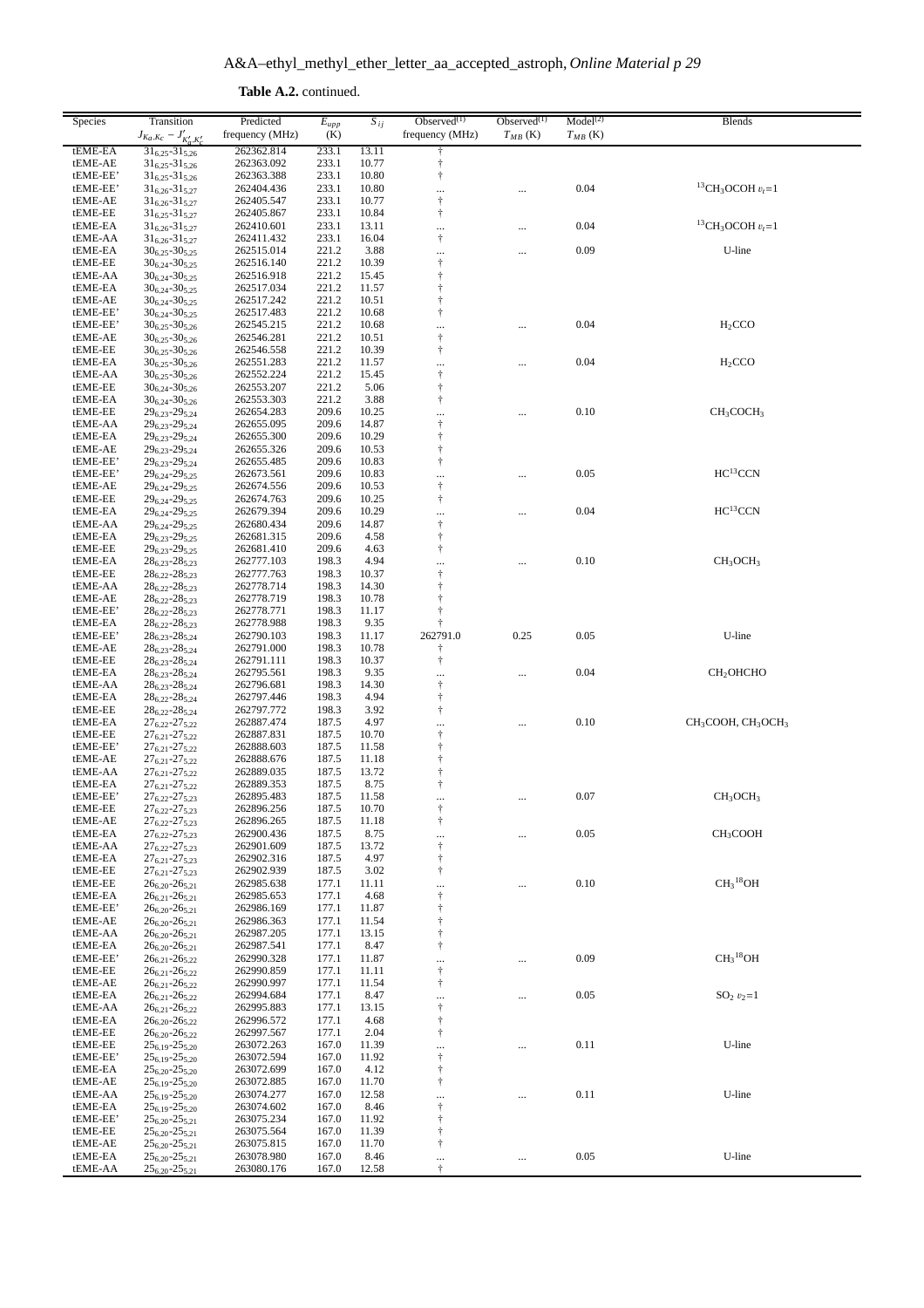**Table A.2.** continued.

| Species | Transition $J_{K_a,K_c} - J'_{K'_a,K'_c}$ | Predicted frequency (MHz) | $E_{upp}$ (K) | $S_{ij}$ | Observed[(1)] frequency (MHz) | Observed[(1)] $T_{MB}$ (K) | Model[(2)] $T_{MB}$ (K) | Blends |
|---|---|---|---|---|---|---|---|---|
| tEME-EA | $31_{6,25}$-$31_{5,26}$ | 262362.814 | 233.1 | 13.11 | † | | | |
| tEME-AE | $31_{6,25}$-$31_{5,26}$ | 262363.092 | 233.1 | 10.77 | † | | | |
| tEME-EE' | $31_{6,25}$-$31_{5,26}$ | 262363.388 | 233.1 | 10.80 | † | | | |
| tEME-EE' | $31_{6,26}$-$31_{5,27}$ | 262404.436 | 233.1 | 10.80 | ... | ... | 0.04 | $^{13}CH_3OCOH$ $v_t$=1 |
| tEME-AE | $31_{6,26}$-$31_{5,27}$ | 262405.547 | 233.1 | 10.77 | † | | | |
| tEME-EE | $31_{6,25}$-$31_{5,27}$ | 262405.867 | 233.1 | 10.84 | † | | | |
| tEME-EA | $31_{6,26}$-$31_{5,27}$ | 262410.601 | 233.1 | 13.11 | ... | ... | 0.04 | $^{13}CH_3OCOH$ $v_t$=1 |
| tEME-AA | $31_{6,26}$-$31_{5,27}$ | 262411.432 | 233.1 | 16.04 | † | | | |
| tEME-EA | $30_{6,25}$-$30_{5,25}$ | 262515.014 | 221.2 | 3.88 | ... | ... | 0.09 | U-line |
| tEME-EE | $30_{6,24}$-$30_{5,25}$ | 262516.140 | 221.2 | 10.39 | † | | | |
| tEME-AA | $30_{6,24}$-$30_{5,25}$ | 262516.918 | 221.2 | 15.45 | † | | | |
| tEME-EA | $30_{6,24}$-$30_{5,25}$ | 262517.034 | 221.2 | 11.57 | † | | | |
| tEME-AE | $30_{6,24}$-$30_{5,25}$ | 262517.242 | 221.2 | 10.51 | † | | | |
| tEME-EE' | $30_{6,24}$-$30_{5,25}$ | 262517.483 | 221.2 | 10.68 | † | | | |
| tEME-EE' | $30_{6,25}$-$30_{5,26}$ | 262545.215 | 221.2 | 10.68 | ... | ... | 0.04 | $H_2CCO$ |
| tEME-AE | $30_{6,25}$-$30_{5,26}$ | 262546.281 | 221.2 | 10.51 | † | | | |
| tEME-EE | $30_{6,25}$-$30_{5,26}$ | 262546.558 | 221.2 | 10.39 | † | | | |
| tEME-EA | $30_{6,25}$-$30_{5,26}$ | 262551.283 | 221.2 | 11.57 | ... | ... | 0.04 | $H_2CCO$ |
| tEME-AA | $30_{6,25}$-$30_{5,26}$ | 262552.224 | 221.2 | 15.45 | † | | | |
| tEME-EE | $30_{6,24}$-$30_{5,26}$ | 262553.207 | 221.2 | 5.06 | † | | | |
| tEME-EA | $30_{6,24}$-$30_{5,26}$ | 262553.303 | 221.2 | 3.88 | † | | | |
| tEME-EE | $29_{6,23}$-$29_{5,24}$ | 262654.283 | 209.6 | 10.25 | ... | ... | 0.10 | $CH_3COCH_3$ |
| tEME-AA | $29_{6,23}$-$29_{5,24}$ | 262655.095 | 209.6 | 14.87 | † | | | |
| tEME-EA | $29_{6,23}$-$29_{5,24}$ | 262655.300 | 209.6 | 10.29 | † | | | |
| tEME-AE | $29_{6,23}$-$29_{5,24}$ | 262655.326 | 209.6 | 10.53 | † | | | |
| tEME-EE' | $29_{6,23}$-$29_{5,24}$ | 262655.485 | 209.6 | 10.83 | † | | | |
| tEME-EE' | $29_{6,24}$-$29_{5,25}$ | 262673.561 | 209.6 | 10.83 | ... | ... | 0.05 | $HC^{13}CCN$ |
| tEME-AE | $29_{6,24}$-$29_{5,25}$ | 262674.556 | 209.6 | 10.53 | † | | | |
| tEME-EE | $29_{6,24}$-$29_{5,25}$ | 262674.763 | 209.6 | 10.25 | † | | | |
| tEME-EA | $29_{6,24}$-$29_{5,25}$ | 262679.394 | 209.6 | 10.29 | ... | ... | 0.04 | $HC^{13}CCN$ |
| tEME-AA | $29_{6,24}$-$29_{5,25}$ | 262680.434 | 209.6 | 14.87 | † | | | |
| tEME-EA | $29_{6,23}$-$29_{5,25}$ | 262681.315 | 209.6 | 4.58 | † | | | |
| tEME-EE | $29_{6,23}$-$29_{5,25}$ | 262681.410 | 209.6 | 4.63 | † | | | |
| tEME-EA | $28_{6,23}$-$28_{5,23}$ | 262777.103 | 198.3 | 4.94 | ... | ... | 0.10 | $CH_3OCH_3$ |
| tEME-EE | $28_{6,22}$-$28_{5,23}$ | 262777.763 | 198.3 | 10.37 | † | | | |
| tEME-AA | $28_{6,22}$-$28_{5,23}$ | 262778.714 | 198.3 | 14.30 | † | | | |
| tEME-AE | $28_{6,22}$-$28_{5,23}$ | 262778.719 | 198.3 | 10.78 | † | | | |
| tEME-EE' | $28_{6,22}$-$28_{5,23}$ | 262778.771 | 198.3 | 11.17 | † | | | |
| tEME-EA | $28_{6,22}$-$28_{5,23}$ | 262778.988 | 198.3 | 9.35 | † | | | |
| tEME-EE' | $28_{6,23}$-$28_{5,24}$ | 262790.103 | 198.3 | 11.17 | 262791.0 | 0.25 | 0.05 | U-line |
| tEME-AE | $28_{6,23}$-$28_{5,24}$ | 262791.000 | 198.3 | 10.78 | † | | | |
| tEME-EE | $28_{6,23}$-$28_{5,24}$ | 262791.111 | 198.3 | 10.37 | † | | | |
| tEME-EA | $28_{6,23}$-$28_{5,24}$ | 262795.561 | 198.3 | 9.35 | ... | ... | 0.04 | $CH_2OHCHO$ |
| tEME-AA | $28_{6,23}$-$28_{5,24}$ | 262796.681 | 198.3 | 14.30 | † | | | |
| tEME-EA | $28_{6,22}$-$28_{5,24}$ | 262797.446 | 198.3 | 4.94 | † | | | |
| tEME-EE | $28_{6,22}$-$28_{5,24}$ | 262797.772 | 198.3 | 3.92 | † | | | |
| tEME-EA | $27_{6,22}$-$27_{5,22}$ | 262887.474 | 187.5 | 4.97 | ... | ... | 0.10 | $CH_3COOH$, $CH_3OCH_3$ |
| tEME-EE | $27_{6,21}$-$27_{5,22}$ | 262887.831 | 187.5 | 10.70 | † | | | |
| tEME-EE' | $27_{6,21}$-$27_{5,22}$ | 262888.603 | 187.5 | 11.58 | † | | | |
| tEME-AE | $27_{6,21}$-$27_{5,22}$ | 262888.676 | 187.5 | 11.18 | † | | | |
| tEME-AA | $27_{6,21}$-$27_{5,22}$ | 262889.035 | 187.5 | 13.72 | † | | | |
| tEME-EA | $27_{6,21}$-$27_{5,22}$ | 262889.353 | 187.5 | 8.75 | † | | | |
| tEME-EE' | $27_{6,22}$-$27_{5,23}$ | 262895.483 | 187.5 | 11.58 | ... | ... | 0.07 | $CH_3OCH_3$ |
| tEME-EE | $27_{6,22}$-$27_{5,23}$ | 262896.256 | 187.5 | 10.70 | † | | | |
| tEME-AE | $27_{6,22}$-$27_{5,23}$ | 262896.265 | 187.5 | 11.18 | † | | | |
| tEME-EA | $27_{6,22}$-$27_{5,23}$ | 262900.436 | 187.5 | 8.75 | ... | ... | 0.05 | $CH_3COOH$ |
| tEME-AA | $27_{6,22}$-$27_{5,23}$ | 262901.609 | 187.5 | 13.72 | † | | | |
| tEME-EA | $27_{6,21}$-$27_{5,23}$ | 262902.316 | 187.5 | 4.97 | † | | | |
| tEME-EE | $27_{6,21}$-$27_{5,23}$ | 262902.939 | 187.5 | 3.02 | † | | | |
| tEME-EE | $26_{6,20}$-$26_{5,21}$ | 262985.638 | 177.1 | 11.11 | ... | ... | 0.10 | $CH_3{}^{18}OH$ |
| tEME-EA | $26_{6,21}$-$26_{5,21}$ | 262985.653 | 177.1 | 4.68 | † | | | |
| tEME-EE' | $26_{6,20}$-$26_{5,21}$ | 262986.169 | 177.1 | 11.87 | † | | | |
| tEME-AE | $26_{6,20}$-$26_{5,21}$ | 262986.363 | 177.1 | 11.54 | † | | | |
| tEME-AA | $26_{6,20}$-$26_{5,21}$ | 262987.205 | 177.1 | 13.15 | † | | | |
| tEME-EA | $26_{6,20}$-$26_{5,21}$ | 262987.541 | 177.1 | 8.47 | † | | | |
| tEME-EE' | $26_{6,21}$-$26_{5,22}$ | 262990.328 | 177.1 | 11.87 | ... | ... | 0.09 | $CH_3{}^{18}OH$ |
| tEME-EE | $26_{6,21}$-$26_{5,22}$ | 262990.859 | 177.1 | 11.11 | † | | | |
| tEME-AE | $26_{6,21}$-$26_{5,22}$ | 262990.997 | 177.1 | 11.54 | † | | | |
| tEME-EA | $26_{6,21}$-$26_{5,22}$ | 262994.684 | 177.1 | 8.47 | ... | ... | 0.05 | $SO_2$ $v_2$=1 |
| tEME-AA | $26_{6,21}$-$26_{5,22}$ | 262995.883 | 177.1 | 13.15 | † | | | |
| tEME-EA | $26_{6,20}$-$26_{5,22}$ | 262996.572 | 177.1 | 4.68 | † | | | |
| tEME-EE | $26_{6,20}$-$26_{5,22}$ | 262997.567 | 177.1 | 2.04 | † | | | |
| tEME-EE | $25_{6,19}$-$25_{5,20}$ | 263072.263 | 167.0 | 11.39 | ... | ... | 0.11 | U-line |
| tEME-EE' | $25_{6,19}$-$25_{5,20}$ | 263072.594 | 167.0 | 11.92 | † | | | |
| tEME-EA | $25_{6,20}$-$25_{5,20}$ | 263072.699 | 167.0 | 4.12 | † | | | |
| tEME-AE | $25_{6,19}$-$25_{5,20}$ | 263072.885 | 167.0 | 11.70 | † | | | |
| tEME-AA | $25_{6,19}$-$25_{5,20}$ | 263074.277 | 167.0 | 12.58 | ... | ... | 0.11 | U-line |
| tEME-EA | $25_{6,19}$-$25_{5,20}$ | 263074.602 | 167.0 | 8.46 | † | | | |
| tEME-EE' | $25_{6,20}$-$25_{5,21}$ | 263075.234 | 167.0 | 11.92 | † | | | |
| tEME-EE | $25_{6,20}$-$25_{5,21}$ | 263075.564 | 167.0 | 11.39 | † | | | |
| tEME-AE | $25_{6,20}$-$25_{5,21}$ | 263075.815 | 167.0 | 11.70 | † | | | |
| tEME-EA | $25_{6,20}$-$25_{5,21}$ | 263078.980 | 167.0 | 8.46 | ... | ... | 0.05 | U-line |
| tEME-AA | $25_{6,20}$-$25_{5,21}$ | 263080.176 | 167.0 | 12.58 | † | | | |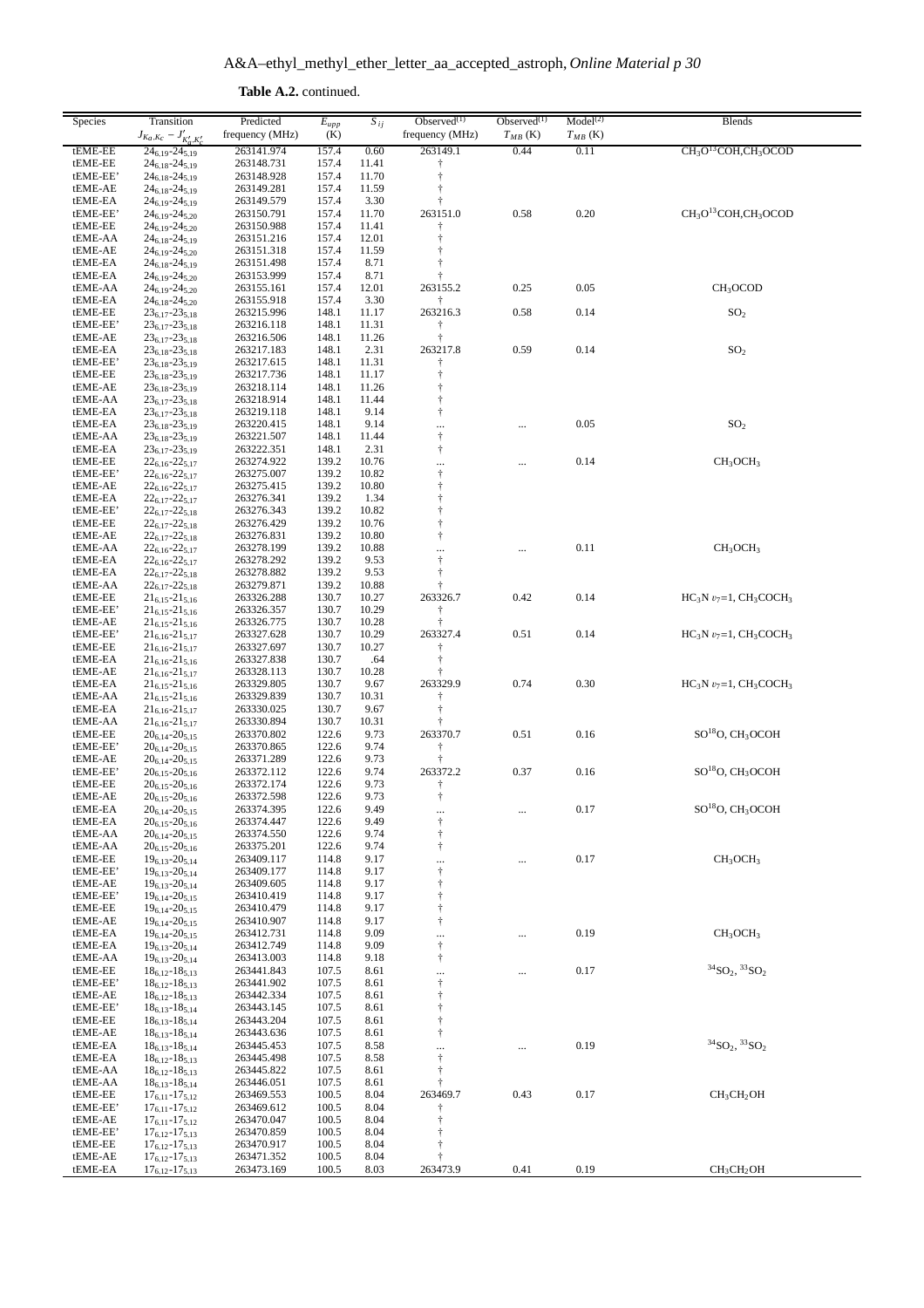**Table A.2.** continued.

| Species | Transition $J_{K_a,K_c} - J'_{K'_a,K'_c}$ | Predicted frequency (MHz) | $E_{upp}$ (K) | $S_{ij}$ | Observed[(1)] frequency (MHz) | Observed[(1)] $T_{MB}$ (K) | Model[(2)] $T_{MB}$ (K) | Blends |
|---|---|---|---|---|---|---|---|---|
| tEME-EE | $24_{6,19}$-$24_{5,19}$ | 263141.974 | 157.4 | 0.60 | 263149.1 | 0.44 | 0.11 | $CH_3O^{13}COH$,$CH_3OCOD$ |
| tEME-EE | $24_{6,18}$-$24_{5,19}$ | 263148.731 | 157.4 | 11.41 | † | | | |
| tEME-EE' | $24_{6,18}$-$24_{5,19}$ | 263148.928 | 157.4 | 11.70 | † | | | |
| tEME-AE | $24_{6,18}$-$24_{5,19}$ | 263149.281 | 157.4 | 11.59 | † | | | |
| tEME-EA | $24_{6,19}$-$24_{5,19}$ | 263149.579 | 157.4 | 3.30 | † | | | |
| tEME-EE' | $24_{6,19}$-$24_{5,20}$ | 263150.791 | 157.4 | 11.70 | 263151.0 | 0.58 | 0.20 | $CH_3O^{13}COH$,$CH_3OCOD$ |
| tEME-EE | $24_{6,19}$-$24_{5,20}$ | 263150.988 | 157.4 | 11.41 | † | | | |
| tEME-AA | $24_{6,18}$-$24_{5,19}$ | 263151.216 | 157.4 | 12.01 | † | | | |
| tEME-AE | $24_{6,19}$-$24_{5,20}$ | 263151.318 | 157.4 | 11.59 | † | | | |
| tEME-EA | $24_{6,18}$-$24_{5,19}$ | 263151.498 | 157.4 | 8.71 | † | | | |
| tEME-EA | $24_{6,19}$-$24_{5,20}$ | 263153.999 | 157.4 | 8.71 | † | | | |
| tEME-AA | $24_{6,19}$-$24_{5,20}$ | 263155.161 | 157.4 | 12.01 | 263155.2 | 0.25 | 0.05 | $CH_3OCOD$ |
| tEME-EA | $24_{6,18}$-$24_{5,20}$ | 263155.918 | 157.4 | 3.30 | † | | | |
| tEME-EE | $23_{6,17}$-$23_{5,18}$ | 263215.996 | 148.1 | 11.17 | 263216.3 | 0.58 | 0.14 | $SO_2$ |
| tEME-EE' | $23_{6,17}$-$23_{5,18}$ | 263216.118 | 148.1 | 11.31 | † | | | |
| tEME-AE | $23_{6,17}$-$23_{5,18}$ | 263216.506 | 148.1 | 11.26 | † | | | |
| tEME-EA | $23_{6,18}$-$23_{5,18}$ | 263217.183 | 148.1 | 2.31 | 263217.8 | 0.59 | 0.14 | $SO_2$ |
| tEME-EE' | $23_{6,18}$-$23_{5,19}$ | 263217.615 | 148.1 | 11.31 | † | | | |
| tEME-EE | $23_{6,18}$-$23_{5,19}$ | 263217.736 | 148.1 | 11.17 | † | | | |
| tEME-AE | $23_{6,18}$-$23_{5,19}$ | 263218.114 | 148.1 | 11.26 | † | | | |
| tEME-AA | $23_{6,17}$-$23_{5,18}$ | 263218.914 | 148.1 | 11.44 | † | | | |
| tEME-EA | $23_{6,17}$-$23_{5,18}$ | 263219.118 | 148.1 | 9.14 | † | | | |
| tEME-EA | $23_{6,18}$-$23_{5,19}$ | 263220.415 | 148.1 | 9.14 | ... | ... | 0.05 | $SO_2$ |
| tEME-AA | $23_{6,18}$-$23_{5,19}$ | 263221.507 | 148.1 | 11.44 | † | | | |
| tEME-EA | $23_{6,17}$-$23_{5,19}$ | 263222.351 | 148.1 | 2.31 | † | | | |
| tEME-EE | $22_{6,16}$-$22_{5,17}$ | 263274.922 | 139.2 | 10.76 | ... | ... | 0.14 | $CH_3OCH_3$ |
| tEME-EE' | $22_{6,16}$-$22_{5,17}$ | 263275.007 | 139.2 | 10.82 | † | | | |
| tEME-AE | $22_{6,16}$-$22_{5,17}$ | 263275.415 | 139.2 | 10.80 | † | | | |
| tEME-EA | $22_{6,17}$-$22_{5,17}$ | 263276.341 | 139.2 | 1.34 | † | | | |
| tEME-EE' | $22_{6,17}$-$22_{5,18}$ | 263276.343 | 139.2 | 10.82 | † | | | |
| tEME-EE | $22_{6,17}$-$22_{5,18}$ | 263276.429 | 139.2 | 10.76 | † | | | |
| tEME-AE | $22_{6,17}$-$22_{5,18}$ | 263276.831 | 139.2 | 10.80 | † | | | |
| tEME-AA | $22_{6,16}$-$22_{5,17}$ | 263278.199 | 139.2 | 10.88 | ... | ... | 0.11 | $CH_3OCH_3$ |
| tEME-EA | $22_{6,16}$-$22_{5,17}$ | 263278.292 | 139.2 | 9.53 | † | | | |
| tEME-EA | $22_{6,17}$-$22_{5,18}$ | 263278.882 | 139.2 | 9.53 | † | | | |
| tEME-AA | $22_{6,17}$-$22_{5,18}$ | 263279.871 | 139.2 | 10.88 | † | | | |
| tEME-EE | $21_{6,15}$-$21_{5,16}$ | 263326.288 | 130.7 | 10.27 | 263326.7 | 0.42 | 0.14 | $HC_3N$ $v_7$=1, $CH_3COCH_3$ |
| tEME-EE' | $21_{6,15}$-$21_{5,16}$ | 263326.357 | 130.7 | 10.29 | † | | | |
| tEME-AE | $21_{6,15}$-$21_{5,16}$ | 263326.775 | 130.7 | 10.28 | † | | | |
| tEME-EE' | $21_{6,16}$-$21_{5,17}$ | 263327.628 | 130.7 | 10.29 | 263327.4 | 0.51 | 0.14 | $HC_3N$ $v_7$=1, $CH_3COCH_3$ |
| tEME-EE | $21_{6,16}$-$21_{5,17}$ | 263327.697 | 130.7 | 10.27 | † | | | |
| tEME-EA | $21_{6,16}$-$21_{5,16}$ | 263327.838 | 130.7 | .64 | † | | | |
| tEME-AE | $21_{6,16}$-$21_{5,17}$ | 263328.113 | 130.7 | 10.28 | † | | | |
| tEME-EA | $21_{6,15}$-$21_{5,16}$ | 263329.805 | 130.7 | 9.67 | 263329.9 | 0.74 | 0.30 | $HC_3N$ $v_7$=1, $CH_3COCH_3$ |
| tEME-AA | $21_{6,15}$-$21_{5,16}$ | 263329.839 | 130.7 | 10.31 | † | | | |
| tEME-EA | $21_{6,16}$-$21_{5,17}$ | 263330.025 | 130.7 | 9.67 | † | | | |
| tEME-AA | $21_{6,16}$-$21_{5,17}$ | 263330.894 | 130.7 | 10.31 | † | | | |
| tEME-EE | $20_{6,14}$-$20_{5,15}$ | 263370.802 | 122.6 | 9.73 | 263370.7 | 0.51 | 0.16 | $SO^{18}O$, $CH_3OCOH$ |
| tEME-EE' | $20_{6,14}$-$20_{5,15}$ | 263370.865 | 122.6 | 9.74 | † | | | |
| tEME-AE | $20_{6,14}$-$20_{5,15}$ | 263371.289 | 122.6 | 9.73 | † | | | |
| tEME-EE' | $20_{6,15}$-$20_{5,16}$ | 263372.112 | 122.6 | 9.74 | 263372.2 | 0.37 | 0.16 | $SO^{18}O$, $CH_3OCOH$ |
| tEME-EE | $20_{6,15}$-$20_{5,16}$ | 263372.174 | 122.6 | 9.73 | † | | | |
| tEME-AE | $20_{6,15}$-$20_{5,16}$ | 263372.598 | 122.6 | 9.73 | † | | | |
| tEME-EA | $20_{6,14}$-$20_{5,15}$ | 263374.395 | 122.6 | 9.49 | ... | ... | 0.17 | $SO^{18}O$, $CH_3OCOH$ |
| tEME-EA | $20_{6,15}$-$20_{5,16}$ | 263374.447 | 122.6 | 9.49 | † | | | |
| tEME-AA | $20_{6,14}$-$20_{5,15}$ | 263374.550 | 122.6 | 9.74 | † | | | |
| tEME-AA | $20_{6,15}$-$20_{5,16}$ | 263375.201 | 122.6 | 9.74 | † | | | |
| tEME-EE | $19_{6,13}$-$20_{5,14}$ | 263409.117 | 114.8 | 9.17 | ... | ... | 0.17 | $CH_3OCH_3$ |
| tEME-EE' | $19_{6,13}$-$20_{5,14}$ | 263409.177 | 114.8 | 9.17 | † | | | |
| tEME-AE | $19_{6,13}$-$20_{5,14}$ | 263409.605 | 114.8 | 9.17 | † | | | |
| tEME-EE' | $19_{6,14}$-$20_{5,15}$ | 263410.419 | 114.8 | 9.17 | † | | | |
| tEME-EE | $19_{6,14}$-$20_{5,15}$ | 263410.479 | 114.8 | 9.17 | † | | | |
| tEME-AE | $19_{6,14}$-$20_{5,15}$ | 263410.907 | 114.8 | 9.17 | † | | | |
| tEME-EA | $19_{6,14}$-$20_{5,15}$ | 263412.731 | 114.8 | 9.09 | ... | ... | 0.19 | $CH_3OCH_3$ |
| tEME-EA | $19_{6,13}$-$20_{5,14}$ | 263412.749 | 114.8 | 9.09 | † | | | |
| tEME-AA | $19_{6,13}$-$20_{5,14}$ | 263413.003 | 114.8 | 9.18 | † | | | |
| tEME-EE | $18_{6,12}$-$18_{5,13}$ | 263441.843 | 107.5 | 8.61 | ... | ... | 0.17 | $^{34}SO_2$, $^{33}SO_2$ |
| tEME-EE' | $18_{6,12}$-$18_{5,13}$ | 263441.902 | 107.5 | 8.61 | † | | | |
| tEME-AE | $18_{6,12}$-$18_{5,13}$ | 263442.334 | 107.5 | 8.61 | † | | | |
| tEME-EE' | $18_{6,13}$-$18_{5,14}$ | 263443.145 | 107.5 | 8.61 | † | | | |
| tEME-EE | $18_{6,13}$-$18_{5,14}$ | 263443.204 | 107.5 | 8.61 | † | | | |
| tEME-AE | $18_{6,13}$-$18_{5,14}$ | 263443.636 | 107.5 | 8.61 | † | | | |
| tEME-EA | $18_{6,13}$-$18_{5,14}$ | 263445.453 | 107.5 | 8.58 | ... | ... | 0.19 | $^{34}SO_2$, $^{33}SO_2$ |
| tEME-EA | $18_{6,12}$-$18_{5,13}$ | 263445.498 | 107.5 | 8.58 | † | | | |
| tEME-AA | $18_{6,12}$-$18_{5,13}$ | 263445.822 | 107.5 | 8.61 | † | | | |
| tEME-AA | $18_{6,13}$-$18_{5,14}$ | 263446.051 | 107.5 | 8.61 | † | | | |
| tEME-EE | $17_{6,11}$-$17_{5,12}$ | 263469.553 | 100.5 | 8.04 | 263469.7 | 0.43 | 0.17 | $CH_3CH_2OH$ |
| tEME-EE' | $17_{6,11}$-$17_{5,12}$ | 263469.612 | 100.5 | 8.04 | † | | | |
| tEME-AE | $17_{6,11}$-$17_{5,12}$ | 263470.047 | 100.5 | 8.04 | † | | | |
| tEME-EE' | $17_{6,12}$-$17_{5,13}$ | 263470.859 | 100.5 | 8.04 | † | | | |
| tEME-EE | $17_{6,12}$-$17_{5,13}$ | 263470.917 | 100.5 | 8.04 | † | | | |
| tEME-AE | $17_{6,12}$-$17_{5,13}$ | 263471.352 | 100.5 | 8.04 | † | | | |
| tEME-EA | $17_{6,12}$-$17_{5,13}$ | 263473.169 | 100.5 | 8.03 | 263473.9 | 0.41 | 0.19 | $CH_3CH_2OH$ |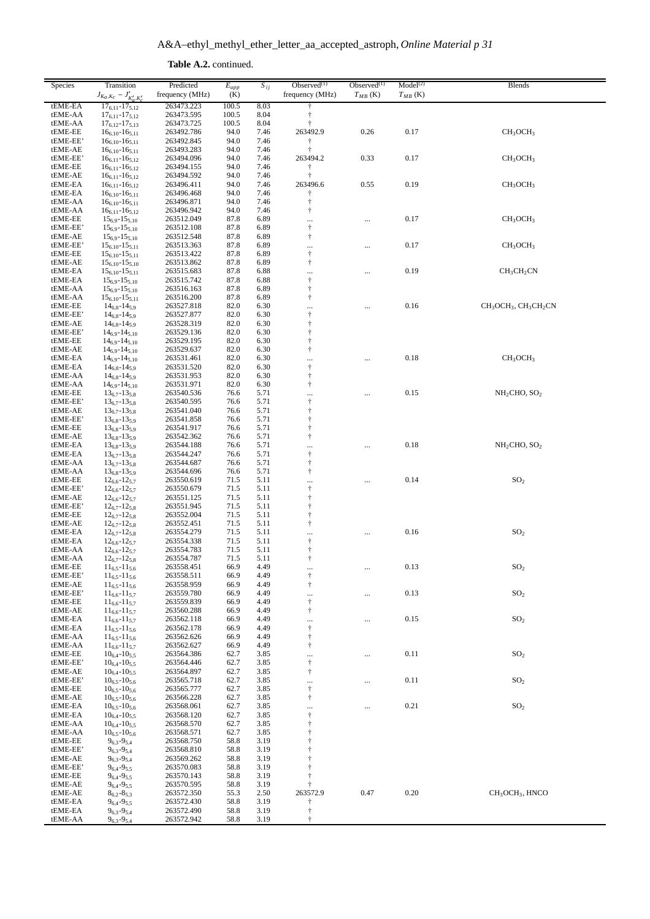**Table A.2.** continued.

| Species | Transition $J_{K_a,K_c} - J'_{K'_a,K'_c}$ | Predicted frequency (MHz) | $E_{upp}$ (K) | $S_{ij}$ | Observed[(1)] frequency (MHz) | Observed[(1)] $T_{MB}$ (K) | Model[(2)] $T_{MB}$ (K) | Blends |
|---|---|---|---|---|---|---|---|---|
| tEME-EA | $17_{6,11}$-$17_{5,12}$ | 263473.223 | 100.5 | 8.03 | † | | | |
| tEME-AA | $17_{6,11}$-$17_{5,12}$ | 263473.595 | 100.5 | 8.04 | † | | | |
| tEME-AA | $17_{6,12}$-$17_{5,13}$ | 263473.725 | 100.5 | 8.04 | † | | | |
| tEME-EE | $16_{6,10}$-$16_{5,11}$ | 263492.786 | 94.0 | 7.46 | 263492.9 | 0.26 | 0.17 | $CH_3OCH_3$ |
| tEME-EE' | $16_{6,10}$-$16_{5,11}$ | 263492.845 | 94.0 | 7.46 | † | | | |
| tEME-AE | $16_{6,10}$-$16_{5,11}$ | 263493.283 | 94.0 | 7.46 | † | | | |
| tEME-EE' | $16_{6,11}$-$16_{5,12}$ | 263494.096 | 94.0 | 7.46 | 263494.2 | 0.33 | 0.17 | $CH_3OCH_3$ |
| tEME-EE | $16_{6,11}$-$16_{5,12}$ | 263494.155 | 94.0 | 7.46 | † | | | |
| tEME-AE | $16_{6,11}$-$16_{5,12}$ | 263494.592 | 94.0 | 7.46 | † | | | |
| tEME-EA | $16_{6,11}$-$16_{5,12}$ | 263496.411 | 94.0 | 7.46 | 263496.6 | 0.55 | 0.19 | $CH_3OCH_3$ |
| tEME-EA | $16_{6,10}$-$16_{5,11}$ | 263496.468 | 94.0 | 7.46 | † | | | |
| tEME-AA | $16_{6,10}$-$16_{5,11}$ | 263496.871 | 94.0 | 7.46 | † | | | |
| tEME-AA | $16_{6,11}$-$16_{5,12}$ | 263496.942 | 94.0 | 7.46 | † | | | |
| tEME-EE | $15_{6,9}$-$15_{5,10}$ | 263512.049 | 87.8 | 6.89 | ... | ... | 0.17 | $CH_3OCH_3$ |
| tEME-EE' | $15_{6,9}$-$15_{5,10}$ | 263512.108 | 87.8 | 6.89 | † | | | |
| tEME-AE | $15_{6,9}$-$15_{5,10}$ | 263512.548 | 87.8 | 6.89 | † | | | |
| tEME-EE' | $15_{6,10}$-$15_{5,11}$ | 263513.363 | 87.8 | 6.89 | ... | ... | 0.17 | $CH_3OCH_3$ |
| tEME-EE | $15_{6,10}$-$15_{5,11}$ | 263513.422 | 87.8 | 6.89 | † | | | |
| tEME-AE | $15_{6,10}$-$15_{5,10}$ | 263513.862 | 87.8 | 6.89 | † | | | |
| tEME-EA | $15_{6,10}$-$15_{5,11}$ | 263515.683 | 87.8 | 6.88 | ... | ... | 0.19 | $CH_3CH_2CN$ |
| tEME-EA | $15_{6,9}$-$15_{5,10}$ | 263515.742 | 87.8 | 6.88 | † | | | |
| tEME-AA | $15_{6,9}$-$15_{5,10}$ | 263516.163 | 87.8 | 6.89 | † | | | |
| tEME-AA | $15_{6,10}$-$15_{5,11}$ | 263516.200 | 87.8 | 6.89 | † | | | |
| tEME-EE | $14_{6,8}$-$14_{5,9}$ | 263527.818 | 82.0 | 6.30 | ... | ... | 0.16 | $CH_3OCH_3$, $CH_3CH_2CN$ |
| tEME-EE' | $14_{6,8}$-$14_{5,9}$ | 263527.877 | 82.0 | 6.30 | † | | | |
| tEME-AE | $14_{6,8}$-$14_{5,9}$ | 263528.319 | 82.0 | 6.30 | † | | | |
| tEME-EE' | $14_{6,9}$-$14_{5,10}$ | 263529.136 | 82.0 | 6.30 | † | | | |
| tEME-EE | $14_{6,9}$-$14_{5,10}$ | 263529.195 | 82.0 | 6.30 | † | | | |
| tEME-AE | $14_{6,9}$-$14_{5,10}$ | 263529.637 | 82.0 | 6.30 | † | | | |
| tEME-EA | $14_{6,9}$-$14_{5,10}$ | 263531.461 | 82.0 | 6.30 | ... | ... | 0.18 | $CH_3OCH_3$ |
| tEME-EA | $14_{6,8}$-$14_{5,9}$ | 263531.520 | 82.0 | 6.30 | † | | | |
| tEME-AA | $14_{6,8}$-$14_{5,9}$ | 263531.953 | 82.0 | 6.30 | † | | | |
| tEME-AA | $14_{6,9}$-$14_{5,10}$ | 263531.971 | 82.0 | 6.30 | † | | | |
| tEME-EE | $13_{6,7}$-$13_{5,8}$ | 263540.536 | 76.6 | 5.71 | ... | ... | 0.15 | $NH_2CHO$, $SO_2$ |
| tEME-EE' | $13_{6,7}$-$13_{5,8}$ | 263540.595 | 76.6 | 5.71 | † | | | |
| tEME-AE | $13_{6,7}$-$13_{5,8}$ | 263541.040 | 76.6 | 5.71 | † | | | |
| tEME-EE' | $13_{6,8}$-$13_{5,9}$ | 263541.858 | 76.6 | 5.71 | † | | | |
| tEME-EE | $13_{6,8}$-$13_{5,9}$ | 263541.917 | 76.6 | 5.71 | † | | | |
| tEME-AE | $13_{6,8}$-$13_{5,9}$ | 263542.362 | 76.6 | 5.71 | † | | | |
| tEME-EA | $13_{6,8}$-$13_{5,9}$ | 263544.188 | 76.6 | 5.71 | ... | ... | 0.18 | $NH_2CHO$, $SO_2$ |
| tEME-EA | $13_{6,7}$-$13_{5,8}$ | 263544.247 | 76.6 | 5.71 | † | | | |
| tEME-AA | $13_{6,7}$-$13_{5,8}$ | 263544.687 | 76.6 | 5.71 | † | | | |
| tEME-AA | $13_{6,8}$-$13_{5,9}$ | 263544.696 | 76.6 | 5.71 | † | | | |
| tEME-EE | $12_{6,6}$-$12_{5,7}$ | 263550.619 | 71.5 | 5.11 | ... | ... | 0.14 | $SO_2$ |
| tEME-EE' | $12_{6,6}$-$12_{5,7}$ | 263550.679 | 71.5 | 5.11 | † | | | |
| tEME-AE | $12_{6,6}$-$12_{5,7}$ | 263551.125 | 71.5 | 5.11 | † | | | |
| tEME-EE' | $12_{6,7}$-$12_{5,8}$ | 263551.945 | 71.5 | 5.11 | † | | | |
| tEME-EE | $12_{6,7}$-$12_{5,8}$ | 263552.004 | 71.5 | 5.11 | † | | | |
| tEME-AE | $12_{6,7}$-$12_{5,8}$ | 263552.451 | 71.5 | 5.11 | † | | | |
| tEME-EA | $12_{6,7}$-$12_{5,8}$ | 263554.279 | 71.5 | 5.11 | ... | ... | 0.16 | $SO_2$ |
| tEME-EA | $12_{6,6}$-$12_{5,7}$ | 263554.338 | 71.5 | 5.11 | † | | | |
| tEME-AA | $12_{6,6}$-$12_{5,7}$ | 263554.783 | 71.5 | 5.11 | † | | | |
| tEME-AA | $12_{6,7}$-$12_{5,8}$ | 263554.787 | 71.5 | 5.11 | † | | | |
| tEME-EE | $11_{6,5}$-$11_{5,6}$ | 263558.451 | 66.9 | 4.49 | ... | ... | 0.13 | $SO_2$ |
| tEME-EE' | $11_{6,5}$-$11_{5,6}$ | 263558.511 | 66.9 | 4.49 | † | | | |
| tEME-AE | $11_{6,5}$-$11_{5,6}$ | 263558.959 | 66.9 | 4.49 | † | | | |
| tEME-EE' | $11_{6,6}$-$11_{5,7}$ | 263559.780 | 66.9 | 4.49 | ... | ... | 0.13 | $SO_2$ |
| tEME-EE | $11_{6,6}$-$11_{5,7}$ | 263559.839 | 66.9 | 4.49 | † | | | |
| tEME-AE | $11_{6,6}$-$11_{5,7}$ | 263560.288 | 66.9 | 4.49 | † | | | |
| tEME-EA | $11_{6,6}$-$11_{5,7}$ | 263562.118 | 66.9 | 4.49 | ... | ... | 0.15 | $SO_2$ |
| tEME-EA | $11_{6,5}$-$11_{5,6}$ | 263562.178 | 66.9 | 4.49 | † | | | |
| tEME-AA | $11_{6,5}$-$11_{5,6}$ | 263562.626 | 66.9 | 4.49 | † | | | |
| tEME-AA | $11_{6,6}$-$11_{5,7}$ | 263562.627 | 66.9 | 4.49 | † | | | |
| tEME-EE | $10_{6,4}$-$10_{5,5}$ | 263564.386 | 62.7 | 3.85 | ... | ... | 0.11 | $SO_2$ |
| tEME-EE' | $10_{6,4}$-$10_{5,5}$ | 263564.446 | 62.7 | 3.85 | † | | | |
| tEME-AE | $10_{6,4}$-$10_{5,5}$ | 263564.897 | 62.7 | 3.85 | † | | | |
| tEME-EE' | $10_{6,5}$-$10_{5,6}$ | 263565.718 | 62.7 | 3.85 | ... | ... | 0.11 | $SO_2$ |
| tEME-EE | $10_{6,5}$-$10_{5,6}$ | 263565.777 | 62.7 | 3.85 | † | | | |
| tEME-AE | $10_{6,5}$-$10_{5,6}$ | 263566.228 | 62.7 | 3.85 | † | | | |
| tEME-EA | $10_{6,5}$-$10_{5,6}$ | 263568.061 | 62.7 | 3.85 | ... | ... | 0.21 | $SO_2$ |
| tEME-EA | $10_{6,4}$-$10_{5,5}$ | 263568.120 | 62.7 | 3.85 | † | | | |
| tEME-AA | $10_{6,4}$-$10_{5,5}$ | 263568.570 | 62.7 | 3.85 | † | | | |
| tEME-AA | $10_{6,5}$-$10_{5,6}$ | 263568.571 | 62.7 | 3.85 | † | | | |
| tEME-EE | $9_{6,3}$-$9_{5,4}$ | 263568.750 | 58.8 | 3.19 | † | | | |
| tEME-EE' | $9_{6,3}$-$9_{5,4}$ | 263568.810 | 58.8 | 3.19 | † | | | |
| tEME-AE | $9_{6,3}$-$9_{5,4}$ | 263569.262 | 58.8 | 3.19 | † | | | |
| tEME-EE' | $9_{6,4}$-$9_{5,5}$ | 263570.083 | 58.8 | 3.19 | † | | | |
| tEME-EE | $9_{6,4}$-$9_{5,5}$ | 263570.143 | 58.8 | 3.19 | † | | | |
| tEME-AE | $9_{6,4}$-$9_{5,5}$ | 263570.595 | 58.8 | 3.19 | † | | | |
| tEME-AE | $8_{6,2}$-$8_{5,3}$ | 263572.350 | 55.3 | 2.50 | 263572.9 | 0.47 | 0.20 | $CH_3OCH_3$, HNCO |
| tEME-EA | $9_{6,4}$-$9_{5,5}$ | 263572.430 | 58.8 | 3.19 | † | | | |
| tEME-EA | $9_{6,3}$-$9_{5,4}$ | 263572.490 | 58.8 | 3.19 | † | | | |
| tEME-AA | $9_{6,3}$-$9_{5,4}$ | 263572.942 | 58.8 | 3.19 | † | | | |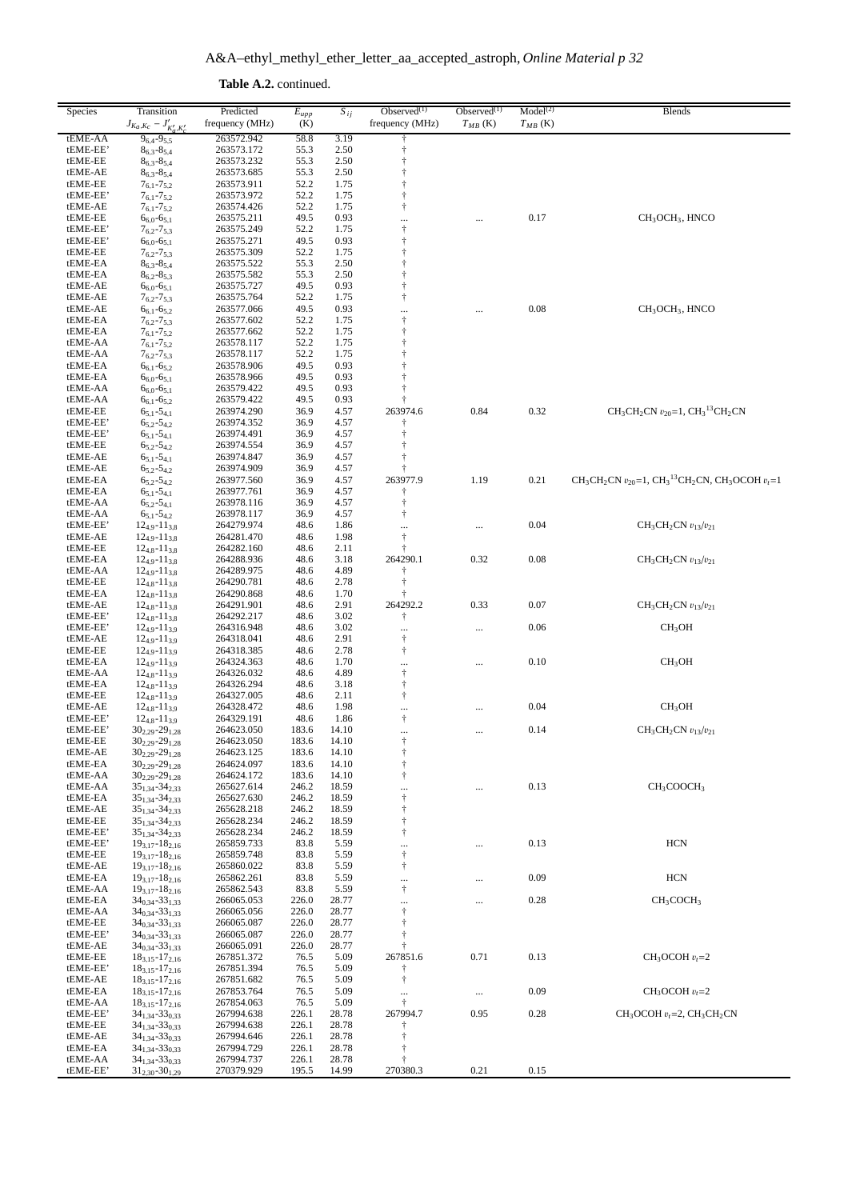**Table A.2.** continued.

| Species | Transition $J_{Ka,Kc} - J'_{K'_a,K'_c}$ | Predicted frequency (MHz) | $E_{upp}$ (K) | $S_{ij}$ | Observed[(1)] frequency (MHz) | Observed[(1)] $T_{MB}$ (K) | Model[(2)] $T_{MB}$ (K) | Blends |
|---|---|---|---|---|---|---|---|---|
| tEME-AA | $9_{6,4}$-$9_{5,5}$ | 263572.942 | 58.8 | 3.19 | † | | | |
| tEME-EE' | $8_{6,3}$-$8_{5,4}$ | 263573.172 | 55.3 | 2.50 | † | | | |
| tEME-EE | $8_{6,3}$-$8_{5,4}$ | 263573.232 | 55.3 | 2.50 | † | | | |
| tEME-AE | $8_{6,3}$-$8_{5,4}$ | 263573.685 | 55.3 | 2.50 | † | | | |
| tEME-EE | $7_{6,1}$-$7_{5,2}$ | 263573.911 | 52.2 | 1.75 | † | | | |
| tEME-EE' | $7_{6,1}$-$7_{5,2}$ | 263573.972 | 52.2 | 1.75 | † | | | |
| tEME-AE | $7_{6,1}$-$7_{5,2}$ | 263574.426 | 52.2 | 1.75 | † | | | |
| tEME-EE | $6_{6,0}$-$6_{5,1}$ | 263575.211 | 49.5 | 0.93 | ... | ... | 0.17 | $CH_3OCH_3$, HNCO |
| tEME-EE' | $7_{6,2}$-$7_{5,3}$ | 263575.249 | 52.2 | 1.75 | † | | | |
| tEME-EE' | $6_{6,0}$-$6_{5,1}$ | 263575.271 | 49.5 | 0.93 | † | | | |
| tEME-EE | $7_{6,2}$-$7_{5,3}$ | 263575.309 | 52.2 | 1.75 | † | | | |
| tEME-EA | $8_{6,3}$-$8_{5,4}$ | 263575.522 | 55.3 | 2.50 | † | | | |
| tEME-EA | $8_{6,2}$-$8_{5,3}$ | 263575.582 | 55.3 | 2.50 | † | | | |
| tEME-AE | $6_{6,0}$-$6_{5,1}$ | 263575.727 | 49.5 | 0.93 | † | | | |
| tEME-AE | $7_{6,2}$-$7_{5,3}$ | 263575.764 | 52.2 | 1.75 | † | | | |
| tEME-AE | $6_{6,1}$-$6_{5,2}$ | 263577.066 | 49.5 | 0.93 | ... | ... | 0.08 | $CH_3OCH_3$, HNCO |
| tEME-EA | $7_{6,2}$-$7_{5,3}$ | 263577.602 | 52.2 | 1.75 | † | | | |
| tEME-EA | $7_{6,1}$-$7_{5,2}$ | 263577.662 | 52.2 | 1.75 | † | | | |
| tEME-AA | $7_{6,1}$-$7_{5,2}$ | 263578.117 | 52.2 | 1.75 | † | | | |
| tEME-AA | $7_{6,2}$-$7_{5,3}$ | 263578.117 | 52.2 | 1.75 | † | | | |
| tEME-EA | $6_{6,1}$-$6_{5,2}$ | 263578.906 | 49.5 | 0.93 | † | | | |
| tEME-EA | $6_{6,0}$-$6_{5,1}$ | 263578.966 | 49.5 | 0.93 | † | | | |
| tEME-AA | $6_{6,0}$-$6_{5,1}$ | 263579.422 | 49.5 | 0.93 | † | | | |
| tEME-AA | $6_{6,1}$-$6_{5,2}$ | 263579.422 | 49.5 | 0.93 | † | | | |
| tEME-EE | $6_{5,1}$-$5_{4,1}$ | 263974.290 | 36.9 | 4.57 | 263974.6 | 0.84 | 0.32 | $CH_3CH_2CN$ $v_{20}$=1, $CH_3{}^{13}CH_2CN$ |
| tEME-EE' | $6_{5,2}$-$5_{4,2}$ | 263974.352 | 36.9 | 4.57 | † | | | |
| tEME-EE' | $6_{5,1}$-$5_{4,1}$ | 263974.491 | 36.9 | 4.57 | † | | | |
| tEME-EE | $6_{5,2}$-$5_{4,2}$ | 263974.554 | 36.9 | 4.57 | † | | | |
| tEME-AE | $6_{5,1}$-$5_{4,1}$ | 263974.847 | 36.9 | 4.57 | † | | | |
| tEME-AE | $6_{5,2}$-$5_{4,2}$ | 263974.909 | 36.9 | 4.57 | † | | | |
| tEME-EA | $6_{5,2}$-$5_{4,2}$ | 263977.560 | 36.9 | 4.57 | 263977.9 | 1.19 | 0.21 | $CH_3CH_2CN$ $v_{20}$=1, $CH_3{}^{13}CH_2CN$, $CH_3OCOH$ $v_t$=1 |
| tEME-EA | $6_{5,1}$-$5_{4,1}$ | 263977.761 | 36.9 | 4.57 | † | | | |
| tEME-AA | $6_{5,2}$-$5_{4,1}$ | 263978.116 | 36.9 | 4.57 | † | | | |
| tEME-AA | $6_{5,1}$-$5_{4,2}$ | 263978.117 | 36.9 | 4.57 | † | | | |
| tEME-EE' | $12_{4,9}$-$11_{3,8}$ | 264279.974 | 48.6 | 1.86 | ... | ... | 0.04 | $CH_3CH_2CN$ $v_{13}/v_{21}$ |
| tEME-AE | $12_{4,9}$-$11_{3,8}$ | 264281.470 | 48.6 | 1.98 | † | | | |
| tEME-EE | $12_{4,8}$-$11_{3,8}$ | 264282.160 | 48.6 | 2.11 | † | | | |
| tEME-EA | $12_{4,9}$-$11_{3,8}$ | 264288.936 | 48.6 | 3.18 | 264290.1 | 0.32 | 0.08 | $CH_3CH_2CN$ $v_{13}/v_{21}$ |
| tEME-AA | $12_{4,9}$-$11_{3,8}$ | 264289.975 | 48.6 | 4.89 | † | | | |
| tEME-EE | $12_{4,8}$-$11_{3,8}$ | 264290.781 | 48.6 | 2.78 | † | | | |
| tEME-EA | $12_{4,8}$-$11_{3,8}$ | 264290.868 | 48.6 | 1.70 | † | | | |
| tEME-AE | $12_{4,8}$-$11_{3,8}$ | 264291.901 | 48.6 | 2.91 | 264292.2 | 0.33 | 0.07 | $CH_3CH_2CN$ $v_{13}/v_{21}$ |
| tEME-EE' | $12_{4,8}$-$11_{3,8}$ | 264292.217 | 48.6 | 3.02 | † | | | |
| tEME-EE' | $12_{4,9}$-$11_{3,9}$ | 264316.948 | 48.6 | 3.02 | ... | ... | 0.06 | $CH_3OH$ |
| tEME-AE | $12_{4,9}$-$11_{3,9}$ | 264318.041 | 48.6 | 2.91 | † | | | |
| tEME-EE | $12_{4,9}$-$11_{3,9}$ | 264318.385 | 48.6 | 2.78 | † | | | |
| tEME-EA | $12_{4,9}$-$11_{3,9}$ | 264324.363 | 48.6 | 1.70 | ... | ... | 0.10 | $CH_3OH$ |
| tEME-AA | $12_{4,8}$-$11_{3,9}$ | 264326.032 | 48.6 | 4.89 | † | | | |
| tEME-EA | $12_{4,8}$-$11_{3,9}$ | 264326.294 | 48.6 | 3.18 | † | | | |
| tEME-EE | $12_{4,8}$-$11_{3,9}$ | 264327.005 | 48.6 | 2.11 | † | | | |
| tEME-AE | $12_{4,8}$-$11_{3,9}$ | 264328.472 | 48.6 | 1.98 | ... | ... | 0.04 | $CH_3OH$ |
| tEME-EE' | $12_{4,8}$-$11_{3,9}$ | 264329.191 | 48.6 | 1.86 | † | | | |
| tEME-EE' | $30_{2,29}$-$29_{1,28}$ | 264623.050 | 183.6 | 14.10 | ... | ... | 0.14 | $CH_3CH_2CN$ $v_{13}/v_{21}$ |
| tEME-EE | $30_{2,29}$-$29_{1,28}$ | 264623.050 | 183.6 | 14.10 | † | | | |
| tEME-AE | $30_{2,29}$-$29_{1,28}$ | 264623.125 | 183.6 | 14.10 | † | | | |
| tEME-EA | $30_{2,29}$-$29_{1,28}$ | 264624.097 | 183.6 | 14.10 | † | | | |
| tEME-AA | $30_{2,29}$-$29_{1,28}$ | 264624.172 | 183.6 | 14.10 | † | | | |
| tEME-AA | $35_{1,34}$-$34_{2,33}$ | 265627.614 | 246.2 | 18.59 | ... | ... | 0.13 | $CH_3COOCH_3$ |
| tEME-EA | $35_{1,34}$-$34_{2,33}$ | 265627.630 | 246.2 | 18.59 | † | | | |
| tEME-AE | $35_{1,34}$-$34_{2,33}$ | 265628.218 | 246.2 | 18.59 | † | | | |
| tEME-EE | $35_{1,34}$-$34_{2,33}$ | 265628.234 | 246.2 | 18.59 | † | | | |
| tEME-EE' | $35_{1,34}$-$34_{2,33}$ | 265628.234 | 246.2 | 18.59 | † | | | |
| tEME-EE' | $19_{3,17}$-$18_{2,16}$ | 265859.733 | 83.8 | 5.59 | ... | ... | 0.13 | HCN |
| tEME-EE | $19_{3,17}$-$18_{2,16}$ | 265859.748 | 83.8 | 5.59 | † | | | |
| tEME-AE | $19_{3,17}$-$18_{2,16}$ | 265860.022 | 83.8 | 5.59 | † | | | |
| tEME-EA | $19_{3,17}$-$18_{2,16}$ | 265862.261 | 83.8 | 5.59 | ... | ... | 0.09 | HCN |
| tEME-AA | $19_{3,17}$-$18_{2,16}$ | 265862.543 | 83.8 | 5.59 | † | | | |
| tEME-EA | $34_{0,34}$-$33_{1,33}$ | 266065.053 | 226.0 | 28.77 | ... | ... | 0.28 | $CH_3COCH_3$ |
| tEME-AA | $34_{0,34}$-$33_{1,33}$ | 266065.056 | 226.0 | 28.77 | † | | | |
| tEME-EE | $34_{0,34}$-$33_{1,33}$ | 266065.087 | 226.0 | 28.77 | † | | | |
| tEME-EE' | $34_{0,34}$-$33_{1,33}$ | 266065.087 | 226.0 | 28.77 | † | | | |
| tEME-AE | $34_{0,34}$-$33_{1,33}$ | 266065.091 | 226.0 | 28.77 | † | | | |
| tEME-EE | $18_{3,15}$-$17_{2,16}$ | 267851.372 | 76.5 | 5.09 | 267851.6 | 0.71 | 0.13 | $CH_3OCOH$ $v_t$=2 |
| tEME-EE' | $18_{3,15}$-$17_{2,16}$ | 267851.394 | 76.5 | 5.09 | † | | | |
| tEME-AE | $18_{3,15}$-$17_{2,16}$ | 267851.682 | 76.5 | 5.09 | † | | | |
| tEME-EA | $18_{3,15}$-$17_{2,16}$ | 267853.764 | 76.5 | 5.09 | ... | ... | 0.09 | $CH_3OCOH$ $v_t$=2 |
| tEME-AA | $18_{3,15}$-$17_{2,16}$ | 267854.063 | 76.5 | 5.09 | † | | | |
| tEME-EE' | $34_{1,34}$-$33_{0,33}$ | 267994.638 | 226.1 | 28.78 | 267994.7 | 0.95 | 0.28 | $CH_3OCOH$ $v_t$=2, $CH_3CH_2CN$ |
| tEME-EE | $34_{1,34}$-$33_{0,33}$ | 267994.638 | 226.1 | 28.78 | † | | | |
| tEME-AE | $34_{1,34}$-$33_{0,33}$ | 267994.646 | 226.1 | 28.78 | † | | | |
| tEME-EA | $34_{1,34}$-$33_{0,33}$ | 267994.729 | 226.1 | 28.78 | † | | | |
| tEME-AA | $34_{1,34}$-$33_{0,33}$ | 267994.737 | 226.1 | 28.78 | † | | | |
| tEME-EE' | $31_{2,30}$-$30_{1,29}$ | 270379.929 | 195.5 | 14.99 | 270380.3 | 0.21 | 0.15 | |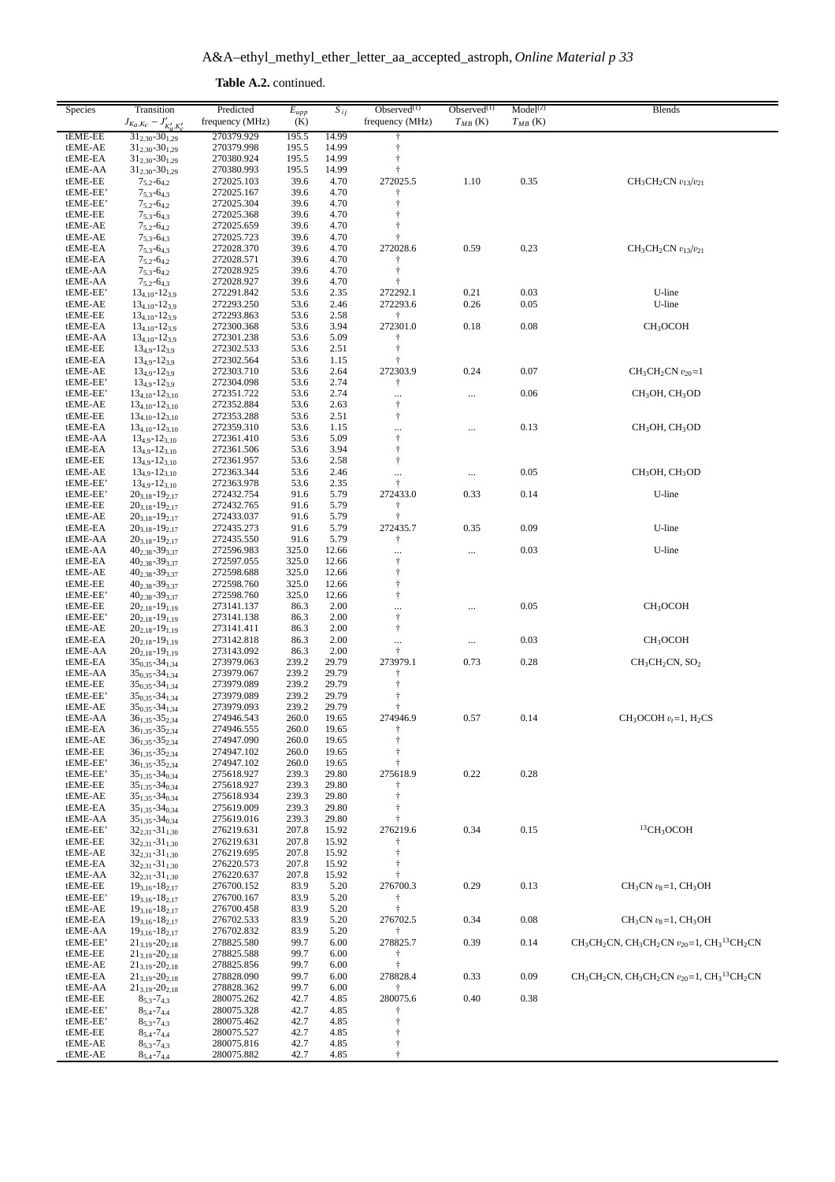**Table A.2.** continued.

| Species | Transition $J_{K_a,K_c} - J'_{K'_a,K'_c}$ | Predicted frequency (MHz) | $E_{upp}$ (K) | $S_{ij}$ | Observed[(1)] frequency (MHz) | Observed[(1)] $T_{MB}$ (K) | Model[(2)] $T_{MB}$ (K) | Blends |
|---|---|---|---|---|---|---|---|---|
| tEME-EE | $31_{2,30}$-$30_{1,29}$ | 270379.929 | 195.5 | 14.99 | † | | | |
| tEME-AE | $31_{2,30}$-$30_{1,29}$ | 270379.998 | 195.5 | 14.99 | † | | | |
| tEME-EA | $31_{2,30}$-$30_{1,29}$ | 270380.924 | 195.5 | 14.99 | † | | | |
| tEME-AA | $31_{2,30}$-$30_{1,29}$ | 270380.993 | 195.5 | 14.99 | † | | | |
| tEME-EE | $7_{5,2}$-$6_{4,2}$ | 272025.103 | 39.6 | 4.70 | 272025.5 | 1.10 | 0.35 | $CH_3CH_2CN$ $v_{13}/v_{21}$ |
| tEME-EE' | $7_{5,3}$-$6_{4,3}$ | 272025.167 | 39.6 | 4.70 | † | | | |
| tEME-EE' | $7_{5,2}$-$6_{4,2}$ | 272025.304 | 39.6 | 4.70 | † | | | |
| tEME-EE | $7_{5,3}$-$6_{4,3}$ | 272025.368 | 39.6 | 4.70 | † | | | |
| tEME-AE | $7_{5,2}$-$6_{4,2}$ | 272025.659 | 39.6 | 4.70 | † | | | |
| tEME-AE | $7_{5,3}$-$6_{4,3}$ | 272025.723 | 39.6 | 4.70 | † | | | |
| tEME-EA | $7_{5,3}$-$6_{4,3}$ | 272028.370 | 39.6 | 4.70 | 272028.6 | 0.59 | 0.23 | $CH_3CH_2CN$ $v_{13}/v_{21}$ |
| tEME-EA | $7_{5,2}$-$6_{4,2}$ | 272028.571 | 39.6 | 4.70 | † | | | |
| tEME-AA | $7_{5,3}$-$6_{4,2}$ | 272028.925 | 39.6 | 4.70 | † | | | |
| tEME-AA | $7_{5,2}$-$6_{4,3}$ | 272028.927 | 39.6 | 4.70 | † | | | |
| tEME-EE' | $13_{4,10}$-$12_{3,9}$ | 272291.842 | 53.6 | 2.35 | 272292.1 | 0.21 | 0.03 | U-line |
| tEME-AE | $13_{4,10}$-$12_{3,9}$ | 272293.250 | 53.6 | 2.46 | 272293.6 | 0.26 | 0.05 | U-line |
| tEME-EE | $13_{4,10}$-$12_{3,9}$ | 272293.863 | 53.6 | 2.58 | † | | | |
| tEME-EA | $13_{4,10}$-$12_{3,9}$ | 272300.368 | 53.6 | 3.94 | 272301.0 | 0.18 | 0.08 | $CH_3OCOH$ |
| tEME-AA | $13_{4,10}$-$12_{3,9}$ | 272301.238 | 53.6 | 5.09 | † | | | |
| tEME-EE | $13_{4,9}$-$12_{3,9}$ | 272302.533 | 53.6 | 2.51 | † | | | |
| tEME-EA | $13_{4,9}$-$12_{3,9}$ | 272302.564 | 53.6 | 1.15 | † | | | |
| tEME-AE | $13_{4,9}$-$12_{3,9}$ | 272303.710 | 53.6 | 2.64 | 272303.9 | 0.24 | 0.07 | $CH_3CH_2CN$ $v_{20}$=1 |
| tEME-EE' | $13_{4,9}$-$12_{3,9}$ | 272304.098 | 53.6 | 2.74 | † | | | |
| tEME-EE' | $13_{4,10}$-$12_{3,10}$ | 272351.722 | 53.6 | 2.74 | ... | ... | 0.06 | $CH_3OH$, $CH_3OD$ |
| tEME-AE | $13_{4,10}$-$12_{3,10}$ | 272352.884 | 53.6 | 2.63 | † | | | |
| tEME-EE | $13_{4,10}$-$12_{3,10}$ | 272353.288 | 53.6 | 2.51 | † | | | |
| tEME-EA | $13_{4,10}$-$12_{3,10}$ | 272359.310 | 53.6 | 1.15 | ... | ... | 0.13 | $CH_3OH$, $CH_3OD$ |
| tEME-AA | $13_{4,9}$-$12_{3,10}$ | 272361.410 | 53.6 | 5.09 | † | | | |
| tEME-EA | $13_{4,9}$-$12_{3,10}$ | 272361.506 | 53.6 | 3.94 | † | | | |
| tEME-EE | $13_{4,9}$-$12_{3,10}$ | 272361.957 | 53.6 | 2.58 | † | | | |
| tEME-AE | $13_{4,9}$-$12_{3,10}$ | 272363.344 | 53.6 | 2.46 | ... | ... | 0.05 | $CH_3OH$, $CH_3OD$ |
| tEME-EE' | $13_{4,9}$-$12_{3,10}$ | 272363.978 | 53.6 | 2.35 | † | | | |
| tEME-EE' | $20_{3,18}$-$19_{2,17}$ | 272432.754 | 91.6 | 5.79 | 272433.0 | 0.33 | 0.14 | U-line |
| tEME-EE | $20_{3,18}$-$19_{2,17}$ | 272432.765 | 91.6 | 5.79 | † | | | |
| tEME-AE | $20_{3,18}$-$19_{2,17}$ | 272433.037 | 91.6 | 5.79 | † | | | |
| tEME-EA | $20_{3,18}$-$19_{2,17}$ | 272435.273 | 91.6 | 5.79 | 272435.7 | 0.35 | 0.09 | U-line |
| tEME-AA | $20_{3,18}$-$19_{2,17}$ | 272435.550 | 91.6 | 5.79 | † | | | |
| tEME-AA | $40_{2,38}$-$39_{3,37}$ | 272596.983 | 325.0 | 12.66 | ... | ... | 0.03 | U-line |
| tEME-EA | $40_{2,38}$-$39_{3,37}$ | 272597.055 | 325.0 | 12.66 | † | | | |
| tEME-AE | $40_{2,38}$-$39_{3,37}$ | 272598.688 | 325.0 | 12.66 | † | | | |
| tEME-EE | $40_{2,38}$-$39_{3,37}$ | 272598.760 | 325.0 | 12.66 | † | | | |
| tEME-EE' | $40_{2,38}$-$39_{3,37}$ | 272598.760 | 325.0 | 12.66 | † | | | |
| tEME-EE | $20_{2,18}$-$19_{1,19}$ | 273141.137 | 86.3 | 2.00 | ... | ... | 0.05 | $CH_3OCOH$ |
| tEME-EE' | $20_{2,18}$-$19_{1,19}$ | 273141.138 | 86.3 | 2.00 | † | | | |
| tEME-AE | $20_{2,18}$-$19_{1,19}$ | 273141.411 | 86.3 | 2.00 | † | | | |
| tEME-EA | $20_{2,18}$-$19_{1,19}$ | 273142.818 | 86.3 | 2.00 | ... | ... | 0.03 | $CH_3OCOH$ |
| tEME-AA | $20_{2,18}$-$19_{1,19}$ | 273143.092 | 86.3 | 2.00 | † | | | |
| tEME-EA | $35_{0,35}$-$34_{1,34}$ | 273979.063 | 239.2 | 29.79 | 273979.1 | 0.73 | 0.28 | $CH_3CH_2CN$, $SO_2$ |
| tEME-AA | $35_{0,35}$-$34_{1,34}$ | 273979.067 | 239.2 | 29.79 | † | | | |
| tEME-EE | $35_{0,35}$-$34_{1,34}$ | 273979.089 | 239.2 | 29.79 | † | | | |
| tEME-EE' | $35_{0,35}$-$34_{1,34}$ | 273979.089 | 239.2 | 29.79 | † | | | |
| tEME-AE | $35_{0,35}$-$34_{1,34}$ | 273979.093 | 239.2 | 29.79 | † | | | |
| tEME-AA | $36_{1,35}$-$35_{2,34}$ | 274946.543 | 260.0 | 19.65 | 274946.9 | 0.57 | 0.14 | $CH_3OCOH$ $v_t$=1, $H_2CS$ |
| tEME-EA | $36_{1,35}$-$35_{2,34}$ | 274946.555 | 260.0 | 19.65 | † | | | |
| tEME-AE | $36_{1,35}$-$35_{2,34}$ | 274947.090 | 260.0 | 19.65 | † | | | |
| tEME-EE | $36_{1,35}$-$35_{2,34}$ | 274947.102 | 260.0 | 19.65 | † | | | |
| tEME-EE' | $36_{1,35}$-$35_{2,34}$ | 274947.102 | 260.0 | 19.65 | † | | | |
| tEME-EE' | $35_{1,35}$-$34_{0,34}$ | 275618.927 | 239.3 | 29.80 | 275618.9 | 0.22 | 0.28 | |
| tEME-EE | $35_{1,35}$-$34_{0,34}$ | 275618.927 | 239.3 | 29.80 | † | | | |
| tEME-AE | $35_{1,35}$-$34_{0,34}$ | 275618.934 | 239.3 | 29.80 | † | | | |
| tEME-EA | $35_{1,35}$-$34_{0,34}$ | 275619.009 | 239.3 | 29.80 | † | | | |
| tEME-AA | $35_{1,35}$-$34_{0,34}$ | 275619.016 | 239.3 | 29.80 | † | | | |
| tEME-EE' | $32_{2,31}$-$31_{1,30}$ | 276219.631 | 207.8 | 15.92 | 276219.6 | 0.34 | 0.15 | $^{13}CH_3OCOH$ |
| tEME-EE | $32_{2,31}$-$31_{1,30}$ | 276219.631 | 207.8 | 15.92 | † | | | |
| tEME-AE | $32_{2,31}$-$31_{1,30}$ | 276219.695 | 207.8 | 15.92 | † | | | |
| tEME-EA | $32_{2,31}$-$31_{1,30}$ | 276220.573 | 207.8 | 15.92 | † | | | |
| tEME-AA | $32_{2,31}$-$31_{1,30}$ | 276220.637 | 207.8 | 15.92 | † | | | |
| tEME-EE | $19_{3,16}$-$18_{2,17}$ | 276700.152 | 83.9 | 5.20 | 276700.3 | 0.29 | 0.13 | $CH_3CN$ $v_8$=1, $CH_3OH$ |
| tEME-EE' | $19_{3,16}$-$18_{2,17}$ | 276700.167 | 83.9 | 5.20 | † | | | |
| tEME-AE | $19_{3,16}$-$18_{2,17}$ | 276700.458 | 83.9 | 5.20 | † | | | |
| tEME-EA | $19_{3,16}$-$18_{2,17}$ | 276702.533 | 83.9 | 5.20 | 276702.5 | 0.34 | 0.08 | $CH_3CN$ $v_8$=1, $CH_3OH$ |
| tEME-AA | $19_{3,16}$-$18_{2,17}$ | 276702.832 | 83.9 | 5.20 | † | | | |
| tEME-EE' | $21_{3,19}$-$20_{2,18}$ | 278825.580 | 99.7 | 6.00 | 278825.7 | 0.39 | 0.14 | $CH_3CH_2CN$, $CH_3CH_2CN$ $v_{20}$=1, $CH_3{}^{13}CH_2CN$ |
| tEME-EE | $21_{3,19}$-$20_{2,18}$ | 278825.588 | 99.7 | 6.00 | † | | | |
| tEME-AE | $21_{3,19}$-$20_{2,18}$ | 278825.856 | 99.7 | 6.00 | † | | | |
| tEME-EA | $21_{3,19}$-$20_{2,18}$ | 278828.090 | 99.7 | 6.00 | 278828.4 | 0.33 | 0.09 | $CH_3CH_2CN$, $CH_3CH_2CN$ $v_{20}$=1, $CH_3{}^{13}CH_2CN$ |
| tEME-AA | $21_{3,19}$-$20_{2,18}$ | 278828.362 | 99.7 | 6.00 | † | | | |
| tEME-EE | $8_{5,3}$-$7_{4,3}$ | 280075.262 | 42.7 | 4.85 | 280075.6 | 0.40 | 0.38 | |
| tEME-EE' | $8_{5,4}$-$7_{4,4}$ | 280075.328 | 42.7 | 4.85 | † | | | |
| tEME-EE' | $8_{5,3}$-$7_{4,3}$ | 280075.462 | 42.7 | 4.85 | † | | | |
| tEME-EE | $8_{5,4}$-$7_{4,4}$ | 280075.527 | 42.7 | 4.85 | † | | | |
| tEME-AE | $8_{5,3}$-$7_{4,3}$ | 280075.816 | 42.7 | 4.85 | † | | | |
| tEME-AE | $8_{5,4}$-$7_{4,4}$ | 280075.882 | 42.7 | 4.85 | † | | | |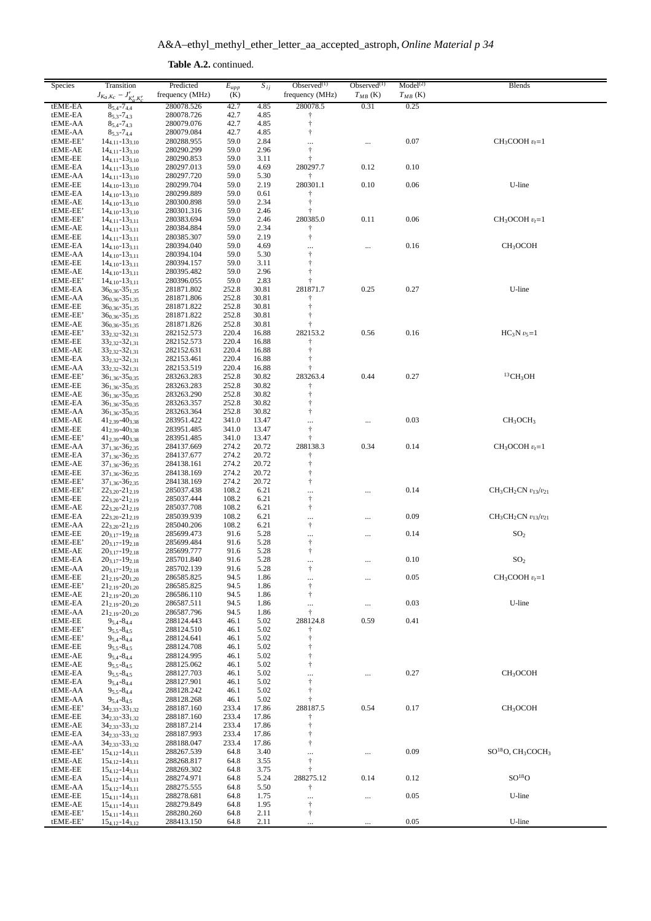**Table A.2.** continued.

| Species | Transition $J_{K_a,K_c} - J'_{K'_a,K'_c}$ | Predicted frequency (MHz) | $E_{upp}$ (K) | $S_{ij}$ | Observed[(1)] frequency (MHz) | Observed[(1)] $T_{MB}$ (K) | Model[(2)] $T_{MB}$ (K) | Blends |
|---|---|---|---|---|---|---|---|---|
| tEME-EA | $8_{5,4}$-$7_{4,4}$ | 280078.526 | 42.7 | 4.85 | 280078.5 | 0.31 | 0.25 | |
| tEME-EA | $8_{5,3}$-$7_{4,3}$ | 280078.726 | 42.7 | 4.85 | † | | | |
| tEME-AA | $8_{5,4}$-$7_{4,3}$ | 280079.076 | 42.7 | 4.85 | † | | | |
| tEME-AA | $8_{5,3}$-$7_{4,4}$ | 280079.084 | 42.7 | 4.85 | † | | | |
| tEME-EE' | $14_{4,11}$-$13_{3,10}$ | 280288.955 | 59.0 | 2.84 | ... | ... | 0.07 | $CH_3COOH$ $v_t$=1 |
| tEME-AE | $14_{4,11}$-$13_{3,10}$ | 280290.299 | 59.0 | 2.96 | † | | | |
| tEME-EE | $14_{4,11}$-$13_{3,10}$ | 280290.853 | 59.0 | 3.11 | † | | | |
| tEME-EA | $14_{4,11}$-$13_{3,10}$ | 280297.013 | 59.0 | 4.69 | 280297.7 | 0.12 | 0.10 | |
| tEME-AA | $14_{4,11}$-$13_{3,10}$ | 280297.720 | 59.0 | 5.30 | † | | | |
| tEME-EE | $14_{4,10}$-$13_{3,10}$ | 280299.704 | 59.0 | 2.19 | 280301.1 | 0.10 | 0.06 | U-line |
| tEME-EA | $14_{4,10}$-$13_{3,10}$ | 280299.889 | 59.0 | 0.61 | † | | | |
| tEME-AE | $14_{4,10}$-$13_{3,10}$ | 280300.898 | 59.0 | 2.34 | † | | | |
| tEME-EE' | $14_{4,10}$-$13_{3,10}$ | 280301.316 | 59.0 | 2.46 | † | | | |
| tEME-EE' | $14_{4,11}$-$13_{3,11}$ | 280383.694 | 59.0 | 2.46 | 280385.0 | 0.11 | 0.06 | $CH_3OCOH$ $v_t$=1 |
| tEME-AE | $14_{4,11}$-$13_{3,11}$ | 280384.884 | 59.0 | 2.34 | † | | | |
| tEME-EE | $14_{4,11}$-$13_{3,11}$ | 280385.307 | 59.0 | 2.19 | † | | | |
| tEME-EA | $14_{4,10}$-$13_{3,11}$ | 280394.040 | 59.0 | 4.69 | ... | ... | 0.16 | $CH_3OCOH$ |
| tEME-AA | $14_{4,10}$-$13_{3,11}$ | 280394.104 | 59.0 | 5.30 | † | | | |
| tEME-EE | $14_{4,10}$-$13_{3,11}$ | 280394.157 | 59.0 | 3.11 | † | | | |
| tEME-AE | $14_{4,10}$-$13_{3,11}$ | 280395.482 | 59.0 | 2.96 | † | | | |
| tEME-EE' | $14_{4,10}$-$13_{3,11}$ | 280396.055 | 59.0 | 2.83 | † | | | |
| tEME-EA | $36_{0,36}$-$35_{1,35}$ | 281871.802 | 252.8 | 30.81 | 281871.7 | 0.25 | 0.27 | U-line |
| tEME-AA | $36_{0,36}$-$35_{1,35}$ | 281871.806 | 252.8 | 30.81 | † | | | |
| tEME-EE | $36_{0,36}$-$35_{1,35}$ | 281871.822 | 252.8 | 30.81 | † | | | |
| tEME-EE' | $36_{0,36}$-$35_{1,35}$ | 281871.822 | 252.8 | 30.81 | † | | | |
| tEME-AE | $36_{0,36}$-$35_{1,35}$ | 281871.826 | 252.8 | 30.81 | † | | | |
| tEME-EE' | $33_{2,32}$-$32_{1,31}$ | 282152.573 | 220.4 | 16.88 | 282153.2 | 0.56 | 0.16 | $HC_3N$ $v_5$=1 |
| tEME-EE | $33_{2,32}$-$32_{1,31}$ | 282152.573 | 220.4 | 16.88 | † | | | |
| tEME-AE | $33_{2,32}$-$32_{1,31}$ | 282152.631 | 220.4 | 16.88 | † | | | |
| tEME-EA | $33_{2,32}$-$32_{1,31}$ | 282153.461 | 220.4 | 16.88 | † | | | |
| tEME-AA | $33_{2,32}$-$32_{1,31}$ | 282153.519 | 220.4 | 16.88 | † | | | |
| tEME-EE' | $36_{1,36}$-$35_{0,35}$ | 283263.283 | 252.8 | 30.82 | 283263.4 | 0.44 | 0.27 | $^{13}CH_3OH$ |
| tEME-EE | $36_{1,36}$-$35_{0,35}$ | 283263.283 | 252.8 | 30.82 | † | | | |
| tEME-AE | $36_{1,36}$-$35_{0,35}$ | 283263.290 | 252.8 | 30.82 | † | | | |
| tEME-EA | $36_{1,36}$-$35_{0,35}$ | 283263.357 | 252.8 | 30.82 | † | | | |
| tEME-AA | $36_{1,36}$-$35_{0,35}$ | 283263.364 | 252.8 | 30.82 | † | | | |
| tEME-AE | $41_{2,39}$-$40_{3,38}$ | 283951.422 | 341.0 | 13.47 | ... | ... | 0.03 | $CH_3OCH_3$ |
| tEME-EE | $41_{2,39}$-$40_{3,38}$ | 283951.485 | 341.0 | 13.47 | † | | | |
| tEME-EE' | $41_{2,39}$-$40_{3,38}$ | 283951.485 | 341.0 | 13.47 | † | | | |
| tEME-AA | $37_{1,36}$-$36_{2,35}$ | 284137.669 | 274.2 | 20.72 | 288138.3 | 0.34 | 0.14 | $CH_3OCOH$ $v_t$=1 |
| tEME-EA | $37_{1,36}$-$36_{2,35}$ | 284137.677 | 274.2 | 20.72 | † | | | |
| tEME-AE | $37_{1,36}$-$36_{2,35}$ | 284138.161 | 274.2 | 20.72 | † | | | |
| tEME-EE | $37_{1,36}$-$36_{2,35}$ | 284138.169 | 274.2 | 20.72 | † | | | |
| tEME-EE' | $37_{1,36}$-$36_{2,35}$ | 284138.169 | 274.2 | 20.72 | † | | | |
| tEME-EE' | $22_{3,20}$-$21_{2,19}$ | 285037.438 | 108.2 | 6.21 | ... | ... | 0.14 | $CH_3CH_2CN$ $v_{13}/v_{21}$ |
| tEME-EE | $22_{3,20}$-$21_{2,19}$ | 285037.444 | 108.2 | 6.21 | † | | | |
| tEME-AE | $22_{3,20}$-$21_{2,19}$ | 285037.708 | 108.2 | 6.21 | † | | | |
| tEME-EA | $22_{3,20}$-$21_{2,19}$ | 285039.939 | 108.2 | 6.21 | ... | ... | 0.09 | $CH_3CH_2CN$ $v_{13}/v_{21}$ |
| tEME-AA | $22_{3,20}$-$21_{2,19}$ | 285040.206 | 108.2 | 6.21 | † | | | |
| tEME-EE | $20_{3,17}$-$19_{2,18}$ | 285699.473 | 91.6 | 5.28 | ... | ... | 0.14 | $SO_2$ |
| tEME-EE' | $20_{3,17}$-$19_{2,18}$ | 285699.484 | 91.6 | 5.28 | † | | | |
| tEME-AE | $20_{3,17}$-$19_{2,18}$ | 285699.777 | 91.6 | 5.28 | † | | | |
| tEME-EA | $20_{3,17}$-$19_{2,18}$ | 285701.840 | 91.6 | 5.28 | ... | ... | 0.10 | $SO_2$ |
| tEME-AA | $20_{3,17}$-$19_{2,18}$ | 285702.139 | 91.6 | 5.28 | † | | | |
| tEME-EE | $21_{2,19}$-$20_{1,20}$ | 286585.825 | 94.5 | 1.86 | ... | ... | 0.05 | $CH_3COOH$ $v_t$=1 |
| tEME-EE' | $21_{2,19}$-$20_{1,20}$ | 286585.825 | 94.5 | 1.86 | † | | | |
| tEME-AE | $21_{2,19}$-$20_{1,20}$ | 286586.110 | 94.5 | 1.86 | † | | | |
| tEME-EA | $21_{2,19}$-$20_{1,20}$ | 286587.511 | 94.5 | 1.86 | ... | ... | 0.03 | U-line |
| tEME-AA | $21_{2,19}$-$20_{1,20}$ | 286587.796 | 94.5 | 1.86 | † | | | |
| tEME-EE | $9_{5,4}$-$8_{4,4}$ | 288124.443 | 46.1 | 5.02 | 288124.8 | 0.59 | 0.41 | |
| tEME-EE' | $9_{5,5}$-$8_{4,5}$ | 288124.510 | 46.1 | 5.02 | † | | | |
| tEME-EE' | $9_{5,4}$-$8_{4,4}$ | 288124.641 | 46.1 | 5.02 | † | | | |
| tEME-EE | $9_{5,5}$-$8_{4,5}$ | 288124.708 | 46.1 | 5.02 | † | | | |
| tEME-AE | $9_{5,4}$-$8_{4,4}$ | 288124.995 | 46.1 | 5.02 | † | | | |
| tEME-AE | $9_{5,5}$-$8_{4,5}$ | 288125.062 | 46.1 | 5.02 | † | | | |
| tEME-EA | $9_{5,5}$-$8_{4,5}$ | 288127.703 | 46.1 | 5.02 | ... | ... | 0.27 | $CH_3OCOH$ |
| tEME-EA | $9_{5,4}$-$8_{4,4}$ | 288127.901 | 46.1 | 5.02 | † | | | |
| tEME-AA | $9_{5,5}$-$8_{4,4}$ | 288128.242 | 46.1 | 5.02 | † | | | |
| tEME-AA | $9_{5,4}$-$8_{4,5}$ | 288128.268 | 46.1 | 5.02 | † | | | |
| tEME-EE' | $34_{2,33}$-$33_{1,32}$ | 288187.160 | 233.4 | 17.86 | 288187.5 | 0.54 | 0.17 | $CH_3OCOH$ |
| tEME-EE | $34_{2,33}$-$33_{1,32}$ | 288187.160 | 233.4 | 17.86 | † | | | |
| tEME-AE | $34_{2,33}$-$33_{1,32}$ | 288187.214 | 233.4 | 17.86 | † | | | |
| tEME-EA | $34_{2,33}$-$33_{1,32}$ | 288187.993 | 233.4 | 17.86 | † | | | |
| tEME-AA | $34_{2,33}$-$33_{1,32}$ | 288188.047 | 233.4 | 17.86 | † | | | |
| tEME-EE' | $15_{4,12}$-$14_{3,11}$ | 288267.539 | 64.8 | 3.40 | ... | ... | 0.09 | $SO^{18}O$, $CH_3COCH_3$ |
| tEME-AE | $15_{4,12}$-$14_{3,11}$ | 288268.817 | 64.8 | 3.55 | † | | | |
| tEME-EE | $15_{4,12}$-$14_{3,11}$ | 288269.302 | 64.8 | 3.75 | † | | | |
| tEME-EA | $15_{4,12}$-$14_{3,11}$ | 288274.971 | 64.8 | 5.24 | 288275.12 | 0.14 | 0.12 | $SO^{18}O$ |
| tEME-AA | $15_{4,12}$-$14_{3,11}$ | 288275.555 | 64.8 | 5.50 | † | | | |
| tEME-EE | $15_{4,11}$-$14_{3,11}$ | 288278.681 | 64.8 | 1.75 | ... | ... | 0.05 | U-line |
| tEME-AE | $15_{4,11}$-$14_{3,11}$ | 288279.849 | 64.8 | 1.95 | † | | | |
| tEME-EE' | $15_{4,11}$-$14_{3,11}$ | 288280.260 | 64.8 | 2.11 | † | | | |
| tEME-EE' | $15_{4,12}$-$14_{3,12}$ | 288413.150 | 64.8 | 2.11 | ... | ... | 0.05 | U-line |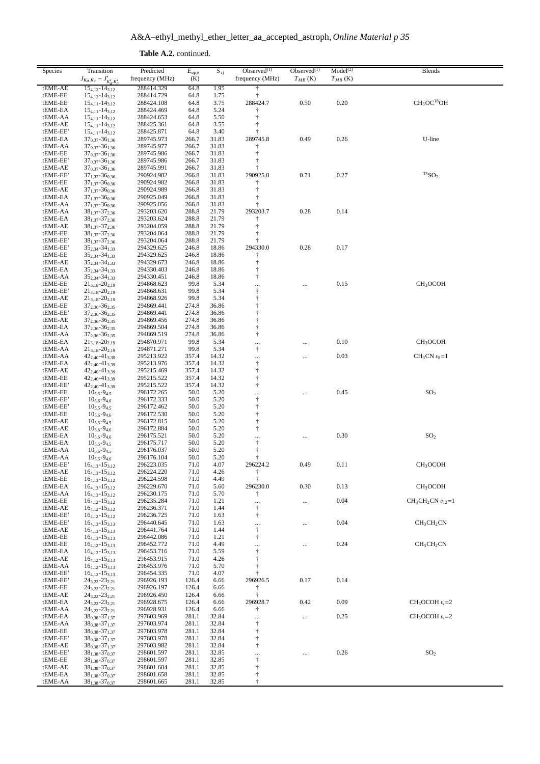**Table A.2.** continued.

| Species | Transition $J_{K_a,K_c} - J'_{K'_a,K'_c}$ | Predicted frequency (MHz) | $E_{upp}$ (K) | $S_{ij}$ | Observed[(1)] frequency (MHz) | Observed[(1)] $T_{MB}$ (K) | Model[(2)] $T_{MB}$ (K) | Blends |
|---|---|---|---|---|---|---|---|---|
| tEME-AE | $15_{4,12}$-$14_{3,12}$ | 288414.329 | 64.8 | 1.95 | † | | | |
| tEME-EE | $15_{4,12}$-$14_{3,12}$ | 288414.729 | 64.8 | 1.75 | † | | | |
| tEME-EE | $15_{4,11}$-$14_{3,12}$ | 288424.108 | 64.8 | 3.75 | 288424.7 | 0.50 | 0.20 | $CH_3OC^{18}OH$ |
| tEME-EA | $15_{4,11}$-$14_{3,12}$ | 288424.469 | 64.8 | 5.24 | † | | | |
| tEME-AA | $15_{4,11}$-$14_{3,12}$ | 288424.653 | 64.8 | 5.50 | † | | | |
| tEME-AE | $15_{4,11}$-$14_{3,12}$ | 288425.361 | 64.8 | 3.55 | † | | | |
| tEME-EE' | $15_{4,11}$-$14_{3,12}$ | 288425.871 | 64.8 | 3.40 | † | | | |
| tEME-EA | $37_{0,37}$-$36_{1,36}$ | 289745.973 | 266.7 | 31.83 | 289745.8 | 0.49 | 0.26 | U-line |
| tEME-AA | $37_{0,37}$-$36_{1,36}$ | 289745.977 | 266.7 | 31.83 | † | | | |
| tEME-EE | $37_{0,37}$-$36_{1,36}$ | 289745.986 | 266.7 | 31.83 | † | | | |
| tEME-EE' | $37_{0,37}$-$36_{1,36}$ | 289745.986 | 266.7 | 31.83 | † | | | |
| tEME-AE | $37_{0,37}$-$36_{1,36}$ | 289745.991 | 266.7 | 31.83 | † | | | |
| tEME-EE' | $37_{1,37}$-$36_{0,36}$ | 290924.982 | 266.8 | 31.83 | 290925.0 | 0.71 | 0.27 | $^{33}SO_2$ |
| tEME-EE | $37_{1,37}$-$36_{0,36}$ | 290924.982 | 266.8 | 31.83 | † | | | |
| tEME-AE | $37_{1,37}$-$36_{0,36}$ | 290924.989 | 266.8 | 31.83 | † | | | |
| tEME-EA | $37_{1,37}$-$36_{0,36}$ | 290925.049 | 266.8 | 31.83 | † | | | |
| tEME-AA | $37_{1,37}$-$36_{0,36}$ | 290925.056 | 266.8 | 31.83 | † | | | |
| tEME-AA | $38_{1,37}$-$37_{2,36}$ | 293203.620 | 288.8 | 21.79 | 293203.7 | 0.28 | 0.14 | |
| tEME-EA | $38_{1,37}$-$37_{2,36}$ | 293203.624 | 288.8 | 21.79 | † | | | |
| tEME-AE | $38_{1,37}$-$37_{2,36}$ | 293204.059 | 288.8 | 21.79 | † | | | |
| tEME-EE | $38_{1,37}$-$37_{2,36}$ | 293204.064 | 288.8 | 21.79 | † | | | |
| tEME-EE' | $38_{1,37}$-$37_{2,36}$ | 293204.064 | 288.8 | 21.79 | † | | | |
| tEME-EE' | $35_{2,34}$-$34_{1,33}$ | 294329.625 | 246.8 | 18.86 | 294330.0 | 0.28 | 0.17 | |
| tEME-EE | $35_{2,34}$-$34_{1,33}$ | 294329.625 | 246.8 | 18.86 | † | | | |
| tEME-AE | $35_{2,34}$-$34_{1,33}$ | 294329.673 | 246.8 | 18.86 | † | | | |
| tEME-EA | $35_{2,34}$-$34_{1,33}$ | 294330.403 | 246.8 | 18.86 | † | | | |
| tEME-AA | $35_{2,34}$-$34_{1,33}$ | 294330.451 | 246.8 | 18.86 | † | | | |
| tEME-EE | $21_{3,18}$-$20_{2,19}$ | 294868.623 | 99.8 | 5.34 | ... | ... | 0.15 | $CH_3OCOH$ |
| tEME-EE' | $21_{3,18}$-$20_{2,19}$ | 294868.631 | 99.8 | 5.34 | † | | | |
| tEME-AE | $21_{3,18}$-$20_{2,19}$ | 294868.926 | 99.8 | 5.34 | † | | | |
| tEME-EE | $37_{2,36}$-$36_{2,35}$ | 294869.441 | 274.8 | 36.86 | † | | | |
| tEME-EE' | $37_{2,36}$-$36_{2,35}$ | 294869.441 | 274.8 | 36.86 | † | | | |
| tEME-AE | $37_{2,36}$-$36_{2,35}$ | 294869.456 | 274.8 | 36.86 | † | | | |
| tEME-EA | $37_{2,36}$-$36_{2,35}$ | 294869.504 | 274.8 | 36.86 | † | | | |
| tEME-AA | $37_{2,36}$-$36_{2,35}$ | 294869.519 | 274.8 | 36.86 | † | | | |
| tEME-EA | $21_{3,18}$-$20_{2,19}$ | 294870.971 | 99.8 | 5.34 | ... | ... | 0.10 | $CH_3OCOH$ |
| tEME-AA | $21_{3,18}$-$20_{2,19}$ | 294871.271 | 99.8 | 5.34 | † | | | |
| tEME-AA | $42_{2,40}$-$41_{3,39}$ | 295213.922 | 357.4 | 14.32 | ... | ... | 0.03 | $CH_3CN$ $v_8$=1 |
| tEME-EA | $42_{2,40}$-$41_{3,39}$ | 295213.976 | 357.4 | 14.32 | † | | | |
| tEME-AE | $42_{2,40}$-$41_{3,39}$ | 295215.469 | 357.4 | 14.32 | † | | | |
| tEME-EE | $42_{2,40}$-$41_{3,39}$ | 295215.522 | 357.4 | 14.32 | † | | | |
| tEME-EE' | $42_{2,40}$-$41_{3,39}$ | 295215.522 | 357.4 | 14.32 | † | | | |
| tEME-EE | $10_{5,5}$-$9_{4,5}$ | 296172.265 | 50.0 | 5.20 | ... | ... | 0.45 | $SO_2$ |
| tEME-EE' | $10_{5,6}$-$9_{4,6}$ | 296172.333 | 50.0 | 5.20 | † | | | |
| tEME-EE' | $10_{5,5}$-$9_{4,5}$ | 296172.462 | 50.0 | 5.20 | † | | | |
| tEME-EE | $10_{5,6}$-$9_{4,6}$ | 296172.530 | 50.0 | 5.20 | † | | | |
| tEME-AE | $10_{5,5}$-$9_{4,5}$ | 296172.815 | 50.0 | 5.20 | † | | | |
| tEME-AE | $10_{5,6}$-$9_{4,6}$ | 296172.884 | 50.0 | 5.20 | † | | | |
| tEME-EA | $10_{5,6}$-$9_{4,6}$ | 296175.521 | 50.0 | 5.20 | ... | ... | 0.30 | $SO_2$ |
| tEME-EA | $10_{5,5}$-$9_{4,5}$ | 296175.717 | 50.0 | 5.20 | † | | | |
| tEME-AA | $10_{5,6}$-$9_{4,5}$ | 296176.037 | 50.0 | 5.20 | † | | | |
| tEME-AA | $10_{5,5}$-$9_{4,6}$ | 296176.104 | 50.0 | 5.20 | † | | | |
| tEME-EE' | $16_{4,13}$-$15_{3,12}$ | 296223.035 | 71.0 | 4.07 | 296224.2 | 0.49 | 0.11 | $CH_3OCOH$ |
| tEME-AE | $16_{4,13}$-$15_{3,12}$ | 296224.220 | 71.0 | 4.26 | † | | | |
| tEME-EE | $16_{4,13}$-$15_{3,12}$ | 296224.598 | 71.0 | 4.49 | † | | | |
| tEME-EA | $16_{4,13}$-$15_{3,12}$ | 296229.670 | 71.0 | 5.60 | 296230.0 | 0.30 | 0.13 | $CH_3OCOH$ |
| tEME-AA | $16_{4,13}$-$15_{3,12}$ | 296230.175 | 71.0 | 5.70 | † | | | |
| tEME-EE | $16_{4,12}$-$15_{3,12}$ | 296235.284 | 71.0 | 1.21 | ... | ... | 0.04 | $CH_3CH_2CN$ $v_{12}$=1 |
| tEME-AE | $16_{4,12}$-$15_{3,12}$ | 296236.371 | 71.0 | 1.44 | † | | | |
| tEME-EE' | $16_{4,12}$-$15_{3,12}$ | 296236.725 | 71.0 | 1.63 | † | | | |
| tEME-EE' | $16_{4,13}$-$15_{3,13}$ | 296440.645 | 71.0 | 1.63 | ... | ... | 0.04 | $CH_3CH_2CN$ |
| tEME-AE | $16_{4,13}$-$15_{3,13}$ | 296441.764 | 71.0 | 1.44 | † | | | |
| tEME-EE | $16_{4,13}$-$15_{3,13}$ | 296442.086 | 71.0 | 1.21 | † | | | |
| tEME-EE | $16_{4,12}$-$15_{3,13}$ | 296452.772 | 71.0 | 4.49 | ... | ... | 0.24 | $CH_3CH_2CN$ |
| tEME-EA | $16_{4,12}$-$15_{3,13}$ | 296453.716 | 71.0 | 5.59 | † | | | |
| tEME-AE | $16_{4,12}$-$15_{3,13}$ | 296453.915 | 71.0 | 4.26 | † | | | |
| tEME-AA | $16_{4,12}$-$15_{3,13}$ | 296453.976 | 71.0 | 5.70 | † | | | |
| tEME-EE' | $16_{4,12}$-$15_{3,13}$ | 296454.335 | 71.0 | 4.07 | † | | | |
| tEME-EE' | $24_{3,22}$-$23_{2,21}$ | 296926.193 | 126.4 | 6.66 | 296926.5 | 0.17 | 0.14 | |
| tEME-EE | $24_{3,22}$-$23_{2,21}$ | 296926.197 | 126.4 | 6.66 | † | | | |
| tEME-AE | $24_{3,22}$-$23_{2,21}$ | 296926.450 | 126.4 | 6.66 | † | | | |
| tEME-EA | $24_{3,22}$-$23_{2,21}$ | 296928.675 | 126.4 | 6.66 | 296928.7 | 0.42 | 0.09 | $CH_3OCOH$ $v_t$=2 |
| tEME-AA | $24_{3,22}$-$23_{2,21}$ | 296928.931 | 126.4 | 6.66 | † | | | |
| tEME-EA | $38_{0,38}$-$37_{1,37}$ | 297603.969 | 281.1 | 32.84 | ... | ... | 0.25 | $CH_3OCOH$ $v_t$=2 |
| tEME-AA | $38_{0,38}$-$37_{1,37}$ | 297603.974 | 281.1 | 32.84 | † | | | |
| tEME-EE | $38_{0,38}$-$37_{1,37}$ | 297603.978 | 281.1 | 32.84 | † | | | |
| tEME-EE' | $38_{0,38}$-$37_{1,37}$ | 297603.978 | 281.1 | 32.84 | † | | | |
| tEME-AE | $38_{0,38}$-$37_{1,37}$ | 297603.982 | 281.1 | 32.84 | † | | | |
| tEME-EE' | $38_{1,38}$-$37_{0,37}$ | 298601.597 | 281.1 | 32.85 | ... | ... | 0.26 | $SO_2$ |
| tEME-EE | $38_{1,38}$-$37_{0,37}$ | 298601.597 | 281.1 | 32.85 | † | | | |
| tEME-AE | $38_{1,38}$-$37_{0,37}$ | 298601.604 | 281.1 | 32.85 | † | | | |
| tEME-EA | $38_{1,38}$-$37_{0,37}$ | 298601.658 | 281.1 | 32.85 | † | | | |
| tEME-AA | $38_{1,38}$-$37_{0,37}$ | 298601.665 | 281.1 | 32.85 | † | | | |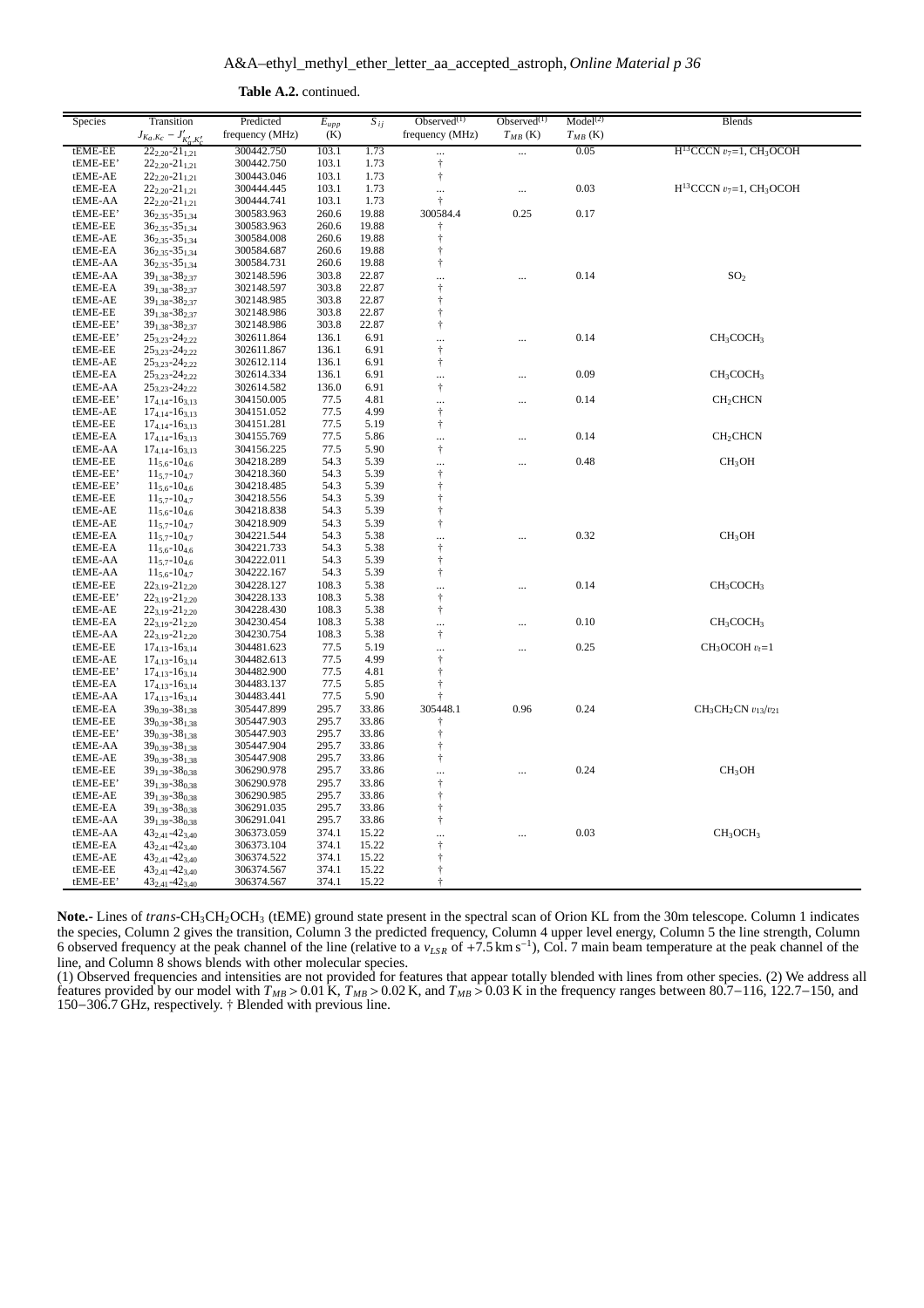**Table A.2.** continued.

| Species | Transition $J_{Ka,Kc}-J'_{K'_a,K'_c}$ | Predicted frequency (MHz) | $E_{upp}$ (K) | $S_{ij}$ | Observed[(1)] frequency (MHz) | Observed[(1)] $T_{MB}$ (K) | Model[(2)] $T_{MB}$ (K) | Blends |
|---|---|---|---|---|---|---|---|---|
| tEME-EE | $22_{2,20}$-$21_{1,21}$ | 300442.750 | 103.1 | 1.73 | ... | ... | 0.05 | $H^{13}CCCN$ $v_7$=1, $CH_3OCOH$ |
| tEME-EE' | $22_{2,20}$-$21_{1,21}$ | 300442.750 | 103.1 | 1.73 | † | | | |
| tEME-AE | $22_{2,20}$-$21_{1,21}$ | 300443.046 | 103.1 | 1.73 | † | | | |
| tEME-EA | $22_{2,20}$-$21_{1,21}$ | 300444.445 | 103.1 | 1.73 | ... | ... | 0.03 | $H^{13}CCCN$ $v_7$=1, $CH_3OCOH$ |
| tEME-AA | $22_{2,20}$-$21_{1,21}$ | 300444.741 | 103.1 | 1.73 | † | | | |
| tEME-EE' | $36_{2,35}$-$35_{1,34}$ | 300583.963 | 260.6 | 19.88 | 300584.4 | 0.25 | 0.17 | |
| tEME-EE | $36_{2,35}$-$35_{1,34}$ | 300583.963 | 260.6 | 19.88 | † | | | |
| tEME-AE | $36_{2,35}$-$35_{1,34}$ | 300584.008 | 260.6 | 19.88 | † | | | |
| tEME-EA | $36_{2,35}$-$35_{1,34}$ | 300584.687 | 260.6 | 19.88 | † | | | |
| tEME-AA | $36_{2,35}$-$35_{1,34}$ | 300584.731 | 260.6 | 19.88 | † | | | |
| tEME-AA | $39_{1,38}$-$38_{2,37}$ | 302148.596 | 303.8 | 22.87 | ... | ... | 0.14 | $SO_2$ |
| tEME-EA | $39_{1,38}$-$38_{2,37}$ | 302148.597 | 303.8 | 22.87 | † | | | |
| tEME-AE | $39_{1,38}$-$38_{2,37}$ | 302148.985 | 303.8 | 22.87 | † | | | |
| tEME-EE | $39_{1,38}$-$38_{2,37}$ | 302148.986 | 303.8 | 22.87 | † | | | |
| tEME-EE' | $39_{1,38}$-$38_{2,37}$ | 302148.986 | 303.8 | 22.87 | † | | | |
| tEME-EE' | $25_{3,23}$-$24_{2,22}$ | 302611.864 | 136.1 | 6.91 | ... | ... | 0.14 | $CH_3COCH_3$ |
| tEME-EE | $25_{3,23}$-$24_{2,22}$ | 302611.867 | 136.1 | 6.91 | † | | | |
| tEME-AE | $25_{3,23}$-$24_{2,22}$ | 302612.114 | 136.1 | 6.91 | † | | | |
| tEME-EA | $25_{3,23}$-$24_{2,22}$ | 302614.334 | 136.1 | 6.91 | ... | ... | 0.09 | $CH_3COCH_3$ |
| tEME-AA | $25_{3,23}$-$24_{2,22}$ | 302614.582 | 136.0 | 6.91 | † | | | |
| tEME-EE' | $17_{4,14}$-$16_{3,13}$ | 304150.005 | 77.5 | 4.81 | ... | ... | 0.14 | $CH_2CHCN$ |
| tEME-AE | $17_{4,14}$-$16_{3,13}$ | 304151.052 | 77.5 | 4.99 | † | | | |
| tEME-EE | $17_{4,14}$-$16_{3,13}$ | 304151.281 | 77.5 | 5.19 | † | | | |
| tEME-EA | $17_{4,14}$-$16_{3,13}$ | 304155.769 | 77.5 | 5.86 | ... | ... | 0.14 | $CH_2CHCN$ |
| tEME-AA | $17_{4,14}$-$16_{3,13}$ | 304156.225 | 77.5 | 5.90 | † | | | |
| tEME-EE | $11_{5,6}$-$10_{4,6}$ | 304218.289 | 54.3 | 5.39 | ... | ... | 0.48 | $CH_3OH$ |
| tEME-EE' | $11_{5,7}$-$10_{4,7}$ | 304218.360 | 54.3 | 5.39 | † | | | |
| tEME-EE' | $11_{5,6}$-$10_{4,6}$ | 304218.485 | 54.3 | 5.39 | † | | | |
| tEME-EE | $11_{5,7}$-$10_{4,7}$ | 304218.556 | 54.3 | 5.39 | † | | | |
| tEME-AE | $11_{5,6}$-$10_{4,6}$ | 304218.838 | 54.3 | 5.39 | † | | | |
| tEME-AE | $11_{5,7}$-$10_{4,7}$ | 304218.909 | 54.3 | 5.39 | † | | | |
| tEME-EA | $11_{5,7}$-$10_{4,7}$ | 304221.544 | 54.3 | 5.38 | ... | ... | 0.32 | $CH_3OH$ |
| tEME-EA | $11_{5,6}$-$10_{4,6}$ | 304221.733 | 54.3 | 5.38 | † | | | |
| tEME-AA | $11_{5,7}$-$10_{4,6}$ | 304222.011 | 54.3 | 5.39 | † | | | |
| tEME-AA | $11_{5,6}$-$10_{4,7}$ | 304222.167 | 54.3 | 5.39 | † | | | |
| tEME-EE | $22_{3,19}$-$21_{2,20}$ | 304228.127 | 108.3 | 5.38 | ... | ... | 0.14 | $CH_3COCH_3$ |
| tEME-EE' | $22_{3,19}$-$21_{2,20}$ | 304228.133 | 108.3 | 5.38 | † | | | |
| tEME-AE | $22_{3,19}$-$21_{2,20}$ | 304228.430 | 108.3 | 5.38 | † | | | |
| tEME-EA | $22_{3,19}$-$21_{2,20}$ | 304230.454 | 108.3 | 5.38 | ... | ... | 0.10 | $CH_3COCH_3$ |
| tEME-AA | $22_{3,19}$-$21_{2,20}$ | 304230.754 | 108.3 | 5.38 | † | | | |
| tEME-EE | $17_{4,13}$-$16_{3,14}$ | 304481.623 | 77.5 | 5.19 | ... | ... | 0.25 | $CH_3OCOH$ $v_t$=1 |
| tEME-AE | $17_{4,13}$-$16_{3,14}$ | 304482.613 | 77.5 | 4.99 | † | | | |
| tEME-EE' | $17_{4,13}$-$16_{3,14}$ | 304482.900 | 77.5 | 4.81 | † | | | |
| tEME-EA | $17_{4,13}$-$16_{3,14}$ | 304483.137 | 77.5 | 5.85 | † | | | |
| tEME-AA | $17_{4,13}$-$16_{3,14}$ | 304483.441 | 77.5 | 5.90 | † | | | |
| tEME-EA | $39_{0,39}$-$38_{1,38}$ | 305447.899 | 295.7 | 33.86 | 305448.1 | 0.96 | 0.24 | $CH_3CH_2CN$ $v_{13}/v_{21}$ |
| tEME-EE | $39_{0,39}$-$38_{1,38}$ | 305447.903 | 295.7 | 33.86 | † | | | |
| tEME-EE' | $39_{0,39}$-$38_{1,38}$ | 305447.903 | 295.7 | 33.86 | † | | | |
| tEME-AA | $39_{0,39}$-$38_{1,38}$ | 305447.904 | 295.7 | 33.86 | † | | | |
| tEME-AE | $39_{0,39}$-$38_{1,38}$ | 305447.908 | 295.7 | 33.86 | † | | | |
| tEME-EE | $39_{1,39}$-$38_{0,38}$ | 306290.978 | 295.7 | 33.86 | ... | ... | 0.24 | $CH_3OH$ |
| tEME-EE' | $39_{1,39}$-$38_{0,38}$ | 306290.978 | 295.7 | 33.86 | † | | | |
| tEME-AE | $39_{1,39}$-$38_{0,38}$ | 306290.985 | 295.7 | 33.86 | † | | | |
| tEME-EA | $39_{1,39}$-$38_{0,38}$ | 306291.035 | 295.7 | 33.86 | † | | | |
| tEME-AA | $39_{1,39}$-$38_{0,38}$ | 306291.041 | 295.7 | 33.86 | † | | | |
| tEME-AA | $43_{2,41}$-$42_{3,40}$ | 306373.059 | 374.1 | 15.22 | ... | ... | 0.03 | $CH_3OCH_3$ |
| tEME-EA | $43_{2,41}$-$42_{3,40}$ | 306373.104 | 374.1 | 15.22 | † | | | |
| tEME-AE | $43_{2,41}$-$42_{3,40}$ | 306374.522 | 374.1 | 15.22 | † | | | |
| tEME-EE | $43_{2,41}$-$42_{3,40}$ | 306374.567 | 374.1 | 15.22 | † | | | |
| tEME-EE' | $43_{2,41}$-$42_{3,40}$ | 306374.567 | 374.1 | 15.22 | † | | | |

**Note.-** Lines of *trans*-$CH_3CH_2OCH_3$ (tEME) ground state present in the spectral scan of Orion KL from the 30m telescope. Column 1 indicates the species, Column 2 gives the transition, Column 3 the predicted frequency, Column 4 upper level energy, Column 5 the line strength, Column 6 observed frequency at the peak channel of the line (relative to a $v_{LSR}$ of +7.5 km s$^{-1}$), Col. 7 main beam temperature at the peak channel of the line, and Column 8 shows blends with other molecular species.

(1) Observed frequencies and intensities are not provided for features that appear totally blended with lines from other species. (2) We address all features provided by our model with $T_{MB} > 0.01$ K, $T_{MB} > 0.02$ K, and $T_{MB} > 0.03$ K in the frequency ranges between 80.7−116, 122.7−150, and 150−306.7 GHz, respectively. † Blended with previous line.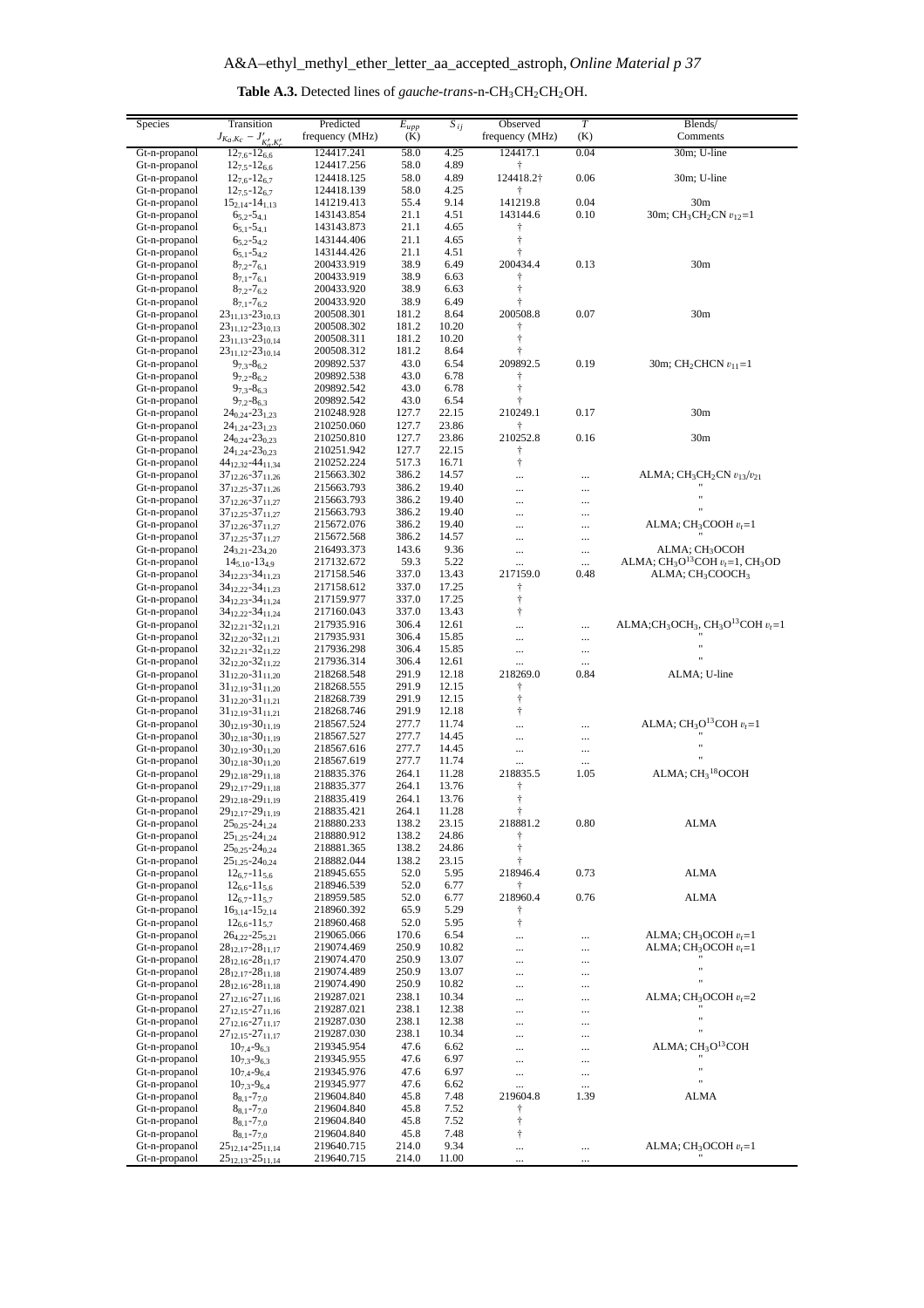**Table A.3.** Detected lines of *gauche-trans*-n-$CH_3CH_2CH_2OH$.

| Species | Transition $J_{K_a,K_c} - J'_{K'_a,K'_c}$ | Predicted frequency (MHz) | $E_{upp}$ (K) | $S_{ij}$ | Observed frequency (MHz) | $T$ (K) | Blends/ Comments |
|---|---|---|---|---|---|---|---|
| Gt-n-propanol | $12_{7,6}$-$12_{6,6}$ | 124417.241 | 58.0 | 4.25 | 124417.1 | 0.04 | 30m; U-line |
| Gt-n-propanol | $12_{7,5}$-$12_{6,6}$ | 124417.256 | 58.0 | 4.89 | † | | |
| Gt-n-propanol | $12_{7,6}$-$12_{6,7}$ | 124418.125 | 58.0 | 4.89 | 124418.2† | 0.06 | 30m; U-line |
| Gt-n-propanol | $12_{7,5}$-$12_{6,7}$ | 124418.139 | 58.0 | 4.25 | † | | |
| Gt-n-propanol | $15_{2,14}$-$14_{1,13}$ | 141219.413 | 55.4 | 9.14 | 141219.8 | 0.04 | 30m |
| Gt-n-propanol | $6_{5,2}$-$5_{4,1}$ | 143143.854 | 21.1 | 4.51 | 143144.6 | 0.10 | 30m; $CH_3CH_2CN$ $v_{12}$=1 |
| Gt-n-propanol | $6_{5,1}$-$5_{4,1}$ | 143143.873 | 21.1 | 4.65 | † | | |
| Gt-n-propanol | $6_{5,2}$-$5_{4,2}$ | 143144.406 | 21.1 | 4.65 | † | | |
| Gt-n-propanol | $6_{5,1}$-$5_{4,2}$ | 143144.426 | 21.1 | 4.51 | † | | |
| Gt-n-propanol | $8_{7,2}$-$7_{6,1}$ | 200433.919 | 38.9 | 6.49 | 200434.4 | 0.13 | 30m |
| Gt-n-propanol | $8_{7,1}$-$7_{6,1}$ | 200433.919 | 38.9 | 6.63 | † | | |
| Gt-n-propanol | $8_{7,2}$-$7_{6,2}$ | 200433.920 | 38.9 | 6.63 | † | | |
| Gt-n-propanol | $8_{7,1}$-$7_{6,2}$ | 200433.920 | 38.9 | 6.49 | † | | |
| Gt-n-propanol | $23_{11,13}$-$23_{10,13}$ | 200508.301 | 181.2 | 8.64 | 200508.8 | 0.07 | 30m |
| Gt-n-propanol | $23_{11,12}$-$23_{10,13}$ | 200508.302 | 181.2 | 10.20 | † | | |
| Gt-n-propanol | $23_{11,13}$-$23_{10,14}$ | 200508.311 | 181.2 | 10.20 | † | | |
| Gt-n-propanol | $23_{11,12}$-$23_{10,14}$ | 200508.312 | 181.2 | 8.64 | † | | |
| Gt-n-propanol | $9_{7,3}$-$8_{6,2}$ | 209892.537 | 43.0 | 6.54 | 209892.5 | 0.19 | 30m; $CH_2CHCN$ $v_{11}$=1 |
| Gt-n-propanol | $9_{7,2}$-$8_{6,2}$ | 209892.538 | 43.0 | 6.78 | † | | |
| Gt-n-propanol | $9_{7,3}$-$8_{6,3}$ | 209892.542 | 43.0 | 6.78 | † | | |
| Gt-n-propanol | $9_{7,2}$-$8_{6,3}$ | 209892.542 | 43.0 | 6.54 | † | | |
| Gt-n-propanol | $24_{0,24}$-$23_{1,23}$ | 210248.928 | 127.7 | 22.15 | 210249.1 | 0.17 | 30m |
| Gt-n-propanol | $24_{1,24}$-$23_{1,23}$ | 210250.060 | 127.7 | 23.86 | † | | |
| Gt-n-propanol | $24_{0,24}$-$23_{0,23}$ | 210250.810 | 127.7 | 23.86 | 210252.8 | 0.16 | 30m |
| Gt-n-propanol | $24_{1,24}$-$23_{0,23}$ | 210251.942 | 127.7 | 22.15 | † | | |
| Gt-n-propanol | $44_{12,32}$-$44_{11,34}$ | 210252.224 | 517.3 | 16.71 | † | | |
| Gt-n-propanol | $37_{12,26}$-$37_{11,26}$ | 215663.302 | 386.2 | 14.57 | ... | ... | ALMA; $CH_3CH_2CN$ $v_{13}/v_{21}$ |
| Gt-n-propanol | $37_{12,25}$-$37_{11,26}$ | 215663.793 | 386.2 | 19.40 | ... | ... | " |
| Gt-n-propanol | $37_{12,26}$-$37_{11,27}$ | 215663.793 | 386.2 | 19.40 | ... | ... | " |
| Gt-n-propanol | $37_{12,25}$-$37_{11,27}$ | 215663.793 | 386.2 | 19.40 | ... | ... | " |
| Gt-n-propanol | $37_{12,26}$-$37_{11,27}$ | 215672.076 | 386.2 | 19.40 | ... | ... | ALMA; $CH_3COOH$ $v_t$=1 |
| Gt-n-propanol | $37_{12,25}$-$37_{11,27}$ | 215672.568 | 386.2 | 14.57 | ... | ... | " |
| Gt-n-propanol | $24_{3,21}$-$23_{4,20}$ | 216493.373 | 143.6 | 9.36 | ... | ... | ALMA; $CH_3OCOH$ |
| Gt-n-propanol | $14_{5,10}$-$13_{4,9}$ | 217132.672 | 59.3 | 5.22 | ... | ... | ALMA; $CH_3O^{13}COH$ $v_t$=1, $CH_3OD$ |
| Gt-n-propanol | $34_{12,23}$-$34_{11,23}$ | 217158.546 | 337.0 | 13.43 | 217159.0 | 0.48 | ALMA; $CH_3COOCH_3$ |
| Gt-n-propanol | $34_{12,22}$-$34_{11,23}$ | 217158.612 | 337.0 | 17.25 | † | | |
| Gt-n-propanol | $34_{12,23}$-$34_{11,24}$ | 217159.977 | 337.0 | 17.25 | † | | |
| Gt-n-propanol | $34_{12,22}$-$34_{11,24}$ | 217160.043 | 337.0 | 13.43 | † | | |
| Gt-n-propanol | $32_{12,21}$-$32_{11,21}$ | 217935.916 | 306.4 | 12.61 | ... | ... | ALMA;$CH_3OCH_3$, $CH_3O^{13}COH$ $v_t$=1 |
| Gt-n-propanol | $32_{12,20}$-$32_{11,21}$ | 217935.931 | 306.4 | 15.85 | ... | ... | " |
| Gt-n-propanol | $32_{12,21}$-$32_{11,22}$ | 217936.298 | 306.4 | 15.85 | ... | ... | " |
| Gt-n-propanol | $32_{12,20}$-$32_{11,22}$ | 217936.314 | 306.4 | 12.61 | ... | ... | " |
| Gt-n-propanol | $31_{12,20}$-$31_{11,20}$ | 218268.548 | 291.9 | 12.18 | 218269.0 | 0.84 | ALMA; U-line |
| Gt-n-propanol | $31_{12,19}$-$31_{11,20}$ | 218268.555 | 291.9 | 12.15 | † | | |
| Gt-n-propanol | $31_{12,20}$-$31_{11,21}$ | 218268.739 | 291.9 | 12.15 | † | | |
| Gt-n-propanol | $31_{12,19}$-$31_{11,21}$ | 218268.746 | 291.9 | 12.18 | † | | |
| Gt-n-propanol | $30_{12,19}$-$30_{11,19}$ | 218567.524 | 277.7 | 11.74 | ... | ... | ALMA; $CH_3O^{13}COH$ $v_t$=1 |
| Gt-n-propanol | $30_{12,18}$-$30_{11,19}$ | 218567.527 | 277.7 | 14.45 | ... | ... | " |
| Gt-n-propanol | $30_{12,19}$-$30_{11,20}$ | 218567.616 | 277.7 | 14.45 | ... | ... | " |
| Gt-n-propanol | $30_{12,18}$-$30_{11,20}$ | 218567.619 | 277.7 | 11.74 | ... | ... | " |
| Gt-n-propanol | $29_{12,18}$-$29_{11,18}$ | 218835.376 | 264.1 | 11.28 | 218835.5 | 1.05 | ALMA; $CH_3{}^{18}OCOH$ |
| Gt-n-propanol | $29_{12,17}$-$29_{11,18}$ | 218835.377 | 264.1 | 13.76 | † | | |
| Gt-n-propanol | $29_{12,18}$-$29_{11,19}$ | 218835.419 | 264.1 | 13.76 | † | | |
| Gt-n-propanol | $29_{12,17}$-$29_{11,19}$ | 218835.421 | 264.1 | 11.28 | † | | |
| Gt-n-propanol | $25_{0,25}$-$24_{1,24}$ | 218880.233 | 138.2 | 23.15 | 218881.2 | 0.80 | ALMA |
| Gt-n-propanol | $25_{1,25}$-$24_{1,24}$ | 218880.912 | 138.2 | 24.86 | † | | |
| Gt-n-propanol | $25_{0,25}$-$24_{0,24}$ | 218881.365 | 138.2 | 24.86 | † | | |
| Gt-n-propanol | $25_{1,25}$-$24_{0,24}$ | 218882.044 | 138.2 | 23.15 | † | | |
| Gt-n-propanol | $12_{6,7}$-$11_{5,6}$ | 218945.655 | 52.0 | 5.95 | 218946.4 | 0.73 | ALMA |
| Gt-n-propanol | $12_{6,6}$-$11_{5,6}$ | 218946.539 | 52.0 | 6.77 | † | | |
| Gt-n-propanol | $12_{6,7}$-$11_{5,7}$ | 218959.585 | 52.0 | 6.77 | 218960.4 | 0.76 | ALMA |
| Gt-n-propanol | $16_{3,14}$-$15_{2,14}$ | 218960.392 | 65.9 | 5.29 | † | | |
| Gt-n-propanol | $12_{6,6}$-$11_{5,7}$ | 218960.468 | 52.0 | 5.95 | † | | |
| Gt-n-propanol | $26_{4,22}$-$25_{5,21}$ | 219065.066 | 170.6 | 6.54 | ... | ... | ALMA; $CH_3OCOH$ $v_t$=1 |
| Gt-n-propanol | $28_{12,17}$-$28_{11,17}$ | 219074.469 | 250.9 | 10.82 | ... | ... | ALMA; $CH_3OCOH$ $v_t$=1 |
| Gt-n-propanol | $28_{12,16}$-$28_{11,17}$ | 219074.470 | 250.9 | 13.07 | ... | ... | " |
| Gt-n-propanol | $28_{12,17}$-$28_{11,18}$ | 219074.489 | 250.9 | 13.07 | ... | ... | " |
| Gt-n-propanol | $28_{12,16}$-$28_{11,18}$ | 219074.490 | 250.9 | 10.82 | ... | ... | " |
| Gt-n-propanol | $27_{12,16}$-$27_{11,16}$ | 219287.021 | 238.1 | 10.34 | ... | ... | ALMA; $CH_3OCOH$ $v_t$=2 |
| Gt-n-propanol | $27_{12,15}$-$27_{11,16}$ | 219287.021 | 238.1 | 12.38 | ... | ... | " |
| Gt-n-propanol | $27_{12,16}$-$27_{11,17}$ | 219287.030 | 238.1 | 12.38 | ... | ... | " |
| Gt-n-propanol | $27_{12,15}$-$27_{11,17}$ | 219287.030 | 238.1 | 10.34 | ... | ... | " |
| Gt-n-propanol | $10_{7,4}$-$9_{6,3}$ | 219345.954 | 47.6 | 6.62 | ... | ... | ALMA; $CH_3O^{13}COH$ |
| Gt-n-propanol | $10_{7,3}$-$9_{6,3}$ | 219345.955 | 47.6 | 6.97 | ... | ... | " |
| Gt-n-propanol | $10_{7,4}$-$9_{6,4}$ | 219345.976 | 47.6 | 6.97 | ... | ... | " |
| Gt-n-propanol | $10_{7,3}$-$9_{6,4}$ | 219345.977 | 47.6 | 6.62 | ... | ... | " |
| Gt-n-propanol | $8_{8,1}$-$7_{7,0}$ | 219604.840 | 45.8 | 7.48 | 219604.8 | 1.39 | ALMA |
| Gt-n-propanol | $8_{8,1}$-$7_{7,0}$ | 219604.840 | 45.8 | 7.52 | † | | |
| Gt-n-propanol | $8_{8,1}$-$7_{7,0}$ | 219604.840 | 45.8 | 7.52 | † | | |
| Gt-n-propanol | $8_{8,1}$-$7_{7,0}$ | 219604.840 | 45.8 | 7.48 | † | | |
| Gt-n-propanol | $25_{12,14}$-$25_{11,14}$ | 219640.715 | 214.0 | 9.34 | ... | ... | ALMA; $CH_3OCOH$ $v_t$=1 |
| Gt-n-propanol | $25_{12,13}$-$25_{11,14}$ | 219640.715 | 214.0 | 11.00 | ... | ... | " |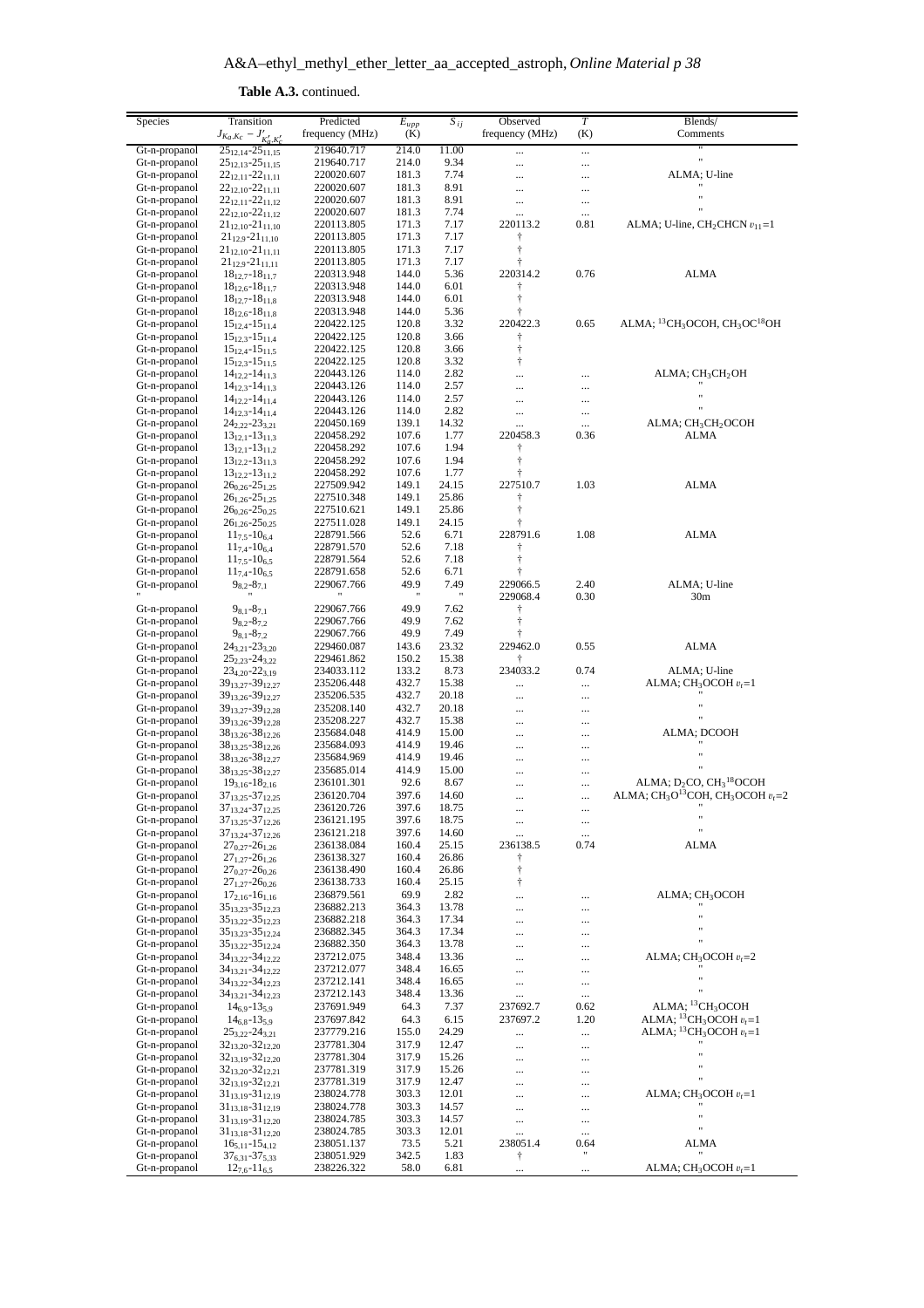**Table A.3.** continued.

| Species | Transition $J_{K_a,K_c} - J'_{K'_a,K'_c}$ | Predicted frequency (MHz) | $E_{upp}$ (K) | $S_{ij}$ | Observed frequency (MHz) | $T$ (K) | Blends/ Comments |
|---|---|---|---|---|---|---|---|
| Gt-n-propanol | $25_{12,14}$-$25_{11,15}$ | 219640.717 | 214.0 | 11.00 | ... | ... | " |
| Gt-n-propanol | $25_{12,13}$-$25_{11,15}$ | 219640.717 | 214.0 | 9.34 | ... | ... | " |
| Gt-n-propanol | $22_{12,11}$-$22_{11,11}$ | 220020.607 | 181.3 | 7.74 | ... | ... | ALMA; U-line |
| Gt-n-propanol | $22_{12,10}$-$22_{11,11}$ | 220020.607 | 181.3 | 8.91 | ... | ... | " |
| Gt-n-propanol | $22_{12,11}$-$22_{11,12}$ | 220020.607 | 181.3 | 8.91 | ... | ... | " |
| Gt-n-propanol | $22_{12,10}$-$22_{11,12}$ | 220020.607 | 181.3 | 7.74 | ... | ... | " |
| Gt-n-propanol | $21_{12,10}$-$21_{11,10}$ | 220113.805 | 171.3 | 7.17 | 220113.2 | 0.81 | ALMA; U-line, $CH_2CHCN$ $v_{11}$=1 |
| Gt-n-propanol | $21_{12,9}$-$21_{11,10}$ | 220113.805 | 171.3 | 7.17 | † | | |
| Gt-n-propanol | $21_{12,10}$-$21_{11,11}$ | 220113.805 | 171.3 | 7.17 | † | | |
| Gt-n-propanol | $21_{12,9}$-$21_{11,11}$ | 220113.805 | 171.3 | 7.17 | † | | |
| Gt-n-propanol | $18_{12,7}$-$18_{11,7}$ | 220313.948 | 144.0 | 5.36 | 220314.2 | 0.76 | ALMA |
| Gt-n-propanol | $18_{12,6}$-$18_{11,7}$ | 220313.948 | 144.0 | 6.01 | † | | |
| Gt-n-propanol | $18_{12,7}$-$18_{11,8}$ | 220313.948 | 144.0 | 6.01 | † | | |
| Gt-n-propanol | $18_{12,6}$-$18_{11,8}$ | 220313.948 | 144.0 | 5.36 | † | | |
| Gt-n-propanol | $15_{12,4}$-$15_{11,4}$ | 220422.125 | 120.8 | 3.32 | 220422.3 | 0.65 | ALMA; $^{13}CH_3OCOH$, $CH_3OC^{18}OH$ |
| Gt-n-propanol | $15_{12,3}$-$15_{11,4}$ | 220422.125 | 120.8 | 3.66 | † | | |
| Gt-n-propanol | $15_{12,4}$-$15_{11,5}$ | 220422.125 | 120.8 | 3.66 | † | | |
| Gt-n-propanol | $15_{12,3}$-$15_{11,5}$ | 220422.125 | 120.8 | 3.32 | † | | |
| Gt-n-propanol | $14_{12,2}$-$14_{11,3}$ | 220443.126 | 114.0 | 2.82 | ... | ... | ALMA; $CH_3CH_2OH$ |
| Gt-n-propanol | $14_{12,3}$-$14_{11,3}$ | 220443.126 | 114.0 | 2.57 | ... | ... | " |
| Gt-n-propanol | $14_{12,2}$-$14_{11,4}$ | 220443.126 | 114.0 | 2.57 | ... | ... | " |
| Gt-n-propanol | $14_{12,3}$-$14_{11,4}$ | 220443.126 | 114.0 | 2.82 | ... | ... | " |
| Gt-n-propanol | $24_{2,22}$-$23_{3,21}$ | 220450.169 | 139.1 | 14.32 | ... | ... | ALMA; $CH_3CH_2OCOH$ |
| Gt-n-propanol | $13_{12,1}$-$13_{11,3}$ | 220458.292 | 107.6 | 1.77 | 220458.3 | 0.36 | ALMA |
| Gt-n-propanol | $13_{12,1}$-$13_{11,2}$ | 220458.292 | 107.6 | 1.94 | † | | |
| Gt-n-propanol | $13_{12,2}$-$13_{11,3}$ | 220458.292 | 107.6 | 1.94 | † | | |
| Gt-n-propanol | $13_{12,2}$-$13_{11,2}$ | 220458.292 | 107.6 | 1.77 | † | | |
| Gt-n-propanol | $26_{0,26}$-$25_{1,25}$ | 227509.942 | 149.1 | 24.15 | 227510.7 | 1.03 | ALMA |
| Gt-n-propanol | $26_{1,26}$-$25_{1,25}$ | 227510.348 | 149.1 | 25.86 | † | | |
| Gt-n-propanol | $26_{0,26}$-$25_{0,25}$ | 227510.621 | 149.1 | 25.86 | † | | |
| Gt-n-propanol | $26_{1,26}$-$25_{0,25}$ | 227511.028 | 149.1 | 24.15 | † | | |
| Gt-n-propanol | $11_{7,5}$-$10_{6,4}$ | 228791.566 | 52.6 | 6.71 | 228791.6 | 1.08 | ALMA |
| Gt-n-propanol | $11_{7,4}$-$10_{6,4}$ | 228791.570 | 52.6 | 7.18 | † | | |
| Gt-n-propanol | $11_{7,5}$-$10_{6,5}$ | 228791.564 | 52.6 | 7.18 | † | | |
| Gt-n-propanol | $11_{7,4}$-$10_{6,5}$ | 228791.658 | 52.6 | 6.71 | † | | |
| Gt-n-propanol | $9_{8,2}$-$8_{7,1}$ | 229067.766 | 49.9 | 7.49 | 229066.5 | 2.40 | ALMA; U-line |
| " | " | " | " | " | 229068.4 | 0.30 | 30m |
| Gt-n-propanol | $9_{8,1}$-$8_{7,1}$ | 229067.766 | 49.9 | 7.62 | † | | |
| Gt-n-propanol | $9_{8,2}$-$8_{7,2}$ | 229067.766 | 49.9 | 7.62 | † | | |
| Gt-n-propanol | $9_{8,1}$-$8_{7,2}$ | 229067.766 | 49.9 | 7.49 | † | | |
| Gt-n-propanol | $24_{3,21}$-$23_{3,20}$ | 229460.087 | 143.6 | 23.32 | 229462.0 | 0.55 | ALMA |
| Gt-n-propanol | $25_{2,23}$-$24_{3,22}$ | 229461.862 | 150.2 | 15.38 | † | | |
| Gt-n-propanol | $23_{4,20}$-$22_{3,19}$ | 234033.112 | 133.2 | 8.73 | 234033.2 | 0.74 | ALMA; U-line |
| Gt-n-propanol | $39_{13,27}$-$39_{12,27}$ | 235206.448 | 432.7 | 15.38 | ... | ... | ALMA; $CH_3OCOH$ $v_t$=1 |
| Gt-n-propanol | $39_{13,26}$-$39_{12,27}$ | 235206.535 | 432.7 | 20.18 | ... | ... | " |
| Gt-n-propanol | $39_{13,27}$-$39_{12,28}$ | 235208.140 | 432.7 | 20.18 | ... | ... | " |
| Gt-n-propanol | $39_{13,26}$-$39_{12,28}$ | 235208.227 | 432.7 | 15.38 | ... | ... | " |
| Gt-n-propanol | $38_{13,26}$-$38_{12,26}$ | 235684.048 | 414.9 | 15.00 | ... | ... | ALMA; DCOOH |
| Gt-n-propanol | $38_{13,25}$-$38_{12,26}$ | 235684.093 | 414.9 | 19.46 | ... | ... | " |
| Gt-n-propanol | $38_{13,26}$-$38_{12,27}$ | 235684.969 | 414.9 | 19.46 | ... | ... | " |
| Gt-n-propanol | $38_{13,25}$-$38_{12,27}$ | 235685.014 | 414.9 | 15.00 | ... | ... | " |
| Gt-n-propanol | $19_{3,16}$-$18_{2,16}$ | 236101.301 | 92.6 | 8.67 | ... | ... | ALMA; $D_2CO$, $CH_3{}^{18}OCOH$ |
| Gt-n-propanol | $37_{13,25}$-$37_{12,25}$ | 236120.704 | 397.6 | 14.60 | ... | ... | ALMA; $CH_3O^{13}COH$, $CH_3OCOH$ $v_t$=2 |
| Gt-n-propanol | $37_{13,24}$-$37_{12,25}$ | 236120.726 | 397.6 | 18.75 | ... | ... | " |
| Gt-n-propanol | $37_{13,25}$-$37_{12,26}$ | 236121.195 | 397.6 | 18.75 | ... | ... | " |
| Gt-n-propanol | $37_{13,24}$-$37_{12,26}$ | 236121.218 | 397.6 | 14.60 | ... | ... | " |
| Gt-n-propanol | $27_{0,27}$-$26_{1,26}$ | 236138.084 | 160.4 | 25.15 | 236138.5 | 0.74 | ALMA |
| Gt-n-propanol | $27_{1,27}$-$26_{1,26}$ | 236138.327 | 160.4 | 26.86 | † | | |
| Gt-n-propanol | $27_{0,27}$-$26_{0,26}$ | 236138.490 | 160.4 | 26.86 | † | | |
| Gt-n-propanol | $27_{1,27}$-$26_{0,26}$ | 236138.733 | 160.4 | 25.15 | † | | |
| Gt-n-propanol | $17_{2,16}$-$16_{1,16}$ | 236879.561 | 69.9 | 2.82 | ... | ... | ALMA; $CH_3OCOH$ |
| Gt-n-propanol | $35_{13,23}$-$35_{12,23}$ | 236882.213 | 364.3 | 13.78 | ... | ... | " |
| Gt-n-propanol | $35_{13,22}$-$35_{12,23}$ | 236882.218 | 364.3 | 17.34 | ... | ... | " |
| Gt-n-propanol | $35_{13,23}$-$35_{12,24}$ | 236882.345 | 364.3 | 17.34 | ... | ... | " |
| Gt-n-propanol | $35_{13,22}$-$35_{12,24}$ | 236882.350 | 364.3 | 13.78 | ... | ... | " |
| Gt-n-propanol | $34_{13,22}$-$34_{12,22}$ | 237212.075 | 348.4 | 13.36 | ... | ... | ALMA; $CH_3OCOH$ $v_t$=2 |
| Gt-n-propanol | $34_{13,21}$-$34_{12,22}$ | 237212.077 | 348.4 | 16.65 | ... | ... | " |
| Gt-n-propanol | $34_{13,22}$-$34_{12,23}$ | 237212.141 | 348.4 | 16.65 | ... | ... | " |
| Gt-n-propanol | $34_{13,21}$-$34_{12,23}$ | 237212.143 | 348.4 | 13.36 | ... | ... | " |
| Gt-n-propanol | $14_{6,9}$-$13_{5,9}$ | 237691.949 | 64.3 | 7.37 | 237692.7 | 0.62 | ALMA; $^{13}CH_3OCOH$ |
| Gt-n-propanol | $14_{6,8}$-$13_{5,9}$ | 237697.842 | 64.3 | 6.15 | 237697.2 | 1.20 | ALMA; $^{13}CH_3OCOH$ $v_t$=1 |
| Gt-n-propanol | $25_{3,22}$-$24_{3,21}$ | 237779.216 | 155.0 | 24.29 | ... | ... | ALMA; $^{13}CH_3OCOH$ $v_t$=1 |
| Gt-n-propanol | $32_{13,20}$-$32_{12,20}$ | 237781.304 | 317.9 | 12.47 | ... | ... | " |
| Gt-n-propanol | $32_{13,19}$-$32_{12,20}$ | 237781.304 | 317.9 | 15.26 | ... | ... | " |
| Gt-n-propanol | $32_{13,20}$-$32_{12,21}$ | 237781.319 | 317.9 | 15.26 | ... | ... | " |
| Gt-n-propanol | $32_{13,19}$-$32_{12,21}$ | 237781.319 | 317.9 | 12.47 | ... | ... | " |
| Gt-n-propanol | $31_{13,19}$-$31_{12,19}$ | 238024.778 | 303.3 | 12.01 | ... | ... | ALMA; $CH_3OCOH$ $v_t$=1 |
| Gt-n-propanol | $31_{13,18}$-$31_{12,19}$ | 238024.778 | 303.3 | 14.57 | ... | ... | " |
| Gt-n-propanol | $31_{13,19}$-$31_{12,20}$ | 238024.785 | 303.3 | 14.57 | ... | ... | " |
| Gt-n-propanol | $31_{13,18}$-$31_{12,20}$ | 238024.785 | 303.3 | 12.01 | ... | ... | " |
| Gt-n-propanol | $16_{5,11}$-$15_{4,12}$ | 238051.137 | 73.5 | 5.21 | 238051.4 | 0.64 | ALMA |
| Gt-n-propanol | $37_{6,31}$-$37_{5,33}$ | 238051.929 | 342.5 | 1.83 | † | " | " |
| Gt-n-propanol | $12_{7,6}$-$11_{6,5}$ | 238226.322 | 58.0 | 6.81 | ... | ... | ALMA; $CH_3OCOH$ $v_t$=1 |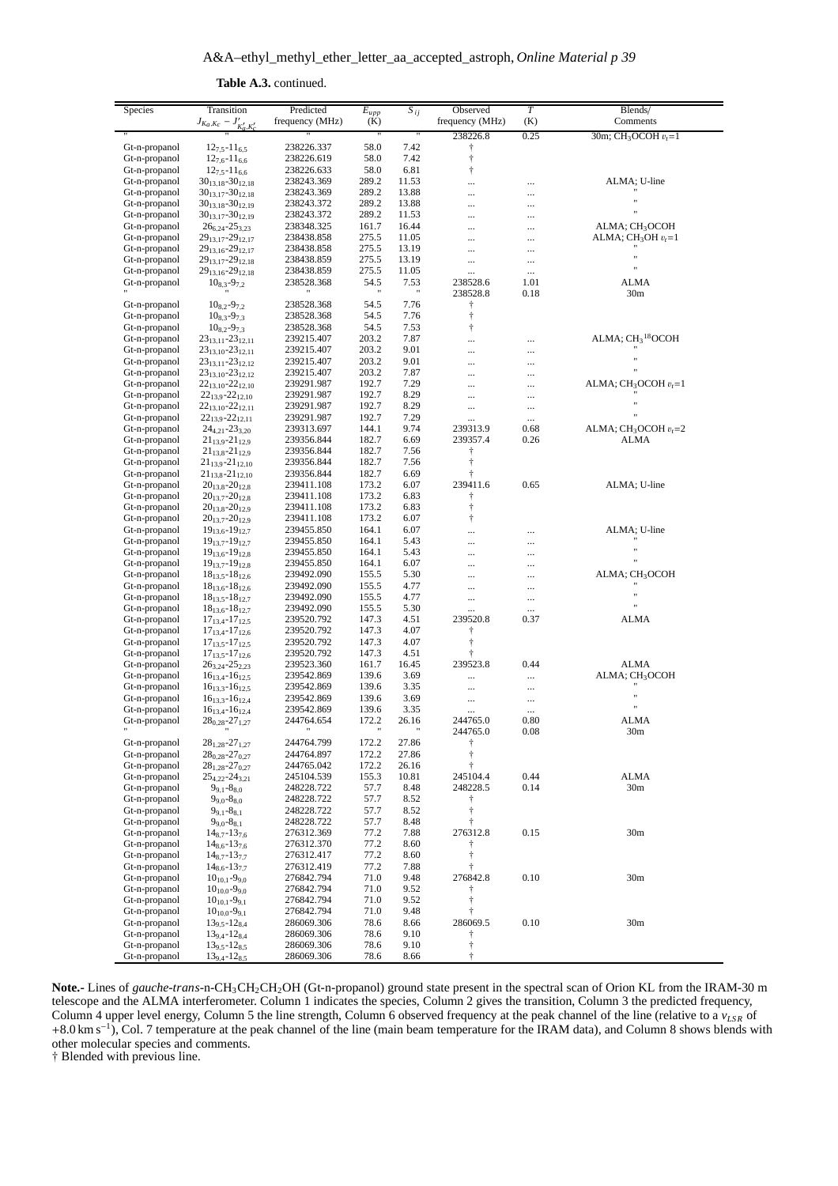**Table A.3.** continued.

| Species | Transition $J_{K_a,K_c} - J'_{K'_a,K'_c}$ | Predicted frequency (MHz) | $E_{upp}$ (K) | $S_{ij}$ | Observed frequency (MHz) | $T$ (K) | Blends/ Comments |
|---|---|---|---|---|---|---|---|
| " | " | " | " | " | 238226.8 | 0.25 | 30m; $CH_3OCOH$ $v_t$=1 |
| Gt-n-propanol | $12_{7,5}$-$11_{6,5}$ | 238226.337 | 58.0 | 7.42 | † | | |
| Gt-n-propanol | $12_{7,6}$-$11_{6,6}$ | 238226.619 | 58.0 | 7.42 | † | | |
| Gt-n-propanol | $12_{7,5}$-$11_{6,6}$ | 238226.633 | 58.0 | 6.81 | † | | |
| Gt-n-propanol | $30_{13,18}$-$30_{12,18}$ | 238243.369 | 289.2 | 11.53 | ... | ... | ALMA; U-line |
| Gt-n-propanol | $30_{13,17}$-$30_{12,18}$ | 238243.369 | 289.2 | 13.88 | ... | ... | " |
| Gt-n-propanol | $30_{13,18}$-$30_{12,19}$ | 238243.372 | 289.2 | 13.88 | ... | ... | " |
| Gt-n-propanol | $30_{13,17}$-$30_{12,19}$ | 238243.372 | 289.2 | 11.53 | ... | ... | " |
| Gt-n-propanol | $26_{6,24}$-$25_{3,23}$ | 238348.325 | 161.7 | 16.44 | ... | ... | ALMA; $CH_3OCOH$ |
| Gt-n-propanol | $29_{13,17}$-$29_{12,17}$ | 238438.858 | 275.5 | 11.05 | ... | ... | ALMA; $CH_3OH$ $v_t$=1 |
| Gt-n-propanol | $29_{13,16}$-$29_{12,17}$ | 238438.858 | 275.5 | 13.19 | ... | ... | " |
| Gt-n-propanol | $29_{13,17}$-$29_{12,18}$ | 238438.859 | 275.5 | 13.19 | ... | ... | " |
| Gt-n-propanol | $29_{13,16}$-$29_{12,18}$ | 238438.859 | 275.5 | 11.05 | ... | ... | " |
| Gt-n-propanol | $10_{8,3}$-$9_{7,2}$ | 238528.368 | 54.5 | 7.53 | 238528.6 | 1.01 | ALMA |
| " | " | " | " | " | 238528.8 | 0.18 | 30m |
| Gt-n-propanol | $10_{8,2}$-$9_{7,2}$ | 238528.368 | 54.5 | 7.76 | † | | |
| Gt-n-propanol | $10_{8,3}$-$9_{7,3}$ | 238528.368 | 54.5 | 7.76 | † | | |
| Gt-n-propanol | $10_{8,2}$-$9_{7,3}$ | 238528.368 | 54.5 | 7.53 | † | | |
| Gt-n-propanol | $23_{13,11}$-$23_{12,11}$ | 239215.407 | 203.2 | 7.87 | ... | ... | ALMA; $CH_3{}^{18}OCOH$ |
| Gt-n-propanol | $23_{13,10}$-$23_{12,11}$ | 239215.407 | 203.2 | 9.01 | ... | ... | " |
| Gt-n-propanol | $23_{13,11}$-$23_{12,12}$ | 239215.407 | 203.2 | 9.01 | ... | ... | " |
| Gt-n-propanol | $23_{13,10}$-$23_{12,12}$ | 239215.407 | 203.2 | 7.87 | ... | ... | " |
| Gt-n-propanol | $22_{13,10}$-$22_{12,10}$ | 239291.987 | 192.7 | 7.29 | ... | ... | ALMA; $CH_3OCOH$ $v_t$=1 |
| Gt-n-propanol | $22_{13,9}$-$22_{12,10}$ | 239291.987 | 192.7 | 8.29 | ... | ... | " |
| Gt-n-propanol | $22_{13,10}$-$22_{12,11}$ | 239291.987 | 192.7 | 8.29 | ... | ... | " |
| Gt-n-propanol | $22_{13,9}$-$22_{12,11}$ | 239291.987 | 192.7 | 7.29 | ... | ... | " |
| Gt-n-propanol | $24_{4,21}$-$23_{3,20}$ | 239313.697 | 144.1 | 9.74 | 239313.9 | 0.68 | ALMA; $CH_3OCOH$ $v_t$=2 |
| Gt-n-propanol | $21_{13,9}$-$21_{12,9}$ | 239356.844 | 182.7 | 6.69 | 239357.4 | 0.26 | ALMA |
| Gt-n-propanol | $21_{13,8}$-$21_{12,9}$ | 239356.844 | 182.7 | 7.56 | † | | |
| Gt-n-propanol | $21_{13,9}$-$21_{12,10}$ | 239356.844 | 182.7 | 7.56 | † | | |
| Gt-n-propanol | $21_{13,8}$-$21_{12,10}$ | 239356.844 | 182.7 | 6.69 | † | | |
| Gt-n-propanol | $20_{13,8}$-$20_{12,8}$ | 239411.108 | 173.2 | 6.07 | 239411.6 | 0.65 | ALMA; U-line |
| Gt-n-propanol | $20_{13,7}$-$20_{12,8}$ | 239411.108 | 173.2 | 6.83 | † | | |
| Gt-n-propanol | $20_{13,8}$-$20_{12,9}$ | 239411.108 | 173.2 | 6.83 | † | | |
| Gt-n-propanol | $20_{13,7}$-$20_{12,9}$ | 239411.108 | 173.2 | 6.07 | † | | |
| Gt-n-propanol | $19_{13,6}$-$19_{12,7}$ | 239455.850 | 164.1 | 6.07 | ... | ... | ALMA; U-line |
| Gt-n-propanol | $19_{13,7}$-$19_{12,7}$ | 239455.850 | 164.1 | 5.43 | ... | ... | " |
| Gt-n-propanol | $19_{13,6}$-$19_{12,8}$ | 239455.850 | 164.1 | 5.43 | ... | ... | " |
| Gt-n-propanol | $19_{13,7}$-$19_{12,8}$ | 239455.850 | 164.1 | 6.07 | ... | ... | " |
| Gt-n-propanol | $18_{13,5}$-$18_{12,6}$ | 239492.090 | 155.5 | 5.30 | ... | ... | ALMA; $CH_3OCOH$ |
| Gt-n-propanol | $18_{13,6}$-$18_{12,6}$ | 239492.090 | 155.5 | 4.77 | ... | ... | " |
| Gt-n-propanol | $18_{13,5}$-$18_{12,7}$ | 239492.090 | 155.5 | 4.77 | ... | ... | " |
| Gt-n-propanol | $18_{13,6}$-$18_{12,7}$ | 239492.090 | 155.5 | 5.30 | ... | ... | " |
| Gt-n-propanol | $17_{13,4}$-$17_{12,5}$ | 239520.792 | 147.3 | 4.51 | 239520.8 | 0.37 | ALMA |
| Gt-n-propanol | $17_{13,4}$-$17_{12,6}$ | 239520.792 | 147.3 | 4.07 | † | | |
| Gt-n-propanol | $17_{13,5}$-$17_{12,5}$ | 239520.792 | 147.3 | 4.07 | † | | |
| Gt-n-propanol | $17_{13,5}$-$17_{12,6}$ | 239520.792 | 147.3 | 4.51 | † | | |
| Gt-n-propanol | $26_{3,24}$-$25_{2,23}$ | 239523.360 | 161.7 | 16.45 | 239523.8 | 0.44 | ALMA |
| Gt-n-propanol | $16_{13,4}$-$16_{12,5}$ | 239542.869 | 139.6 | 3.69 | ... | ... | ALMA; $CH_3OCOH$ |
| Gt-n-propanol | $16_{13,3}$-$16_{12,5}$ | 239542.869 | 139.6 | 3.35 | ... | ... | " |
| Gt-n-propanol | $16_{13,3}$-$16_{12,4}$ | 239542.869 | 139.6 | 3.69 | ... | ... | " |
| Gt-n-propanol | $16_{13,4}$-$16_{12,4}$ | 239542.869 | 139.6 | 3.35 | ... | ... | " |
| Gt-n-propanol | $28_{0,28}$-$27_{1,27}$ | 244764.654 | 172.2 | 26.16 | 244765.0 | 0.80 | ALMA |
| " | " | " | " | " | 244765.0 | 0.08 | 30m |
| Gt-n-propanol | $28_{1,28}$-$27_{1,27}$ | 244764.799 | 172.2 | 27.86 | † | | |
| Gt-n-propanol | $28_{0,28}$-$27_{0,27}$ | 244764.897 | 172.2 | 27.86 | † | | |
| Gt-n-propanol | $28_{1,28}$-$27_{0,27}$ | 244765.042 | 172.2 | 26.16 | † | | |
| Gt-n-propanol | $25_{4,22}$-$24_{3,21}$ | 245104.539 | 155.3 | 10.81 | 245104.4 | 0.44 | ALMA |
| Gt-n-propanol | $9_{9,1}$-$8_{8,0}$ | 248228.722 | 57.7 | 8.48 | 248228.5 | 0.14 | 30m |
| Gt-n-propanol | $9_{9,0}$-$8_{8,0}$ | 248228.722 | 57.7 | 8.52 | † | | |
| Gt-n-propanol | $9_{9,1}$-$8_{8,1}$ | 248228.722 | 57.7 | 8.52 | † | | |
| Gt-n-propanol | $9_{9,0}$-$8_{8,1}$ | 248228.722 | 57.7 | 8.48 | † | | |
| Gt-n-propanol | $14_{8,7}$-$13_{7,6}$ | 276312.369 | 77.2 | 7.88 | 276312.8 | 0.15 | 30m |
| Gt-n-propanol | $14_{8,6}$-$13_{7,6}$ | 276312.370 | 77.2 | 8.60 | † | | |
| Gt-n-propanol | $14_{8,7}$-$13_{7,7}$ | 276312.417 | 77.2 | 8.60 | † | | |
| Gt-n-propanol | $14_{8,6}$-$13_{7,7}$ | 276312.419 | 77.2 | 7.88 | † | | |
| Gt-n-propanol | $10_{10,1}$-$9_{9,0}$ | 276842.794 | 71.0 | 9.48 | 276842.8 | 0.10 | 30m |
| Gt-n-propanol | $10_{10,0}$-$9_{9,0}$ | 276842.794 | 71.0 | 9.52 | † | | |
| Gt-n-propanol | $10_{10,1}$-$9_{9,1}$ | 276842.794 | 71.0 | 9.52 | † | | |
| Gt-n-propanol | $10_{10,0}$-$9_{9,1}$ | 276842.794 | 71.0 | 9.48 | † | | |
| Gt-n-propanol | $13_{9,5}$-$12_{8,4}$ | 286069.306 | 78.6 | 8.66 | 286069.5 | 0.10 | 30m |
| Gt-n-propanol | $13_{9,4}$-$12_{8,4}$ | 286069.306 | 78.6 | 9.10 | † | | |
| Gt-n-propanol | $13_{9,5}$-$12_{8,5}$ | 286069.306 | 78.6 | 9.10 | † | | |
| Gt-n-propanol | $13_{9,4}$-$12_{8,5}$ | 286069.306 | 78.6 | 8.66 | † | | |

**Note.-** Lines of *gauche-trans*-n-$CH_3CH_2CH_2OH$ (Gt-n-propanol) ground state present in the spectral scan of Orion KL from the IRAM-30 m telescope and the ALMA interferometer. Column 1 indicates the species, Column 2 gives the transition, Column 3 the predicted frequency, Column 4 upper level energy, Column 5 the line strength, Column 6 observed frequency at the peak channel of the line (relative to a $v_{LSR}$ of +8.0 km $s^{-1}$), Col. 7 temperature at the peak channel of the line (main beam temperature for the IRAM data), and Column 8 shows blends with other molecular species and comments.
† Blended with previous line.